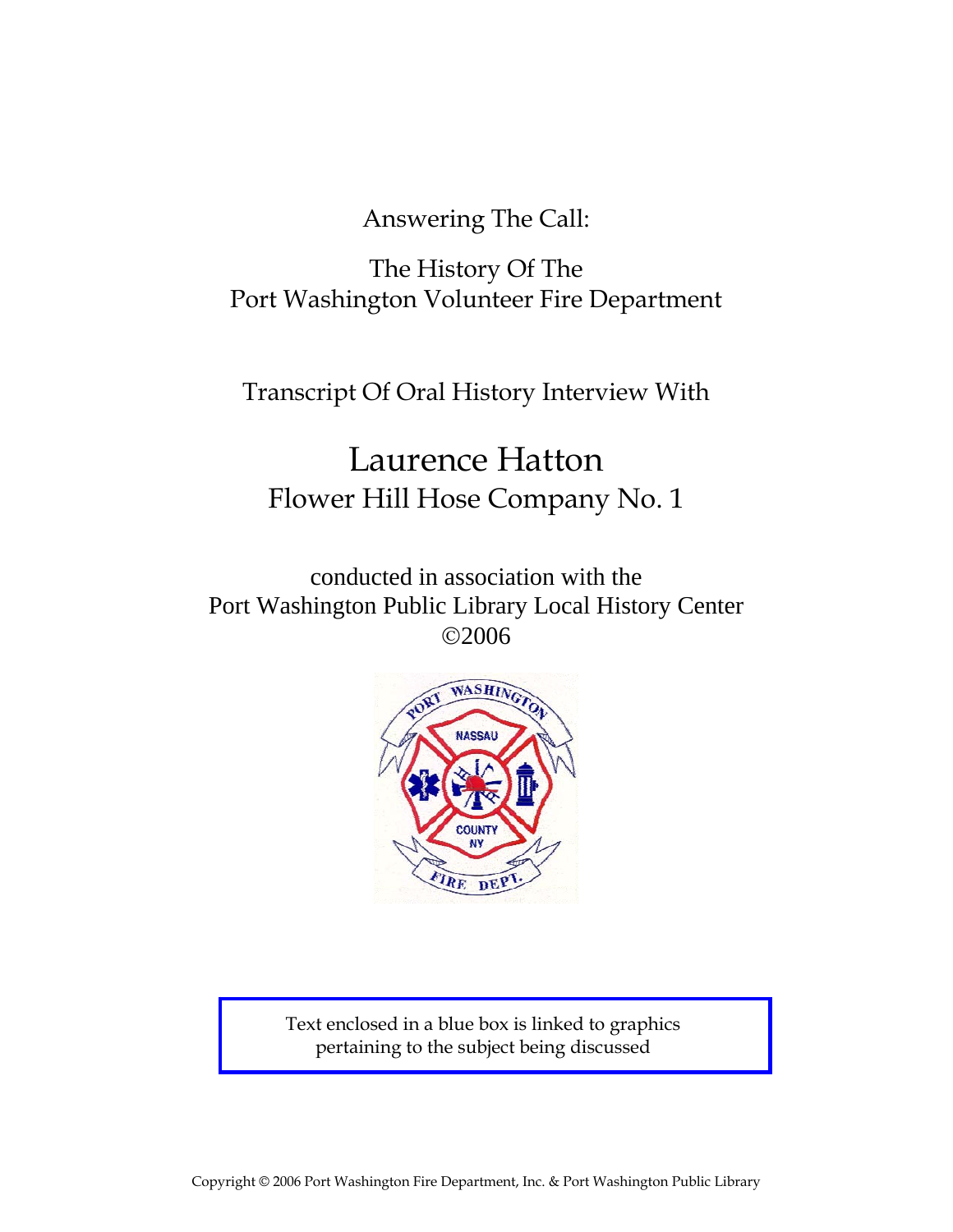# Answering The Call:

## The History Of The Port Washington Volunteer Fire Department

Transcript Of Oral History Interview With

# Laurence Hatton

## Flower Hill Hose Company No. 1

conducted in association with the
Port Washington Public Library Local History Center
©2006

Text enclosed in a blue box is linked to graphics pertaining to the subject being discussed

Copyright © 2006 Port Washington Fire Department, Inc. & Port Washington Public Library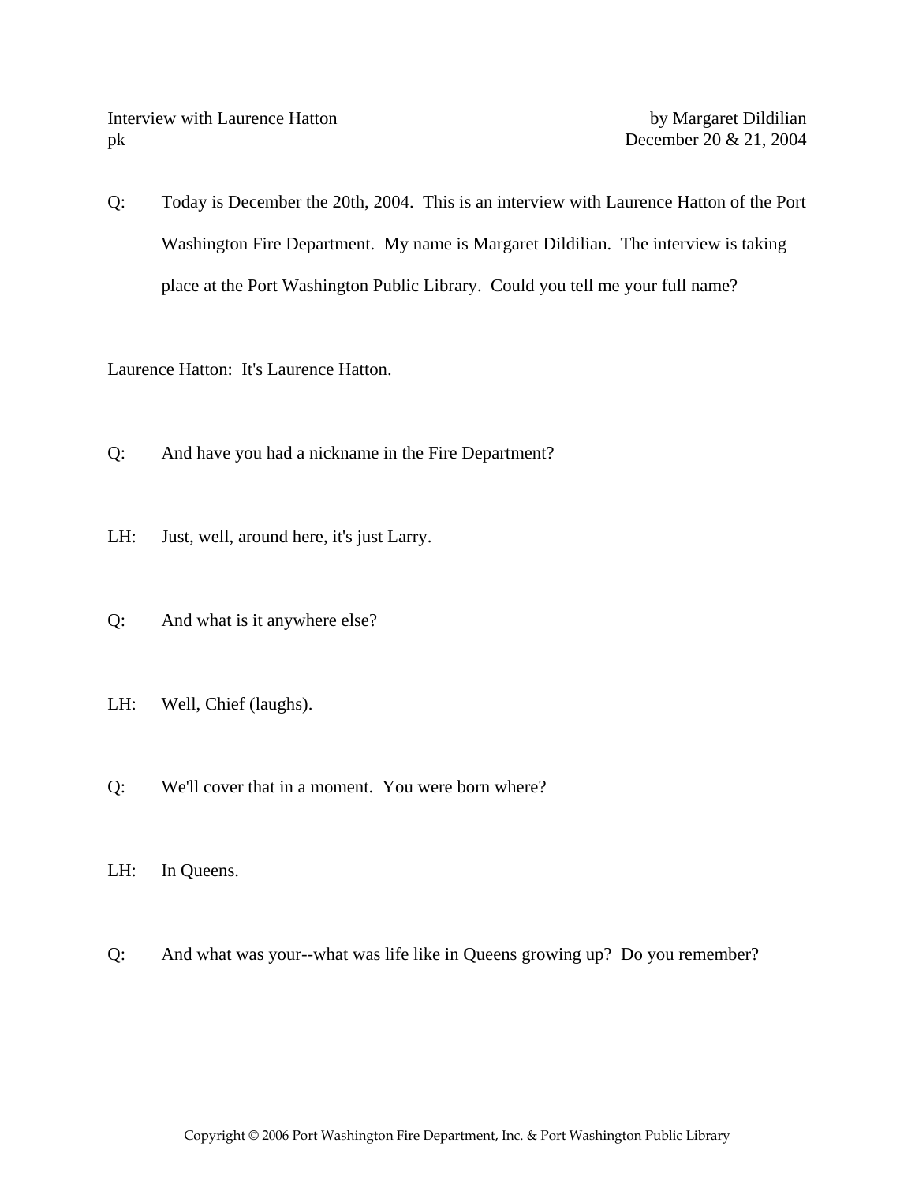Interview with Laurence Hatton by Margaret Dildilian
pk December 20 & 21, 2004

Q: Today is December the 20th, 2004. This is an interview with Laurence Hatton of the Port Washington Fire Department. My name is Margaret Dildilian. The interview is taking place at the Port Washington Public Library. Could you tell me your full name?

Laurence Hatton: It's Laurence Hatton.

Q: And have you had a nickname in the Fire Department?

LH: Just, well, around here, it's just Larry.

Q: And what is it anywhere else?

LH: Well, Chief (laughs).

Q: We'll cover that in a moment. You were born where?

LH: In Queens.

Q: And what was your--what was life like in Queens growing up? Do you remember?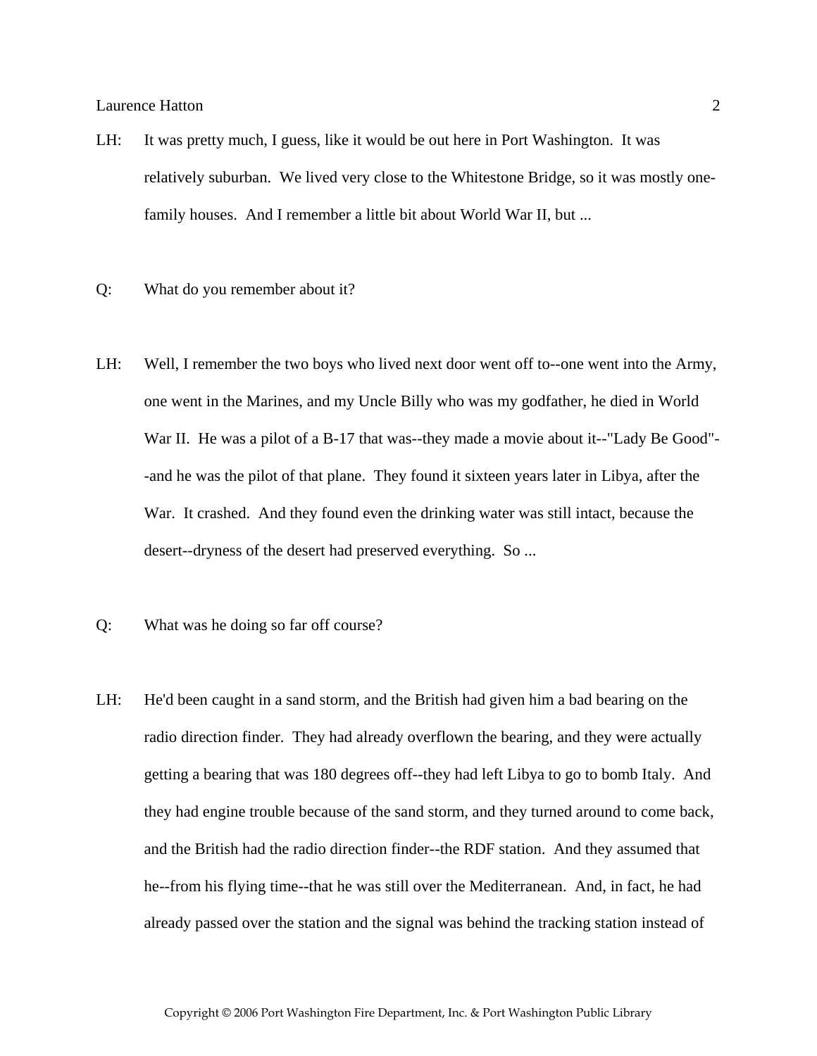LH: It was pretty much, I guess, like it would be out here in Port Washington. It was relatively suburban. We lived very close to the Whitestone Bridge, so it was mostly one-family houses. And I remember a little bit about World War II, but ...

Q: What do you remember about it?

LH: Well, I remember the two boys who lived next door went off to--one went into the Army, one went in the Marines, and my Uncle Billy who was my godfather, he died in World War II. He was a pilot of a B-17 that was--they made a movie about it--"Lady Be Good"--and he was the pilot of that plane. They found it sixteen years later in Libya, after the War. It crashed. And they found even the drinking water was still intact, because the desert--dryness of the desert had preserved everything. So ...

Q: What was he doing so far off course?

LH: He'd been caught in a sand storm, and the British had given him a bad bearing on the radio direction finder. They had already overflown the bearing, and they were actually getting a bearing that was 180 degrees off--they had left Libya to go to bomb Italy. And they had engine trouble because of the sand storm, and they turned around to come back, and the British had the radio direction finder--the RDF station. And they assumed that he--from his flying time--that he was still over the Mediterranean. And, in fact, he had already passed over the station and the signal was behind the tracking station instead of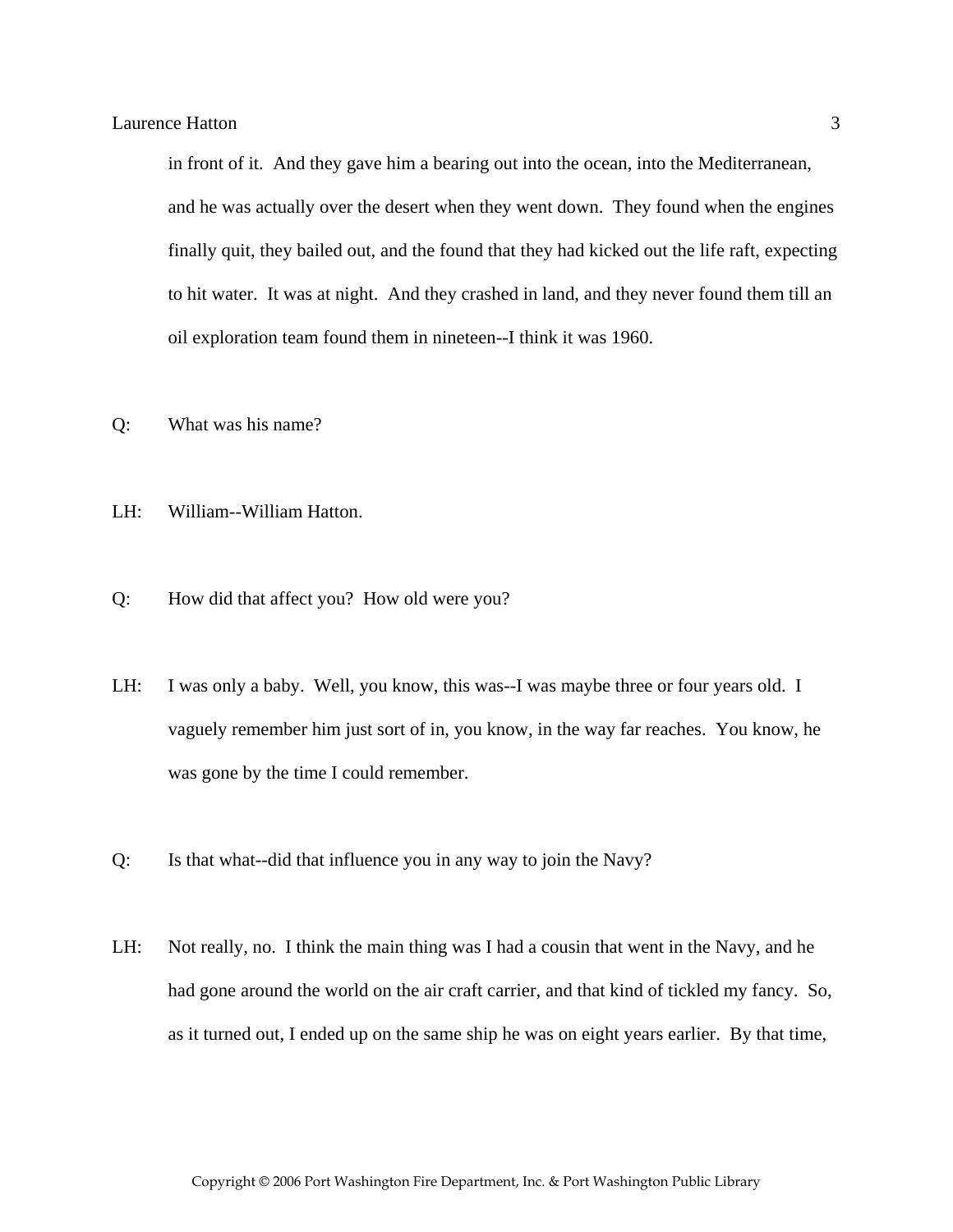in front of it. And they gave him a bearing out into the ocean, into the Mediterranean, and he was actually over the desert when they went down. They found when the engines finally quit, they bailed out, and the found that they had kicked out the life raft, expecting to hit water. It was at night. And they crashed in land, and they never found them till an oil exploration team found them in nineteen--I think it was 1960.

Q: What was his name?

LH: William--William Hatton.

Q: How did that affect you? How old were you?

LH: I was only a baby. Well, you know, this was--I was maybe three or four years old. I vaguely remember him just sort of in, you know, in the way far reaches. You know, he was gone by the time I could remember.

Q: Is that what--did that influence you in any way to join the Navy?

LH: Not really, no. I think the main thing was I had a cousin that went in the Navy, and he had gone around the world on the air craft carrier, and that kind of tickled my fancy. So, as it turned out, I ended up on the same ship he was on eight years earlier. By that time,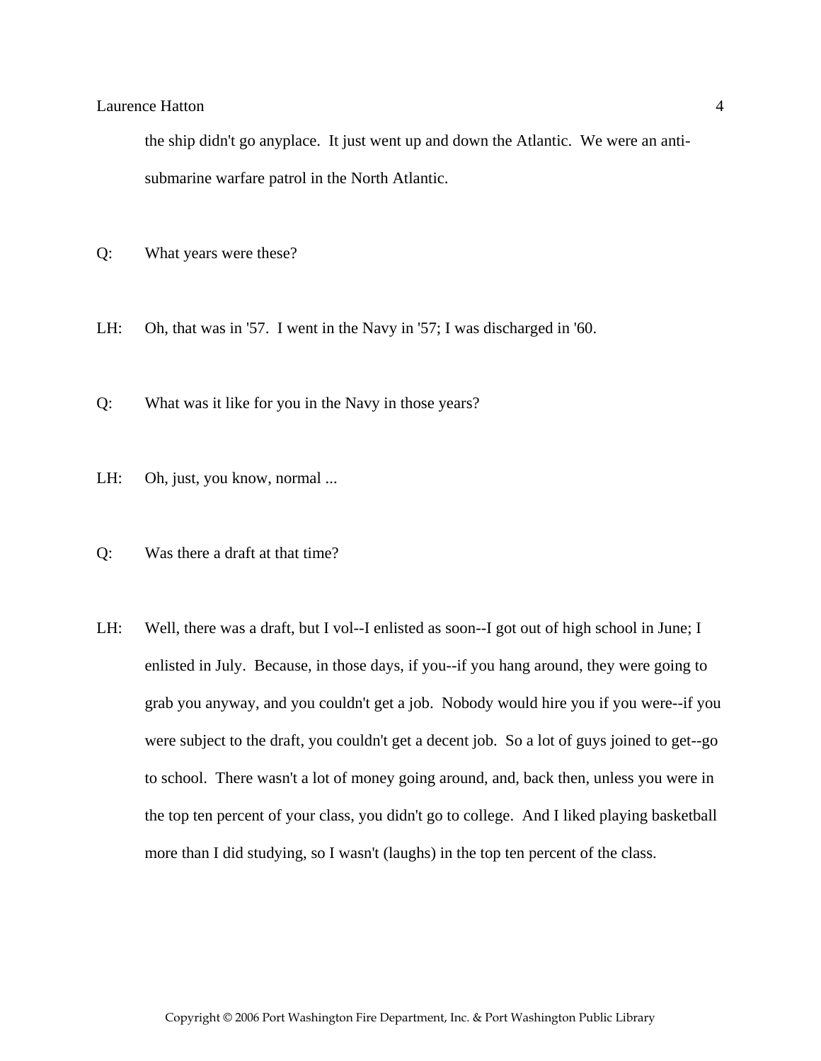the ship didn't go anyplace. It just went up and down the Atlantic. We were an anti-submarine warfare patrol in the North Atlantic.

Q: What years were these?

LH: Oh, that was in '57. I went in the Navy in '57; I was discharged in '60.

Q: What was it like for you in the Navy in those years?

LH: Oh, just, you know, normal ...

Q: Was there a draft at that time?

LH: Well, there was a draft, but I vol--I enlisted as soon--I got out of high school in June; I enlisted in July. Because, in those days, if you--if you hang around, they were going to grab you anyway, and you couldn't get a job. Nobody would hire you if you were--if you were subject to the draft, you couldn't get a decent job. So a lot of guys joined to get--go to school. There wasn't a lot of money going around, and, back then, unless you were in the top ten percent of your class, you didn't go to college. And I liked playing basketball more than I did studying, so I wasn't (laughs) in the top ten percent of the class.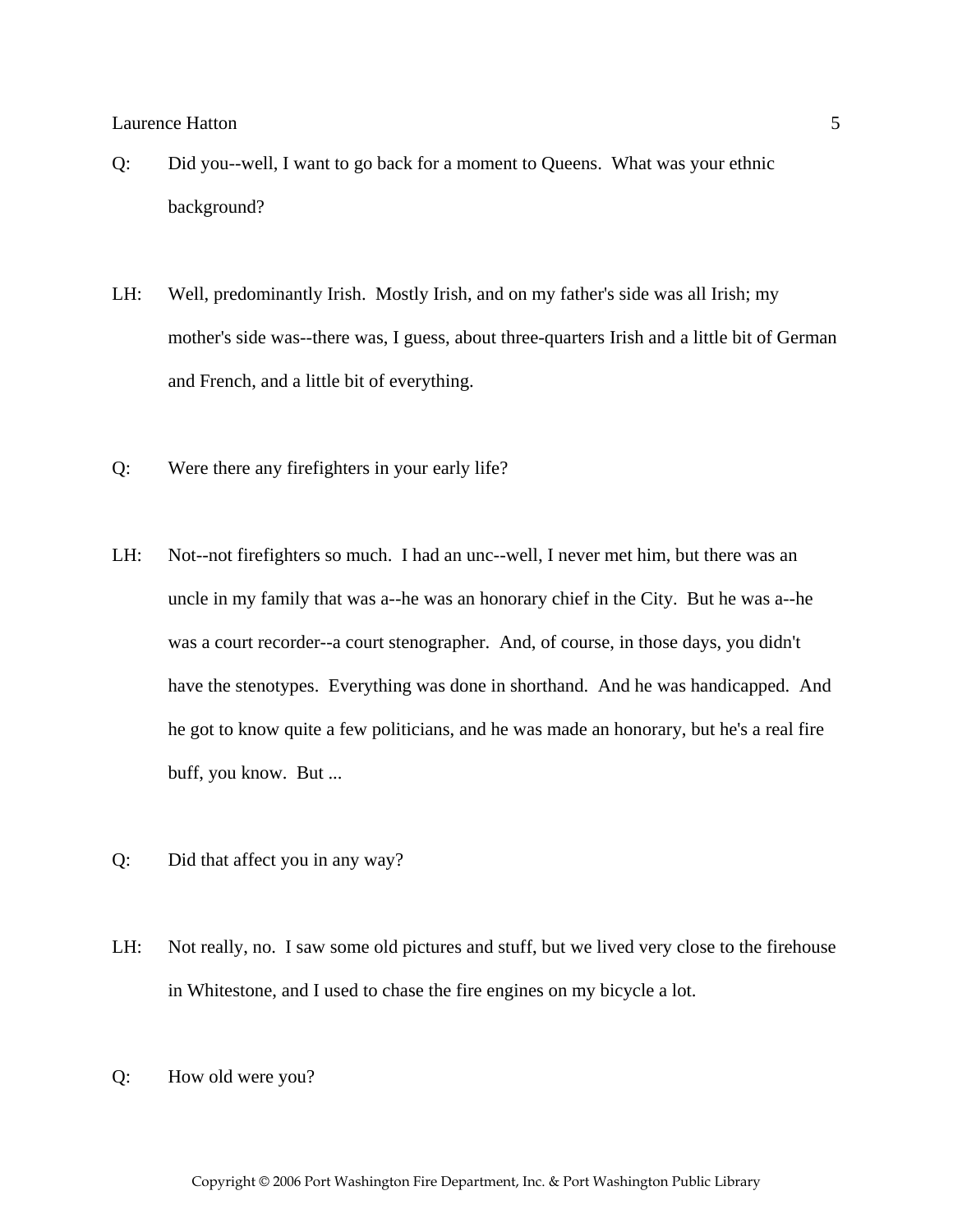Q: Did you--well, I want to go back for a moment to Queens. What was your ethnic background?

LH: Well, predominantly Irish. Mostly Irish, and on my father's side was all Irish; my mother's side was--there was, I guess, about three-quarters Irish and a little bit of German and French, and a little bit of everything.

Q: Were there any firefighters in your early life?

LH: Not--not firefighters so much. I had an unc--well, I never met him, but there was an uncle in my family that was a--he was an honorary chief in the City. But he was a--he was a court recorder--a court stenographer. And, of course, in those days, you didn't have the stenotypes. Everything was done in shorthand. And he was handicapped. And he got to know quite a few politicians, and he was made an honorary, but he's a real fire buff, you know. But ...

Q: Did that affect you in any way?

LH: Not really, no. I saw some old pictures and stuff, but we lived very close to the firehouse in Whitestone, and I used to chase the fire engines on my bicycle a lot.

Q: How old were you?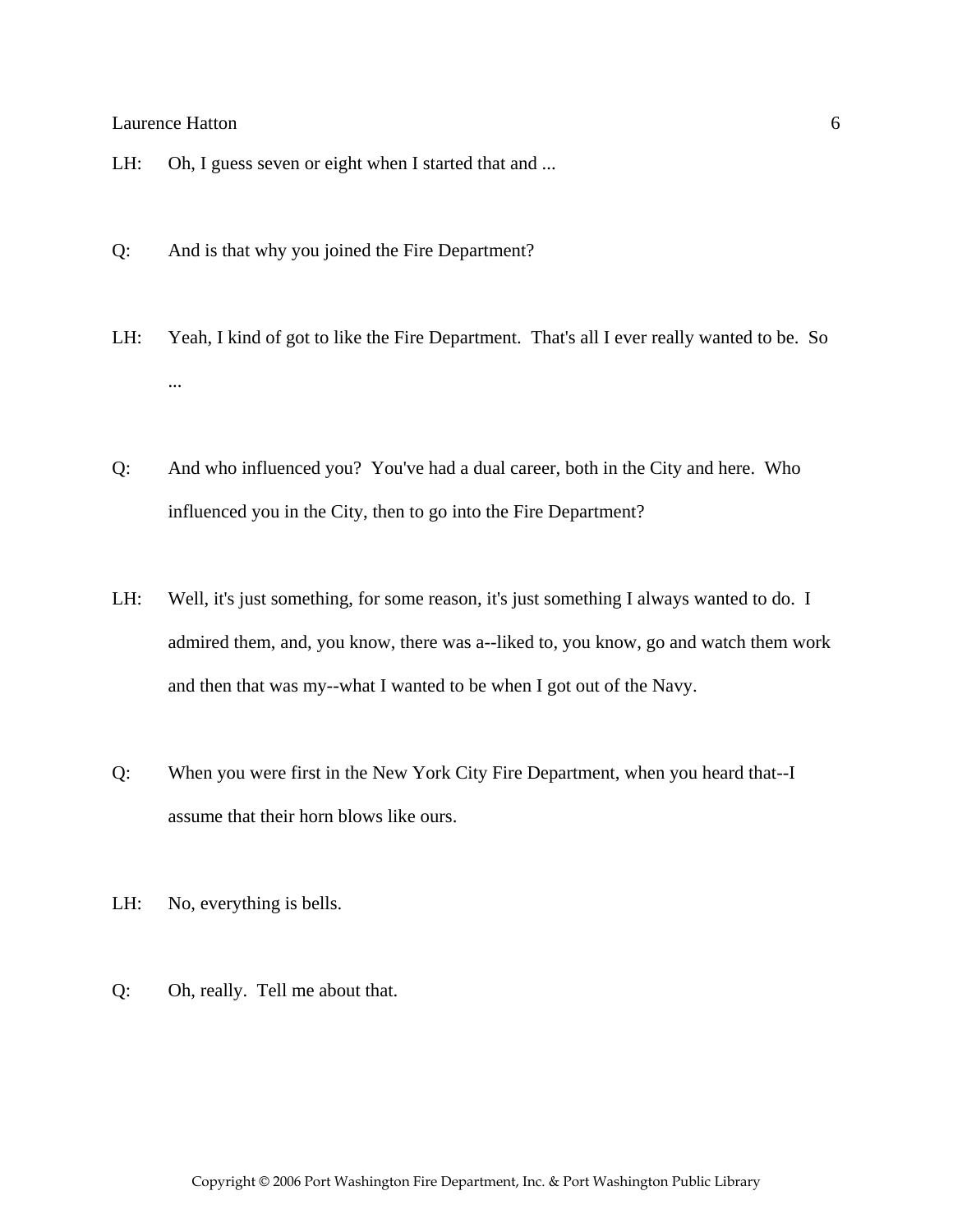LH: Oh, I guess seven or eight when I started that and ...

Q: And is that why you joined the Fire Department?

LH: Yeah, I kind of got to like the Fire Department. That's all I ever really wanted to be. So ...

Q: And who influenced you? You've had a dual career, both in the City and here. Who influenced you in the City, then to go into the Fire Department?

LH: Well, it's just something, for some reason, it's just something I always wanted to do. I admired them, and, you know, there was a--liked to, you know, go and watch them work and then that was my--what I wanted to be when I got out of the Navy.

Q: When you were first in the New York City Fire Department, when you heard that--I assume that their horn blows like ours.

LH: No, everything is bells.

Q: Oh, really. Tell me about that.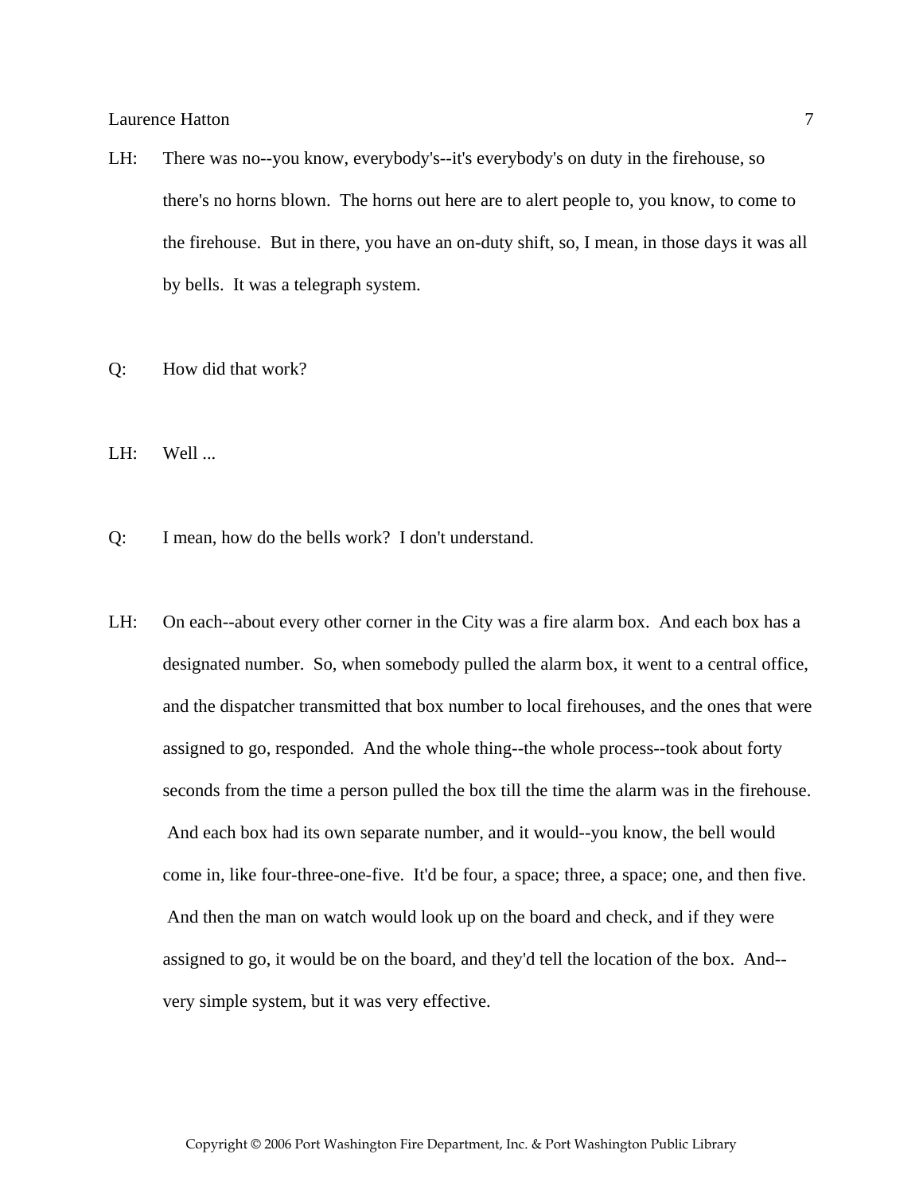LH: There was no--you know, everybody's--it's everybody's on duty in the firehouse, so there's no horns blown. The horns out here are to alert people to, you know, to come to the firehouse. But in there, you have an on-duty shift, so, I mean, in those days it was all by bells. It was a telegraph system.

Q: How did that work?

LH: Well ...

Q: I mean, how do the bells work? I don't understand.

LH: On each--about every other corner in the City was a fire alarm box. And each box has a designated number. So, when somebody pulled the alarm box, it went to a central office, and the dispatcher transmitted that box number to local firehouses, and the ones that were assigned to go, responded. And the whole thing--the whole process--took about forty seconds from the time a person pulled the box till the time the alarm was in the firehouse. And each box had its own separate number, and it would--you know, the bell would come in, like four-three-one-five. It'd be four, a space; three, a space; one, and then five. And then the man on watch would look up on the board and check, and if they were assigned to go, it would be on the board, and they'd tell the location of the box. And--very simple system, but it was very effective.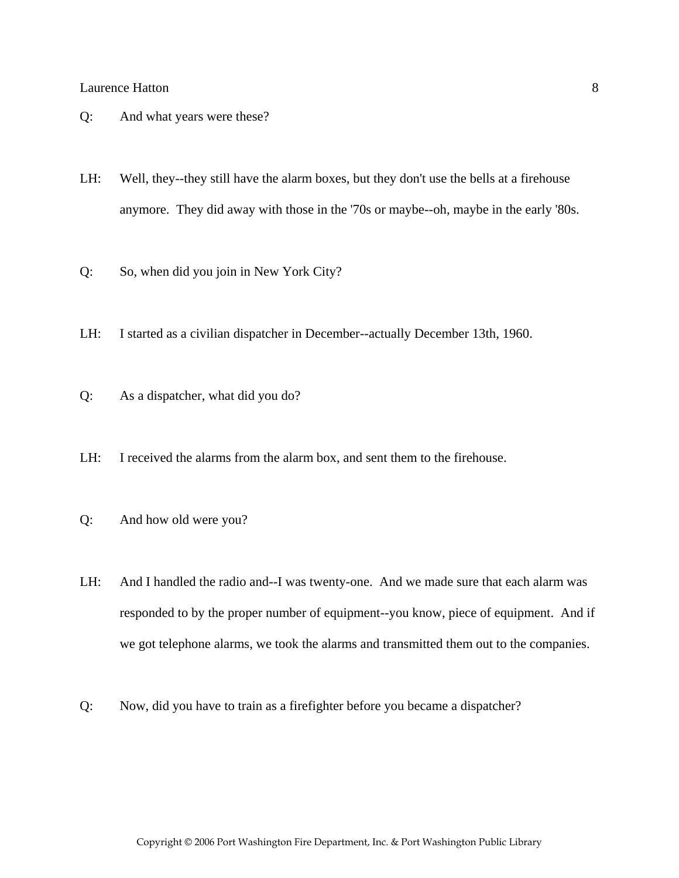Q: And what years were these?

LH: Well, they--they still have the alarm boxes, but they don't use the bells at a firehouse anymore. They did away with those in the '70s or maybe--oh, maybe in the early '80s.

Q: So, when did you join in New York City?

LH: I started as a civilian dispatcher in December--actually December 13th, 1960.

Q: As a dispatcher, what did you do?

LH: I received the alarms from the alarm box, and sent them to the firehouse.

Q: And how old were you?

LH: And I handled the radio and--I was twenty-one. And we made sure that each alarm was responded to by the proper number of equipment--you know, piece of equipment. And if we got telephone alarms, we took the alarms and transmitted them out to the companies.

Q: Now, did you have to train as a firefighter before you became a dispatcher?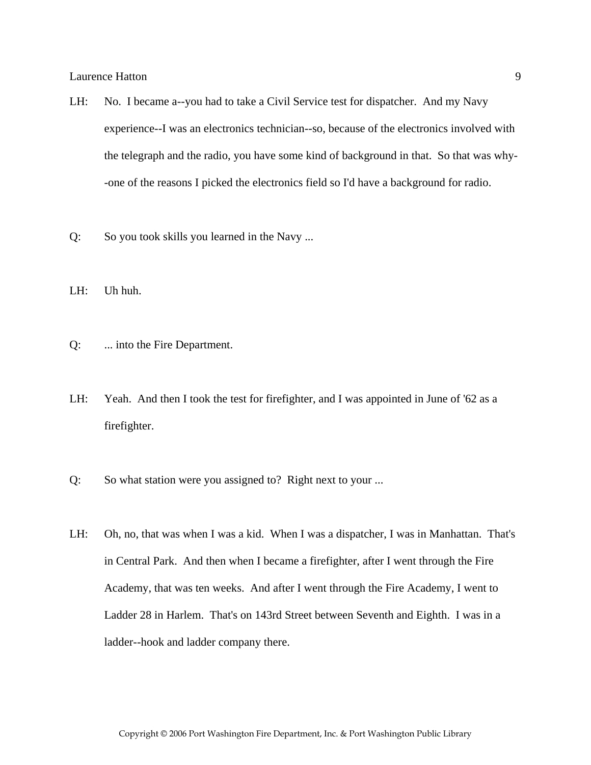LH: No. I became a--you had to take a Civil Service test for dispatcher. And my Navy experience--I was an electronics technician--so, because of the electronics involved with the telegraph and the radio, you have some kind of background in that. So that was why--one of the reasons I picked the electronics field so I'd have a background for radio.

Q: So you took skills you learned in the Navy ...

LH: Uh huh.

Q: ... into the Fire Department.

LH: Yeah. And then I took the test for firefighter, and I was appointed in June of '62 as a firefighter.

Q: So what station were you assigned to? Right next to your ...

LH: Oh, no, that was when I was a kid. When I was a dispatcher, I was in Manhattan. That's in Central Park. And then when I became a firefighter, after I went through the Fire Academy, that was ten weeks. And after I went through the Fire Academy, I went to Ladder 28 in Harlem. That's on 143rd Street between Seventh and Eighth. I was in a ladder--hook and ladder company there.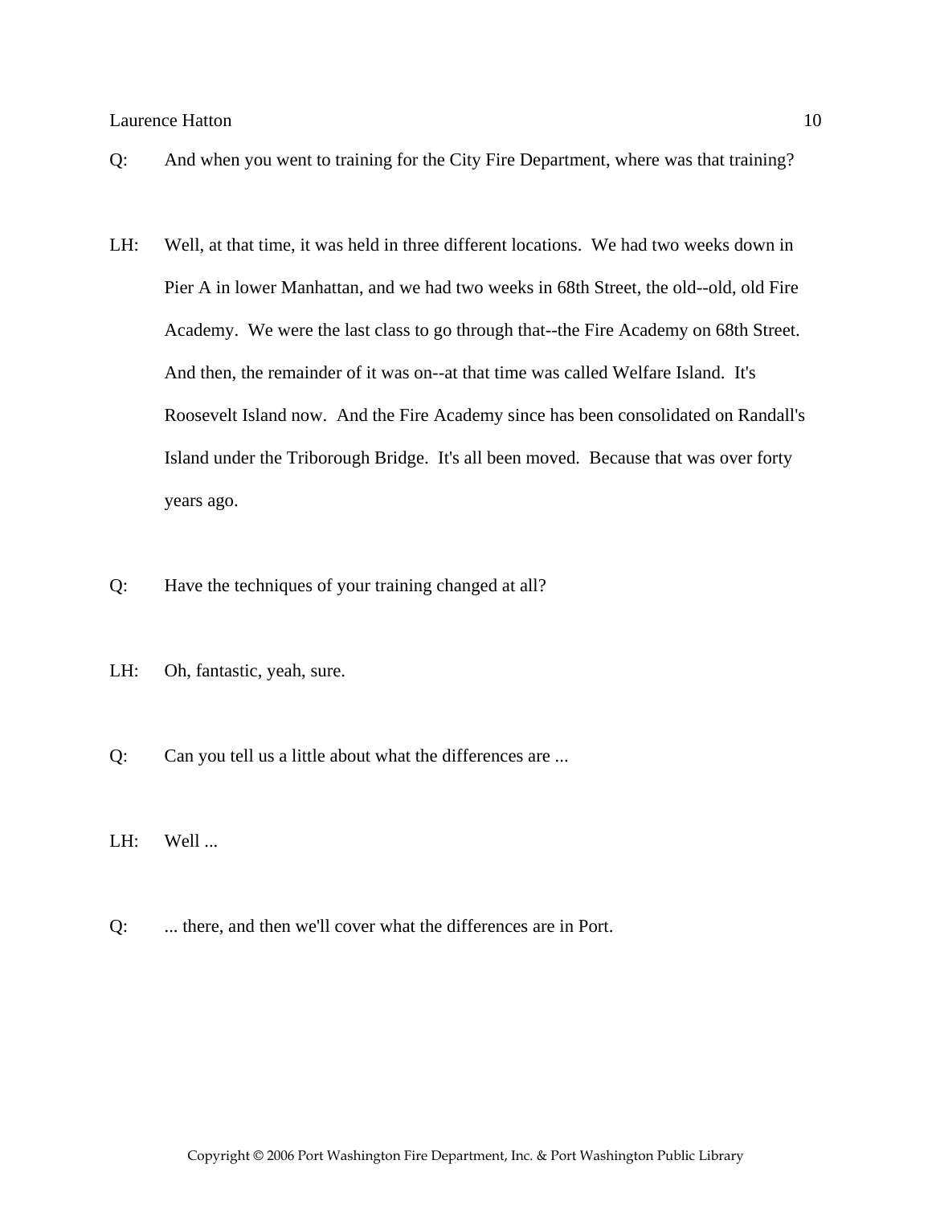Q: And when you went to training for the City Fire Department, where was that training?

LH: Well, at that time, it was held in three different locations. We had two weeks down in Pier A in lower Manhattan, and we had two weeks in 68th Street, the old--old, old Fire Academy. We were the last class to go through that--the Fire Academy on 68th Street. And then, the remainder of it was on--at that time was called Welfare Island. It's Roosevelt Island now. And the Fire Academy since has been consolidated on Randall's Island under the Triborough Bridge. It's all been moved. Because that was over forty years ago.

Q: Have the techniques of your training changed at all?

LH: Oh, fantastic, yeah, sure.

Q: Can you tell us a little about what the differences are ...

LH: Well ...

Q: ... there, and then we'll cover what the differences are in Port.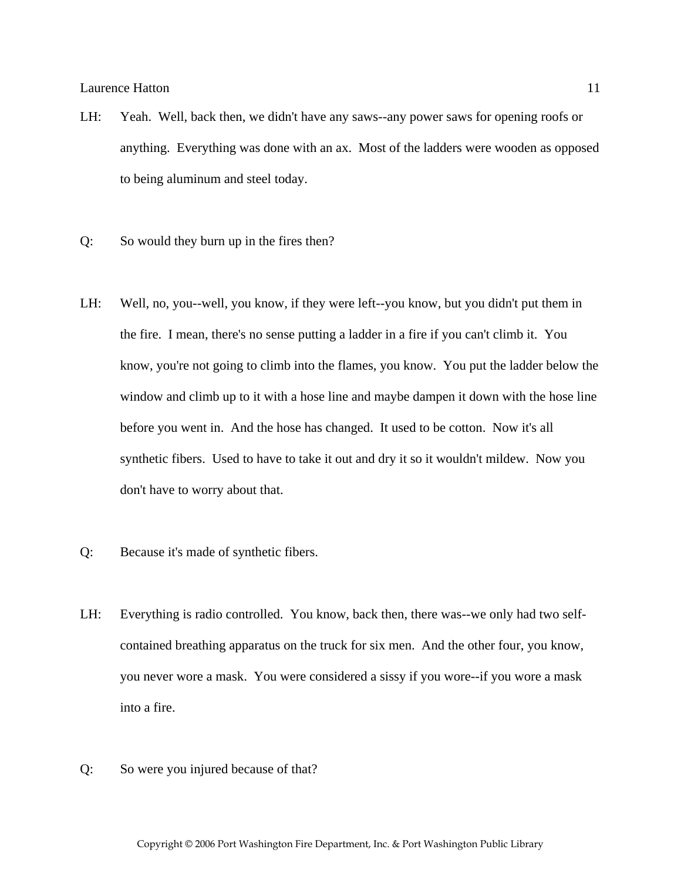LH: Yeah. Well, back then, we didn't have any saws--any power saws for opening roofs or anything. Everything was done with an ax. Most of the ladders were wooden as opposed to being aluminum and steel today.

Q: So would they burn up in the fires then?

LH: Well, no, you--well, you know, if they were left--you know, but you didn't put them in the fire. I mean, there's no sense putting a ladder in a fire if you can't climb it. You know, you're not going to climb into the flames, you know. You put the ladder below the window and climb up to it with a hose line and maybe dampen it down with the hose line before you went in. And the hose has changed. It used to be cotton. Now it's all synthetic fibers. Used to have to take it out and dry it so it wouldn't mildew. Now you don't have to worry about that.

Q: Because it's made of synthetic fibers.

LH: Everything is radio controlled. You know, back then, there was--we only had two self-contained breathing apparatus on the truck for six men. And the other four, you know, you never wore a mask. You were considered a sissy if you wore--if you wore a mask into a fire.

Q: So were you injured because of that?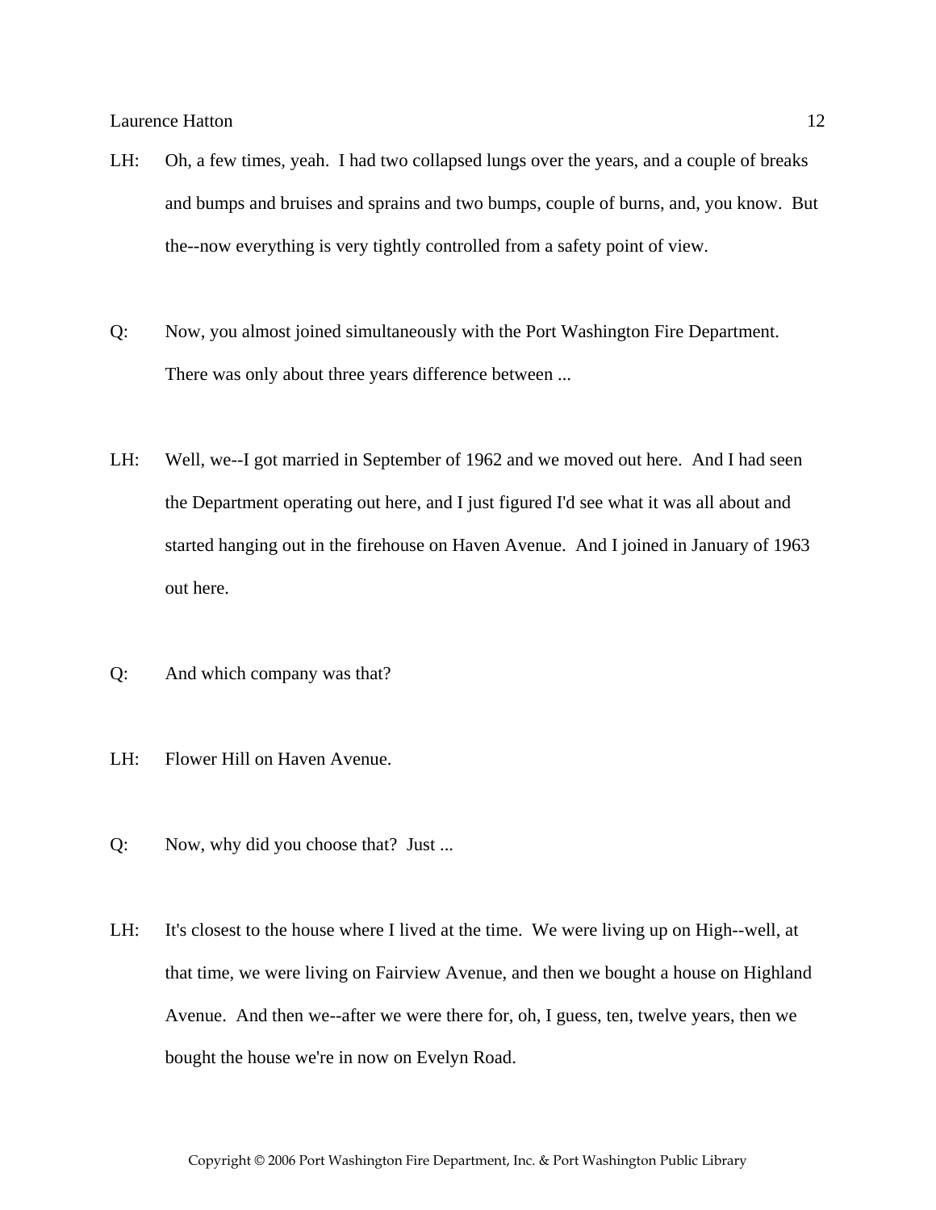LH: Oh, a few times, yeah. I had two collapsed lungs over the years, and a couple of breaks and bumps and bruises and sprains and two bumps, couple of burns, and, you know. But the--now everything is very tightly controlled from a safety point of view.

Q: Now, you almost joined simultaneously with the Port Washington Fire Department. There was only about three years difference between ...

LH: Well, we--I got married in September of 1962 and we moved out here. And I had seen the Department operating out here, and I just figured I'd see what it was all about and started hanging out in the firehouse on Haven Avenue. And I joined in January of 1963 out here.

Q: And which company was that?

LH: Flower Hill on Haven Avenue.

Q: Now, why did you choose that? Just ...

LH: It's closest to the house where I lived at the time. We were living up on High--well, at that time, we were living on Fairview Avenue, and then we bought a house on Highland Avenue. And then we--after we were there for, oh, I guess, ten, twelve years, then we bought the house we're in now on Evelyn Road.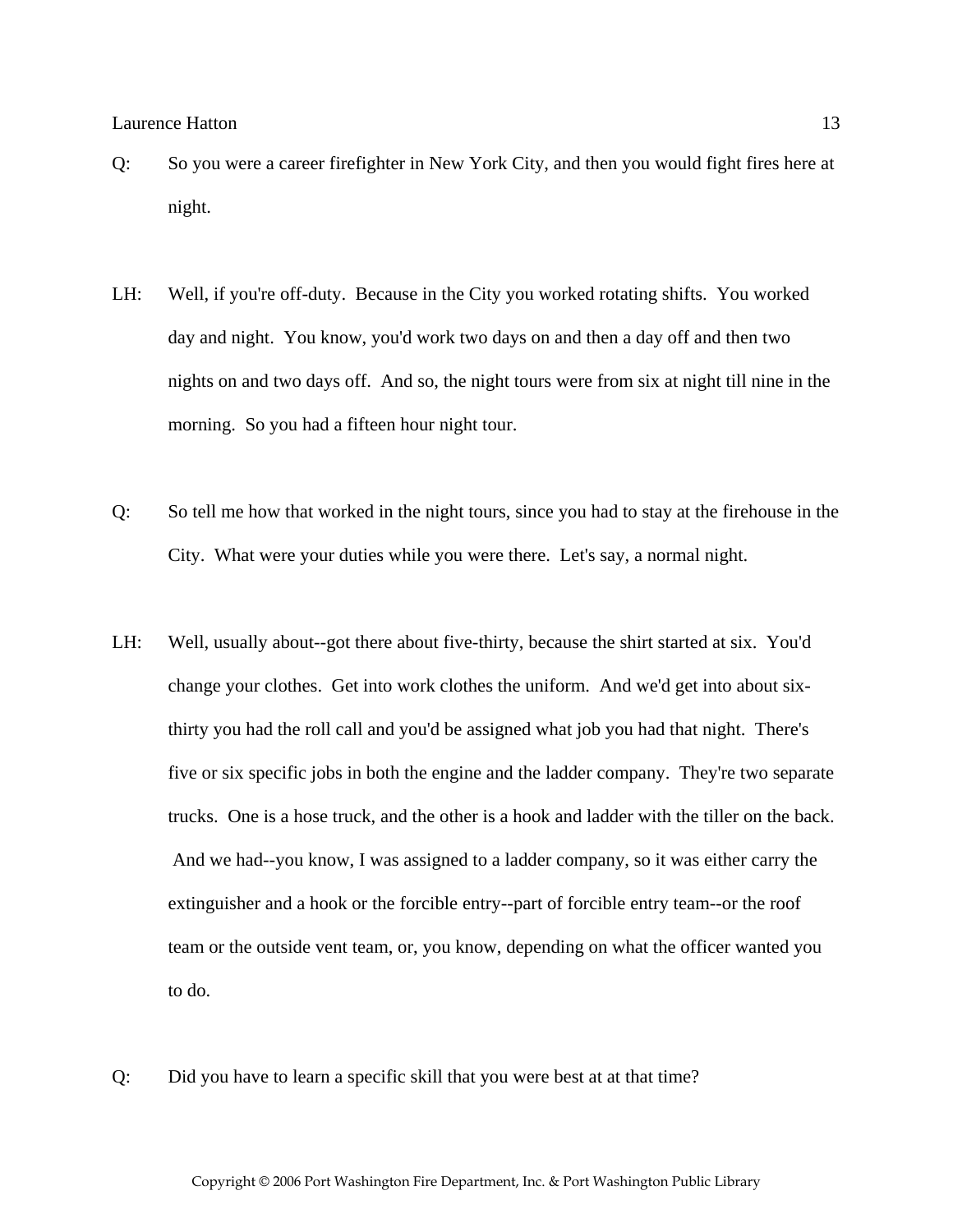Q: So you were a career firefighter in New York City, and then you would fight fires here at night.

LH: Well, if you're off-duty. Because in the City you worked rotating shifts. You worked day and night. You know, you'd work two days on and then a day off and then two nights on and two days off. And so, the night tours were from six at night till nine in the morning. So you had a fifteen hour night tour.

Q: So tell me how that worked in the night tours, since you had to stay at the firehouse in the City. What were your duties while you were there. Let's say, a normal night.

LH: Well, usually about--got there about five-thirty, because the shirt started at six. You'd change your clothes. Get into work clothes the uniform. And we'd get into about six-thirty you had the roll call and you'd be assigned what job you had that night. There's five or six specific jobs in both the engine and the ladder company. They're two separate trucks. One is a hose truck, and the other is a hook and ladder with the tiller on the back. And we had--you know, I was assigned to a ladder company, so it was either carry the extinguisher and a hook or the forcible entry--part of forcible entry team--or the roof team or the outside vent team, or, you know, depending on what the officer wanted you to do.

Q: Did you have to learn a specific skill that you were best at at that time?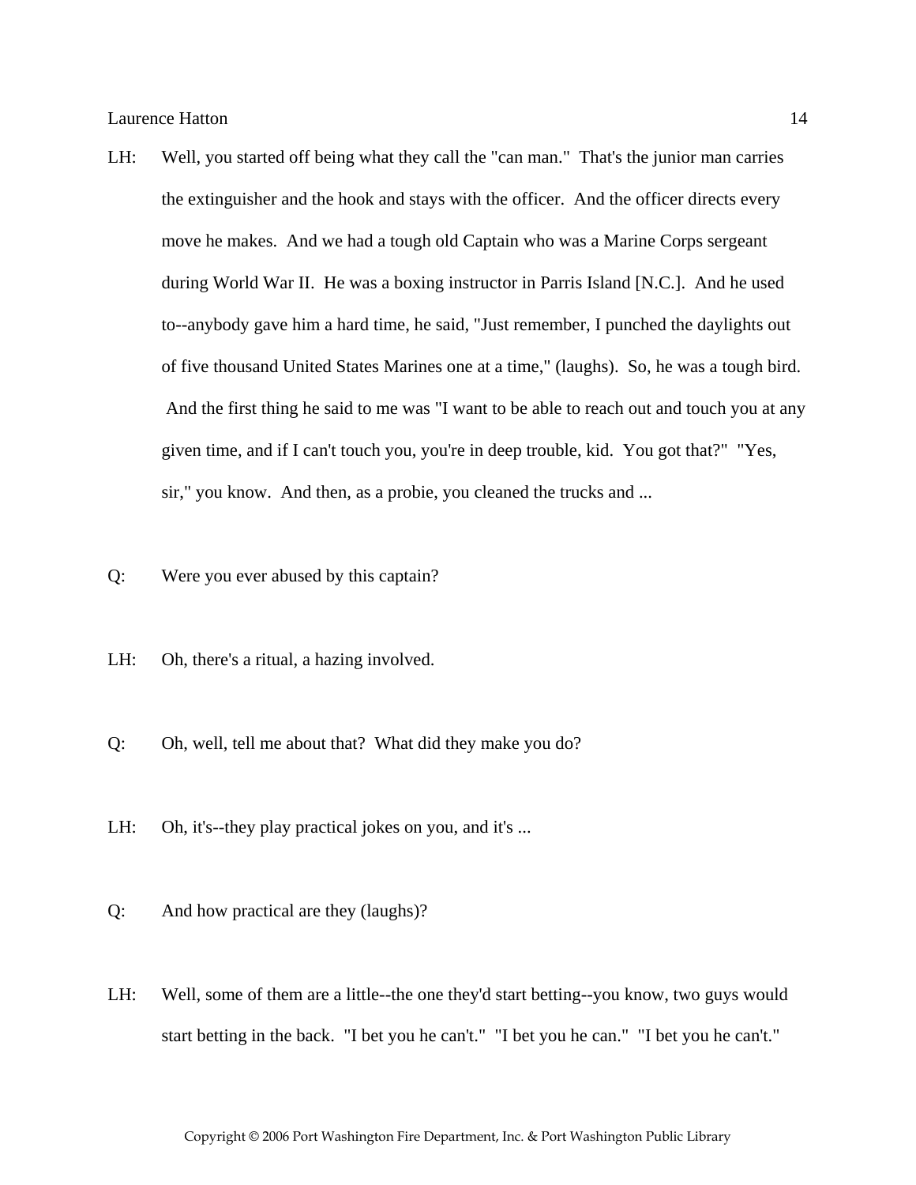LH: Well, you started off being what they call the "can man." That's the junior man carries the extinguisher and the hook and stays with the officer. And the officer directs every move he makes. And we had a tough old Captain who was a Marine Corps sergeant during World War II. He was a boxing instructor in Parris Island [N.C.]. And he used to--anybody gave him a hard time, he said, "Just remember, I punched the daylights out of five thousand United States Marines one at a time," (laughs). So, he was a tough bird. And the first thing he said to me was "I want to be able to reach out and touch you at any given time, and if I can't touch you, you're in deep trouble, kid. You got that?" "Yes, sir," you know. And then, as a probie, you cleaned the trucks and ...

Q: Were you ever abused by this captain?

LH: Oh, there's a ritual, a hazing involved.

Q: Oh, well, tell me about that? What did they make you do?

LH: Oh, it's--they play practical jokes on you, and it's ...

Q: And how practical are they (laughs)?

LH: Well, some of them are a little--the one they'd start betting--you know, two guys would start betting in the back. "I bet you he can't." "I bet you he can." "I bet you he can't."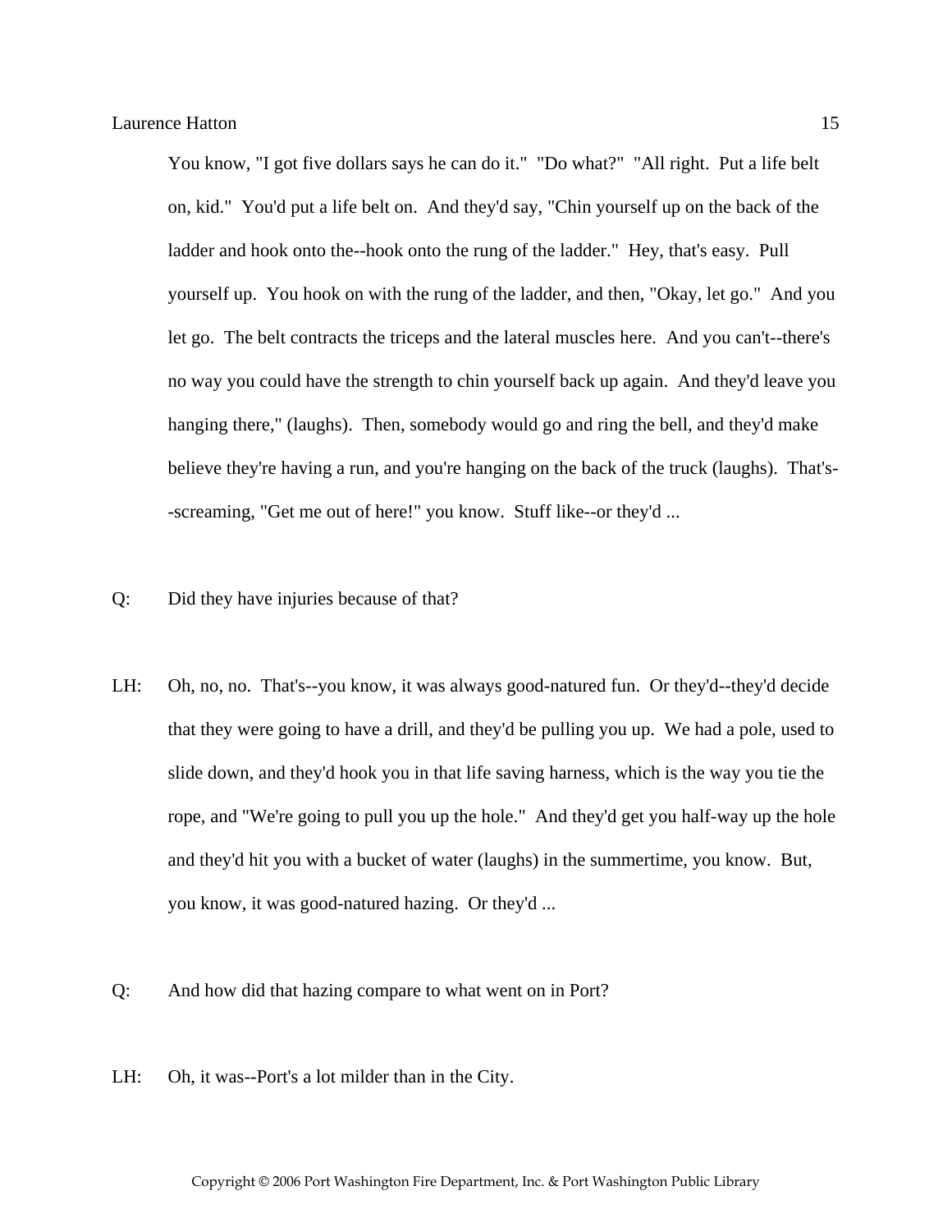You know, "I got five dollars says he can do it." "Do what?" "All right. Put a life belt on, kid." You'd put a life belt on. And they'd say, "Chin yourself up on the back of the ladder and hook onto the--hook onto the rung of the ladder." Hey, that's easy. Pull yourself up. You hook on with the rung of the ladder, and then, "Okay, let go." And you let go. The belt contracts the triceps and the lateral muscles here. And you can't--there's no way you could have the strength to chin yourself back up again. And they'd leave you hanging there," (laughs). Then, somebody would go and ring the bell, and they'd make believe they're having a run, and you're hanging on the back of the truck (laughs). That's--screaming, "Get me out of here!" you know. Stuff like--or they'd ...

Q: Did they have injuries because of that?

LH: Oh, no, no. That's--you know, it was always good-natured fun. Or they'd--they'd decide that they were going to have a drill, and they'd be pulling you up. We had a pole, used to slide down, and they'd hook you in that life saving harness, which is the way you tie the rope, and "We're going to pull you up the hole." And they'd get you half-way up the hole and they'd hit you with a bucket of water (laughs) in the summertime, you know. But, you know, it was good-natured hazing. Or they'd ...

Q: And how did that hazing compare to what went on in Port?

LH: Oh, it was--Port's a lot milder than in the City.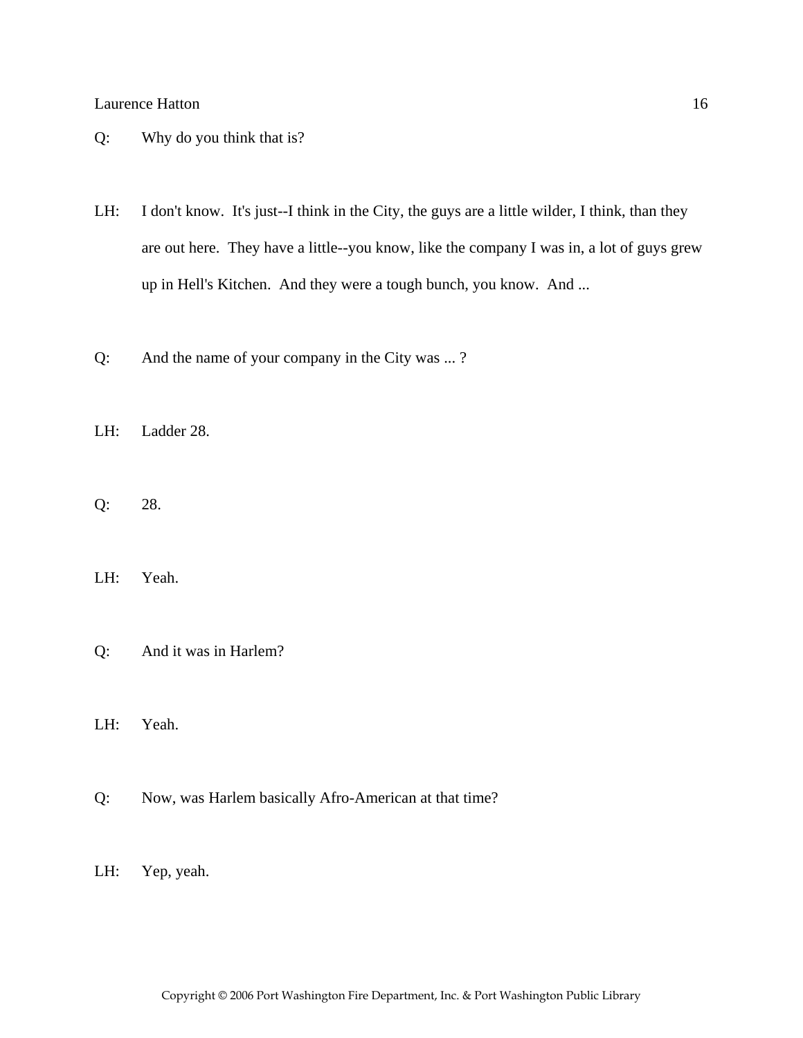Q: Why do you think that is?

LH: I don't know. It's just--I think in the City, the guys are a little wilder, I think, than they are out here. They have a little--you know, like the company I was in, a lot of guys grew up in Hell's Kitchen. And they were a tough bunch, you know. And ...

Q: And the name of your company in the City was ... ?

LH: Ladder 28.

Q: 28.

LH: Yeah.

Q: And it was in Harlem?

LH: Yeah.

Q: Now, was Harlem basically Afro-American at that time?

LH: Yep, yeah.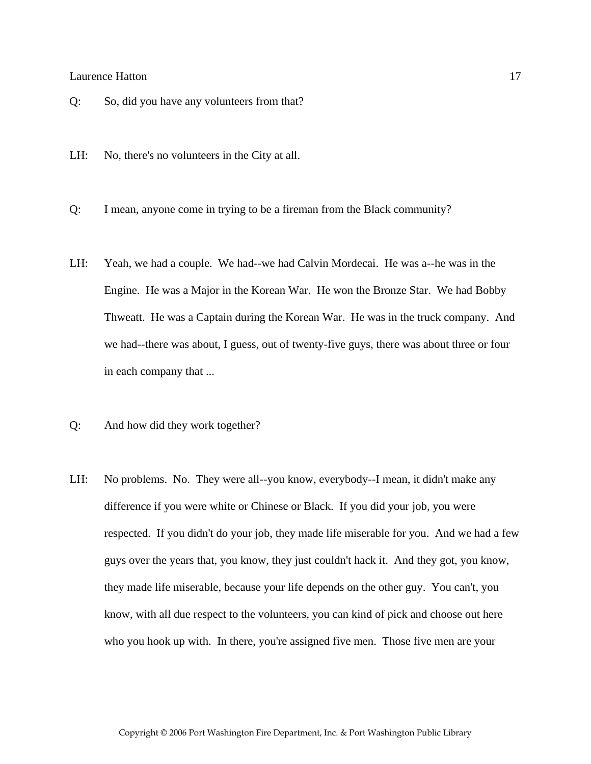Q: So, did you have any volunteers from that?

LH: No, there's no volunteers in the City at all.

Q: I mean, anyone come in trying to be a fireman from the Black community?

LH: Yeah, we had a couple. We had--we had Calvin Mordecai. He was a--he was in the Engine. He was a Major in the Korean War. He won the Bronze Star. We had Bobby Thweatt. He was a Captain during the Korean War. He was in the truck company. And we had--there was about, I guess, out of twenty-five guys, there was about three or four in each company that ...

Q: And how did they work together?

LH: No problems. No. They were all--you know, everybody--I mean, it didn't make any difference if you were white or Chinese or Black. If you did your job, you were respected. If you didn't do your job, they made life miserable for you. And we had a few guys over the years that, you know, they just couldn't hack it. And they got, you know, they made life miserable, because your life depends on the other guy. You can't, you know, with all due respect to the volunteers, you can kind of pick and choose out here who you hook up with. In there, you're assigned five men. Those five men are your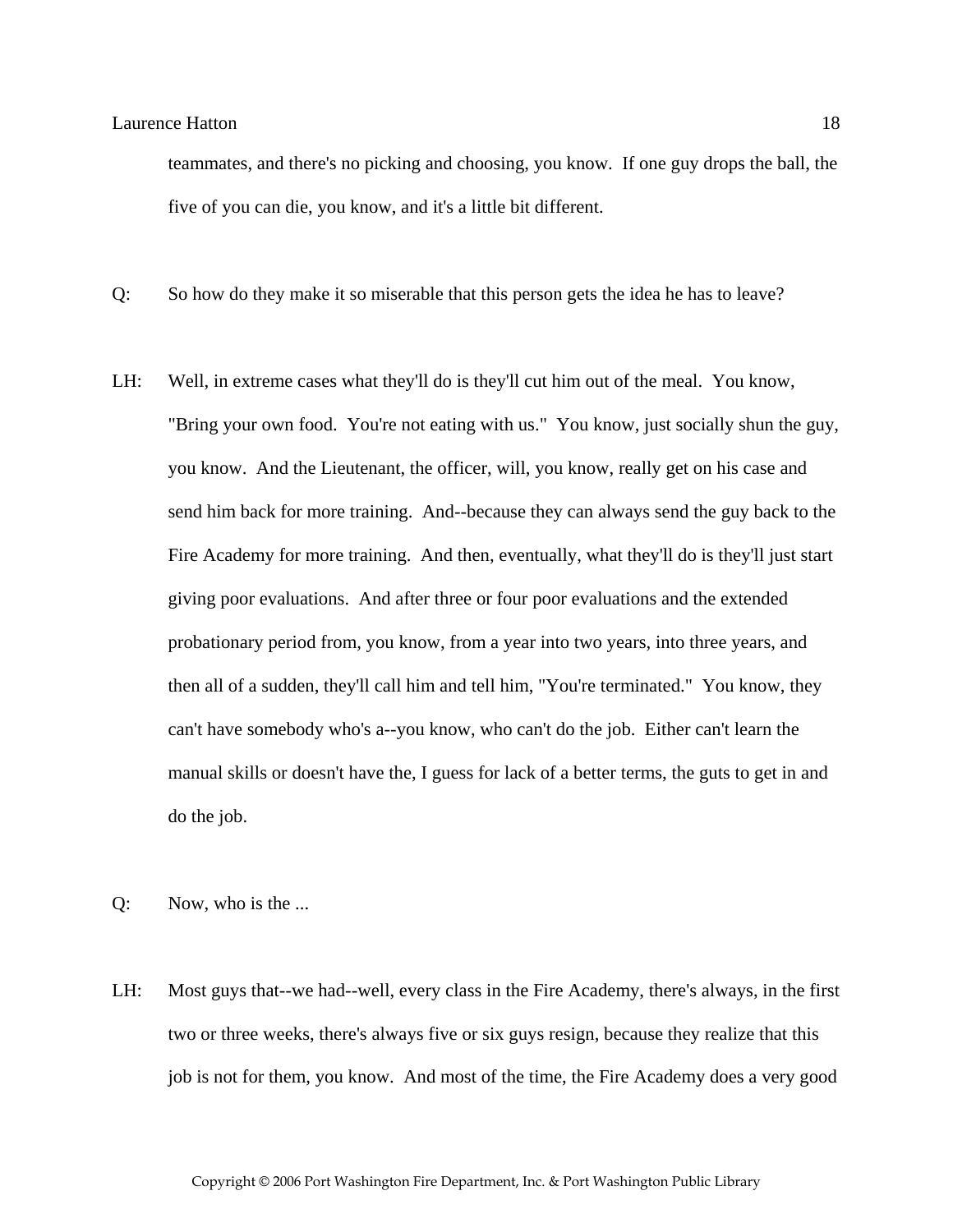teammates, and there's no picking and choosing, you know. If one guy drops the ball, the five of you can die, you know, and it's a little bit different.

Q: So how do they make it so miserable that this person gets the idea he has to leave?

LH: Well, in extreme cases what they'll do is they'll cut him out of the meal. You know, "Bring your own food. You're not eating with us." You know, just socially shun the guy, you know. And the Lieutenant, the officer, will, you know, really get on his case and send him back for more training. And--because they can always send the guy back to the Fire Academy for more training. And then, eventually, what they'll do is they'll just start giving poor evaluations. And after three or four poor evaluations and the extended probationary period from, you know, from a year into two years, into three years, and then all of a sudden, they'll call him and tell him, "You're terminated." You know, they can't have somebody who's a--you know, who can't do the job. Either can't learn the manual skills or doesn't have the, I guess for lack of a better terms, the guts to get in and do the job.

Q: Now, who is the ...

LH: Most guys that--we had--well, every class in the Fire Academy, there's always, in the first two or three weeks, there's always five or six guys resign, because they realize that this job is not for them, you know. And most of the time, the Fire Academy does a very good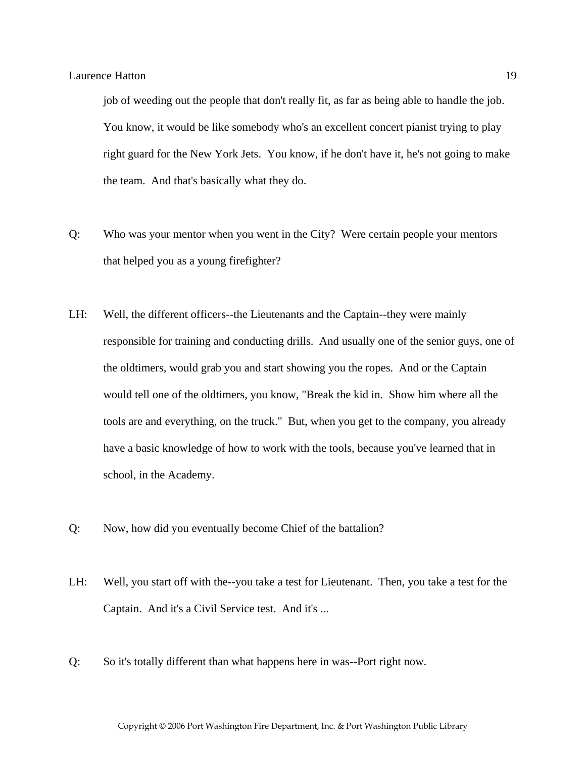job of weeding out the people that don't really fit, as far as being able to handle the job. You know, it would be like somebody who's an excellent concert pianist trying to play right guard for the New York Jets. You know, if he don't have it, he's not going to make the team. And that's basically what they do.

Q: Who was your mentor when you went in the City? Were certain people your mentors that helped you as a young firefighter?

LH: Well, the different officers--the Lieutenants and the Captain--they were mainly responsible for training and conducting drills. And usually one of the senior guys, one of the oldtimers, would grab you and start showing you the ropes. And or the Captain would tell one of the oldtimers, you know, "Break the kid in. Show him where all the tools are and everything, on the truck." But, when you get to the company, you already have a basic knowledge of how to work with the tools, because you've learned that in school, in the Academy.

Q: Now, how did you eventually become Chief of the battalion?

LH: Well, you start off with the--you take a test for Lieutenant. Then, you take a test for the Captain. And it's a Civil Service test. And it's ...

Q: So it's totally different than what happens here in was--Port right now.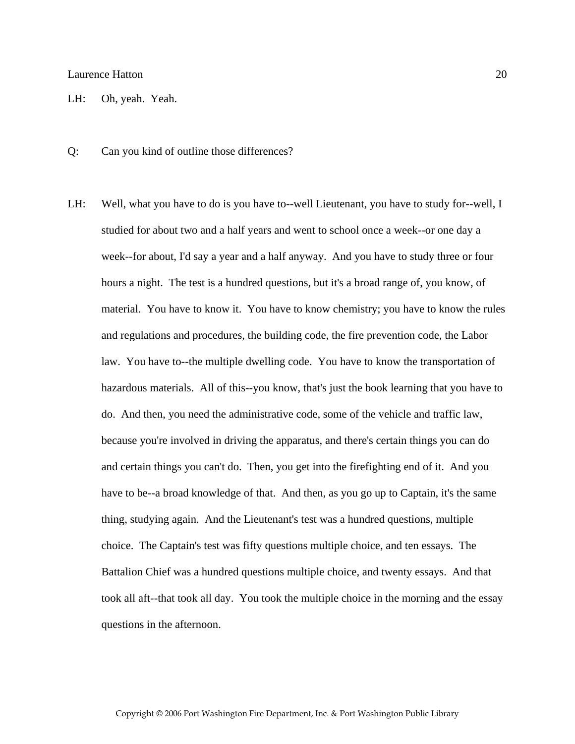LH: Oh, yeah. Yeah.

Q: Can you kind of outline those differences?

LH: Well, what you have to do is you have to--well Lieutenant, you have to study for--well, I studied for about two and a half years and went to school once a week--or one day a week--for about, I'd say a year and a half anyway. And you have to study three or four hours a night. The test is a hundred questions, but it's a broad range of, you know, of material. You have to know it. You have to know chemistry; you have to know the rules and regulations and procedures, the building code, the fire prevention code, the Labor law. You have to--the multiple dwelling code. You have to know the transportation of hazardous materials. All of this--you know, that's just the book learning that you have to do. And then, you need the administrative code, some of the vehicle and traffic law, because you're involved in driving the apparatus, and there's certain things you can do and certain things you can't do. Then, you get into the firefighting end of it. And you have to be--a broad knowledge of that. And then, as you go up to Captain, it's the same thing, studying again. And the Lieutenant's test was a hundred questions, multiple choice. The Captain's test was fifty questions multiple choice, and ten essays. The Battalion Chief was a hundred questions multiple choice, and twenty essays. And that took all aft--that took all day. You took the multiple choice in the morning and the essay questions in the afternoon.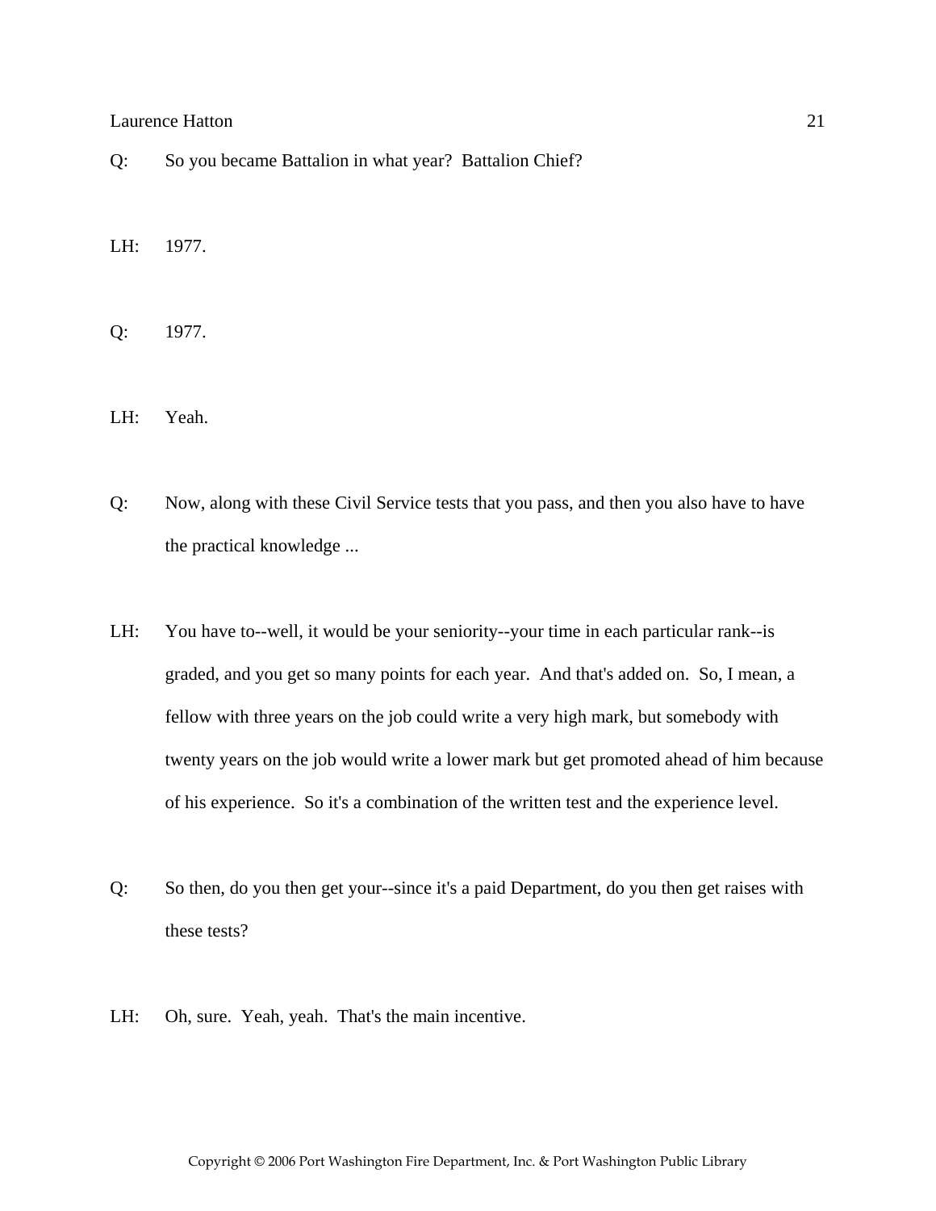Q: So you became Battalion in what year? Battalion Chief?

LH: 1977.

Q: 1977.

LH: Yeah.

Q: Now, along with these Civil Service tests that you pass, and then you also have to have the practical knowledge ...

LH: You have to--well, it would be your seniority--your time in each particular rank--is graded, and you get so many points for each year. And that's added on. So, I mean, a fellow with three years on the job could write a very high mark, but somebody with twenty years on the job would write a lower mark but get promoted ahead of him because of his experience. So it's a combination of the written test and the experience level.

Q: So then, do you then get your--since it's a paid Department, do you then get raises with these tests?

LH: Oh, sure. Yeah, yeah. That's the main incentive.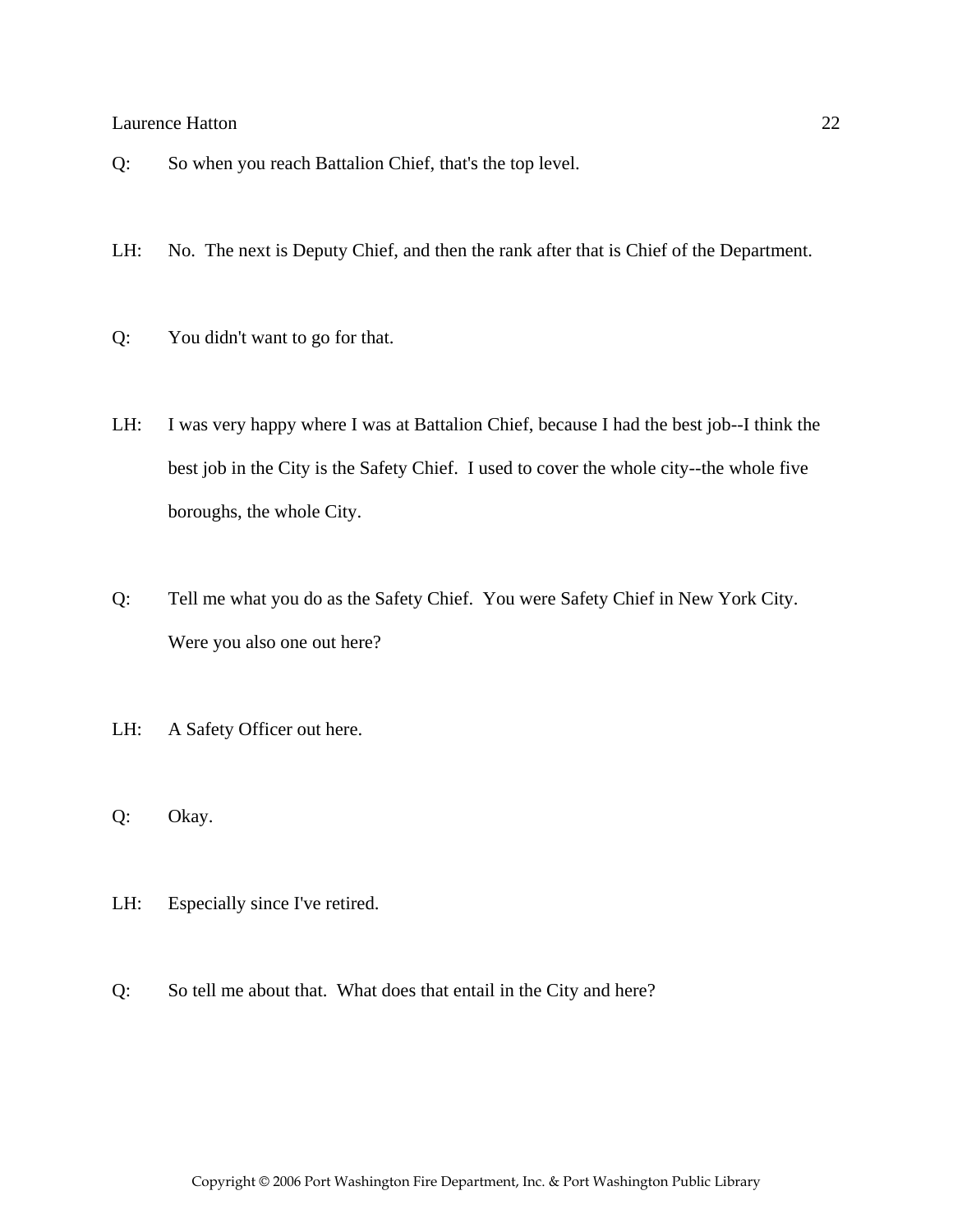Q: So when you reach Battalion Chief, that's the top level.

LH: No. The next is Deputy Chief, and then the rank after that is Chief of the Department.

Q: You didn't want to go for that.

LH: I was very happy where I was at Battalion Chief, because I had the best job--I think the best job in the City is the Safety Chief. I used to cover the whole city--the whole five boroughs, the whole City.

Q: Tell me what you do as the Safety Chief. You were Safety Chief in New York City. Were you also one out here?

LH: A Safety Officer out here.

Q: Okay.

LH: Especially since I've retired.

Q: So tell me about that. What does that entail in the City and here?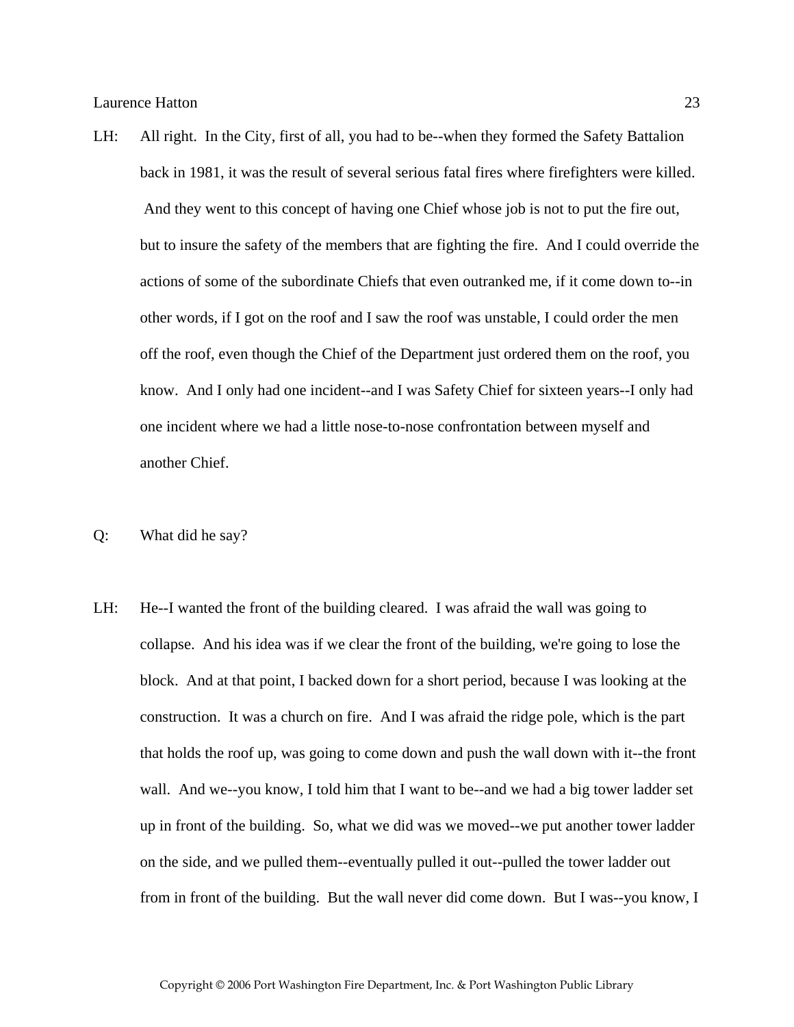LH: All right. In the City, first of all, you had to be--when they formed the Safety Battalion back in 1981, it was the result of several serious fatal fires where firefighters were killed. And they went to this concept of having one Chief whose job is not to put the fire out, but to insure the safety of the members that are fighting the fire. And I could override the actions of some of the subordinate Chiefs that even outranked me, if it come down to--in other words, if I got on the roof and I saw the roof was unstable, I could order the men off the roof, even though the Chief of the Department just ordered them on the roof, you know. And I only had one incident--and I was Safety Chief for sixteen years--I only had one incident where we had a little nose-to-nose confrontation between myself and another Chief.

Q: What did he say?

LH: He--I wanted the front of the building cleared. I was afraid the wall was going to collapse. And his idea was if we clear the front of the building, we're going to lose the block. And at that point, I backed down for a short period, because I was looking at the construction. It was a church on fire. And I was afraid the ridge pole, which is the part that holds the roof up, was going to come down and push the wall down with it--the front wall. And we--you know, I told him that I want to be--and we had a big tower ladder set up in front of the building. So, what we did was we moved--we put another tower ladder on the side, and we pulled them--eventually pulled it out--pulled the tower ladder out from in front of the building. But the wall never did come down. But I was--you know, I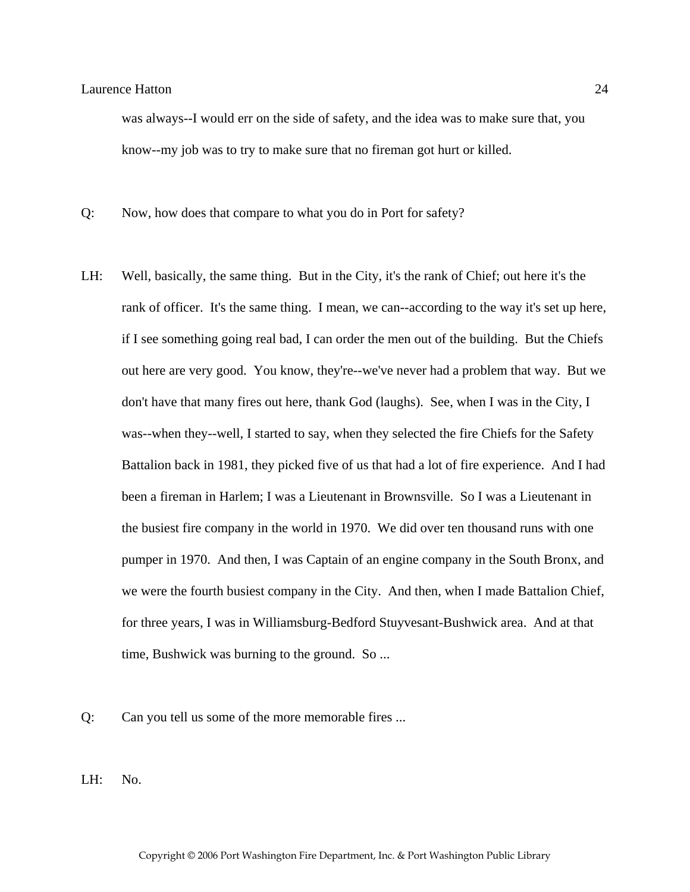was always--I would err on the side of safety, and the idea was to make sure that, you know--my job was to try to make sure that no fireman got hurt or killed.

Q: Now, how does that compare to what you do in Port for safety?

LH: Well, basically, the same thing. But in the City, it's the rank of Chief; out here it's the rank of officer. It's the same thing. I mean, we can--according to the way it's set up here, if I see something going real bad, I can order the men out of the building. But the Chiefs out here are very good. You know, they're--we've never had a problem that way. But we don't have that many fires out here, thank God (laughs). See, when I was in the City, I was--when they--well, I started to say, when they selected the fire Chiefs for the Safety Battalion back in 1981, they picked five of us that had a lot of fire experience. And I had been a fireman in Harlem; I was a Lieutenant in Brownsville. So I was a Lieutenant in the busiest fire company in the world in 1970. We did over ten thousand runs with one pumper in 1970. And then, I was Captain of an engine company in the South Bronx, and we were the fourth busiest company in the City. And then, when I made Battalion Chief, for three years, I was in Williamsburg-Bedford Stuyvesant-Bushwick area. And at that time, Bushwick was burning to the ground. So ...

Q: Can you tell us some of the more memorable fires ...

LH: No.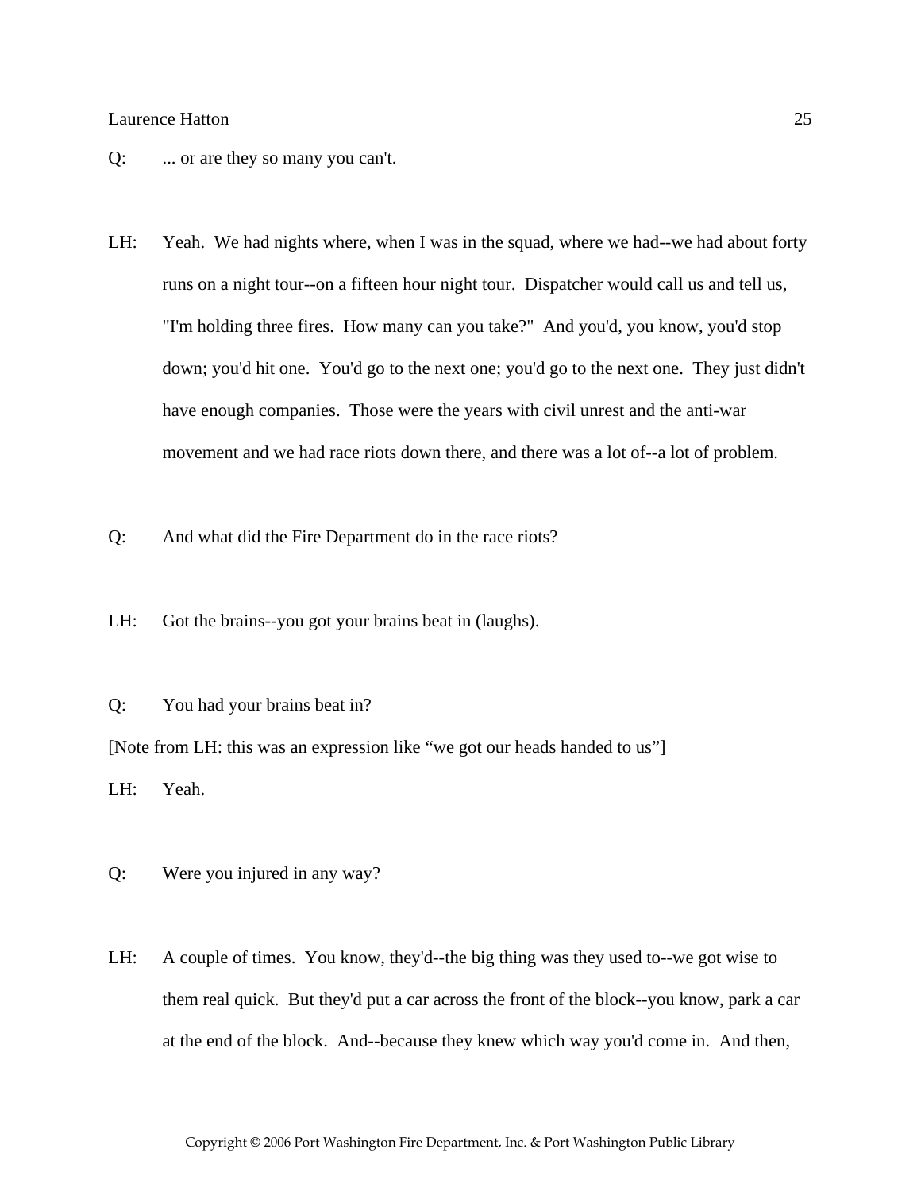Q: ... or are they so many you can't.

LH: Yeah. We had nights where, when I was in the squad, where we had--we had about forty runs on a night tour--on a fifteen hour night tour. Dispatcher would call us and tell us, "I'm holding three fires. How many can you take?" And you'd, you know, you'd stop down; you'd hit one. You'd go to the next one; you'd go to the next one. They just didn't have enough companies. Those were the years with civil unrest and the anti-war movement and we had race riots down there, and there was a lot of--a lot of problem.

Q: And what did the Fire Department do in the race riots?

LH: Got the brains--you got your brains beat in (laughs).

Q: You had your brains beat in?

[Note from LH: this was an expression like "we got our heads handed to us"]

LH: Yeah.

Q: Were you injured in any way?

LH: A couple of times. You know, they'd--the big thing was they used to--we got wise to them real quick. But they'd put a car across the front of the block--you know, park a car at the end of the block. And--because they knew which way you'd come in. And then,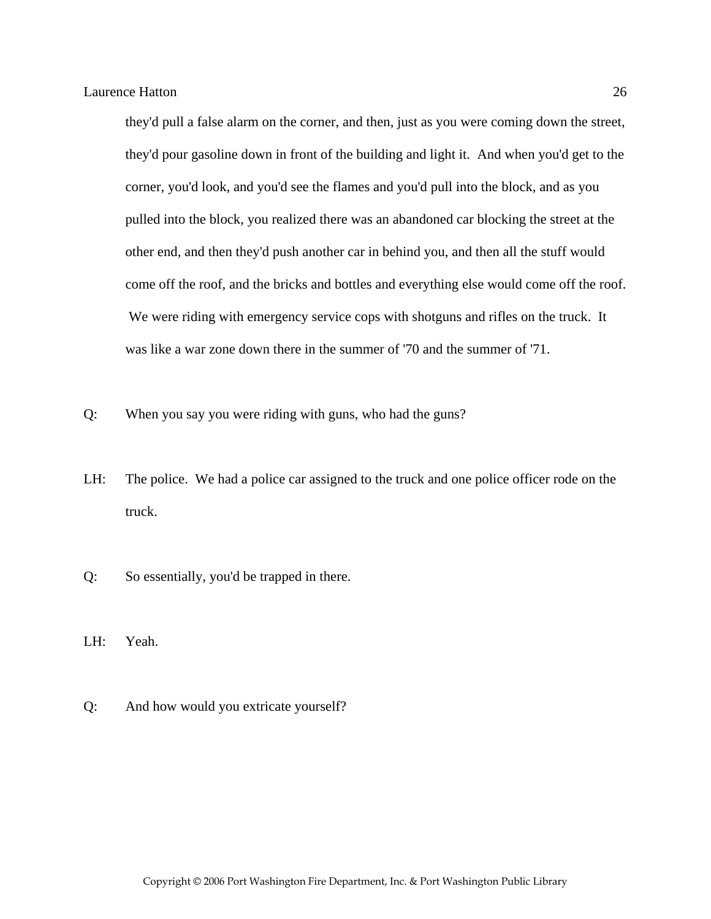they'd pull a false alarm on the corner, and then, just as you were coming down the street, they'd pour gasoline down in front of the building and light it. And when you'd get to the corner, you'd look, and you'd see the flames and you'd pull into the block, and as you pulled into the block, you realized there was an abandoned car blocking the street at the other end, and then they'd push another car in behind you, and then all the stuff would come off the roof, and the bricks and bottles and everything else would come off the roof. We were riding with emergency service cops with shotguns and rifles on the truck. It was like a war zone down there in the summer of '70 and the summer of '71.

Q: When you say you were riding with guns, who had the guns?

LH: The police. We had a police car assigned to the truck and one police officer rode on the truck.

Q: So essentially, you'd be trapped in there.

LH: Yeah.

Q: And how would you extricate yourself?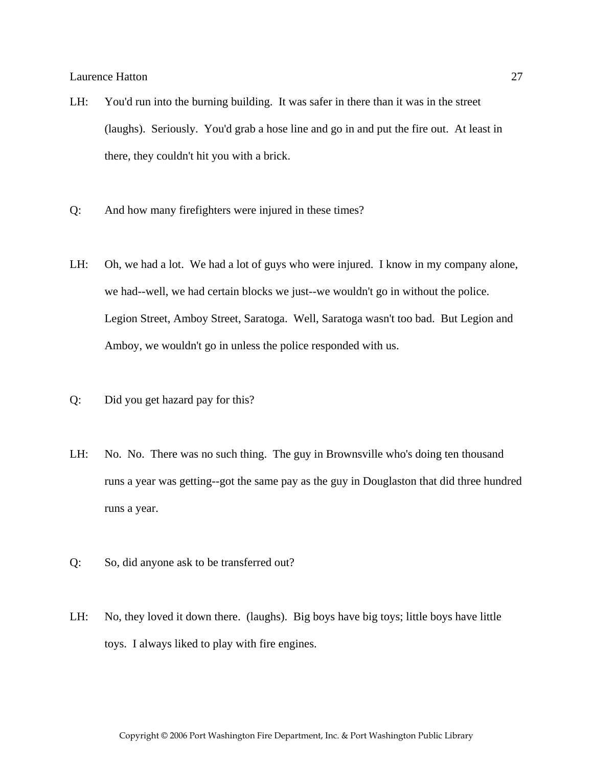LH: You'd run into the burning building. It was safer in there than it was in the street (laughs). Seriously. You'd grab a hose line and go in and put the fire out. At least in there, they couldn't hit you with a brick.

Q: And how many firefighters were injured in these times?

LH: Oh, we had a lot. We had a lot of guys who were injured. I know in my company alone, we had--well, we had certain blocks we just--we wouldn't go in without the police. Legion Street, Amboy Street, Saratoga. Well, Saratoga wasn't too bad. But Legion and Amboy, we wouldn't go in unless the police responded with us.

Q: Did you get hazard pay for this?

LH: No. No. There was no such thing. The guy in Brownsville who's doing ten thousand runs a year was getting--got the same pay as the guy in Douglaston that did three hundred runs a year.

Q: So, did anyone ask to be transferred out?

LH: No, they loved it down there. (laughs). Big boys have big toys; little boys have little toys. I always liked to play with fire engines.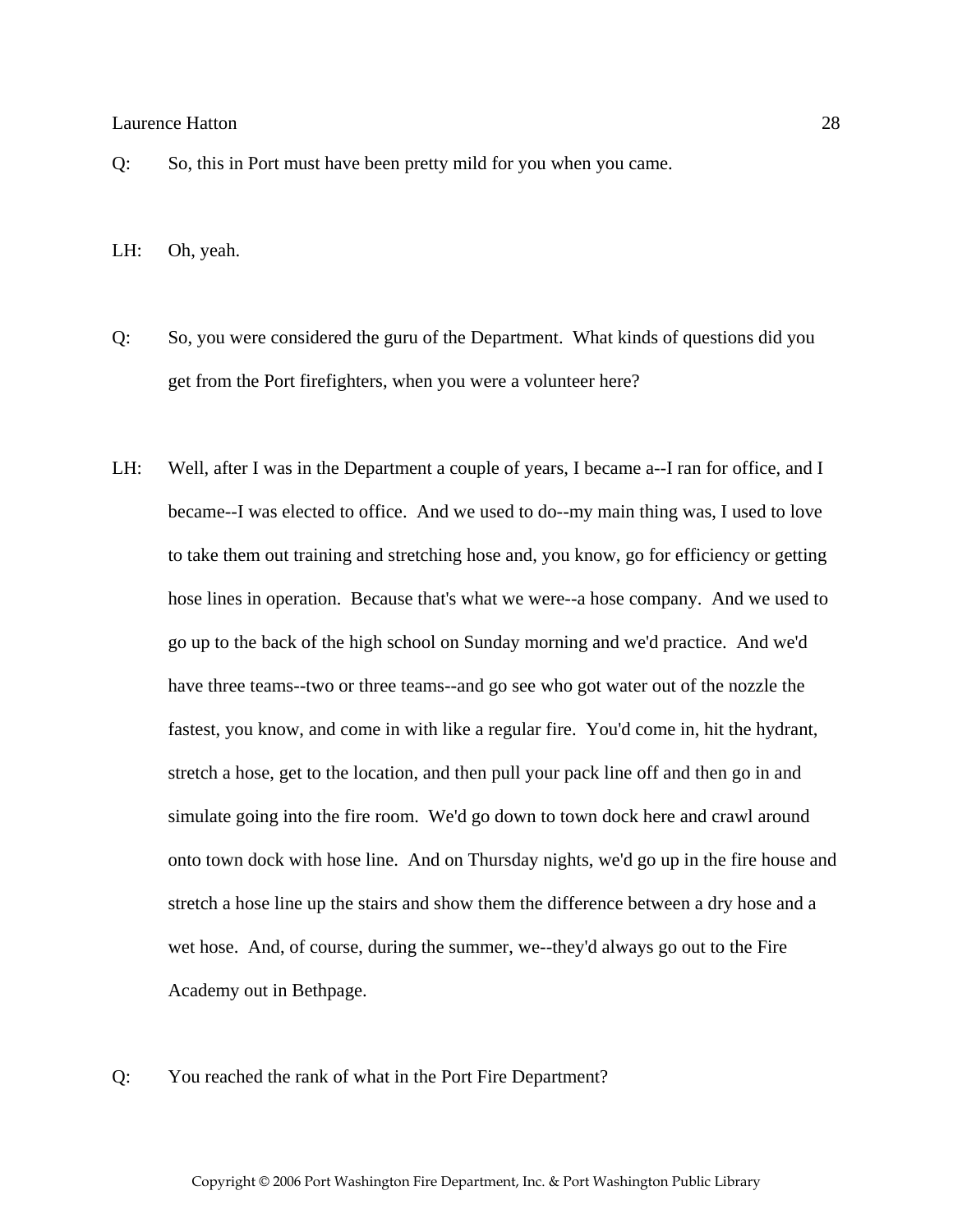Q: So, this in Port must have been pretty mild for you when you came.

LH: Oh, yeah.

Q: So, you were considered the guru of the Department. What kinds of questions did you get from the Port firefighters, when you were a volunteer here?

LH: Well, after I was in the Department a couple of years, I became a--I ran for office, and I became--I was elected to office. And we used to do--my main thing was, I used to love to take them out training and stretching hose and, you know, go for efficiency or getting hose lines in operation. Because that's what we were--a hose company. And we used to go up to the back of the high school on Sunday morning and we'd practice. And we'd have three teams--two or three teams--and go see who got water out of the nozzle the fastest, you know, and come in with like a regular fire. You'd come in, hit the hydrant, stretch a hose, get to the location, and then pull your pack line off and then go in and simulate going into the fire room. We'd go down to town dock here and crawl around onto town dock with hose line. And on Thursday nights, we'd go up in the fire house and stretch a hose line up the stairs and show them the difference between a dry hose and a wet hose. And, of course, during the summer, we--they'd always go out to the Fire Academy out in Bethpage.

Q: You reached the rank of what in the Port Fire Department?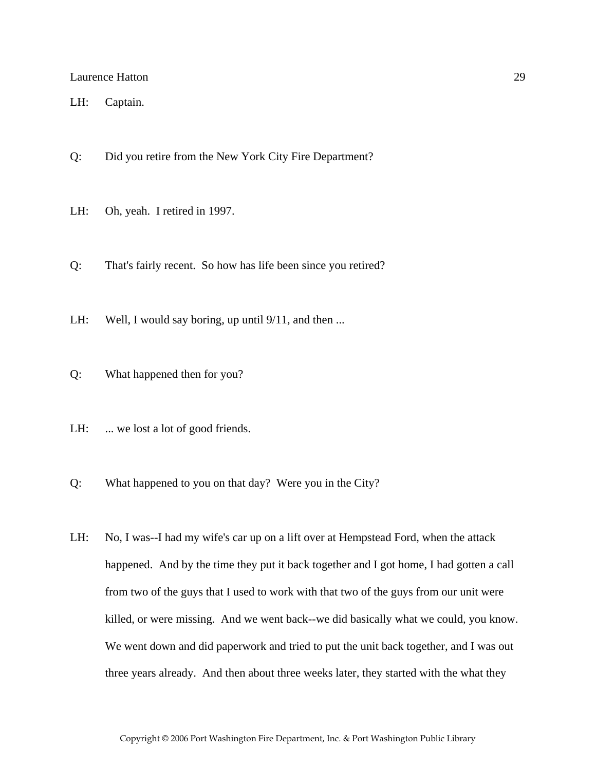LH: Captain.

Q: Did you retire from the New York City Fire Department?

LH: Oh, yeah. I retired in 1997.

Q: That's fairly recent. So how has life been since you retired?

LH: Well, I would say boring, up until 9/11, and then ...

Q: What happened then for you?

LH: ... we lost a lot of good friends.

Q: What happened to you on that day? Were you in the City?

LH: No, I was--I had my wife's car up on a lift over at Hempstead Ford, when the attack happened. And by the time they put it back together and I got home, I had gotten a call from two of the guys that I used to work with that two of the guys from our unit were killed, or were missing. And we went back--we did basically what we could, you know. We went down and did paperwork and tried to put the unit back together, and I was out three years already. And then about three weeks later, they started with the what they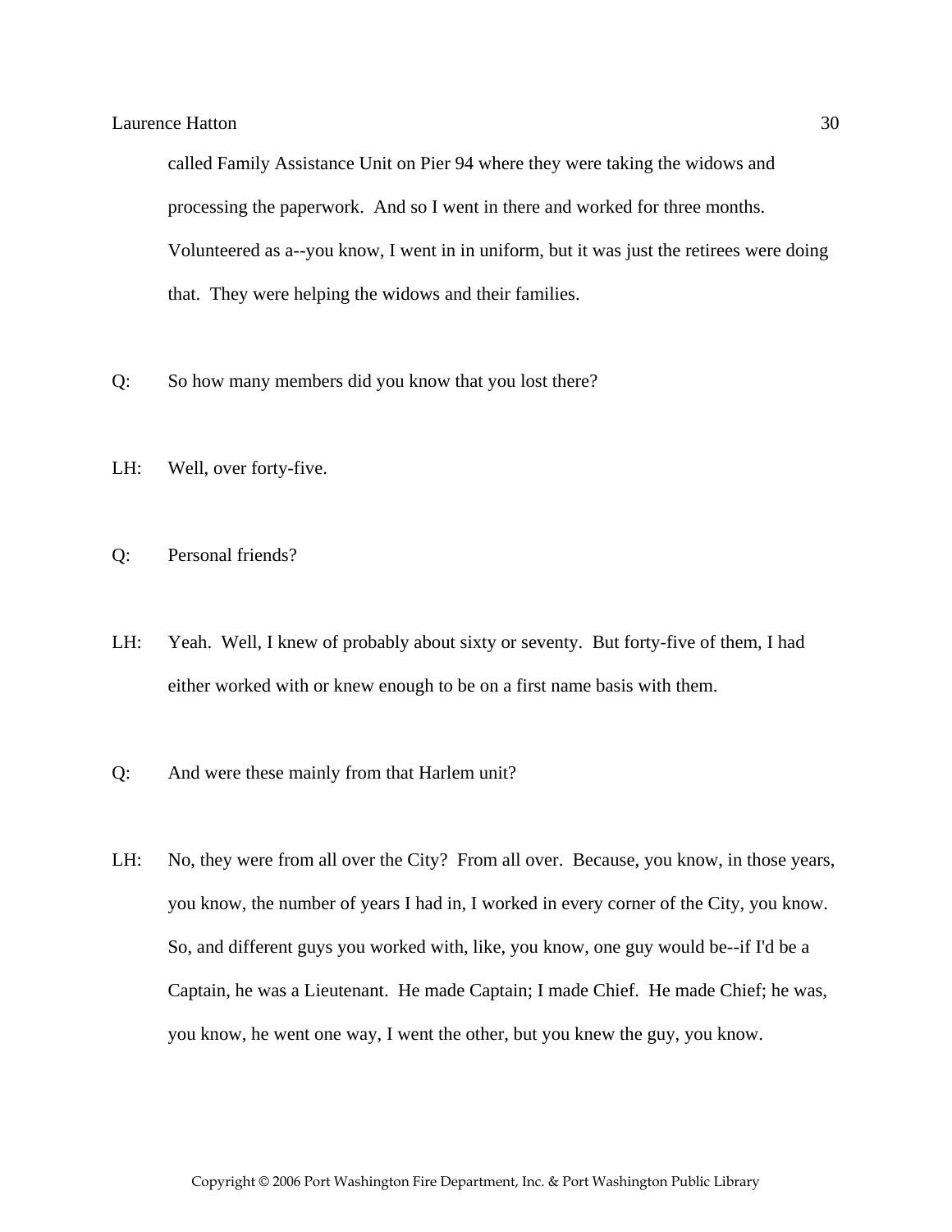called Family Assistance Unit on Pier 94 where they were taking the widows and processing the paperwork. And so I went in there and worked for three months. Volunteered as a--you know, I went in in uniform, but it was just the retirees were doing that. They were helping the widows and their families.

Q: So how many members did you know that you lost there?

LH: Well, over forty-five.

Q: Personal friends?

LH: Yeah. Well, I knew of probably about sixty or seventy. But forty-five of them, I had either worked with or knew enough to be on a first name basis with them.

Q: And were these mainly from that Harlem unit?

LH: No, they were from all over the City? From all over. Because, you know, in those years, you know, the number of years I had in, I worked in every corner of the City, you know. So, and different guys you worked with, like, you know, one guy would be--if I'd be a Captain, he was a Lieutenant. He made Captain; I made Chief. He made Chief; he was, you know, he went one way, I went the other, but you knew the guy, you know.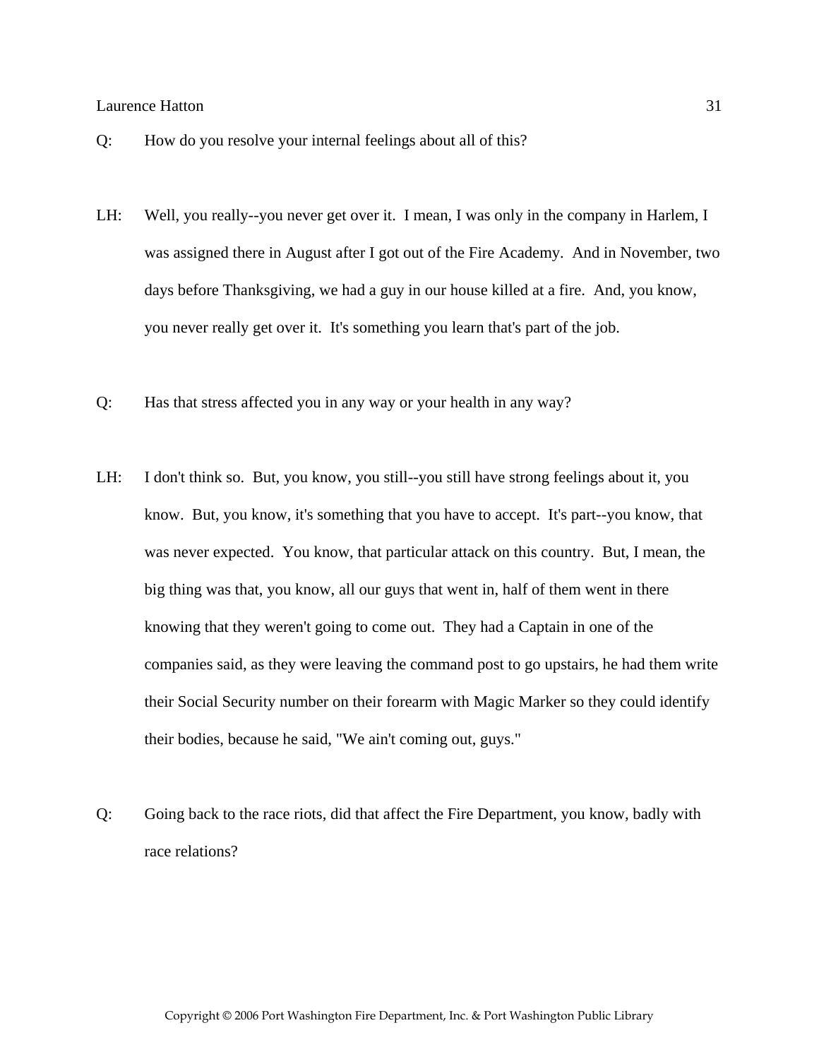Q: How do you resolve your internal feelings about all of this?

LH: Well, you really--you never get over it. I mean, I was only in the company in Harlem, I was assigned there in August after I got out of the Fire Academy. And in November, two days before Thanksgiving, we had a guy in our house killed at a fire. And, you know, you never really get over it. It's something you learn that's part of the job.

Q: Has that stress affected you in any way or your health in any way?

LH: I don't think so. But, you know, you still--you still have strong feelings about it, you know. But, you know, it's something that you have to accept. It's part--you know, that was never expected. You know, that particular attack on this country. But, I mean, the big thing was that, you know, all our guys that went in, half of them went in there knowing that they weren't going to come out. They had a Captain in one of the companies said, as they were leaving the command post to go upstairs, he had them write their Social Security number on their forearm with Magic Marker so they could identify their bodies, because he said, "We ain't coming out, guys."

Q: Going back to the race riots, did that affect the Fire Department, you know, badly with race relations?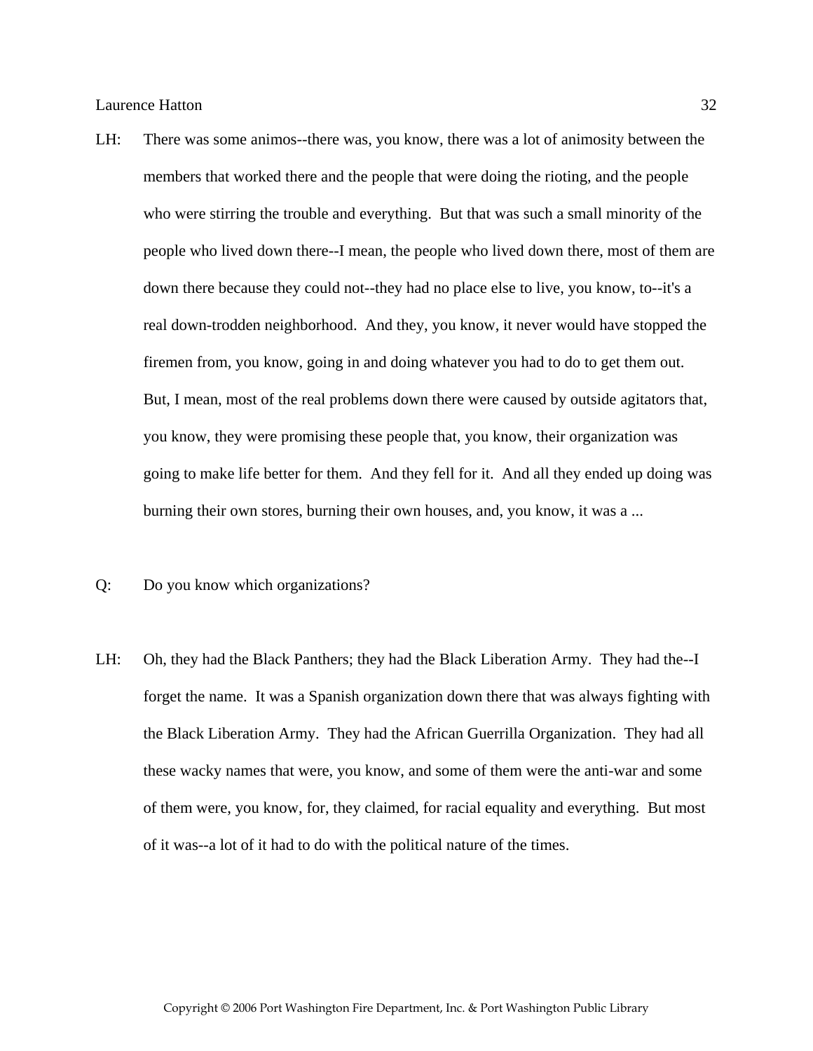LH: There was some animos--there was, you know, there was a lot of animosity between the members that worked there and the people that were doing the rioting, and the people who were stirring the trouble and everything. But that was such a small minority of the people who lived down there--I mean, the people who lived down there, most of them are down there because they could not--they had no place else to live, you know, to--it's a real down-trodden neighborhood. And they, you know, it never would have stopped the firemen from, you know, going in and doing whatever you had to do to get them out. But, I mean, most of the real problems down there were caused by outside agitators that, you know, they were promising these people that, you know, their organization was going to make life better for them. And they fell for it. And all they ended up doing was burning their own stores, burning their own houses, and, you know, it was a ...

Q: Do you know which organizations?

LH: Oh, they had the Black Panthers; they had the Black Liberation Army. They had the--I forget the name. It was a Spanish organization down there that was always fighting with the Black Liberation Army. They had the African Guerrilla Organization. They had all these wacky names that were, you know, and some of them were the anti-war and some of them were, you know, for, they claimed, for racial equality and everything. But most of it was--a lot of it had to do with the political nature of the times.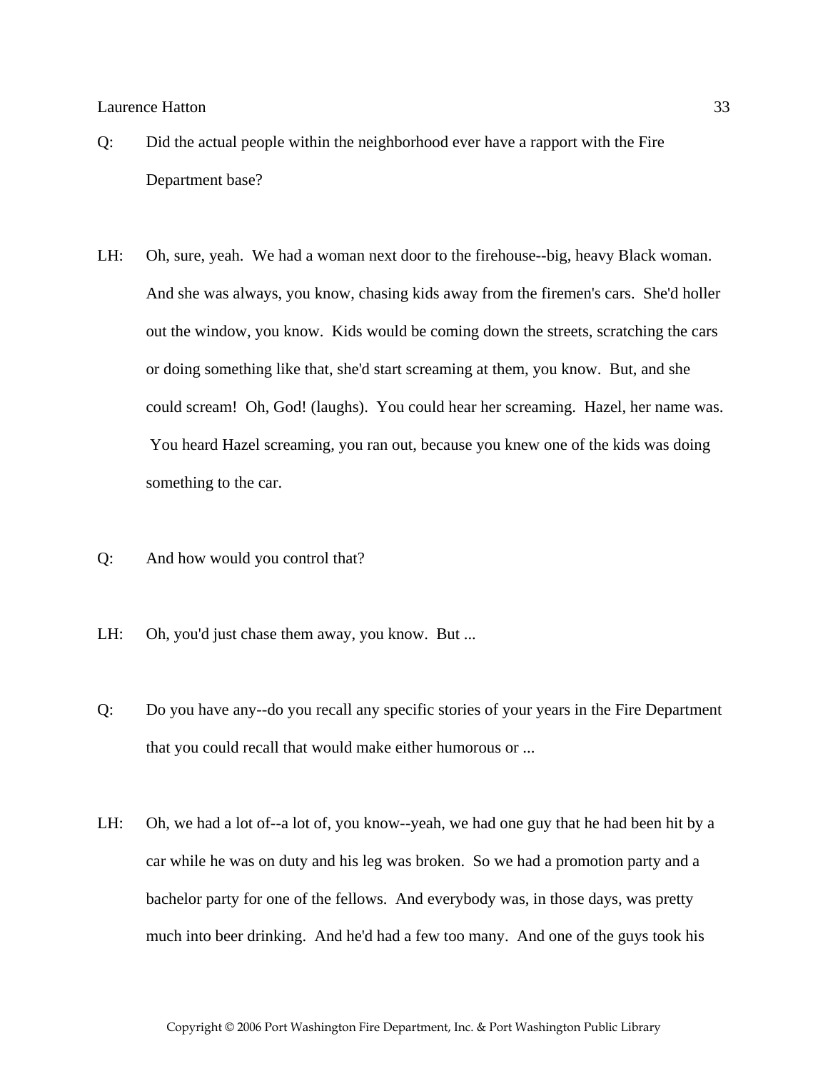Q: Did the actual people within the neighborhood ever have a rapport with the Fire Department base?

LH: Oh, sure, yeah. We had a woman next door to the firehouse--big, heavy Black woman. And she was always, you know, chasing kids away from the firemen's cars. She'd holler out the window, you know. Kids would be coming down the streets, scratching the cars or doing something like that, she'd start screaming at them, you know. But, and she could scream! Oh, God! (laughs). You could hear her screaming. Hazel, her name was. You heard Hazel screaming, you ran out, because you knew one of the kids was doing something to the car.

Q: And how would you control that?

LH: Oh, you'd just chase them away, you know. But ...

Q: Do you have any--do you recall any specific stories of your years in the Fire Department that you could recall that would make either humorous or ...

LH: Oh, we had a lot of--a lot of, you know--yeah, we had one guy that he had been hit by a car while he was on duty and his leg was broken. So we had a promotion party and a bachelor party for one of the fellows. And everybody was, in those days, was pretty much into beer drinking. And he'd had a few too many. And one of the guys took his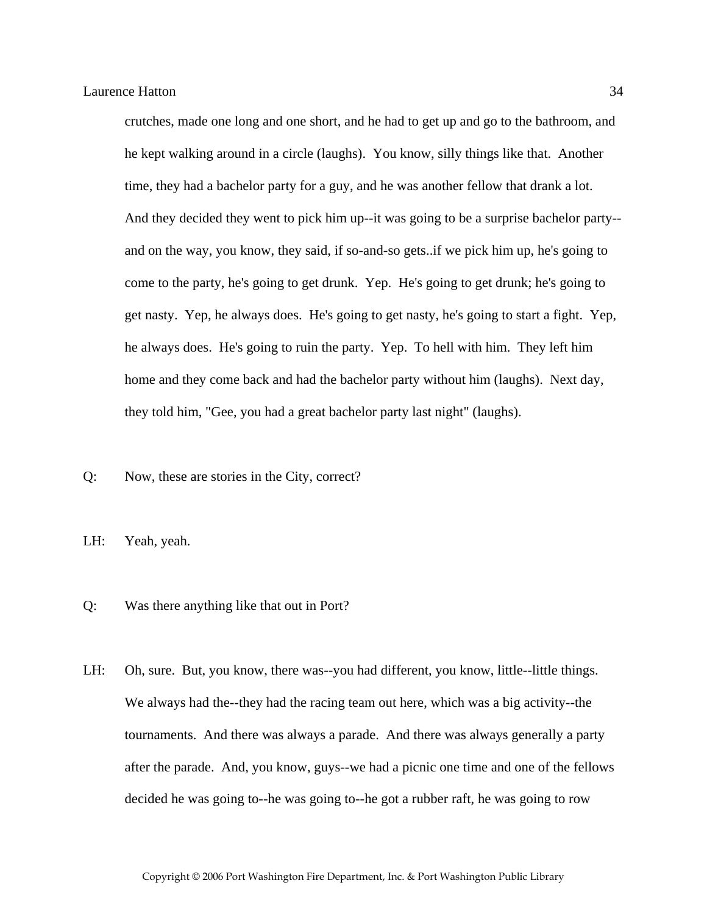crutches, made one long and one short, and he had to get up and go to the bathroom, and he kept walking around in a circle (laughs). You know, silly things like that. Another time, they had a bachelor party for a guy, and he was another fellow that drank a lot. And they decided they went to pick him up--it was going to be a surprise bachelor party--and on the way, you know, they said, if so-and-so gets..if we pick him up, he's going to come to the party, he's going to get drunk. Yep. He's going to get drunk; he's going to get nasty. Yep, he always does. He's going to get nasty, he's going to start a fight. Yep, he always does. He's going to ruin the party. Yep. To hell with him. They left him home and they come back and had the bachelor party without him (laughs). Next day, they told him, "Gee, you had a great bachelor party last night" (laughs).

Q: Now, these are stories in the City, correct?

LH: Yeah, yeah.

Q: Was there anything like that out in Port?

LH: Oh, sure. But, you know, there was--you had different, you know, little--little things. We always had the--they had the racing team out here, which was a big activity--the tournaments. And there was always a parade. And there was always generally a party after the parade. And, you know, guys--we had a picnic one time and one of the fellows decided he was going to--he was going to--he got a rubber raft, he was going to row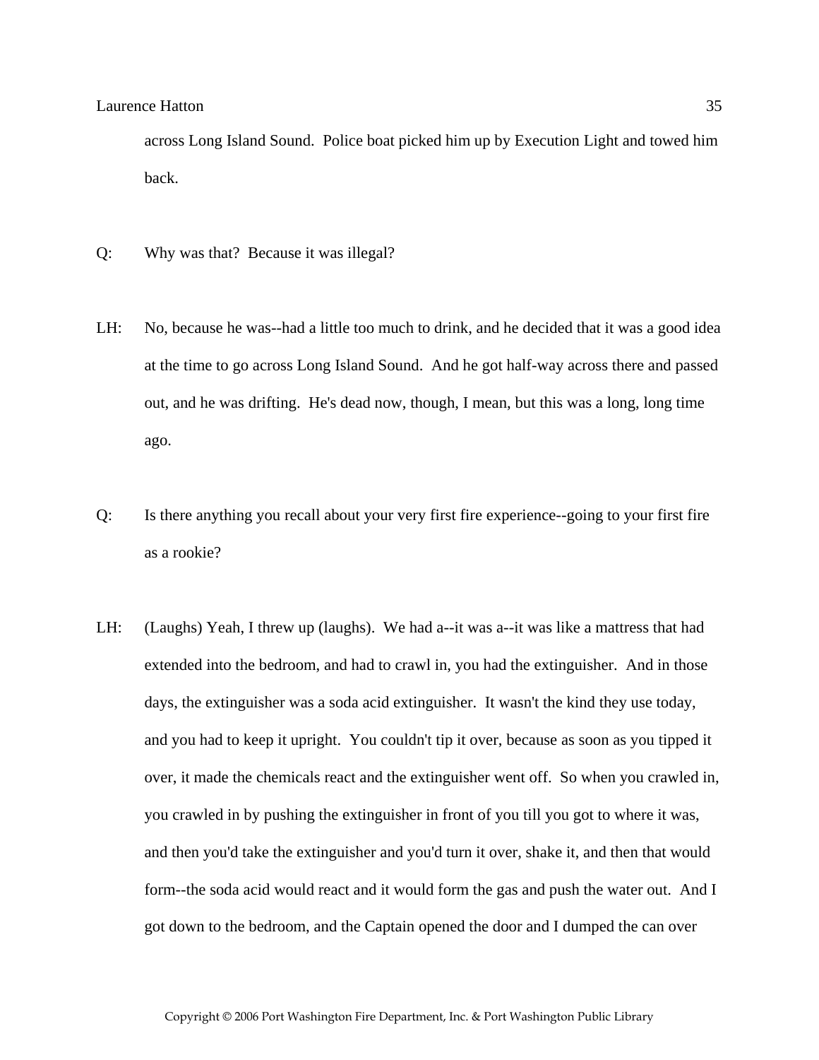across Long Island Sound. Police boat picked him up by Execution Light and towed him back.

Q: Why was that? Because it was illegal?

LH: No, because he was--had a little too much to drink, and he decided that it was a good idea at the time to go across Long Island Sound. And he got half-way across there and passed out, and he was drifting. He's dead now, though, I mean, but this was a long, long time ago.

Q: Is there anything you recall about your very first fire experience--going to your first fire as a rookie?

LH: (Laughs) Yeah, I threw up (laughs). We had a--it was a--it was like a mattress that had extended into the bedroom, and had to crawl in, you had the extinguisher. And in those days, the extinguisher was a soda acid extinguisher. It wasn't the kind they use today, and you had to keep it upright. You couldn't tip it over, because as soon as you tipped it over, it made the chemicals react and the extinguisher went off. So when you crawled in, you crawled in by pushing the extinguisher in front of you till you got to where it was, and then you'd take the extinguisher and you'd turn it over, shake it, and then that would form--the soda acid would react and it would form the gas and push the water out. And I got down to the bedroom, and the Captain opened the door and I dumped the can over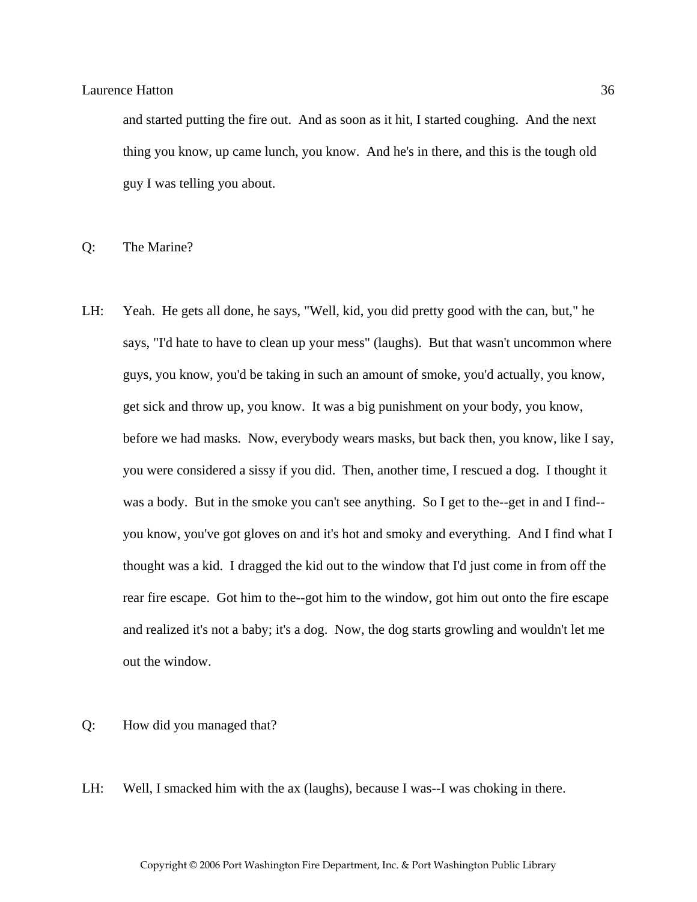and started putting the fire out. And as soon as it hit, I started coughing. And the next thing you know, up came lunch, you know. And he's in there, and this is the tough old guy I was telling you about.

Q: The Marine?

LH: Yeah. He gets all done, he says, "Well, kid, you did pretty good with the can, but," he says, "I'd hate to have to clean up your mess" (laughs). But that wasn't uncommon where guys, you know, you'd be taking in such an amount of smoke, you'd actually, you know, get sick and throw up, you know. It was a big punishment on your body, you know, before we had masks. Now, everybody wears masks, but back then, you know, like I say, you were considered a sissy if you did. Then, another time, I rescued a dog. I thought it was a body. But in the smoke you can't see anything. So I get to the--get in and I find--you know, you've got gloves on and it's hot and smoky and everything. And I find what I thought was a kid. I dragged the kid out to the window that I'd just come in from off the rear fire escape. Got him to the--got him to the window, got him out onto the fire escape and realized it's not a baby; it's a dog. Now, the dog starts growling and wouldn't let me out the window.

Q: How did you managed that?

LH: Well, I smacked him with the ax (laughs), because I was--I was choking in there.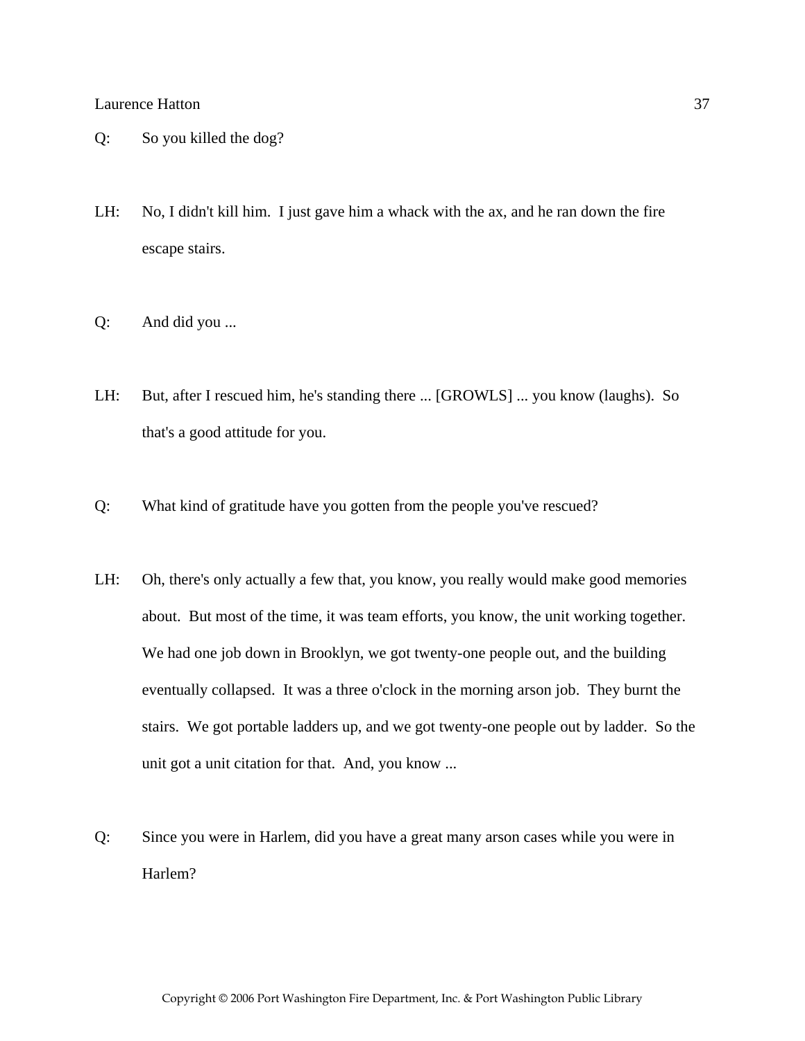Q: So you killed the dog?

LH: No, I didn't kill him. I just gave him a whack with the ax, and he ran down the fire escape stairs.

Q: And did you ...

LH: But, after I rescued him, he's standing there ... [GROWLS] ... you know (laughs). So that's a good attitude for you.

Q: What kind of gratitude have you gotten from the people you've rescued?

LH: Oh, there's only actually a few that, you know, you really would make good memories about. But most of the time, it was team efforts, you know, the unit working together. We had one job down in Brooklyn, we got twenty-one people out, and the building eventually collapsed. It was a three o'clock in the morning arson job. They burnt the stairs. We got portable ladders up, and we got twenty-one people out by ladder. So the unit got a unit citation for that. And, you know ...

Q: Since you were in Harlem, did you have a great many arson cases while you were in Harlem?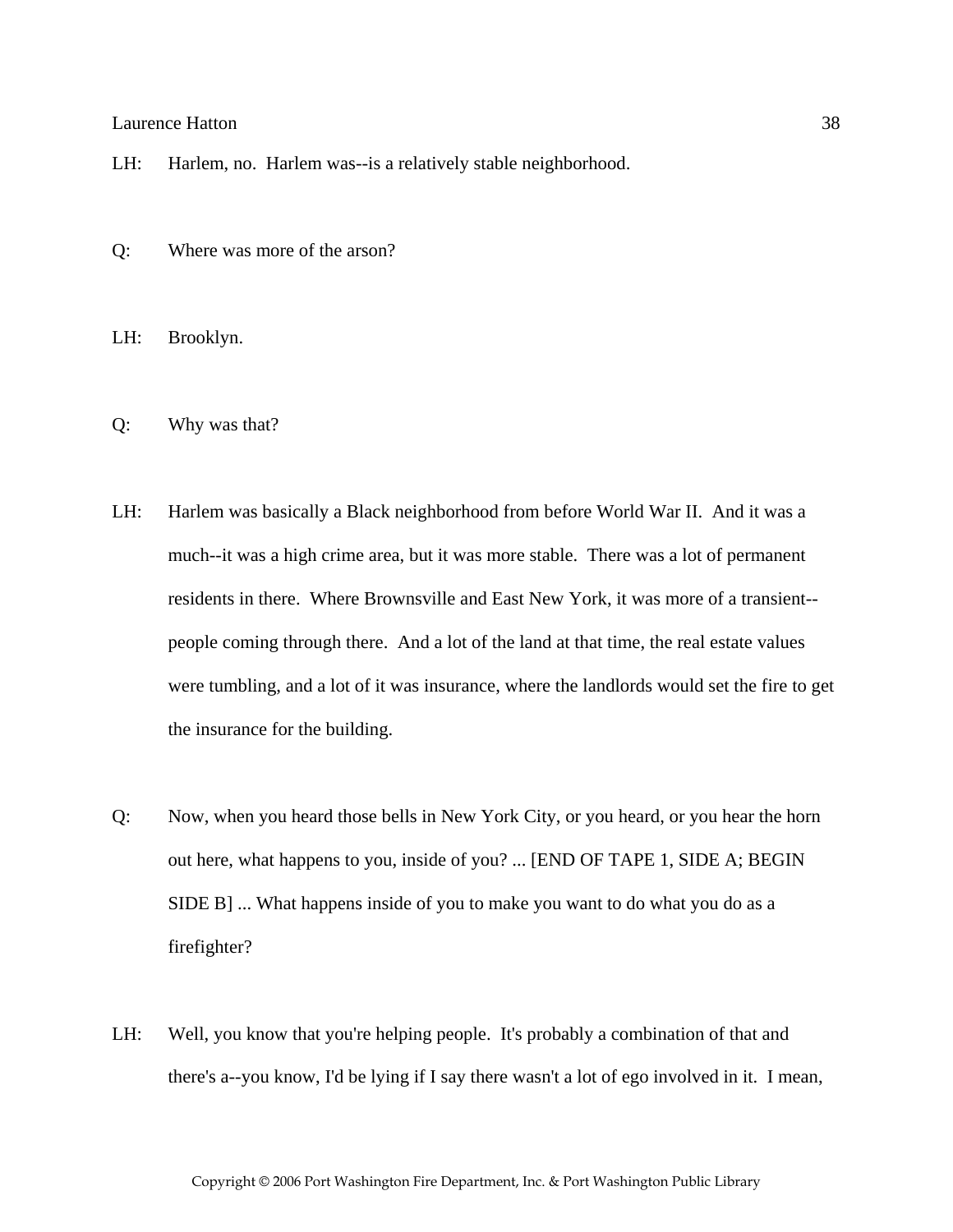LH: Harlem, no. Harlem was--is a relatively stable neighborhood.

Q: Where was more of the arson?

LH: Brooklyn.

Q: Why was that?

LH: Harlem was basically a Black neighborhood from before World War II. And it was a much--it was a high crime area, but it was more stable. There was a lot of permanent residents in there. Where Brownsville and East New York, it was more of a transient--people coming through there. And a lot of the land at that time, the real estate values were tumbling, and a lot of it was insurance, where the landlords would set the fire to get the insurance for the building.

Q: Now, when you heard those bells in New York City, or you heard, or you hear the horn out here, what happens to you, inside of you? ... [END OF TAPE 1, SIDE A; BEGIN SIDE B] ... What happens inside of you to make you want to do what you do as a firefighter?

LH: Well, you know that you're helping people. It's probably a combination of that and there's a--you know, I'd be lying if I say there wasn't a lot of ego involved in it. I mean,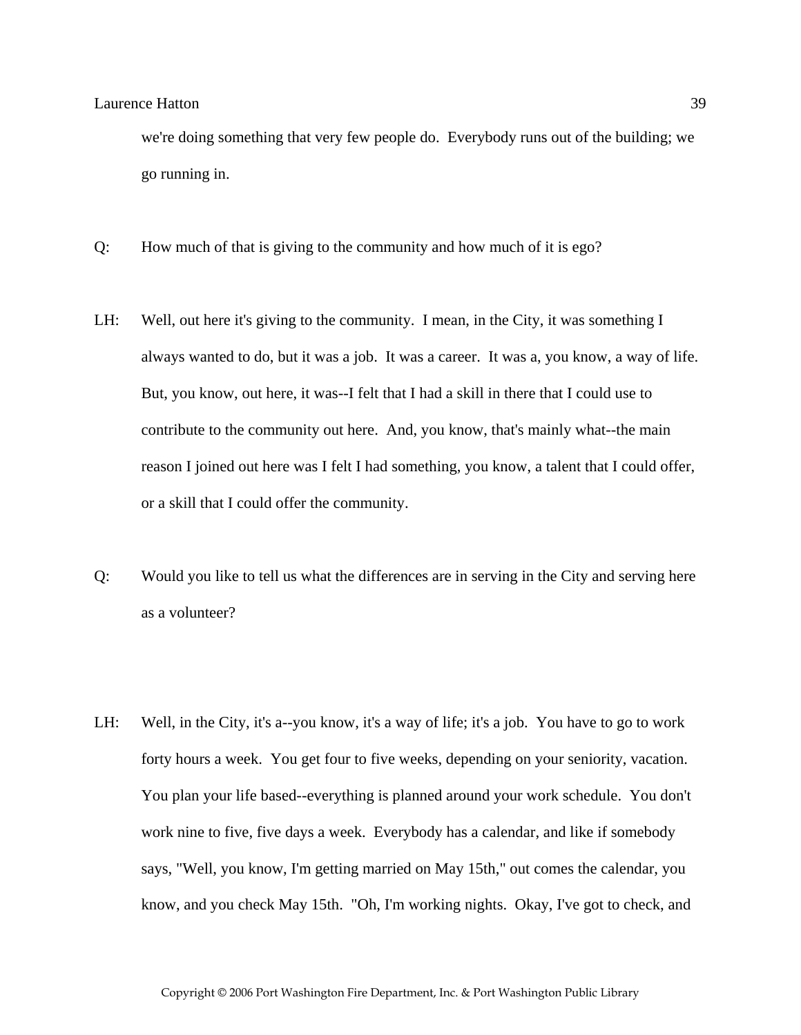we're doing something that very few people do.  Everybody runs out of the building; we go running in.

Q: How much of that is giving to the community and how much of it is ego?

LH: Well, out here it's giving to the community.  I mean, in the City, it was something I always wanted to do, but it was a job.  It was a career.  It was a, you know, a way of life.  But, you know, out here, it was--I felt that I had a skill in there that I could use to contribute to the community out here.  And, you know, that's mainly what--the main reason I joined out here was I felt I had something, you know, a talent that I could offer, or a skill that I could offer the community.

Q: Would you like to tell us what the differences are in serving in the City and serving here as a volunteer?

LH: Well, in the City, it's a--you know, it's a way of life; it's a job.  You have to go to work forty hours a week.  You get four to five weeks, depending on your seniority, vacation.  You plan your life based--everything is planned around your work schedule.  You don't work nine to five, five days a week.  Everybody has a calendar, and like if somebody says, "Well, you know, I'm getting married on May 15th," out comes the calendar, you know, and you check May 15th.  "Oh, I'm working nights.  Okay, I've got to check, and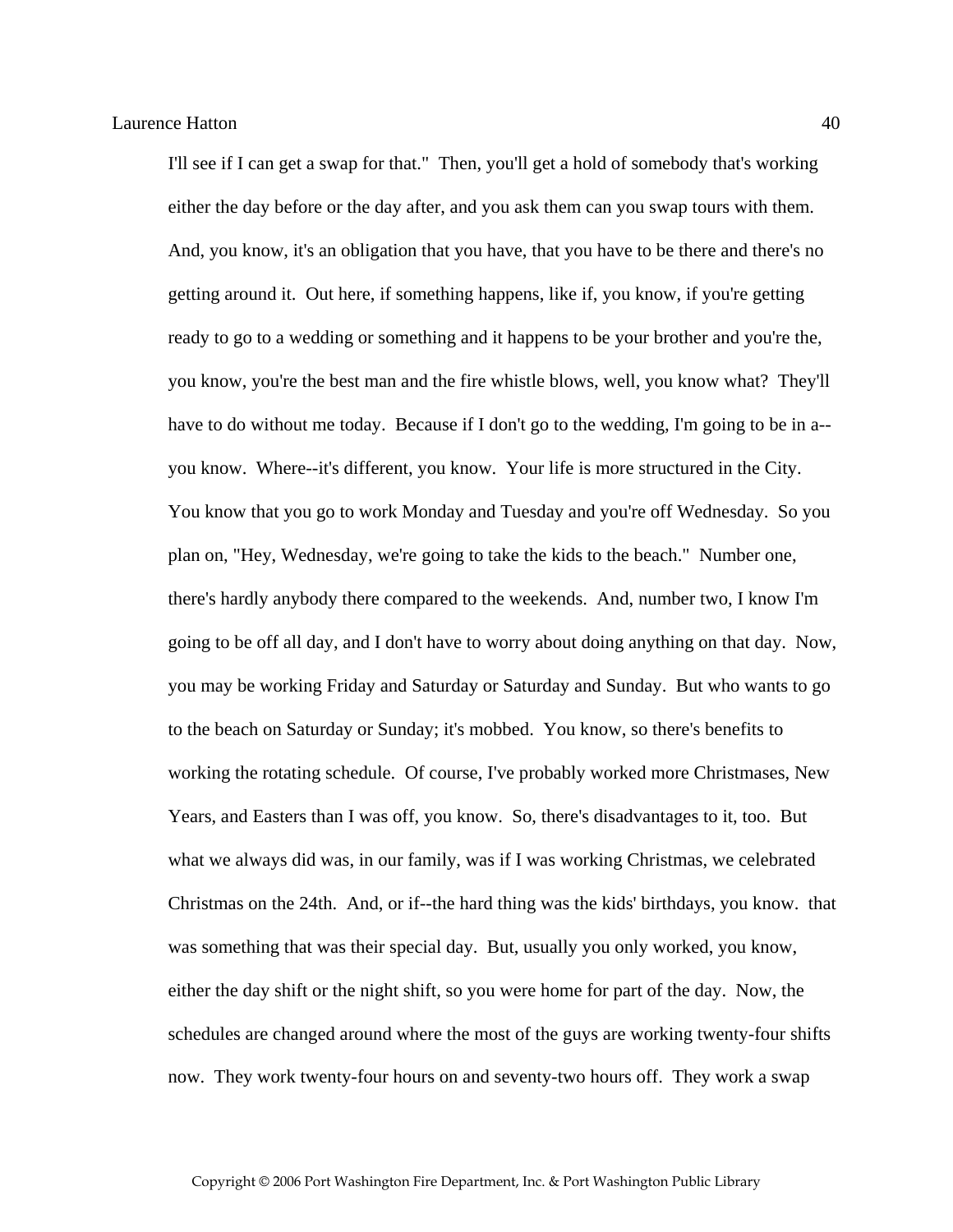I'll see if I can get a swap for that." Then, you'll get a hold of somebody that's working either the day before or the day after, and you ask them can you swap tours with them. And, you know, it's an obligation that you have, that you have to be there and there's no getting around it. Out here, if something happens, like if, you know, if you're getting ready to go to a wedding or something and it happens to be your brother and you're the, you know, you're the best man and the fire whistle blows, well, you know what? They'll have to do without me today. Because if I don't go to the wedding, I'm going to be in a--you know. Where--it's different, you know. Your life is more structured in the City. You know that you go to work Monday and Tuesday and you're off Wednesday. So you plan on, "Hey, Wednesday, we're going to take the kids to the beach." Number one, there's hardly anybody there compared to the weekends. And, number two, I know I'm going to be off all day, and I don't have to worry about doing anything on that day. Now, you may be working Friday and Saturday or Saturday and Sunday. But who wants to go to the beach on Saturday or Sunday; it's mobbed. You know, so there's benefits to working the rotating schedule. Of course, I've probably worked more Christmases, New Years, and Easters than I was off, you know. So, there's disadvantages to it, too. But what we always did was, in our family, was if I was working Christmas, we celebrated Christmas on the 24th. And, or if--the hard thing was the kids' birthdays, you know. that was something that was their special day. But, usually you only worked, you know, either the day shift or the night shift, so you were home for part of the day. Now, the schedules are changed around where the most of the guys are working twenty-four shifts now. They work twenty-four hours on and seventy-two hours off. They work a swap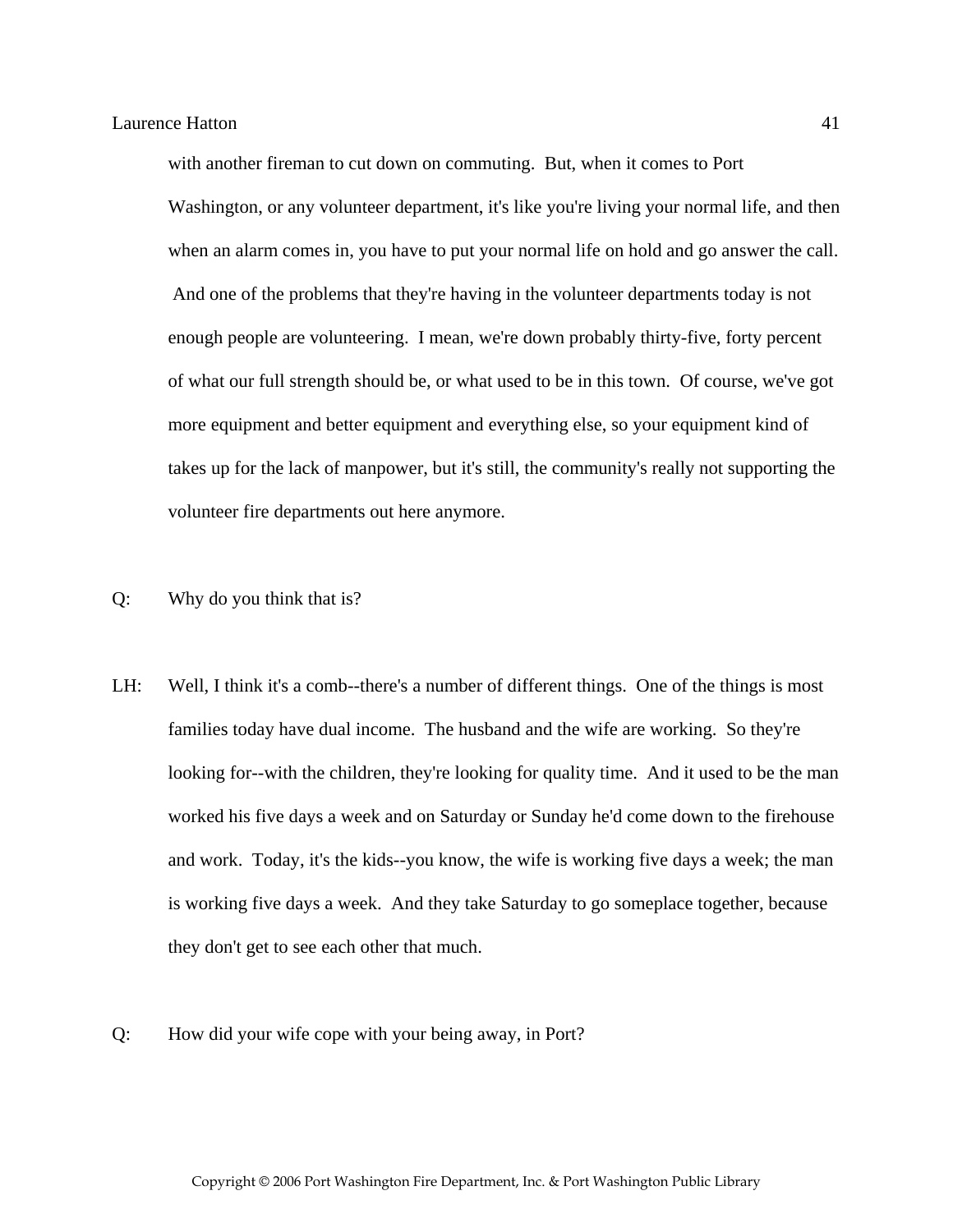with another fireman to cut down on commuting. But, when it comes to Port Washington, or any volunteer department, it's like you're living your normal life, and then when an alarm comes in, you have to put your normal life on hold and go answer the call. And one of the problems that they're having in the volunteer departments today is not enough people are volunteering. I mean, we're down probably thirty-five, forty percent of what our full strength should be, or what used to be in this town. Of course, we've got more equipment and better equipment and everything else, so your equipment kind of takes up for the lack of manpower, but it's still, the community's really not supporting the volunteer fire departments out here anymore.

Q: Why do you think that is?

LH: Well, I think it's a comb--there's a number of different things. One of the things is most families today have dual income. The husband and the wife are working. So they're looking for--with the children, they're looking for quality time. And it used to be the man worked his five days a week and on Saturday or Sunday he'd come down to the firehouse and work. Today, it's the kids--you know, the wife is working five days a week; the man is working five days a week. And they take Saturday to go someplace together, because they don't get to see each other that much.

Q: How did your wife cope with your being away, in Port?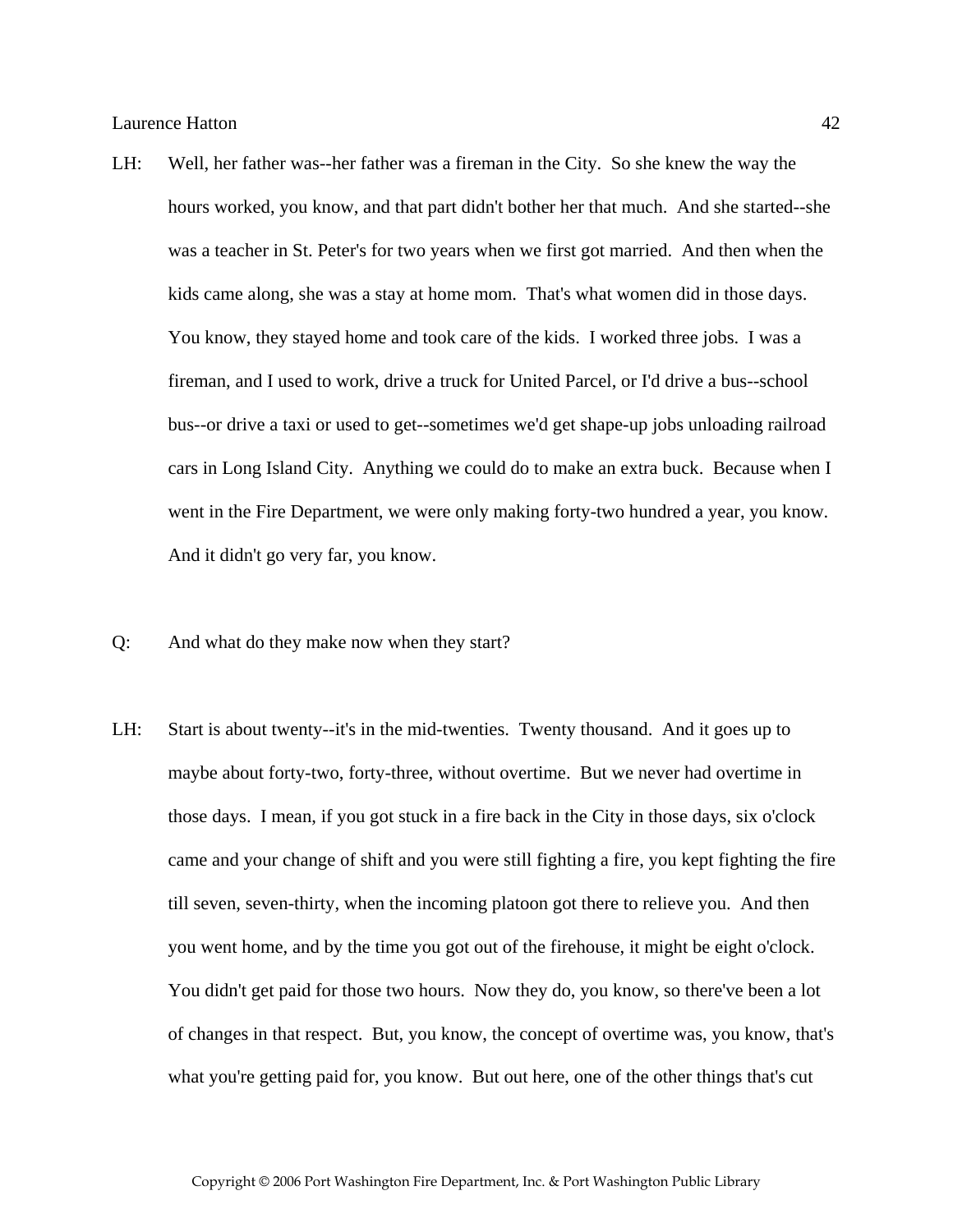LH: Well, her father was--her father was a fireman in the City. So she knew the way the hours worked, you know, and that part didn't bother her that much. And she started--she was a teacher in St. Peter's for two years when we first got married. And then when the kids came along, she was a stay at home mom. That's what women did in those days. You know, they stayed home and took care of the kids. I worked three jobs. I was a fireman, and I used to work, drive a truck for United Parcel, or I'd drive a bus--school bus--or drive a taxi or used to get--sometimes we'd get shape-up jobs unloading railroad cars in Long Island City. Anything we could do to make an extra buck. Because when I went in the Fire Department, we were only making forty-two hundred a year, you know. And it didn't go very far, you know.

Q: And what do they make now when they start?

LH: Start is about twenty--it's in the mid-twenties. Twenty thousand. And it goes up to maybe about forty-two, forty-three, without overtime. But we never had overtime in those days. I mean, if you got stuck in a fire back in the City in those days, six o'clock came and your change of shift and you were still fighting a fire, you kept fighting the fire till seven, seven-thirty, when the incoming platoon got there to relieve you. And then you went home, and by the time you got out of the firehouse, it might be eight o'clock. You didn't get paid for those two hours. Now they do, you know, so there've been a lot of changes in that respect. But, you know, the concept of overtime was, you know, that's what you're getting paid for, you know. But out here, one of the other things that's cut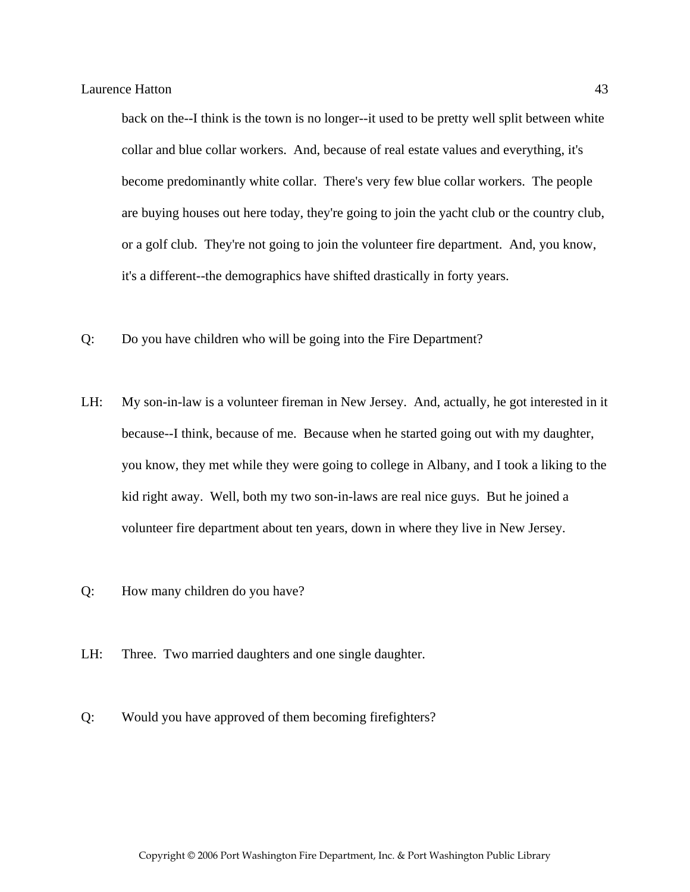back on the--I think is the town is no longer--it used to be pretty well split between white collar and blue collar workers. And, because of real estate values and everything, it's become predominantly white collar. There's very few blue collar workers. The people are buying houses out here today, they're going to join the yacht club or the country club, or a golf club. They're not going to join the volunteer fire department. And, you know, it's a different--the demographics have shifted drastically in forty years.

Q: Do you have children who will be going into the Fire Department?

LH: My son-in-law is a volunteer fireman in New Jersey. And, actually, he got interested in it because--I think, because of me. Because when he started going out with my daughter, you know, they met while they were going to college in Albany, and I took a liking to the kid right away. Well, both my two son-in-laws are real nice guys. But he joined a volunteer fire department about ten years, down in where they live in New Jersey.

Q: How many children do you have?

LH: Three. Two married daughters and one single daughter.

Q: Would you have approved of them becoming firefighters?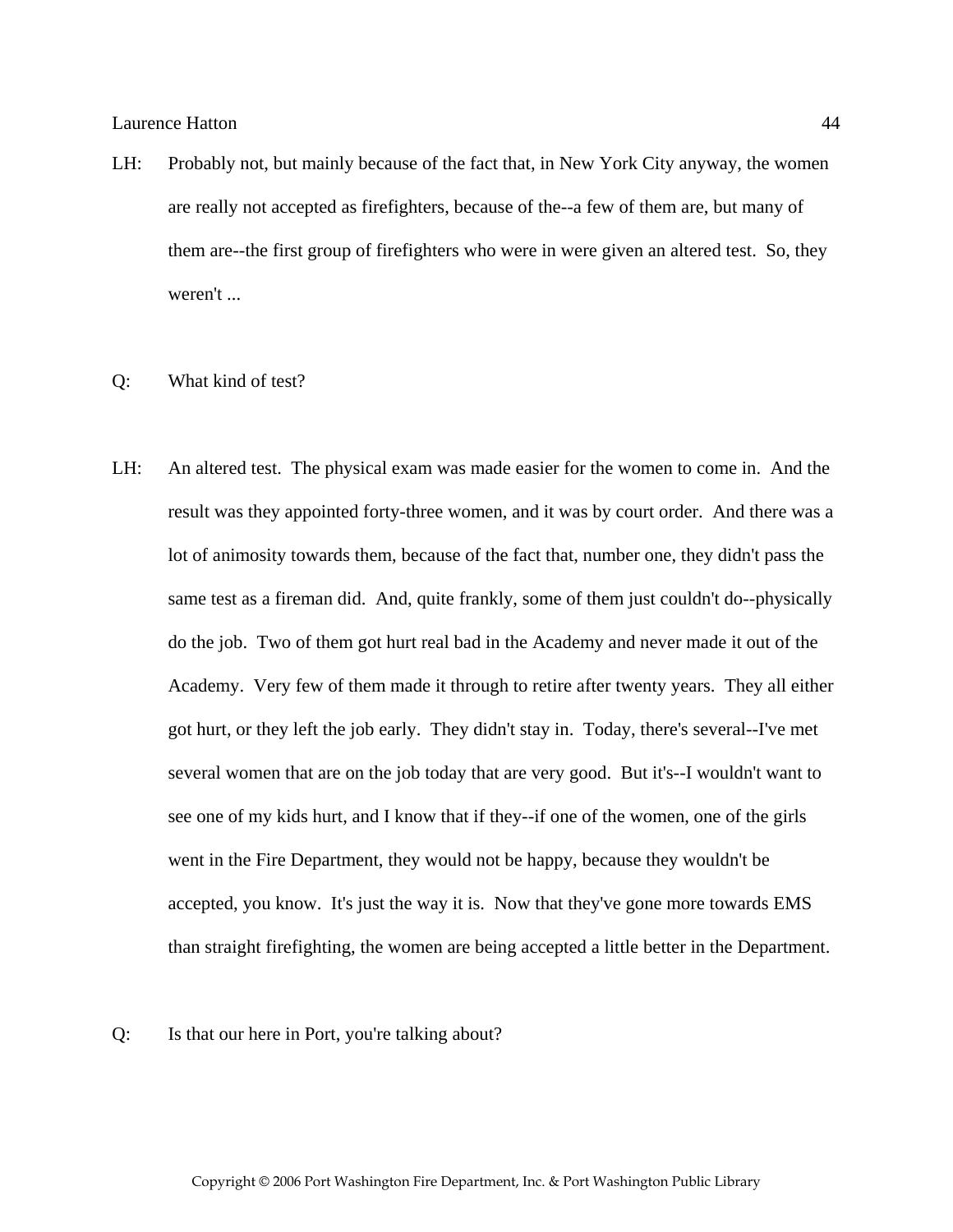LH: Probably not, but mainly because of the fact that, in New York City anyway, the women are really not accepted as firefighters, because of the--a few of them are, but many of them are--the first group of firefighters who were in were given an altered test. So, they weren't ...

Q: What kind of test?

LH: An altered test. The physical exam was made easier for the women to come in. And the result was they appointed forty-three women, and it was by court order. And there was a lot of animosity towards them, because of the fact that, number one, they didn't pass the same test as a fireman did. And, quite frankly, some of them just couldn't do--physically do the job. Two of them got hurt real bad in the Academy and never made it out of the Academy. Very few of them made it through to retire after twenty years. They all either got hurt, or they left the job early. They didn't stay in. Today, there's several--I've met several women that are on the job today that are very good. But it's--I wouldn't want to see one of my kids hurt, and I know that if they--if one of the women, one of the girls went in the Fire Department, they would not be happy, because they wouldn't be accepted, you know. It's just the way it is. Now that they've gone more towards EMS than straight firefighting, the women are being accepted a little better in the Department.

Q: Is that our here in Port, you're talking about?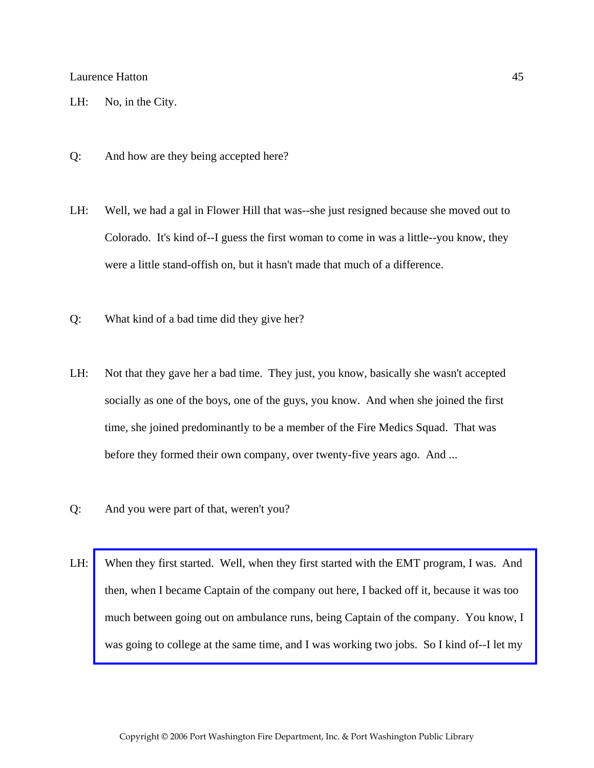LH: No, in the City.

Q: And how are they being accepted here?

LH: Well, we had a gal in Flower Hill that was--she just resigned because she moved out to Colorado. It's kind of--I guess the first woman to come in was a little--you know, they were a little stand-offish on, but it hasn't made that much of a difference.

Q: What kind of a bad time did they give her?

LH: Not that they gave her a bad time. They just, you know, basically she wasn't accepted socially as one of the boys, one of the guys, you know. And when she joined the first time, she joined predominantly to be a member of the Fire Medics Squad. That was before they formed their own company, over twenty-five years ago. And ...

Q: And you were part of that, weren't you?

LH: When they first started. Well, when they first started with the EMT program, I was. And then, when I became Captain of the company out here, I backed off it, because it was too much between going out on ambulance runs, being Captain of the company. You know, I was going to college at the same time, and I was working two jobs. So I kind of--I let my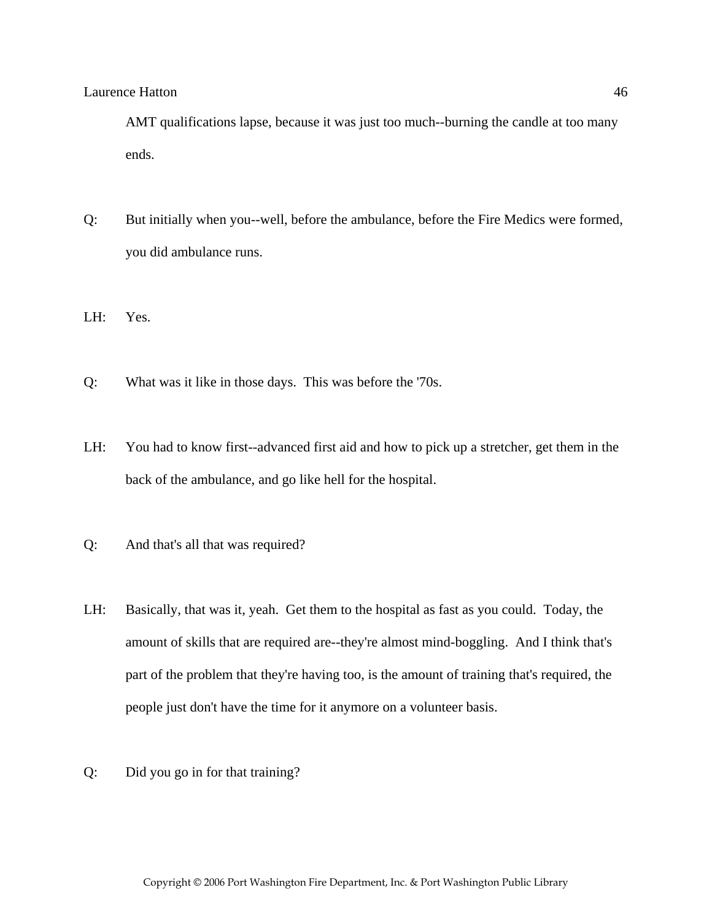AMT qualifications lapse, because it was just too much--burning the candle at too many ends.

Q: But initially when you--well, before the ambulance, before the Fire Medics were formed, you did ambulance runs.

LH: Yes.

Q: What was it like in those days. This was before the '70s.

LH: You had to know first--advanced first aid and how to pick up a stretcher, get them in the back of the ambulance, and go like hell for the hospital.

Q: And that's all that was required?

LH: Basically, that was it, yeah. Get them to the hospital as fast as you could. Today, the amount of skills that are required are--they're almost mind-boggling. And I think that's part of the problem that they're having too, is the amount of training that's required, the people just don't have the time for it anymore on a volunteer basis.

Q: Did you go in for that training?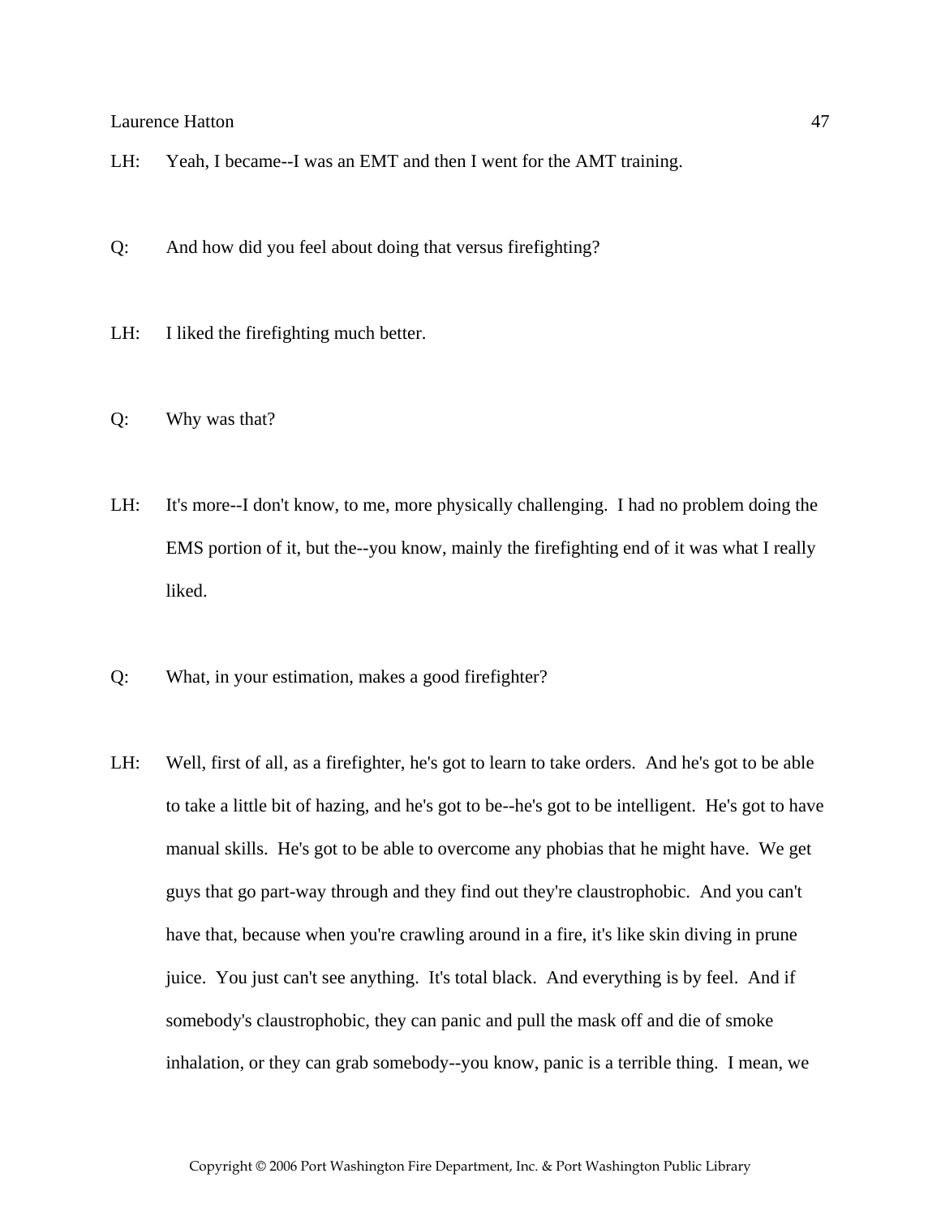LH: Yeah, I became--I was an EMT and then I went for the AMT training.

Q: And how did you feel about doing that versus firefighting?

LH: I liked the firefighting much better.

Q: Why was that?

LH: It's more--I don't know, to me, more physically challenging. I had no problem doing the EMS portion of it, but the--you know, mainly the firefighting end of it was what I really liked.

Q: What, in your estimation, makes a good firefighter?

LH: Well, first of all, as a firefighter, he's got to learn to take orders. And he's got to be able to take a little bit of hazing, and he's got to be--he's got to be intelligent. He's got to have manual skills. He's got to be able to overcome any phobias that he might have. We get guys that go part-way through and they find out they're claustrophobic. And you can't have that, because when you're crawling around in a fire, it's like skin diving in prune juice. You just can't see anything. It's total black. And everything is by feel. And if somebody's claustrophobic, they can panic and pull the mask off and die of smoke inhalation, or they can grab somebody--you know, panic is a terrible thing. I mean, we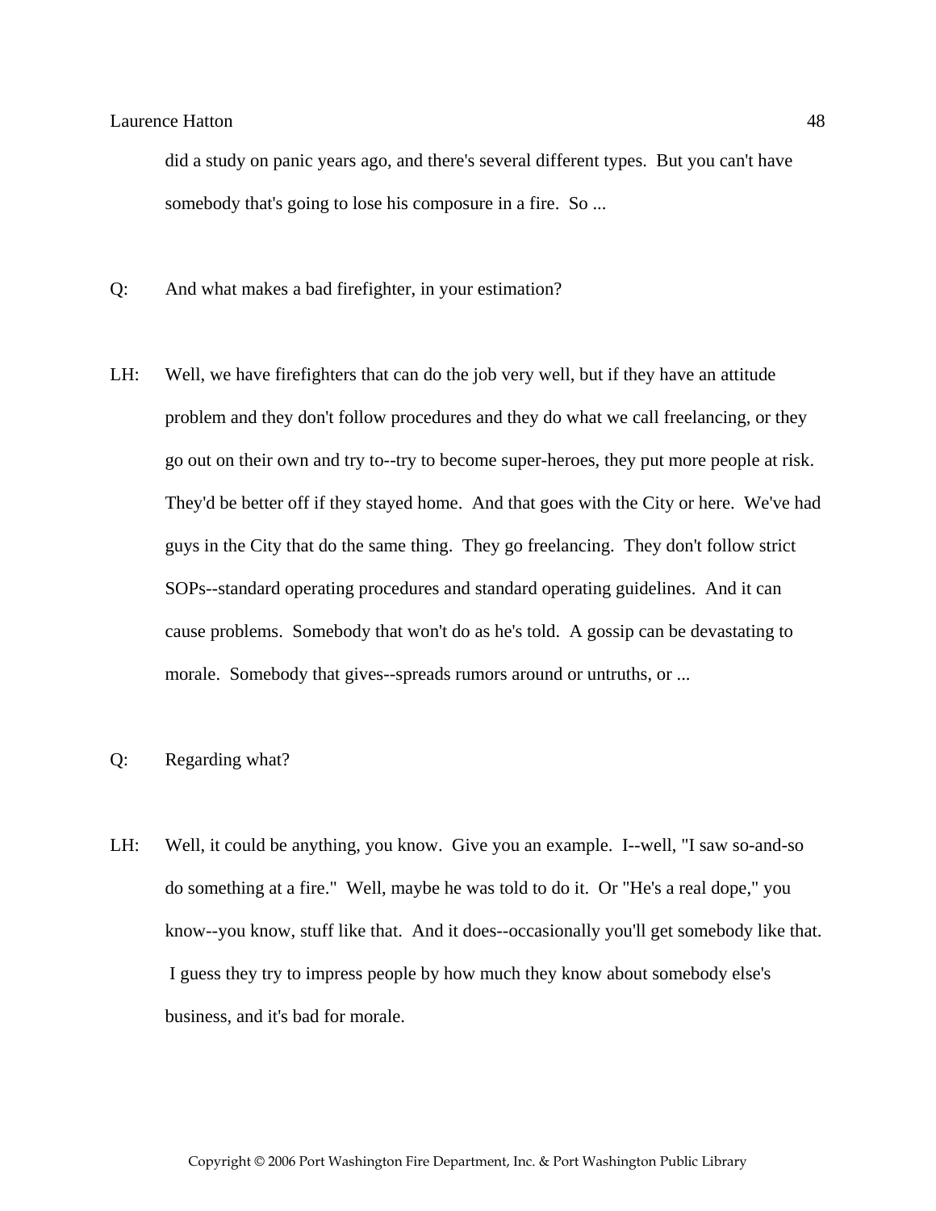did a study on panic years ago, and there's several different types.  But you can't have somebody that's going to lose his composure in a fire.  So ...

Q: And what makes a bad firefighter, in your estimation?

LH: Well, we have firefighters that can do the job very well, but if they have an attitude problem and they don't follow procedures and they do what we call freelancing, or they go out on their own and try to--try to become super-heroes, they put more people at risk. They'd be better off if they stayed home.  And that goes with the City or here.  We've had guys in the City that do the same thing.  They go freelancing.  They don't follow strict SOPs--standard operating procedures and standard operating guidelines.  And it can cause problems.  Somebody that won't do as he's told.  A gossip can be devastating to morale.  Somebody that gives--spreads rumors around or untruths, or ...

Q: Regarding what?

LH: Well, it could be anything, you know.  Give you an example.  I--well, "I saw so-and-so do something at a fire."  Well, maybe he was told to do it.  Or "He's a real dope," you know--you know, stuff like that.  And it does--occasionally you'll get somebody like that. I guess they try to impress people by how much they know about somebody else's business, and it's bad for morale.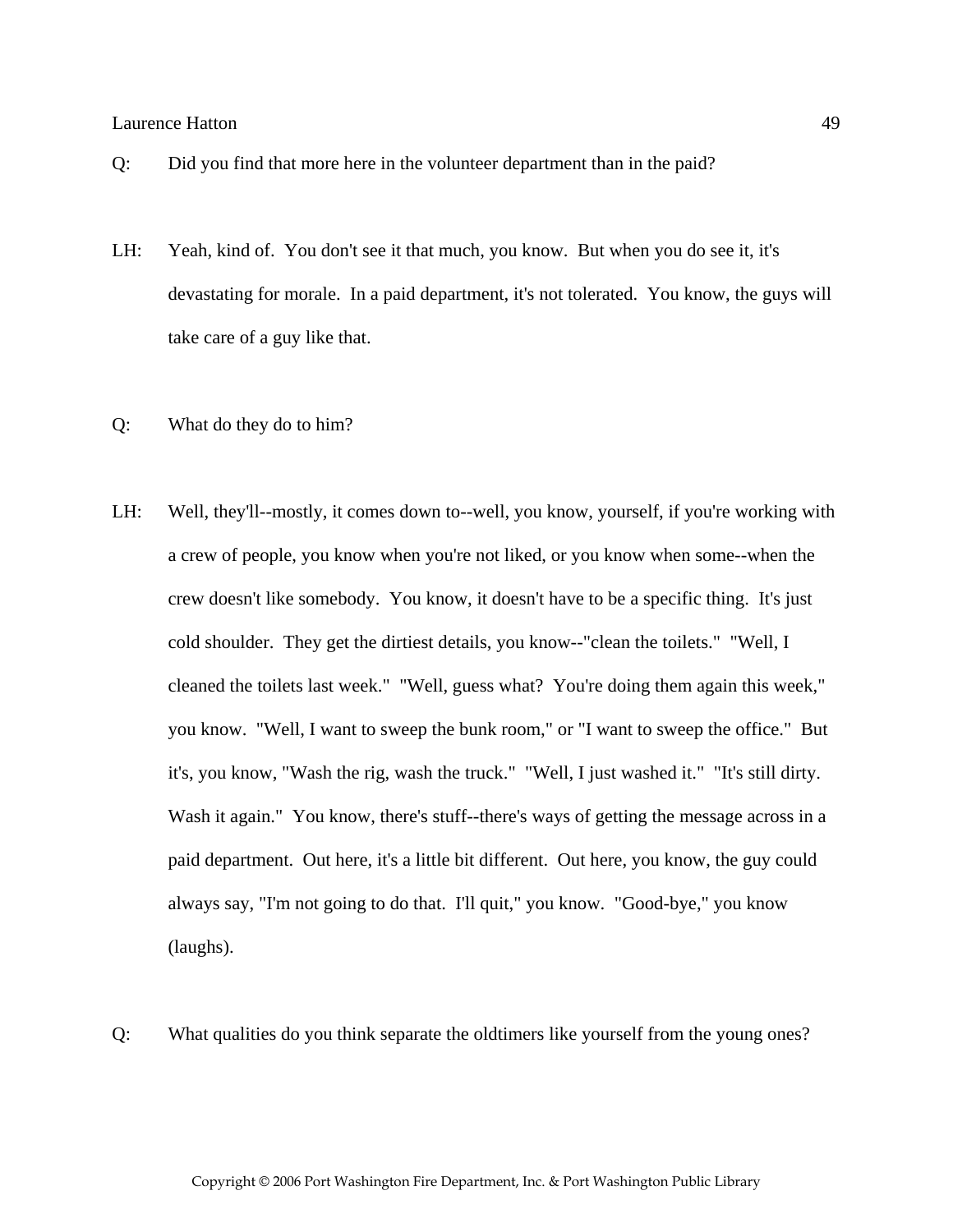Q: Did you find that more here in the volunteer department than in the paid?

LH: Yeah, kind of. You don't see it that much, you know. But when you do see it, it's devastating for morale. In a paid department, it's not tolerated. You know, the guys will take care of a guy like that.

Q: What do they do to him?

LH: Well, they'll--mostly, it comes down to--well, you know, yourself, if you're working with a crew of people, you know when you're not liked, or you know when some--when the crew doesn't like somebody. You know, it doesn't have to be a specific thing. It's just cold shoulder. They get the dirtiest details, you know--"clean the toilets." "Well, I cleaned the toilets last week." "Well, guess what? You're doing them again this week," you know. "Well, I want to sweep the bunk room," or "I want to sweep the office." But it's, you know, "Wash the rig, wash the truck." "Well, I just washed it." "It's still dirty. Wash it again." You know, there's stuff--there's ways of getting the message across in a paid department. Out here, it's a little bit different. Out here, you know, the guy could always say, "I'm not going to do that. I'll quit," you know. "Good-bye," you know (laughs).

Q: What qualities do you think separate the oldtimers like yourself from the young ones?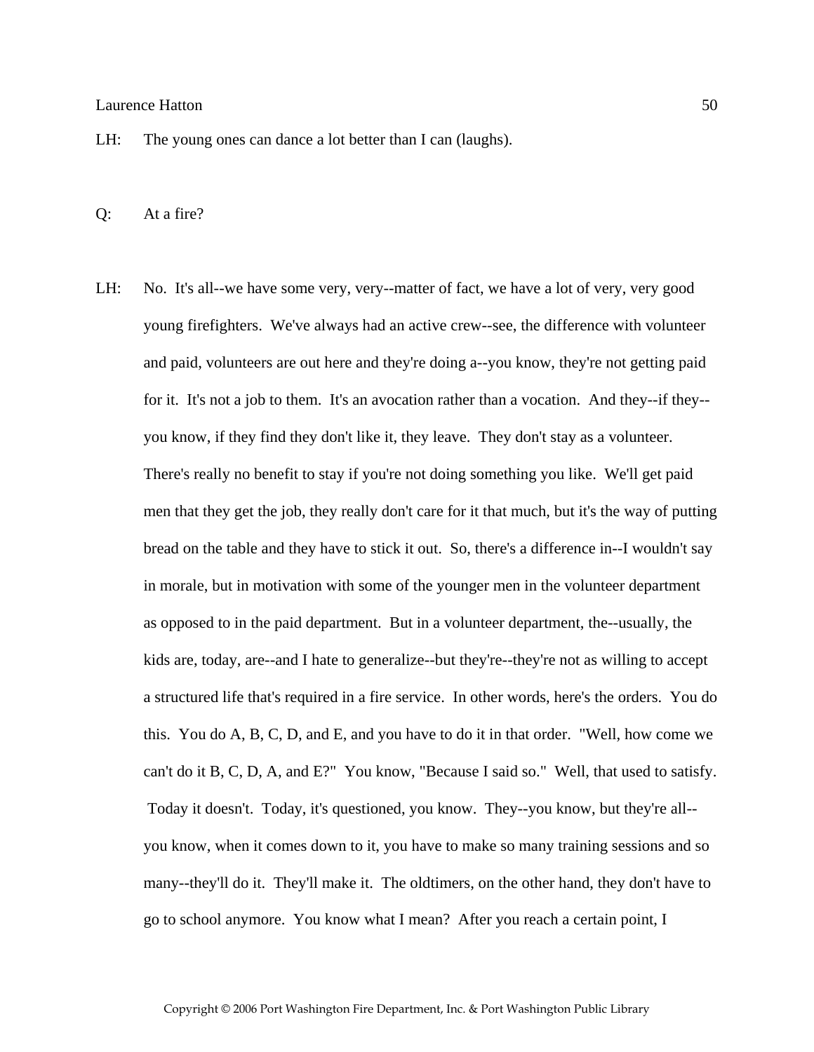LH: The young ones can dance a lot better than I can (laughs).

Q: At a fire?

LH: No. It's all--we have some very, very--matter of fact, we have a lot of very, very good young firefighters. We've always had an active crew--see, the difference with volunteer and paid, volunteers are out here and they're doing a--you know, they're not getting paid for it. It's not a job to them. It's an avocation rather than a vocation. And they--if they--you know, if they find they don't like it, they leave. They don't stay as a volunteer. There's really no benefit to stay if you're not doing something you like. We'll get paid men that they get the job, they really don't care for it that much, but it's the way of putting bread on the table and they have to stick it out. So, there's a difference in--I wouldn't say in morale, but in motivation with some of the younger men in the volunteer department as opposed to in the paid department. But in a volunteer department, the--usually, the kids are, today, are--and I hate to generalize--but they're--they're not as willing to accept a structured life that's required in a fire service. In other words, here's the orders. You do this. You do A, B, C, D, and E, and you have to do it in that order. "Well, how come we can't do it B, C, D, A, and E?" You know, "Because I said so." Well, that used to satisfy. Today it doesn't. Today, it's questioned, you know. They--you know, but they're all--you know, when it comes down to it, you have to make so many training sessions and so many--they'll do it. They'll make it. The oldtimers, on the other hand, they don't have to go to school anymore. You know what I mean? After you reach a certain point, I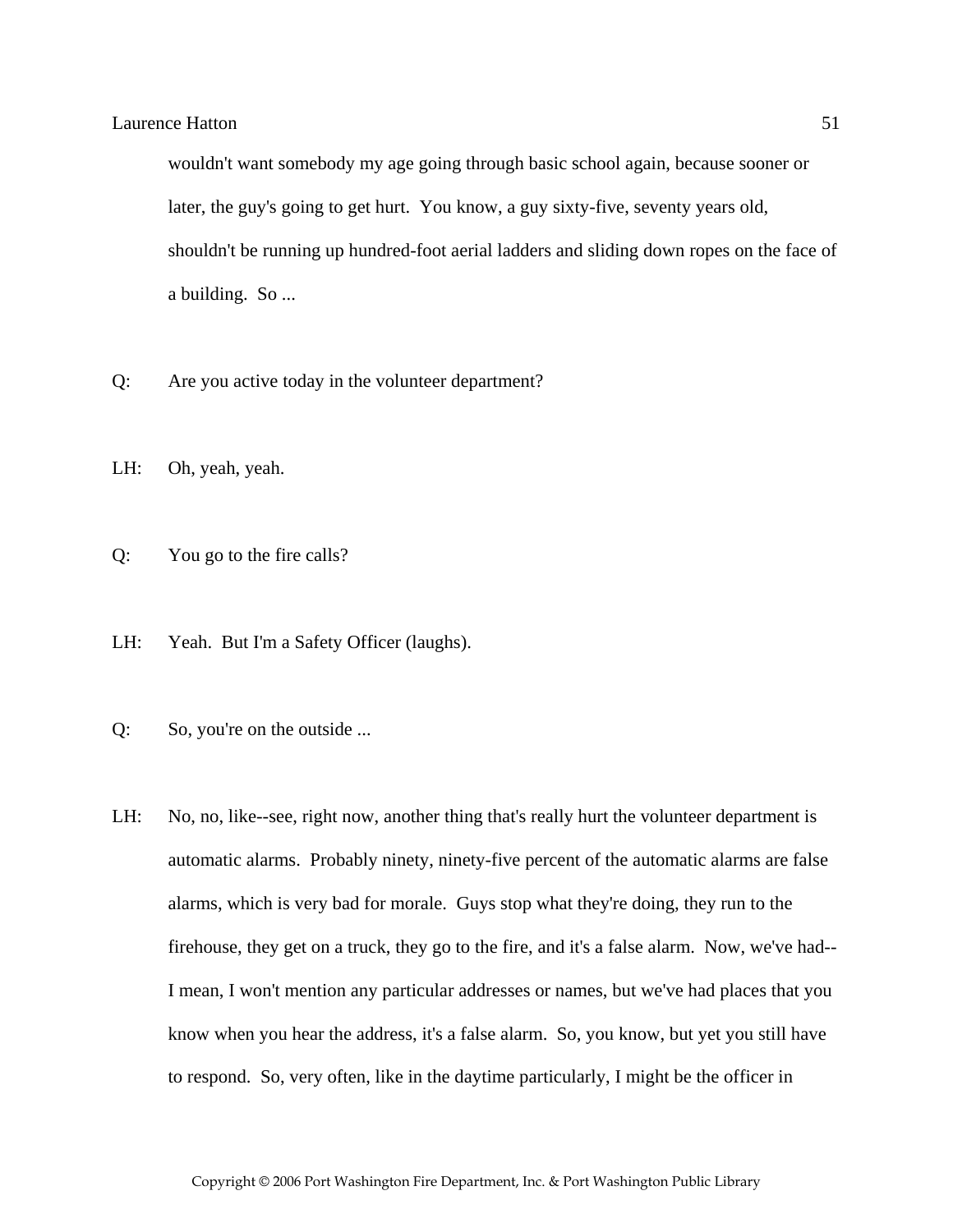wouldn't want somebody my age going through basic school again, because sooner or later, the guy's going to get hurt. You know, a guy sixty-five, seventy years old, shouldn't be running up hundred-foot aerial ladders and sliding down ropes on the face of a building. So ...

Q: Are you active today in the volunteer department?

LH: Oh, yeah, yeah.

Q: You go to the fire calls?

LH: Yeah. But I'm a Safety Officer (laughs).

Q: So, you're on the outside ...

LH: No, no, like--see, right now, another thing that's really hurt the volunteer department is automatic alarms. Probably ninety, ninety-five percent of the automatic alarms are false alarms, which is very bad for morale. Guys stop what they're doing, they run to the firehouse, they get on a truck, they go to the fire, and it's a false alarm. Now, we've had--I mean, I won't mention any particular addresses or names, but we've had places that you know when you hear the address, it's a false alarm. So, you know, but yet you still have to respond. So, very often, like in the daytime particularly, I might be the officer in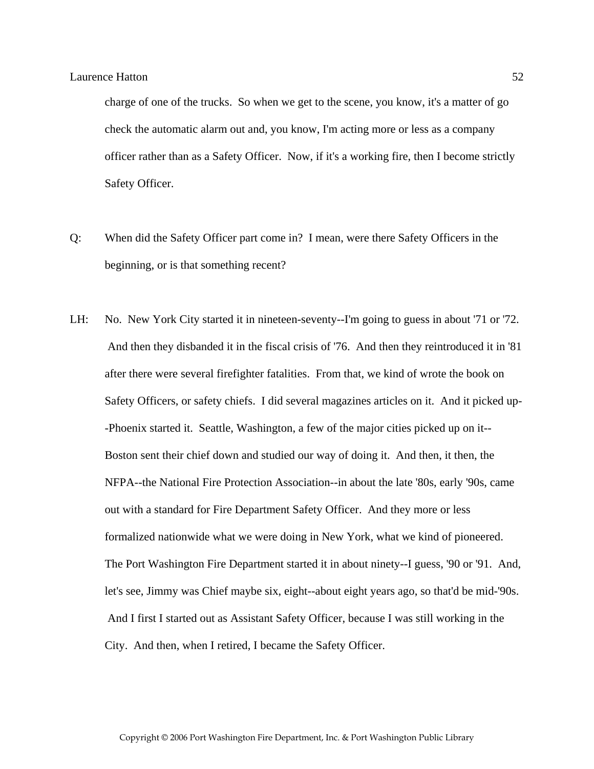charge of one of the trucks. So when we get to the scene, you know, it's a matter of go check the automatic alarm out and, you know, I'm acting more or less as a company officer rather than as a Safety Officer. Now, if it's a working fire, then I become strictly Safety Officer.

Q: When did the Safety Officer part come in? I mean, were there Safety Officers in the beginning, or is that something recent?

LH: No. New York City started it in nineteen-seventy--I'm going to guess in about '71 or '72. And then they disbanded it in the fiscal crisis of '76. And then they reintroduced it in '81 after there were several firefighter fatalities. From that, we kind of wrote the book on Safety Officers, or safety chiefs. I did several magazines articles on it. And it picked up--Phoenix started it. Seattle, Washington, a few of the major cities picked up on it--Boston sent their chief down and studied our way of doing it. And then, it then, the NFPA--the National Fire Protection Association--in about the late '80s, early '90s, came out with a standard for Fire Department Safety Officer. And they more or less formalized nationwide what we were doing in New York, what we kind of pioneered. The Port Washington Fire Department started it in about ninety--I guess, '90 or '91. And, let's see, Jimmy was Chief maybe six, eight--about eight years ago, so that'd be mid-'90s. And I first I started out as Assistant Safety Officer, because I was still working in the City. And then, when I retired, I became the Safety Officer.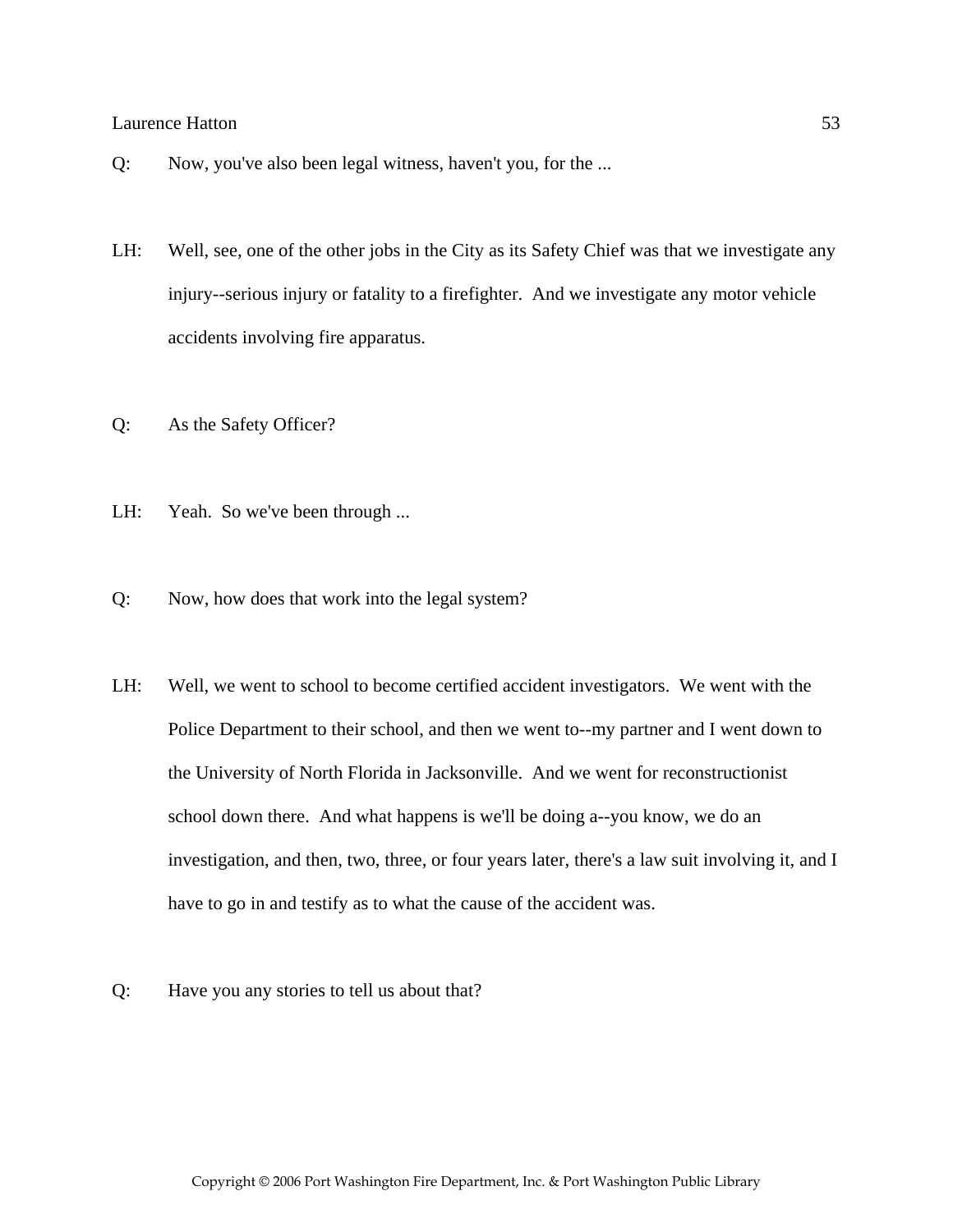Q: Now, you've also been legal witness, haven't you, for the ...

LH: Well, see, one of the other jobs in the City as its Safety Chief was that we investigate any injury--serious injury or fatality to a firefighter. And we investigate any motor vehicle accidents involving fire apparatus.

Q: As the Safety Officer?

LH: Yeah. So we've been through ...

Q: Now, how does that work into the legal system?

LH: Well, we went to school to become certified accident investigators. We went with the Police Department to their school, and then we went to--my partner and I went down to the University of North Florida in Jacksonville. And we went for reconstructionist school down there. And what happens is we'll be doing a--you know, we do an investigation, and then, two, three, or four years later, there's a law suit involving it, and I have to go in and testify as to what the cause of the accident was.

Q: Have you any stories to tell us about that?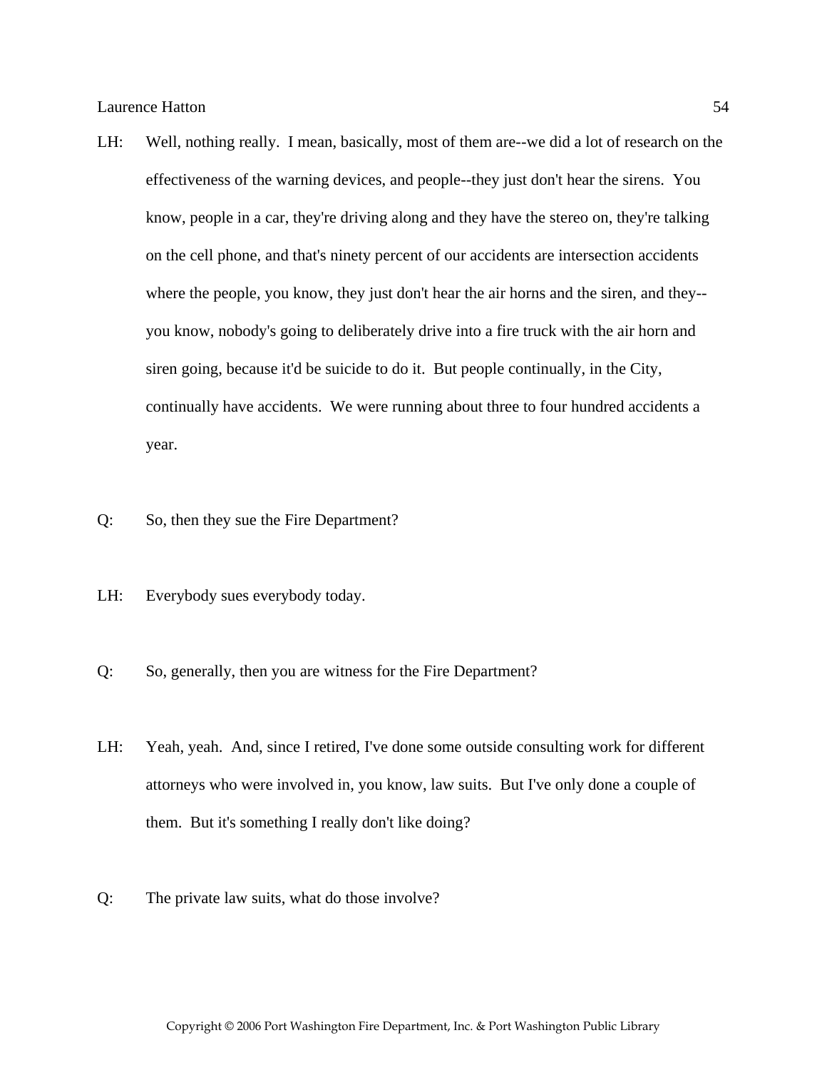LH: Well, nothing really. I mean, basically, most of them are--we did a lot of research on the effectiveness of the warning devices, and people--they just don't hear the sirens. You know, people in a car, they're driving along and they have the stereo on, they're talking on the cell phone, and that's ninety percent of our accidents are intersection accidents where the people, you know, they just don't hear the air horns and the siren, and they--you know, nobody's going to deliberately drive into a fire truck with the air horn and siren going, because it'd be suicide to do it. But people continually, in the City, continually have accidents. We were running about three to four hundred accidents a year.

Q: So, then they sue the Fire Department?

LH: Everybody sues everybody today.

Q: So, generally, then you are witness for the Fire Department?

LH: Yeah, yeah. And, since I retired, I've done some outside consulting work for different attorneys who were involved in, you know, law suits. But I've only done a couple of them. But it's something I really don't like doing?

Q: The private law suits, what do those involve?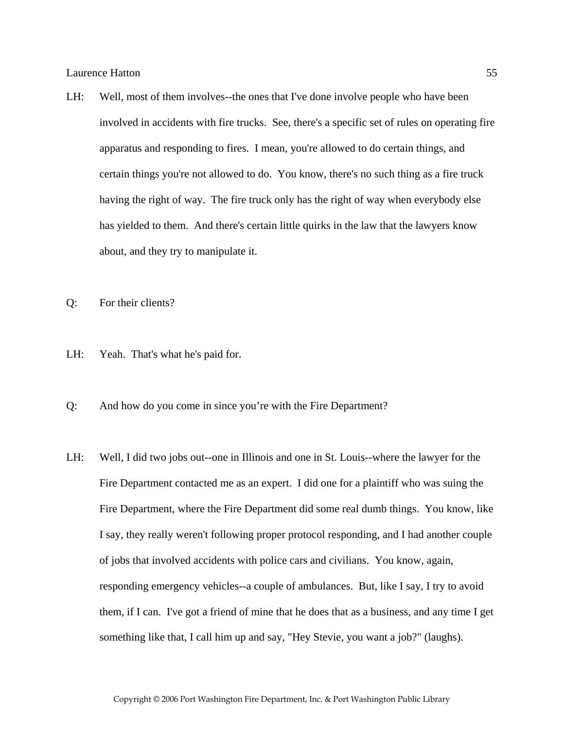LH: Well, most of them involves--the ones that I've done involve people who have been involved in accidents with fire trucks. See, there's a specific set of rules on operating fire apparatus and responding to fires. I mean, you're allowed to do certain things, and certain things you're not allowed to do. You know, there's no such thing as a fire truck having the right of way. The fire truck only has the right of way when everybody else has yielded to them. And there's certain little quirks in the law that the lawyers know about, and they try to manipulate it.

Q: For their clients?

LH: Yeah. That's what he's paid for.

Q: And how do you come in since you're with the Fire Department?

LH: Well, I did two jobs out--one in Illinois and one in St. Louis--where the lawyer for the Fire Department contacted me as an expert. I did one for a plaintiff who was suing the Fire Department, where the Fire Department did some real dumb things. You know, like I say, they really weren't following proper protocol responding, and I had another couple of jobs that involved accidents with police cars and civilians. You know, again, responding emergency vehicles--a couple of ambulances. But, like I say, I try to avoid them, if I can. I've got a friend of mine that he does that as a business, and any time I get something like that, I call him up and say, "Hey Stevie, you want a job?" (laughs).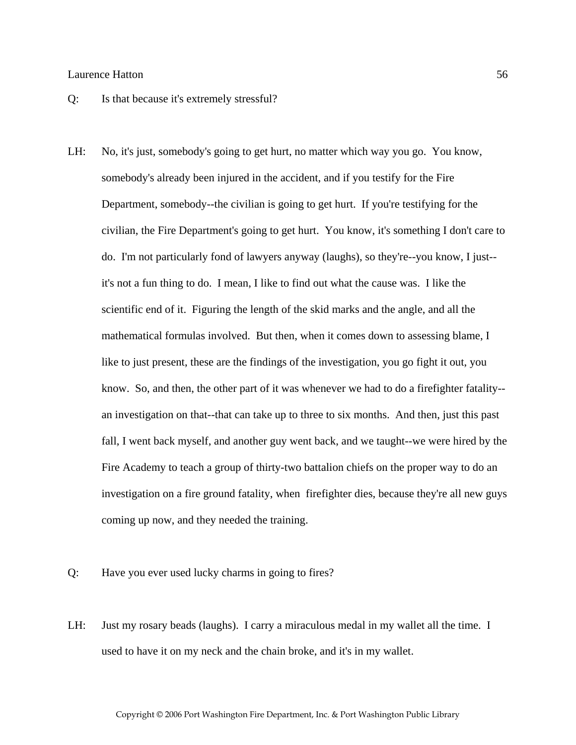Q: Is that because it's extremely stressful?

LH: No, it's just, somebody's going to get hurt, no matter which way you go. You know, somebody's already been injured in the accident, and if you testify for the Fire Department, somebody--the civilian is going to get hurt. If you're testifying for the civilian, the Fire Department's going to get hurt. You know, it's something I don't care to do. I'm not particularly fond of lawyers anyway (laughs), so they're--you know, I just--it's not a fun thing to do. I mean, I like to find out what the cause was. I like the scientific end of it. Figuring the length of the skid marks and the angle, and all the mathematical formulas involved. But then, when it comes down to assessing blame, I like to just present, these are the findings of the investigation, you go fight it out, you know. So, and then, the other part of it was whenever we had to do a firefighter fatality--an investigation on that--that can take up to three to six months. And then, just this past fall, I went back myself, and another guy went back, and we taught--we were hired by the Fire Academy to teach a group of thirty-two battalion chiefs on the proper way to do an investigation on a fire ground fatality, when firefighter dies, because they're all new guys coming up now, and they needed the training.

Q: Have you ever used lucky charms in going to fires?

LH: Just my rosary beads (laughs). I carry a miraculous medal in my wallet all the time. I used to have it on my neck and the chain broke, and it's in my wallet.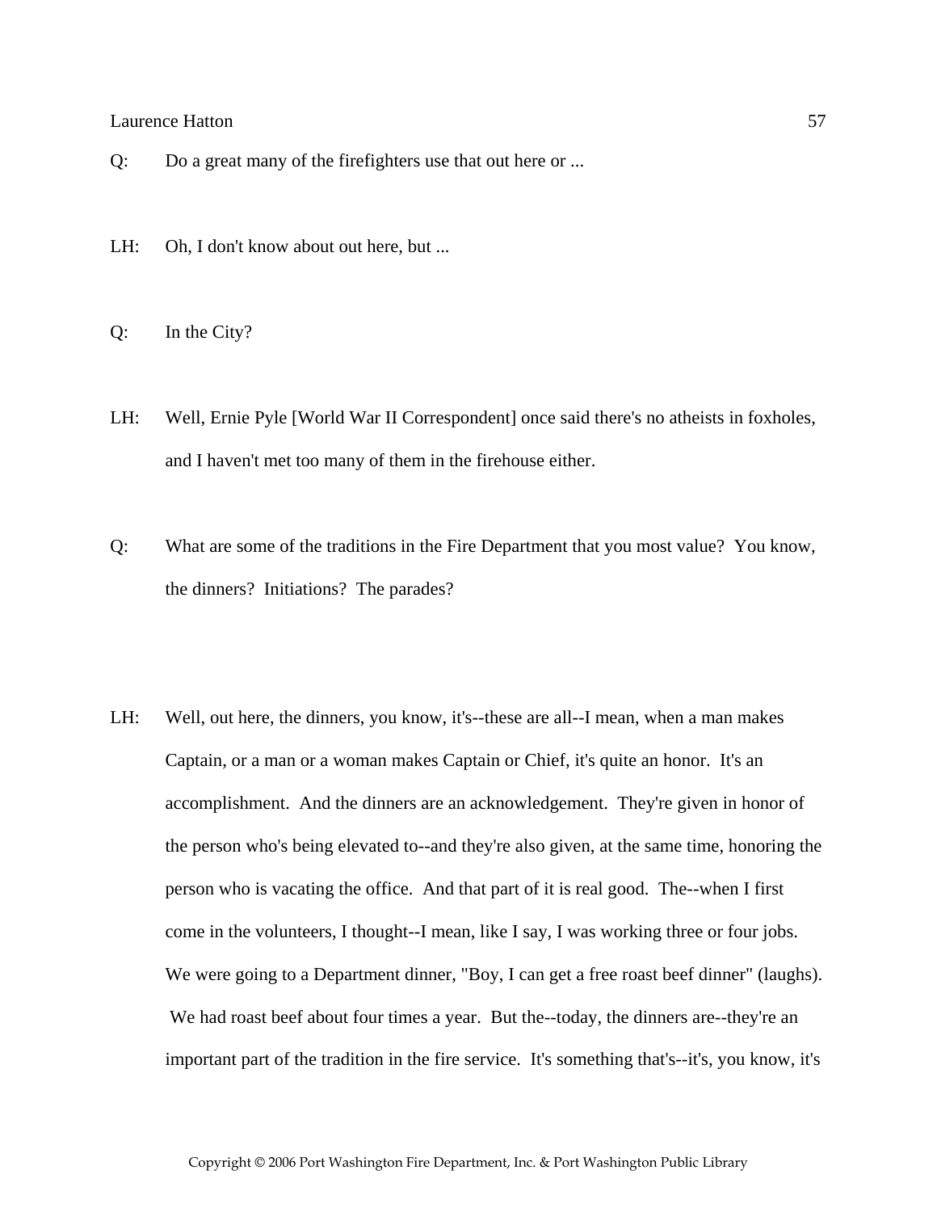Q: Do a great many of the firefighters use that out here or ...

LH: Oh, I don't know about out here, but ...

Q: In the City?

LH: Well, Ernie Pyle [World War II Correspondent] once said there's no atheists in foxholes, and I haven't met too many of them in the firehouse either.

Q: What are some of the traditions in the Fire Department that you most value? You know, the dinners? Initiations? The parades?

LH: Well, out here, the dinners, you know, it's--these are all--I mean, when a man makes Captain, or a man or a woman makes Captain or Chief, it's quite an honor. It's an accomplishment. And the dinners are an acknowledgement. They're given in honor of the person who's being elevated to--and they're also given, at the same time, honoring the person who is vacating the office. And that part of it is real good. The--when I first come in the volunteers, I thought--I mean, like I say, I was working three or four jobs. We were going to a Department dinner, "Boy, I can get a free roast beef dinner" (laughs). We had roast beef about four times a year. But the--today, the dinners are--they're an important part of the tradition in the fire service. It's something that's--it's, you know, it's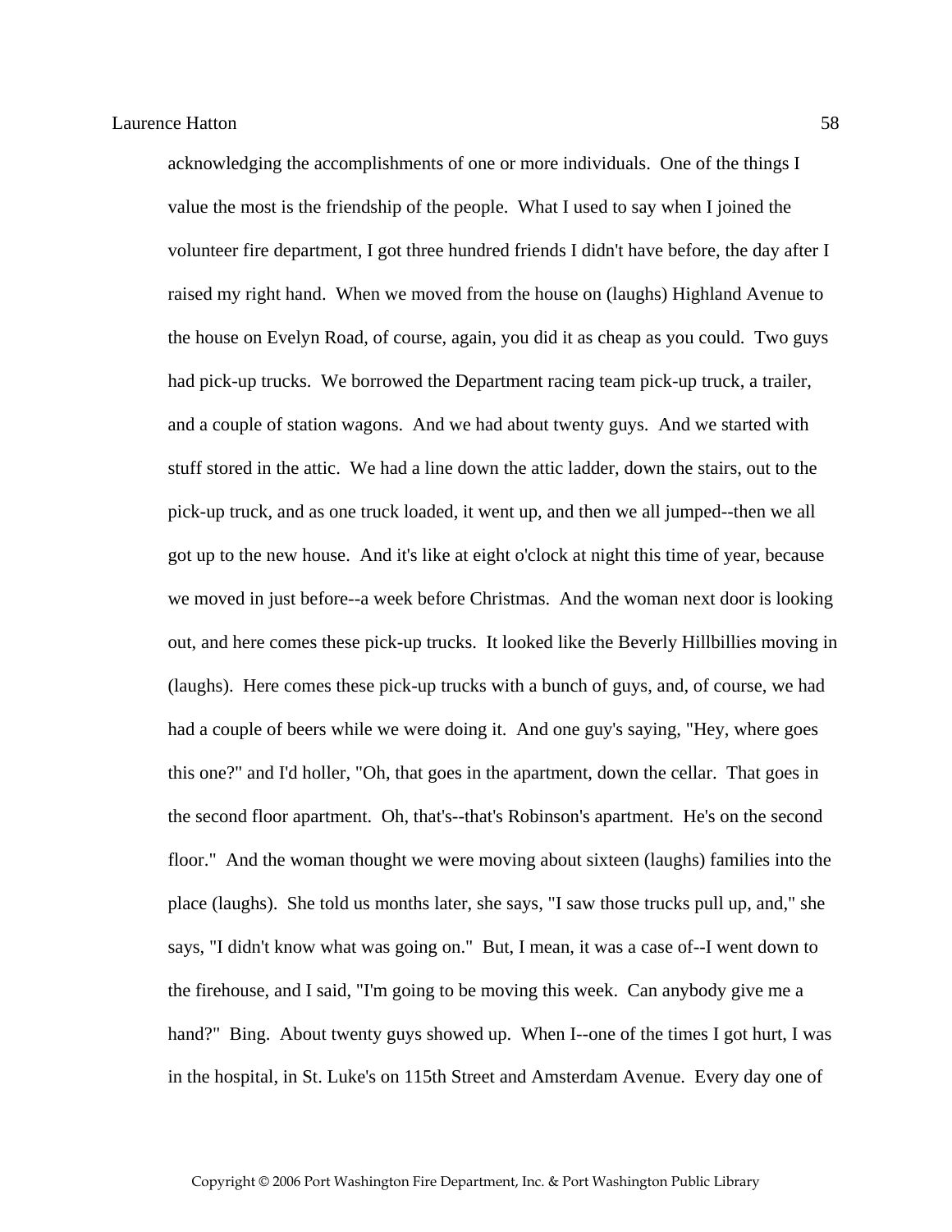acknowledging the accomplishments of one or more individuals. One of the things I value the most is the friendship of the people. What I used to say when I joined the volunteer fire department, I got three hundred friends I didn't have before, the day after I raised my right hand. When we moved from the house on (laughs) Highland Avenue to the house on Evelyn Road, of course, again, you did it as cheap as you could. Two guys had pick-up trucks. We borrowed the Department racing team pick-up truck, a trailer, and a couple of station wagons. And we had about twenty guys. And we started with stuff stored in the attic. We had a line down the attic ladder, down the stairs, out to the pick-up truck, and as one truck loaded, it went up, and then we all jumped--then we all got up to the new house. And it's like at eight o'clock at night this time of year, because we moved in just before--a week before Christmas. And the woman next door is looking out, and here comes these pick-up trucks. It looked like the Beverly Hillbillies moving in (laughs). Here comes these pick-up trucks with a bunch of guys, and, of course, we had had a couple of beers while we were doing it. And one guy's saying, "Hey, where goes this one?" and I'd holler, "Oh, that goes in the apartment, down the cellar. That goes in the second floor apartment. Oh, that's--that's Robinson's apartment. He's on the second floor." And the woman thought we were moving about sixteen (laughs) families into the place (laughs). She told us months later, she says, "I saw those trucks pull up, and," she says, "I didn't know what was going on." But, I mean, it was a case of--I went down to the firehouse, and I said, "I'm going to be moving this week. Can anybody give me a hand?" Bing. About twenty guys showed up. When I--one of the times I got hurt, I was in the hospital, in St. Luke's on 115th Street and Amsterdam Avenue. Every day one of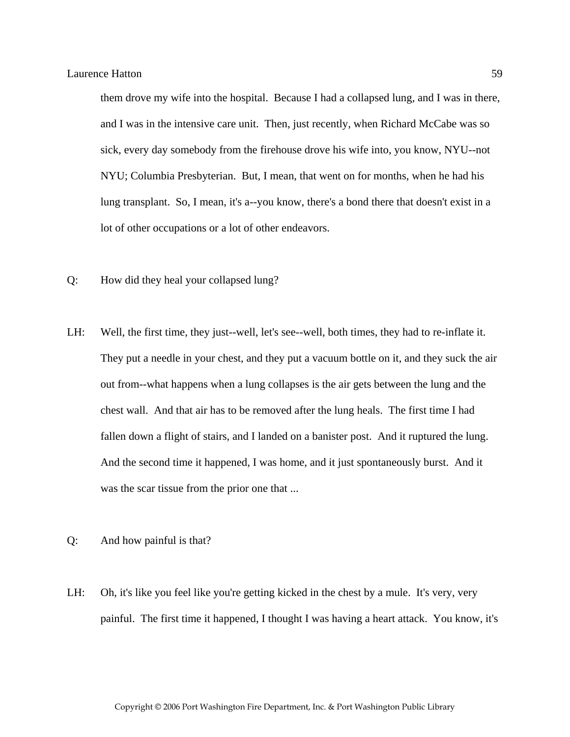them drove my wife into the hospital. Because I had a collapsed lung, and I was in there, and I was in the intensive care unit. Then, just recently, when Richard McCabe was so sick, every day somebody from the firehouse drove his wife into, you know, NYU--not NYU; Columbia Presbyterian. But, I mean, that went on for months, when he had his lung transplant. So, I mean, it's a--you know, there's a bond there that doesn't exist in a lot of other occupations or a lot of other endeavors.

Q: How did they heal your collapsed lung?

LH: Well, the first time, they just--well, let's see--well, both times, they had to re-inflate it. They put a needle in your chest, and they put a vacuum bottle on it, and they suck the air out from--what happens when a lung collapses is the air gets between the lung and the chest wall. And that air has to be removed after the lung heals. The first time I had fallen down a flight of stairs, and I landed on a banister post. And it ruptured the lung. And the second time it happened, I was home, and it just spontaneously burst. And it was the scar tissue from the prior one that ...

Q: And how painful is that?

LH: Oh, it's like you feel like you're getting kicked in the chest by a mule. It's very, very painful. The first time it happened, I thought I was having a heart attack. You know, it's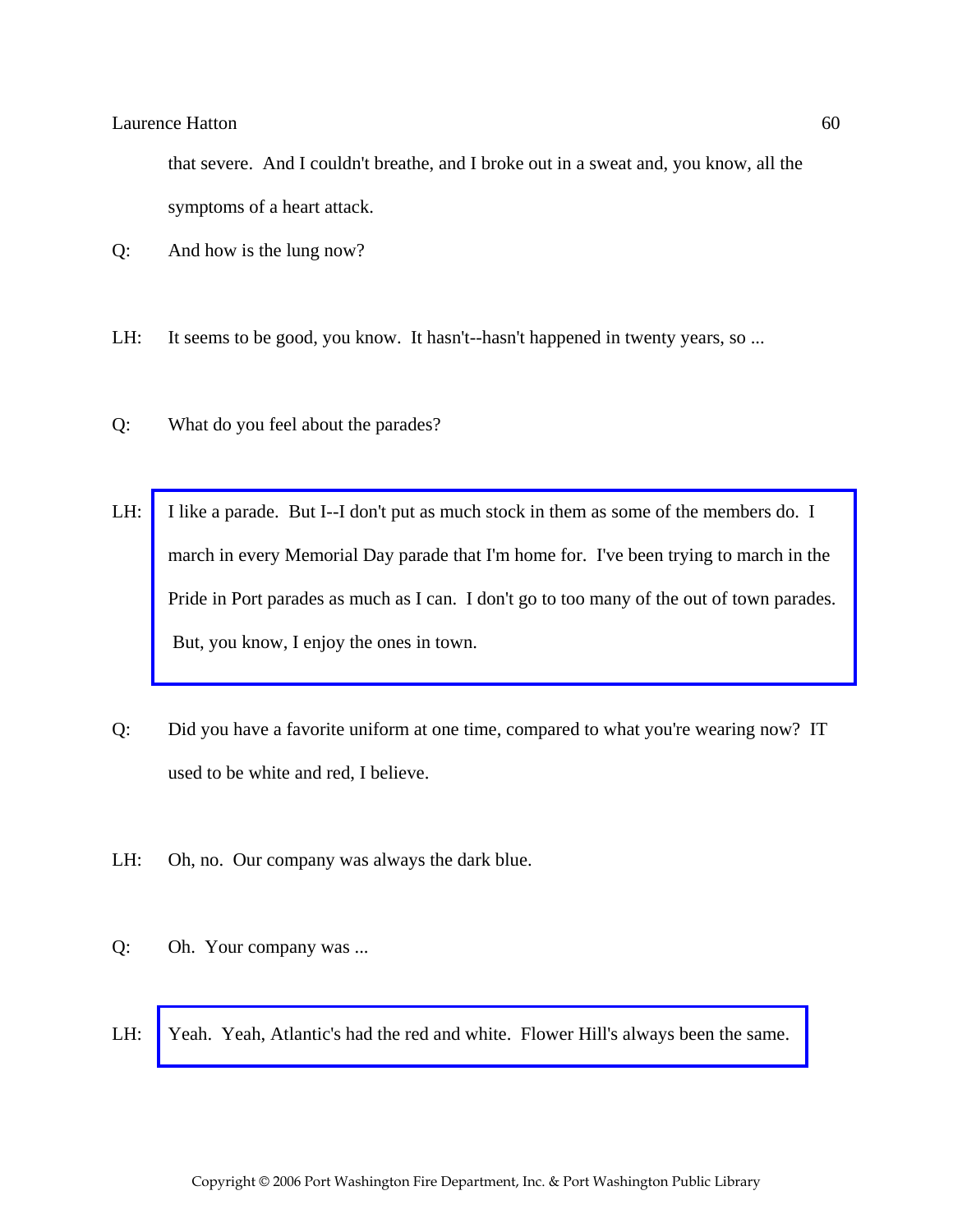that severe. And I couldn't breathe, and I broke out in a sweat and, you know, all the symptoms of a heart attack.

Q: And how is the lung now?

LH: It seems to be good, you know. It hasn't--hasn't happened in twenty years, so ...

Q: What do you feel about the parades?

LH: I like a parade. But I--I don't put as much stock in them as some of the members do. I march in every Memorial Day parade that I'm home for. I've been trying to march in the Pride in Port parades as much as I can. I don't go to too many of the out of town parades. But, you know, I enjoy the ones in town.

Q: Did you have a favorite uniform at one time, compared to what you're wearing now? IT used to be white and red, I believe.

LH: Oh, no. Our company was always the dark blue.

Q: Oh. Your company was ...

LH: Yeah. Yeah, Atlantic's had the red and white. Flower Hill's always been the same.

Copyright © 2006 Port Washington Fire Department, Inc. & Port Washington Public Library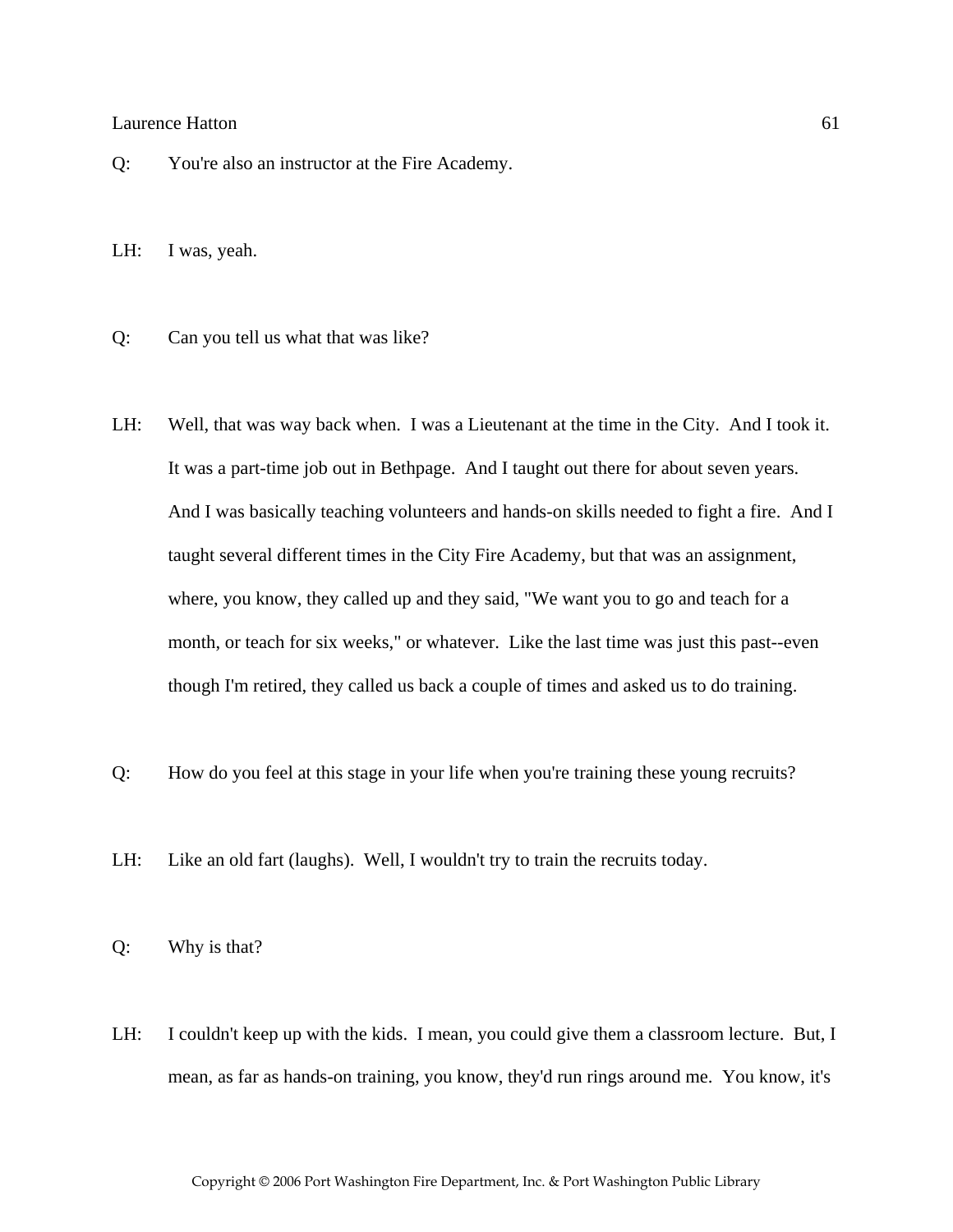Q: You're also an instructor at the Fire Academy.

LH: I was, yeah.

Q: Can you tell us what that was like?

LH: Well, that was way back when. I was a Lieutenant at the time in the City. And I took it. It was a part-time job out in Bethpage. And I taught out there for about seven years. And I was basically teaching volunteers and hands-on skills needed to fight a fire. And I taught several different times in the City Fire Academy, but that was an assignment, where, you know, they called up and they said, "We want you to go and teach for a month, or teach for six weeks," or whatever. Like the last time was just this past--even though I'm retired, they called us back a couple of times and asked us to do training.

Q: How do you feel at this stage in your life when you're training these young recruits?

LH: Like an old fart (laughs). Well, I wouldn't try to train the recruits today.

Q: Why is that?

LH: I couldn't keep up with the kids. I mean, you could give them a classroom lecture. But, I mean, as far as hands-on training, you know, they'd run rings around me. You know, it's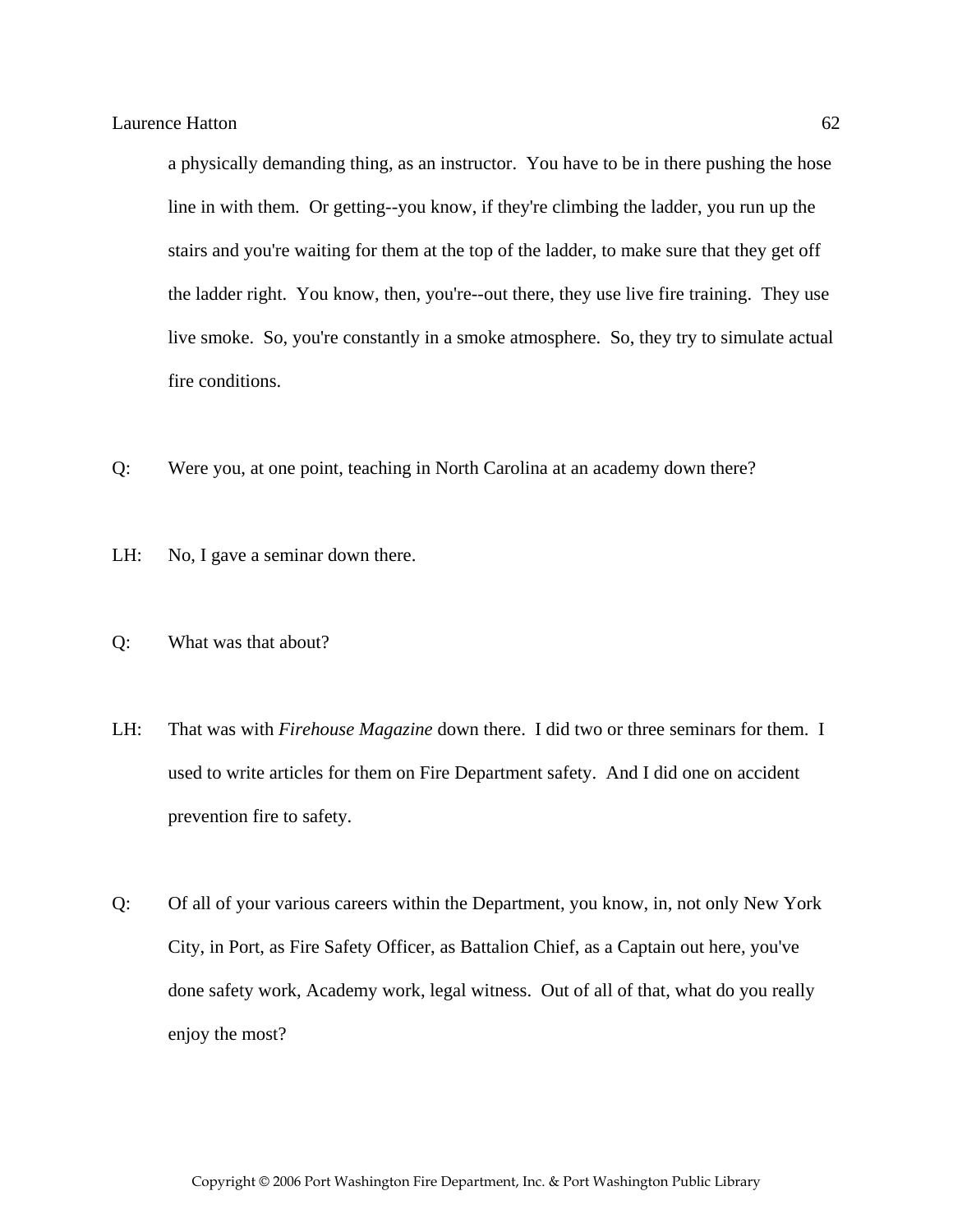a physically demanding thing, as an instructor. You have to be in there pushing the hose line in with them. Or getting--you know, if they're climbing the ladder, you run up the stairs and you're waiting for them at the top of the ladder, to make sure that they get off the ladder right. You know, then, you're--out there, they use live fire training. They use live smoke. So, you're constantly in a smoke atmosphere. So, they try to simulate actual fire conditions.

Q: Were you, at one point, teaching in North Carolina at an academy down there?

LH: No, I gave a seminar down there.

Q: What was that about?

LH: That was with *Firehouse Magazine* down there. I did two or three seminars for them. I used to write articles for them on Fire Department safety. And I did one on accident prevention fire to safety.

Q: Of all of your various careers within the Department, you know, in, not only New York City, in Port, as Fire Safety Officer, as Battalion Chief, as a Captain out here, you've done safety work, Academy work, legal witness. Out of all of that, what do you really enjoy the most?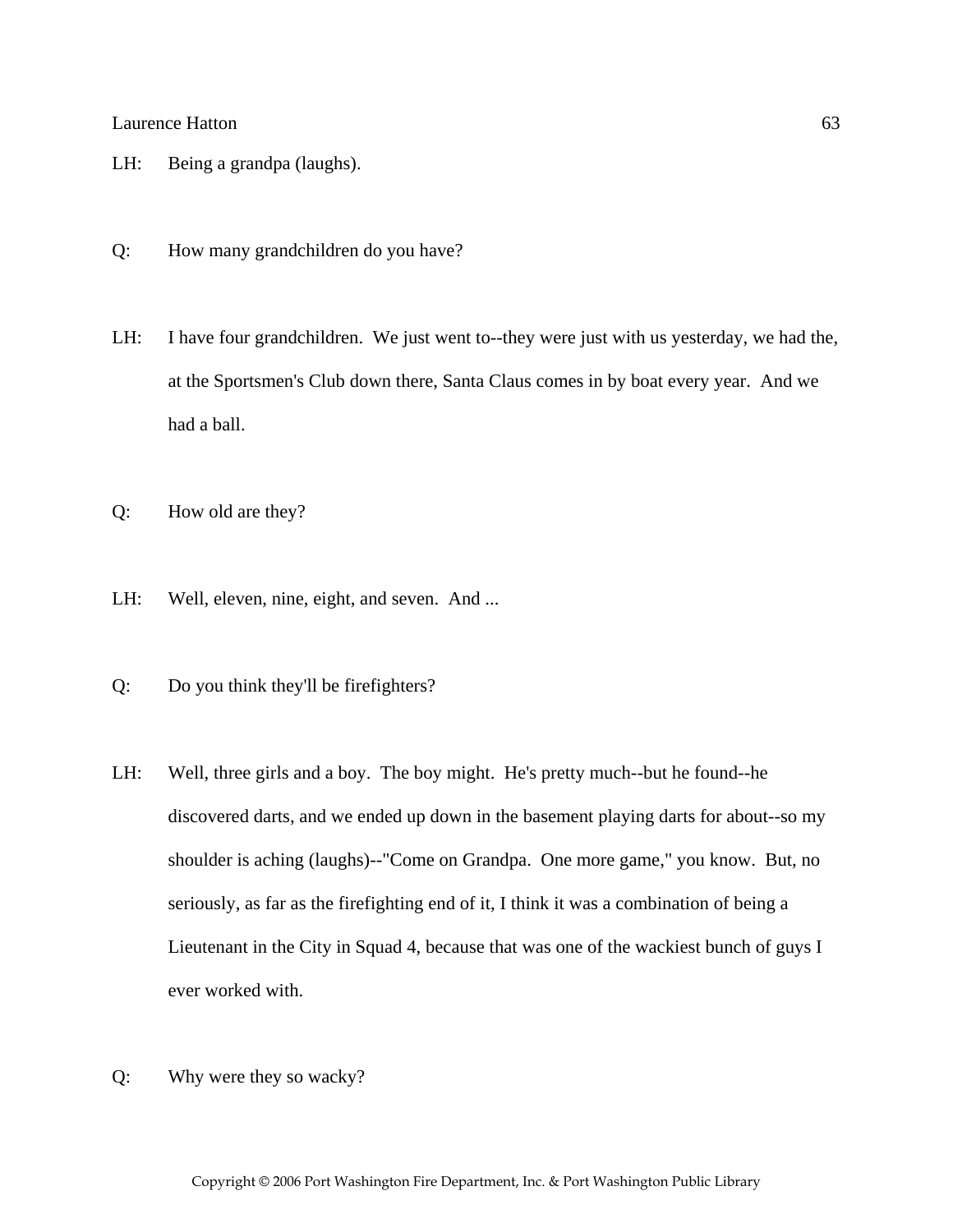LH: Being a grandpa (laughs).

Q: How many grandchildren do you have?

LH: I have four grandchildren. We just went to--they were just with us yesterday, we had the, at the Sportsmen's Club down there, Santa Claus comes in by boat every year. And we had a ball.

Q: How old are they?

LH: Well, eleven, nine, eight, and seven. And ...

Q: Do you think they'll be firefighters?

LH: Well, three girls and a boy. The boy might. He's pretty much--but he found--he discovered darts, and we ended up down in the basement playing darts for about--so my shoulder is aching (laughs)--"Come on Grandpa. One more game," you know. But, no seriously, as far as the firefighting end of it, I think it was a combination of being a Lieutenant in the City in Squad 4, because that was one of the wackiest bunch of guys I ever worked with.

Q: Why were they so wacky?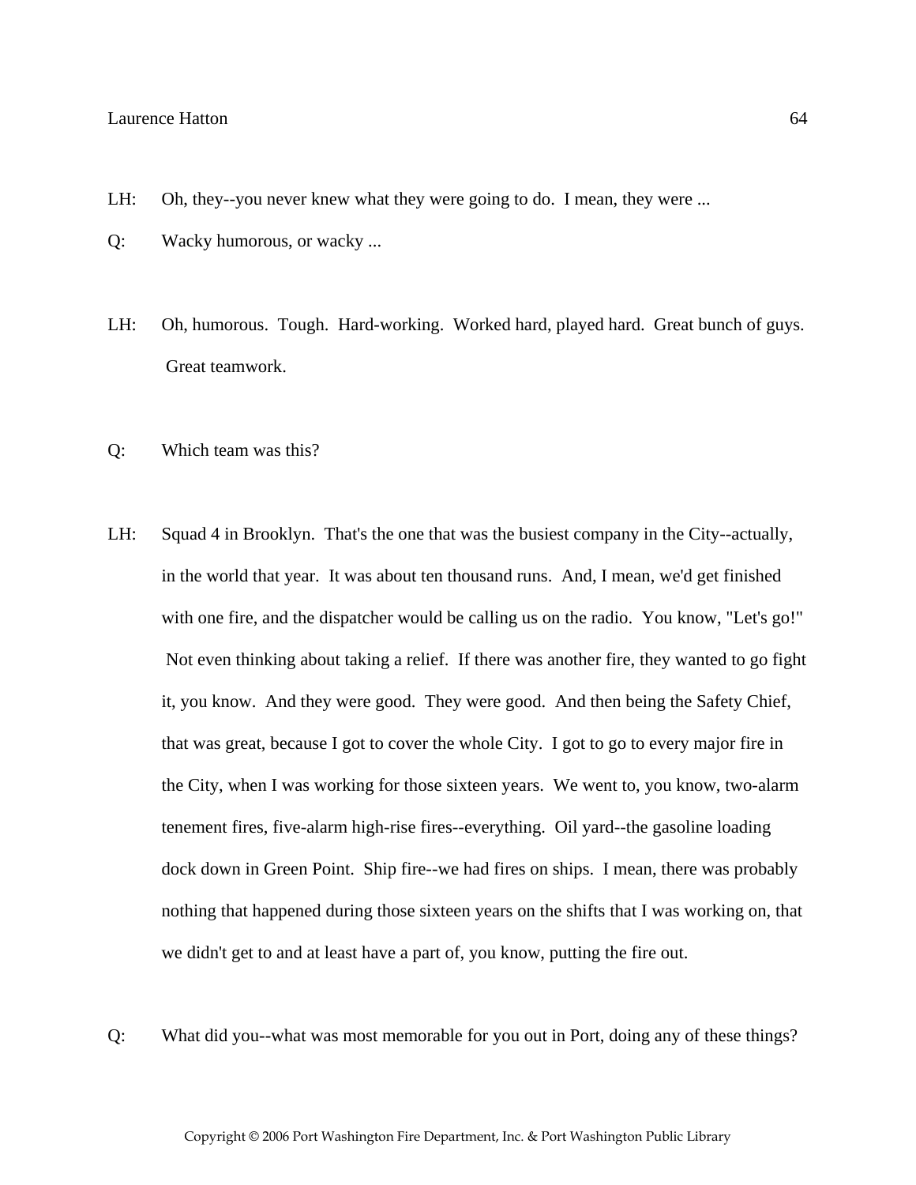LH: Oh, they--you never knew what they were going to do. I mean, they were ...

Q: Wacky humorous, or wacky ...

LH: Oh, humorous. Tough. Hard-working. Worked hard, played hard. Great bunch of guys. Great teamwork.

Q: Which team was this?

LH: Squad 4 in Brooklyn. That's the one that was the busiest company in the City--actually, in the world that year. It was about ten thousand runs. And, I mean, we'd get finished with one fire, and the dispatcher would be calling us on the radio. You know, "Let's go!" Not even thinking about taking a relief. If there was another fire, they wanted to go fight it, you know. And they were good. They were good. And then being the Safety Chief, that was great, because I got to cover the whole City. I got to go to every major fire in the City, when I was working for those sixteen years. We went to, you know, two-alarm tenement fires, five-alarm high-rise fires--everything. Oil yard--the gasoline loading dock down in Green Point. Ship fire--we had fires on ships. I mean, there was probably nothing that happened during those sixteen years on the shifts that I was working on, that we didn't get to and at least have a part of, you know, putting the fire out.

Q: What did you--what was most memorable for you out in Port, doing any of these things?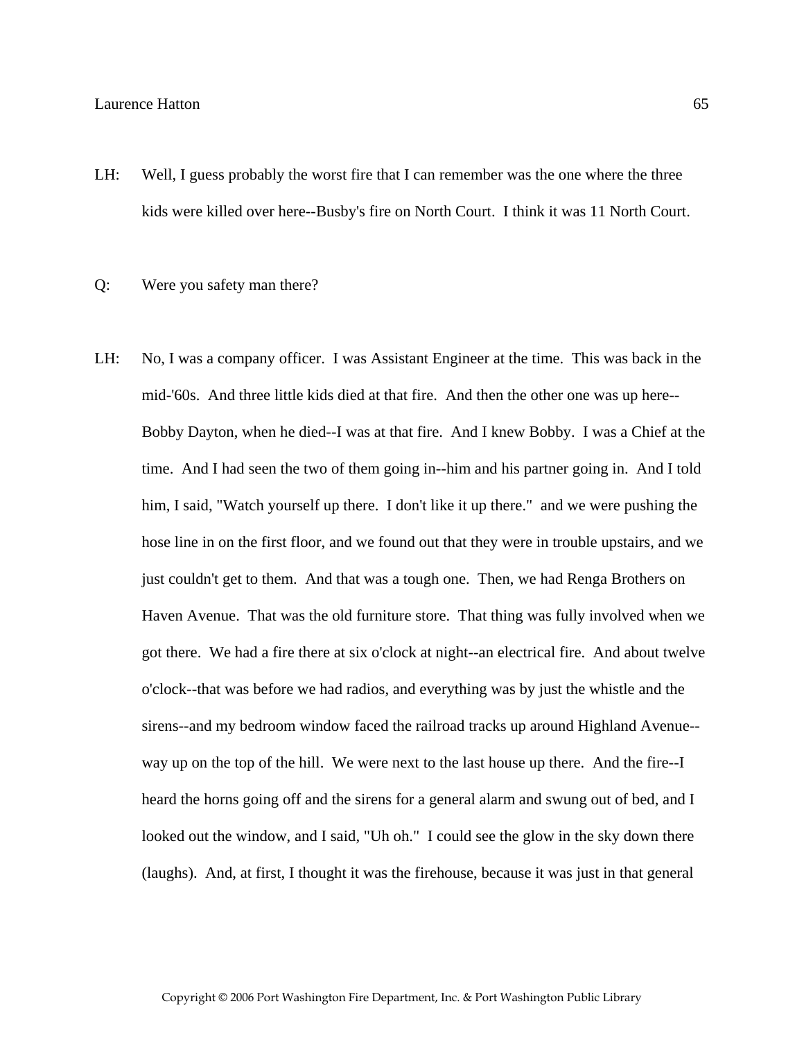LH: Well, I guess probably the worst fire that I can remember was the one where the three kids were killed over here--Busby's fire on North Court. I think it was 11 North Court.

Q: Were you safety man there?

LH: No, I was a company officer. I was Assistant Engineer at the time. This was back in the mid-'60s. And three little kids died at that fire. And then the other one was up here--Bobby Dayton, when he died--I was at that fire. And I knew Bobby. I was a Chief at the time. And I had seen the two of them going in--him and his partner going in. And I told him, I said, "Watch yourself up there. I don't like it up there." and we were pushing the hose line in on the first floor, and we found out that they were in trouble upstairs, and we just couldn't get to them. And that was a tough one. Then, we had Renga Brothers on Haven Avenue. That was the old furniture store. That thing was fully involved when we got there. We had a fire there at six o'clock at night--an electrical fire. And about twelve o'clock--that was before we had radios, and everything was by just the whistle and the sirens--and my bedroom window faced the railroad tracks up around Highland Avenue--way up on the top of the hill. We were next to the last house up there. And the fire--I heard the horns going off and the sirens for a general alarm and swung out of bed, and I looked out the window, and I said, "Uh oh." I could see the glow in the sky down there (laughs). And, at first, I thought it was the firehouse, because it was just in that general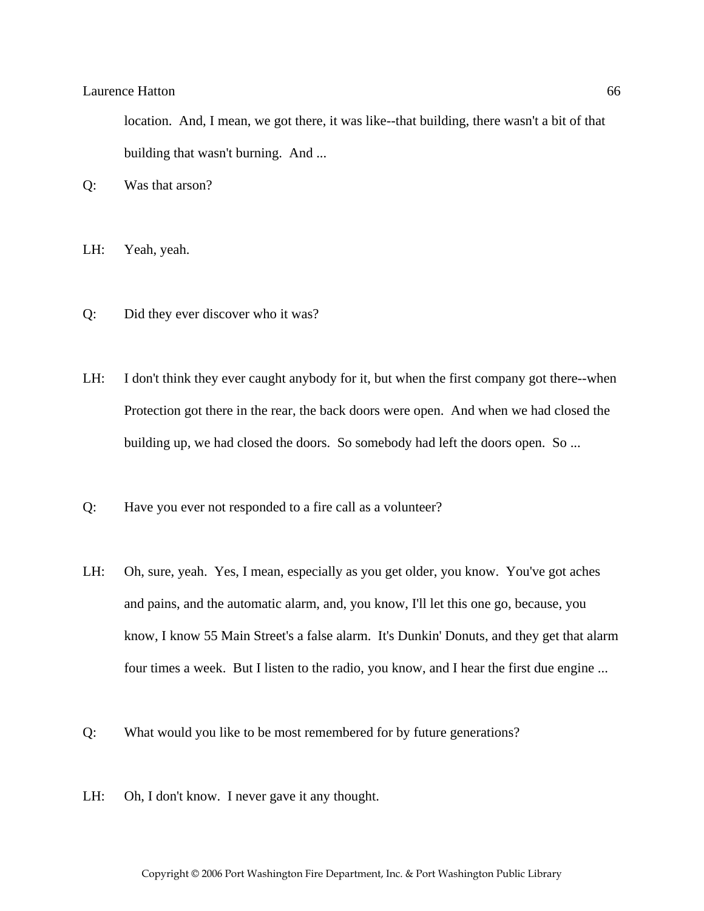location. And, I mean, we got there, it was like--that building, there wasn't a bit of that building that wasn't burning. And ...

Q: Was that arson?

LH: Yeah, yeah.

Q: Did they ever discover who it was?

LH: I don't think they ever caught anybody for it, but when the first company got there--when Protection got there in the rear, the back doors were open. And when we had closed the building up, we had closed the doors. So somebody had left the doors open. So ...

Q: Have you ever not responded to a fire call as a volunteer?

LH: Oh, sure, yeah. Yes, I mean, especially as you get older, you know. You've got aches and pains, and the automatic alarm, and, you know, I'll let this one go, because, you know, I know 55 Main Street's a false alarm. It's Dunkin' Donuts, and they get that alarm four times a week. But I listen to the radio, you know, and I hear the first due engine ...

Q: What would you like to be most remembered for by future generations?

LH: Oh, I don't know. I never gave it any thought.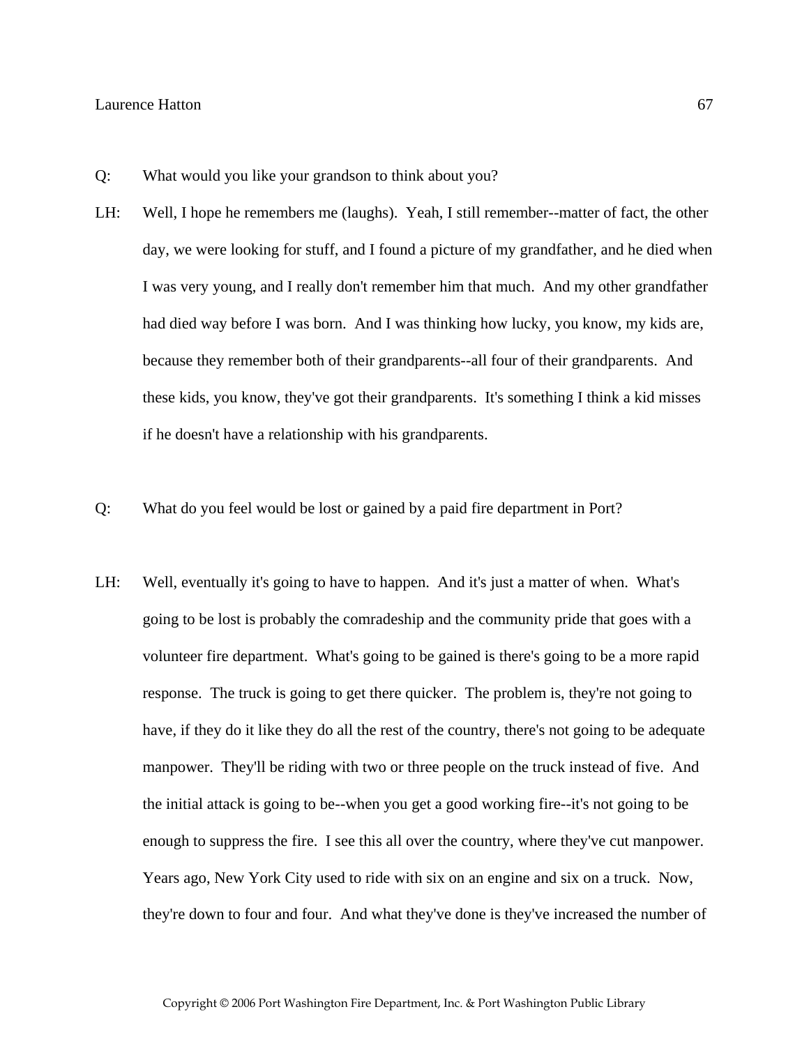Q: What would you like your grandson to think about you?

LH: Well, I hope he remembers me (laughs). Yeah, I still remember--matter of fact, the other day, we were looking for stuff, and I found a picture of my grandfather, and he died when I was very young, and I really don't remember him that much. And my other grandfather had died way before I was born. And I was thinking how lucky, you know, my kids are, because they remember both of their grandparents--all four of their grandparents. And these kids, you know, they've got their grandparents. It's something I think a kid misses if he doesn't have a relationship with his grandparents.

Q: What do you feel would be lost or gained by a paid fire department in Port?

LH: Well, eventually it's going to have to happen. And it's just a matter of when. What's going to be lost is probably the comradeship and the community pride that goes with a volunteer fire department. What's going to be gained is there's going to be a more rapid response. The truck is going to get there quicker. The problem is, they're not going to have, if they do it like they do all the rest of the country, there's not going to be adequate manpower. They'll be riding with two or three people on the truck instead of five. And the initial attack is going to be--when you get a good working fire--it's not going to be enough to suppress the fire. I see this all over the country, where they've cut manpower. Years ago, New York City used to ride with six on an engine and six on a truck. Now, they're down to four and four. And what they've done is they've increased the number of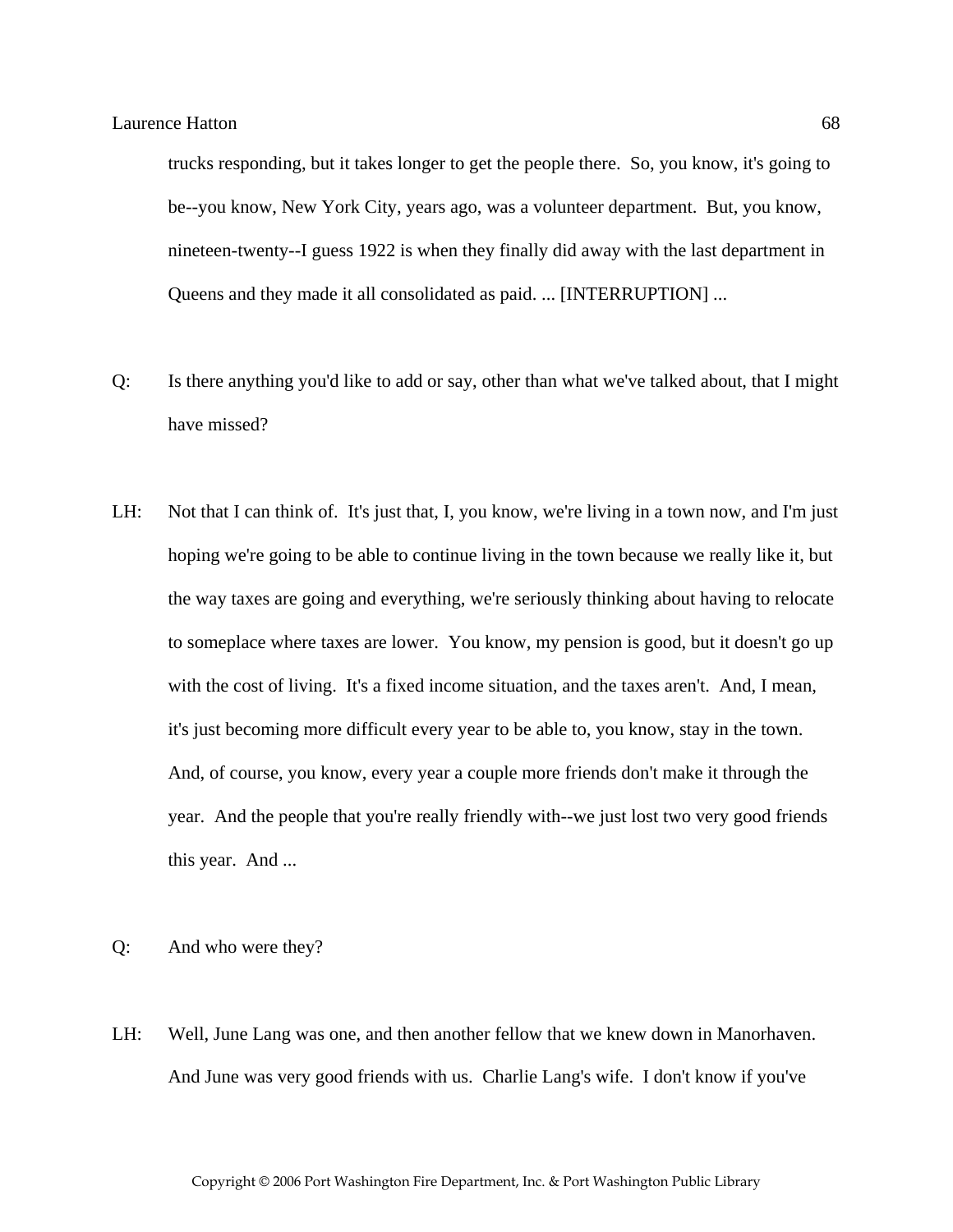trucks responding, but it takes longer to get the people there. So, you know, it's going to be--you know, New York City, years ago, was a volunteer department. But, you know, nineteen-twenty--I guess 1922 is when they finally did away with the last department in Queens and they made it all consolidated as paid. ... [INTERRUPTION] ...

Q: Is there anything you'd like to add or say, other than what we've talked about, that I might have missed?

LH: Not that I can think of. It's just that, I, you know, we're living in a town now, and I'm just hoping we're going to be able to continue living in the town because we really like it, but the way taxes are going and everything, we're seriously thinking about having to relocate to someplace where taxes are lower. You know, my pension is good, but it doesn't go up with the cost of living. It's a fixed income situation, and the taxes aren't. And, I mean, it's just becoming more difficult every year to be able to, you know, stay in the town. And, of course, you know, every year a couple more friends don't make it through the year. And the people that you're really friendly with--we just lost two very good friends this year. And ...

Q: And who were they?

LH: Well, June Lang was one, and then another fellow that we knew down in Manorhaven. And June was very good friends with us. Charlie Lang's wife. I don't know if you've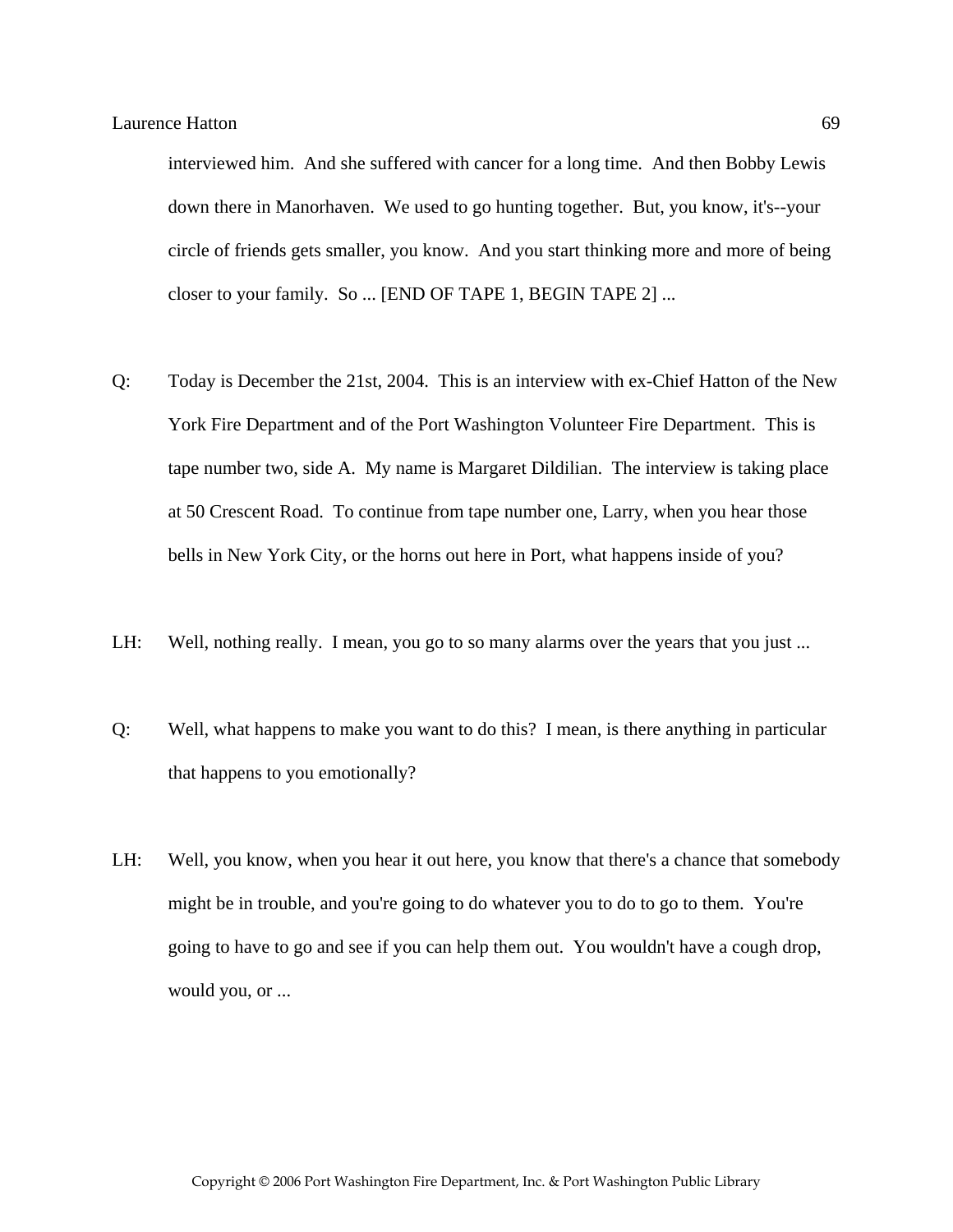interviewed him. And she suffered with cancer for a long time. And then Bobby Lewis down there in Manorhaven. We used to go hunting together. But, you know, it's--your circle of friends gets smaller, you know. And you start thinking more and more of being closer to your family. So ... [END OF TAPE 1, BEGIN TAPE 2] ...

Q: Today is December the 21st, 2004. This is an interview with ex-Chief Hatton of the New York Fire Department and of the Port Washington Volunteer Fire Department. This is tape number two, side A. My name is Margaret Dildilian. The interview is taking place at 50 Crescent Road. To continue from tape number one, Larry, when you hear those bells in New York City, or the horns out here in Port, what happens inside of you?

LH: Well, nothing really. I mean, you go to so many alarms over the years that you just ...

Q: Well, what happens to make you want to do this? I mean, is there anything in particular that happens to you emotionally?

LH: Well, you know, when you hear it out here, you know that there's a chance that somebody might be in trouble, and you're going to do whatever you to do to go to them. You're going to have to go and see if you can help them out. You wouldn't have a cough drop, would you, or ...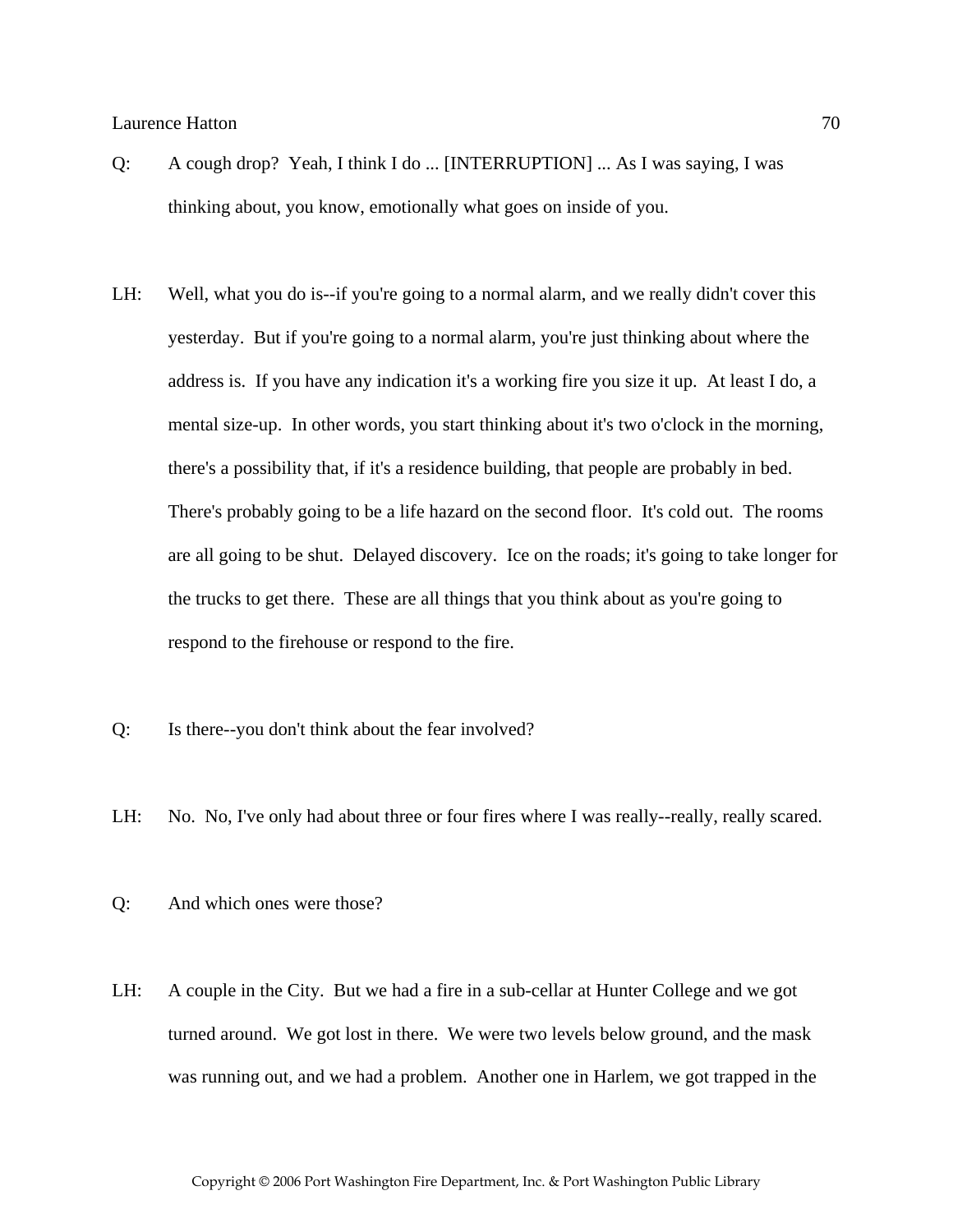Q: A cough drop? Yeah, I think I do ... [INTERRUPTION] ... As I was saying, I was thinking about, you know, emotionally what goes on inside of you.

LH: Well, what you do is--if you're going to a normal alarm, and we really didn't cover this yesterday. But if you're going to a normal alarm, you're just thinking about where the address is. If you have any indication it's a working fire you size it up. At least I do, a mental size-up. In other words, you start thinking about it's two o'clock in the morning, there's a possibility that, if it's a residence building, that people are probably in bed. There's probably going to be a life hazard on the second floor. It's cold out. The rooms are all going to be shut. Delayed discovery. Ice on the roads; it's going to take longer for the trucks to get there. These are all things that you think about as you're going to respond to the firehouse or respond to the fire.

Q: Is there--you don't think about the fear involved?

LH: No. No, I've only had about three or four fires where I was really--really, really scared.

Q: And which ones were those?

LH: A couple in the City. But we had a fire in a sub-cellar at Hunter College and we got turned around. We got lost in there. We were two levels below ground, and the mask was running out, and we had a problem. Another one in Harlem, we got trapped in the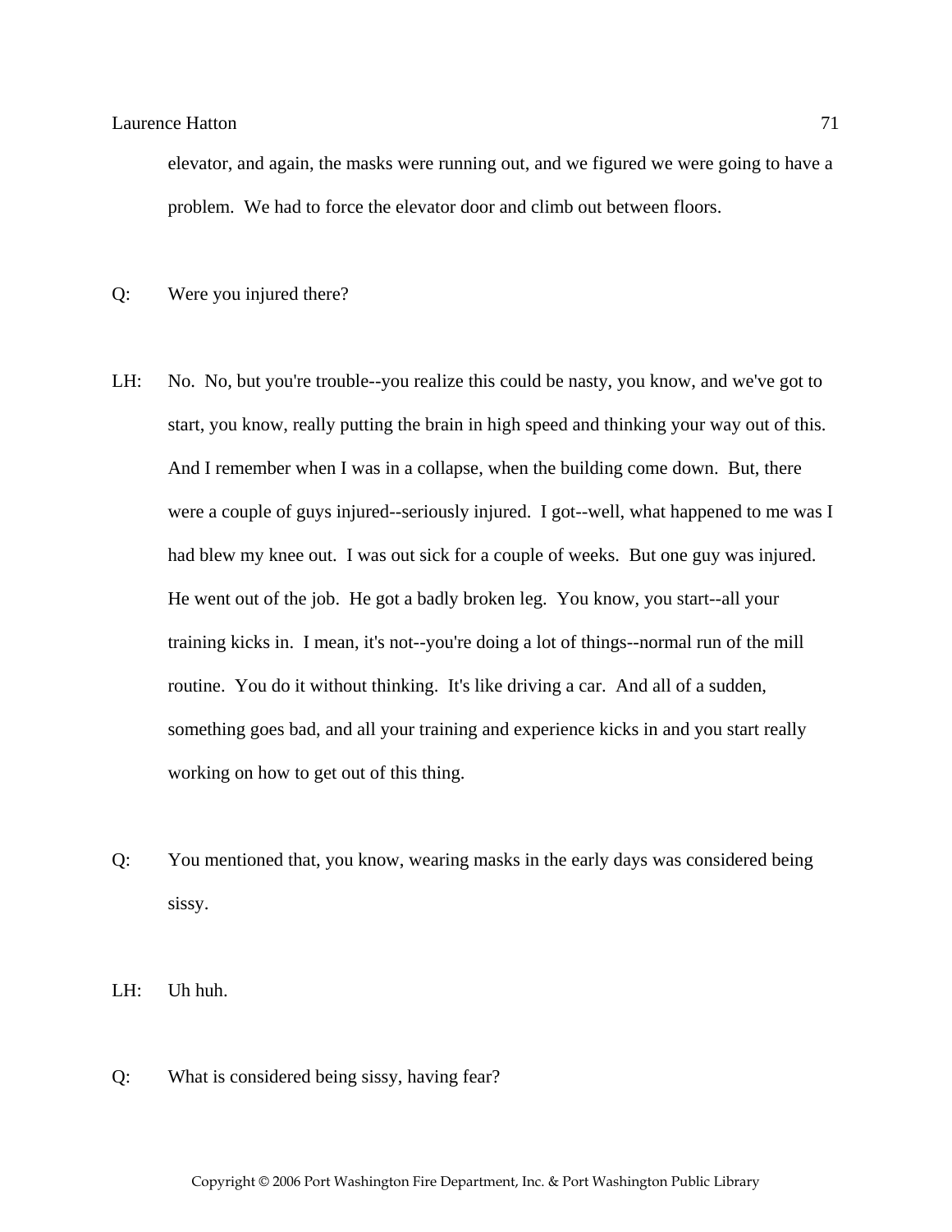elevator, and again, the masks were running out, and we figured we were going to have a problem. We had to force the elevator door and climb out between floors.

Q: Were you injured there?

LH: No. No, but you're trouble--you realize this could be nasty, you know, and we've got to start, you know, really putting the brain in high speed and thinking your way out of this. And I remember when I was in a collapse, when the building come down. But, there were a couple of guys injured--seriously injured. I got--well, what happened to me was I had blew my knee out. I was out sick for a couple of weeks. But one guy was injured. He went out of the job. He got a badly broken leg. You know, you start--all your training kicks in. I mean, it's not--you're doing a lot of things--normal run of the mill routine. You do it without thinking. It's like driving a car. And all of a sudden, something goes bad, and all your training and experience kicks in and you start really working on how to get out of this thing.

Q: You mentioned that, you know, wearing masks in the early days was considered being sissy.

LH: Uh huh.

Q: What is considered being sissy, having fear?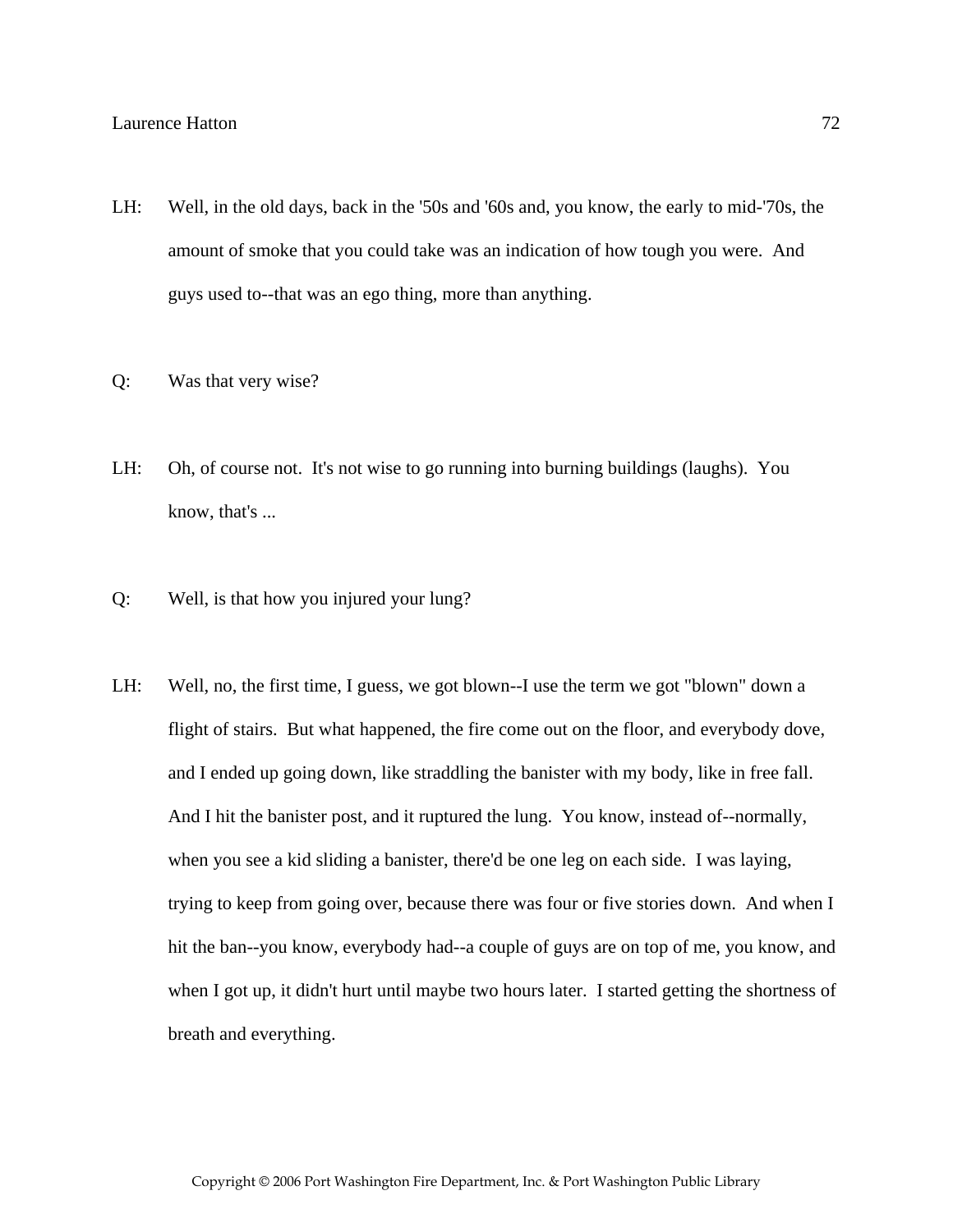LH: Well, in the old days, back in the '50s and '60s and, you know, the early to mid-'70s, the amount of smoke that you could take was an indication of how tough you were. And guys used to--that was an ego thing, more than anything.

Q: Was that very wise?

LH: Oh, of course not. It's not wise to go running into burning buildings (laughs). You know, that's ...

Q: Well, is that how you injured your lung?

LH: Well, no, the first time, I guess, we got blown--I use the term we got "blown" down a flight of stairs. But what happened, the fire come out on the floor, and everybody dove, and I ended up going down, like straddling the banister with my body, like in free fall. And I hit the banister post, and it ruptured the lung. You know, instead of--normally, when you see a kid sliding a banister, there'd be one leg on each side. I was laying, trying to keep from going over, because there was four or five stories down. And when I hit the ban--you know, everybody had--a couple of guys are on top of me, you know, and when I got up, it didn't hurt until maybe two hours later. I started getting the shortness of breath and everything.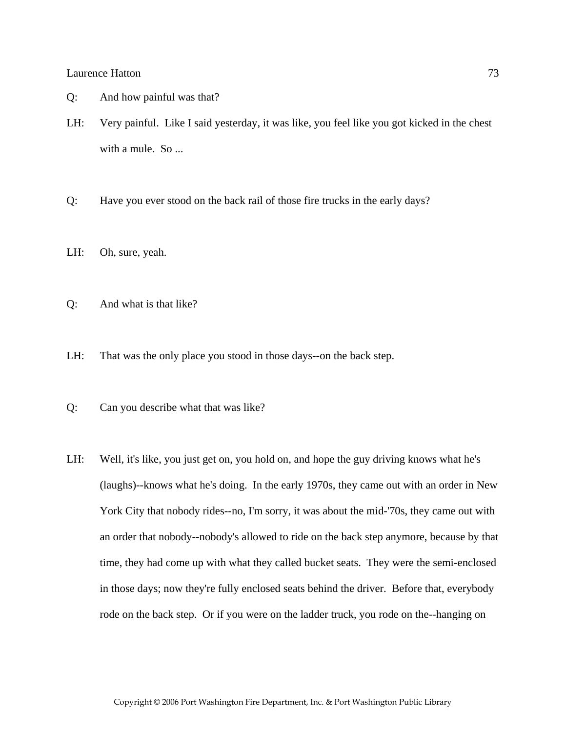Q: And how painful was that?

LH: Very painful. Like I said yesterday, it was like, you feel like you got kicked in the chest with a mule. So ...

Q: Have you ever stood on the back rail of those fire trucks in the early days?

LH: Oh, sure, yeah.

Q: And what is that like?

LH: That was the only place you stood in those days--on the back step.

Q: Can you describe what that was like?

LH: Well, it's like, you just get on, you hold on, and hope the guy driving knows what he's (laughs)--knows what he's doing. In the early 1970s, they came out with an order in New York City that nobody rides--no, I'm sorry, it was about the mid-'70s, they came out with an order that nobody--nobody's allowed to ride on the back step anymore, because by that time, they had come up with what they called bucket seats. They were the semi-enclosed in those days; now they're fully enclosed seats behind the driver. Before that, everybody rode on the back step. Or if you were on the ladder truck, you rode on the--hanging on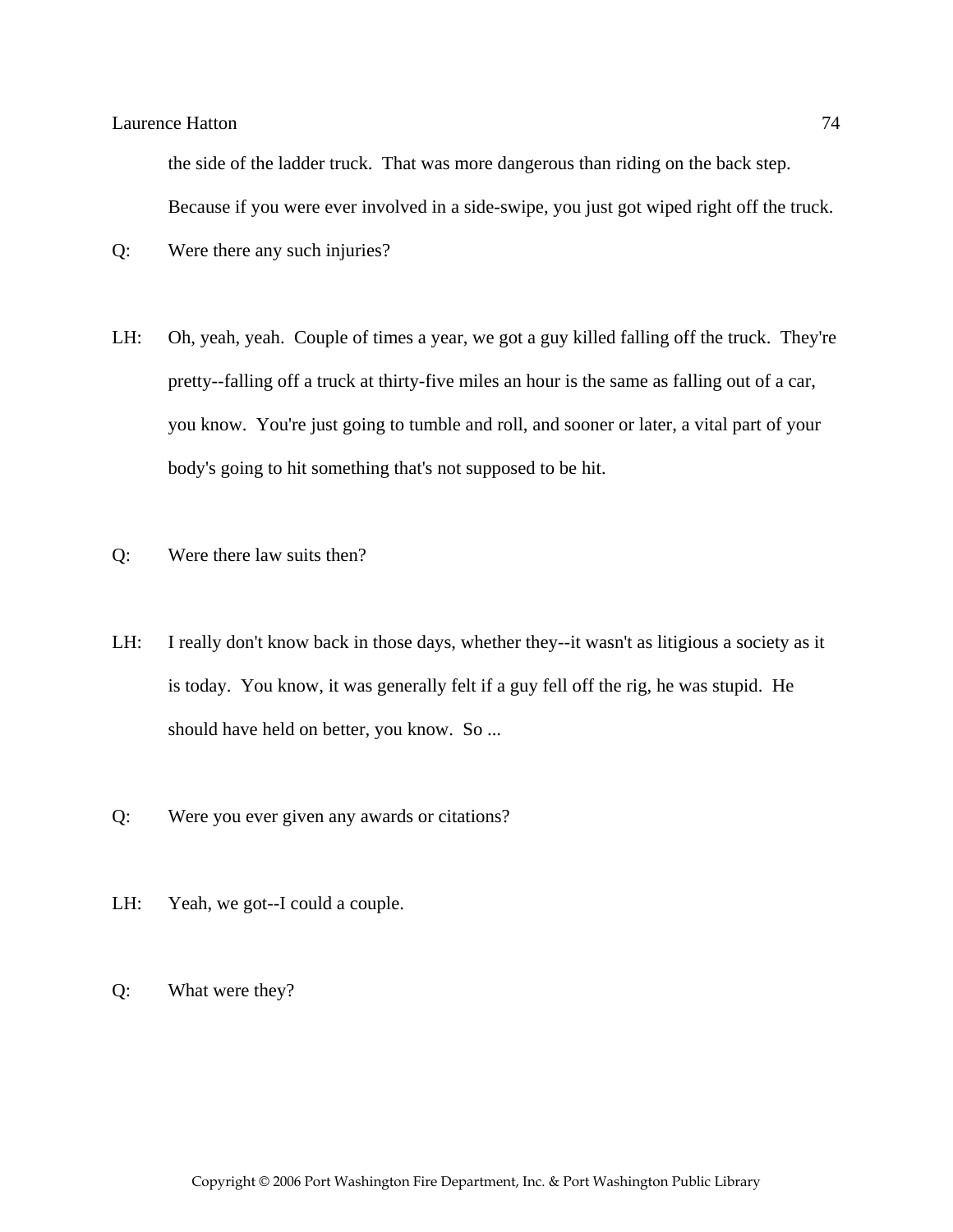the side of the ladder truck. That was more dangerous than riding on the back step. Because if you were ever involved in a side-swipe, you just got wiped right off the truck.

Q: Were there any such injuries?

LH: Oh, yeah, yeah. Couple of times a year, we got a guy killed falling off the truck. They're pretty--falling off a truck at thirty-five miles an hour is the same as falling out of a car, you know. You're just going to tumble and roll, and sooner or later, a vital part of your body's going to hit something that's not supposed to be hit.

Q: Were there law suits then?

LH: I really don't know back in those days, whether they--it wasn't as litigious a society as it is today. You know, it was generally felt if a guy fell off the rig, he was stupid. He should have held on better, you know. So ...

Q: Were you ever given any awards or citations?

LH: Yeah, we got--I could a couple.

Q: What were they?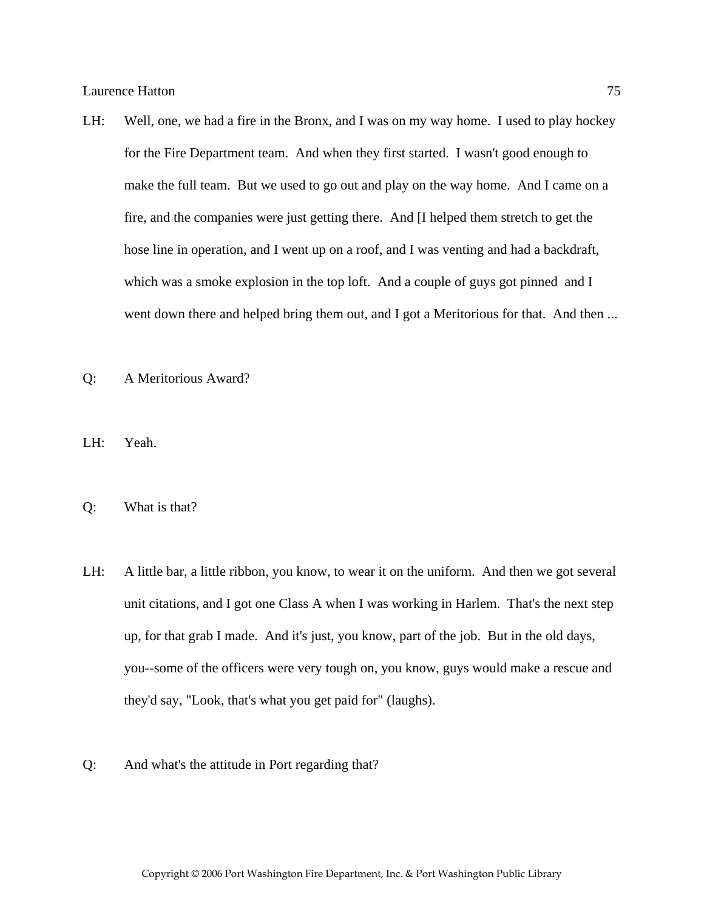LH: Well, one, we had a fire in the Bronx, and I was on my way home. I used to play hockey for the Fire Department team. And when they first started. I wasn't good enough to make the full team. But we used to go out and play on the way home. And I came on a fire, and the companies were just getting there. And [I helped them stretch to get the hose line in operation, and I went up on a roof, and I was venting and had a backdraft, which was a smoke explosion in the top loft. And a couple of guys got pinned and I went down there and helped bring them out, and I got a Meritorious for that. And then ...

Q: A Meritorious Award?

LH: Yeah.

Q: What is that?

LH: A little bar, a little ribbon, you know, to wear it on the uniform. And then we got several unit citations, and I got one Class A when I was working in Harlem. That's the next step up, for that grab I made. And it's just, you know, part of the job. But in the old days, you--some of the officers were very tough on, you know, guys would make a rescue and they'd say, "Look, that's what you get paid for" (laughs).

Q: And what's the attitude in Port regarding that?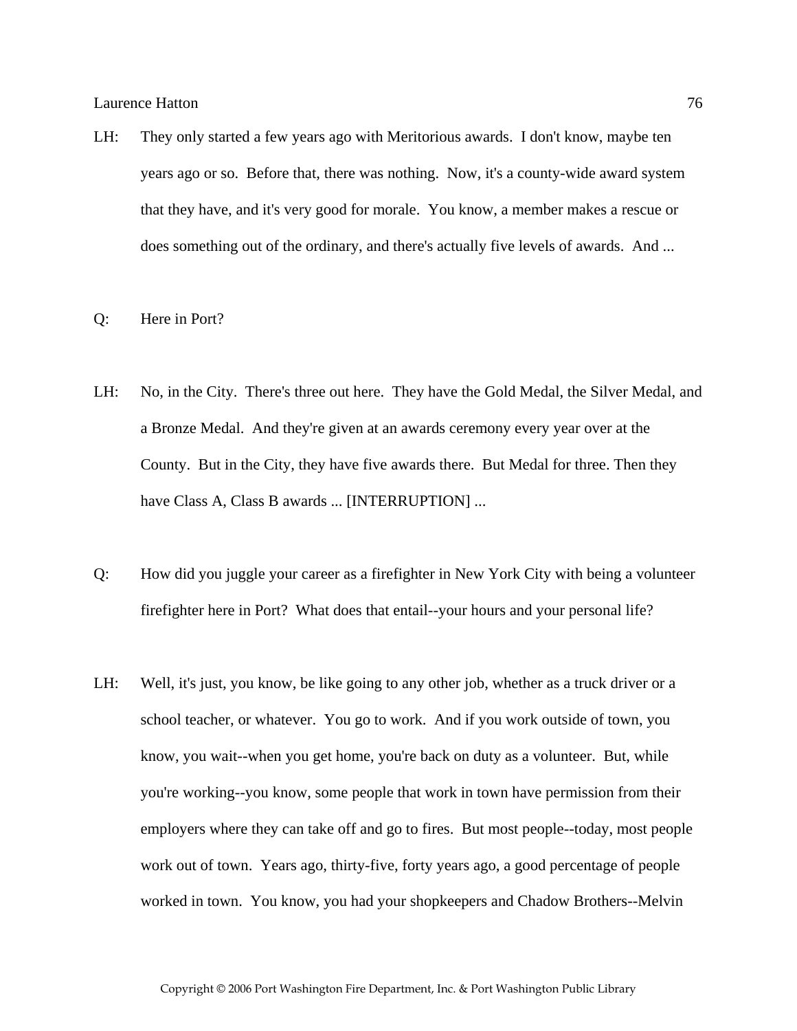LH: They only started a few years ago with Meritorious awards. I don't know, maybe ten years ago or so. Before that, there was nothing. Now, it's a county-wide award system that they have, and it's very good for morale. You know, a member makes a rescue or does something out of the ordinary, and there's actually five levels of awards. And ...

Q: Here in Port?

LH: No, in the City. There's three out here. They have the Gold Medal, the Silver Medal, and a Bronze Medal. And they're given at an awards ceremony every year over at the County. But in the City, they have five awards there. But Medal for three. Then they have Class A, Class B awards ... [INTERRUPTION] ...

Q: How did you juggle your career as a firefighter in New York City with being a volunteer firefighter here in Port? What does that entail--your hours and your personal life?

LH: Well, it's just, you know, be like going to any other job, whether as a truck driver or a school teacher, or whatever. You go to work. And if you work outside of town, you know, you wait--when you get home, you're back on duty as a volunteer. But, while you're working--you know, some people that work in town have permission from their employers where they can take off and go to fires. But most people--today, most people work out of town. Years ago, thirty-five, forty years ago, a good percentage of people worked in town. You know, you had your shopkeepers and Chadow Brothers--Melvin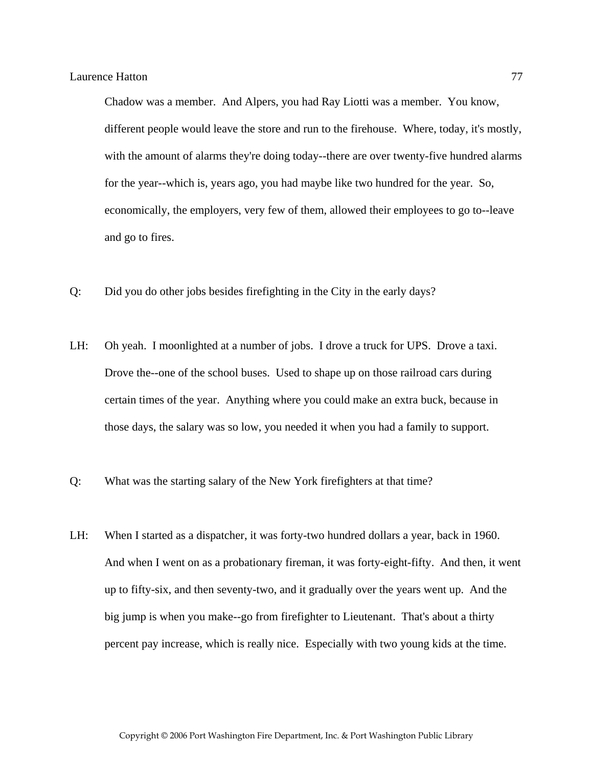Chadow was a member. And Alpers, you had Ray Liotti was a member. You know, different people would leave the store and run to the firehouse. Where, today, it's mostly, with the amount of alarms they're doing today--there are over twenty-five hundred alarms for the year--which is, years ago, you had maybe like two hundred for the year. So, economically, the employers, very few of them, allowed their employees to go to--leave and go to fires.

Q: Did you do other jobs besides firefighting in the City in the early days?

LH: Oh yeah. I moonlighted at a number of jobs. I drove a truck for UPS. Drove a taxi. Drove the--one of the school buses. Used to shape up on those railroad cars during certain times of the year. Anything where you could make an extra buck, because in those days, the salary was so low, you needed it when you had a family to support.

Q: What was the starting salary of the New York firefighters at that time?

LH: When I started as a dispatcher, it was forty-two hundred dollars a year, back in 1960. And when I went on as a probationary fireman, it was forty-eight-fifty. And then, it went up to fifty-six, and then seventy-two, and it gradually over the years went up. And the big jump is when you make--go from firefighter to Lieutenant. That's about a thirty percent pay increase, which is really nice. Especially with two young kids at the time.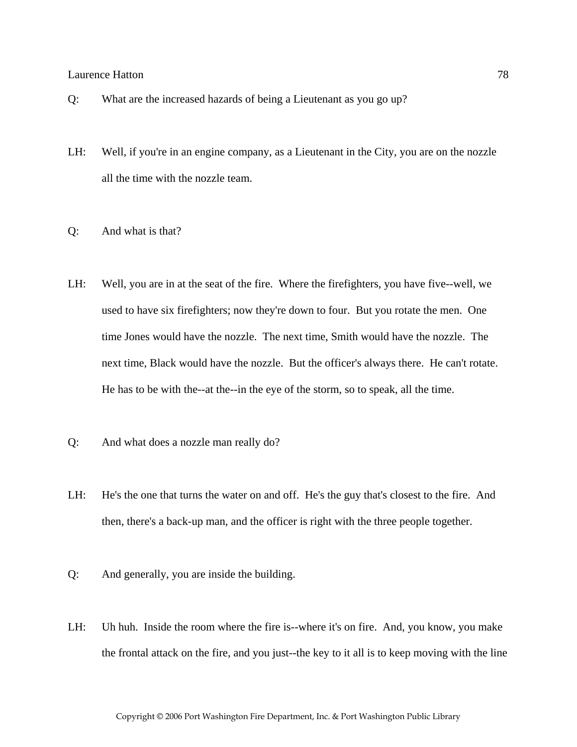Q: What are the increased hazards of being a Lieutenant as you go up?

LH: Well, if you're in an engine company, as a Lieutenant in the City, you are on the nozzle all the time with the nozzle team.

Q: And what is that?

LH: Well, you are in at the seat of the fire. Where the firefighters, you have five--well, we used to have six firefighters; now they're down to four. But you rotate the men. One time Jones would have the nozzle. The next time, Smith would have the nozzle. The next time, Black would have the nozzle. But the officer's always there. He can't rotate. He has to be with the--at the--in the eye of the storm, so to speak, all the time.

Q: And what does a nozzle man really do?

LH: He's the one that turns the water on and off. He's the guy that's closest to the fire. And then, there's a back-up man, and the officer is right with the three people together.

Q: And generally, you are inside the building.

LH: Uh huh. Inside the room where the fire is--where it's on fire. And, you know, you make the frontal attack on the fire, and you just--the key to it all is to keep moving with the line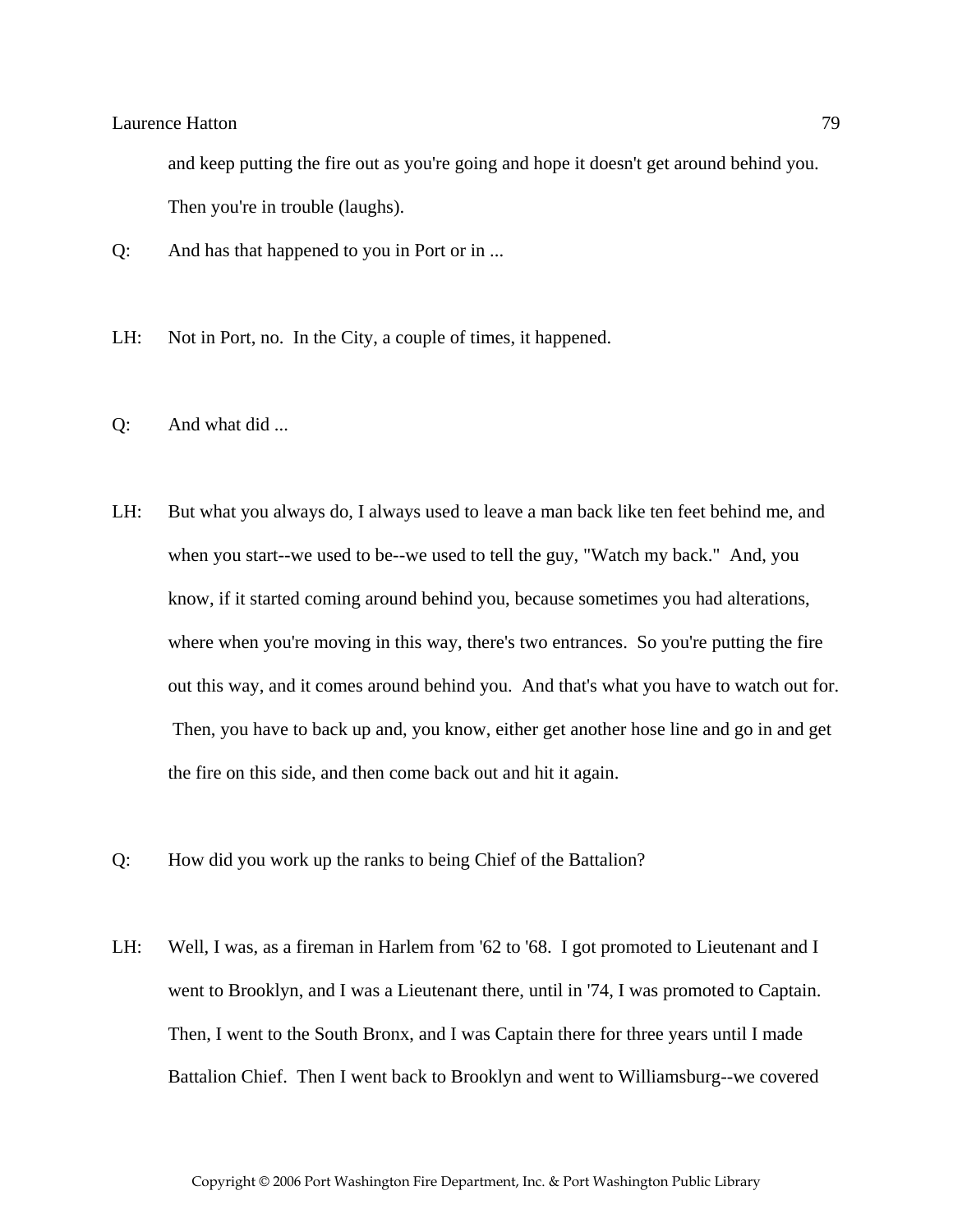and keep putting the fire out as you're going and hope it doesn't get around behind you. Then you're in trouble (laughs).

Q: And has that happened to you in Port or in ...

LH: Not in Port, no. In the City, a couple of times, it happened.

Q: And what did ...

LH: But what you always do, I always used to leave a man back like ten feet behind me, and when you start--we used to be--we used to tell the guy, "Watch my back." And, you know, if it started coming around behind you, because sometimes you had alterations, where when you're moving in this way, there's two entrances. So you're putting the fire out this way, and it comes around behind you. And that's what you have to watch out for. Then, you have to back up and, you know, either get another hose line and go in and get the fire on this side, and then come back out and hit it again.

Q: How did you work up the ranks to being Chief of the Battalion?

LH: Well, I was, as a fireman in Harlem from '62 to '68. I got promoted to Lieutenant and I went to Brooklyn, and I was a Lieutenant there, until in '74, I was promoted to Captain. Then, I went to the South Bronx, and I was Captain there for three years until I made Battalion Chief. Then I went back to Brooklyn and went to Williamsburg--we covered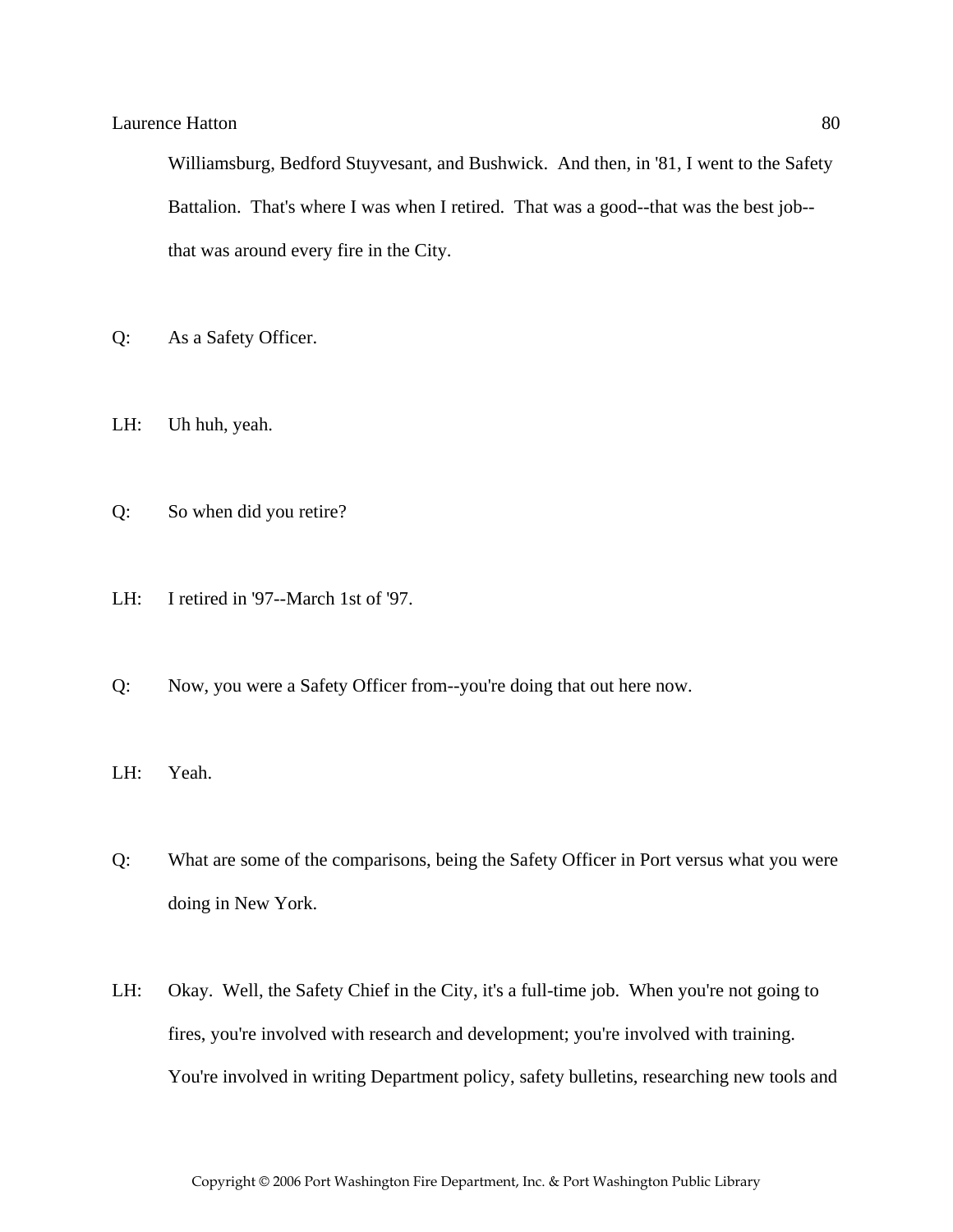Williamsburg, Bedford Stuyvesant, and Bushwick. And then, in '81, I went to the Safety Battalion. That's where I was when I retired. That was a good--that was the best job--that was around every fire in the City.

Q: As a Safety Officer.

LH: Uh huh, yeah.

Q: So when did you retire?

LH: I retired in '97--March 1st of '97.

Q: Now, you were a Safety Officer from--you're doing that out here now.

LH: Yeah.

Q: What are some of the comparisons, being the Safety Officer in Port versus what you were doing in New York.

LH: Okay. Well, the Safety Chief in the City, it's a full-time job. When you're not going to fires, you're involved with research and development; you're involved with training. You're involved in writing Department policy, safety bulletins, researching new tools and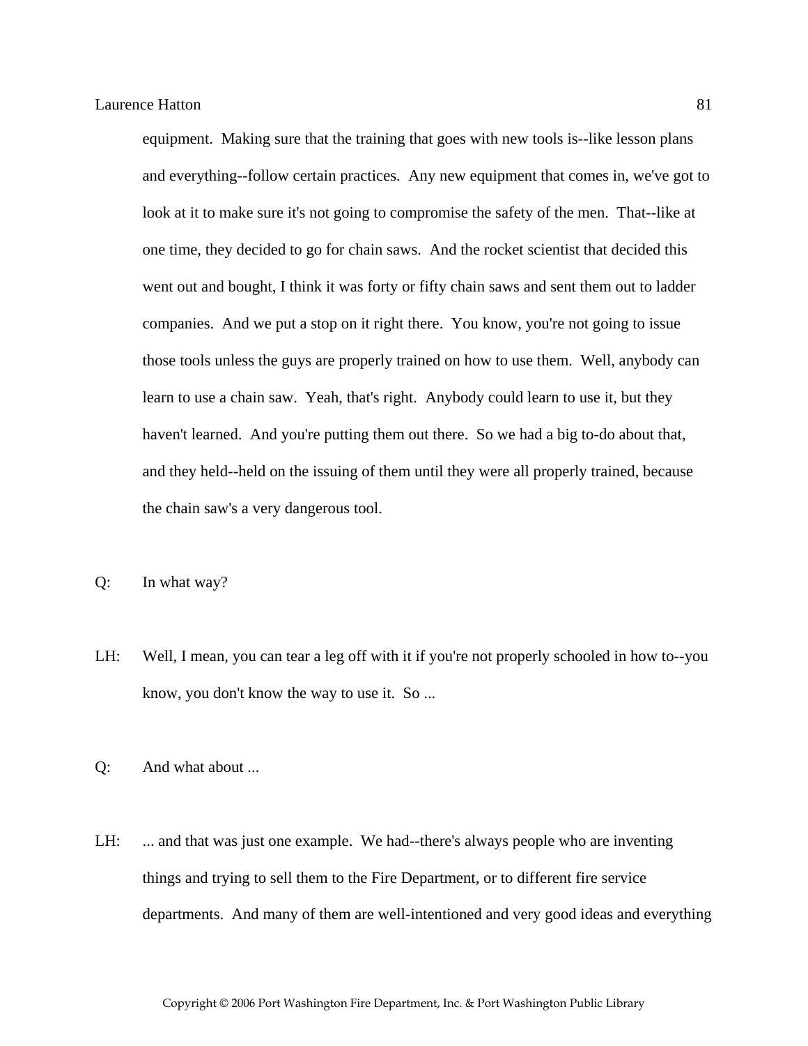equipment. Making sure that the training that goes with new tools is--like lesson plans and everything--follow certain practices. Any new equipment that comes in, we've got to look at it to make sure it's not going to compromise the safety of the men. That--like at one time, they decided to go for chain saws. And the rocket scientist that decided this went out and bought, I think it was forty or fifty chain saws and sent them out to ladder companies. And we put a stop on it right there. You know, you're not going to issue those tools unless the guys are properly trained on how to use them. Well, anybody can learn to use a chain saw. Yeah, that's right. Anybody could learn to use it, but they haven't learned. And you're putting them out there. So we had a big to-do about that, and they held--held on the issuing of them until they were all properly trained, because the chain saw's a very dangerous tool.

Q: In what way?

LH: Well, I mean, you can tear a leg off with it if you're not properly schooled in how to--you know, you don't know the way to use it. So ...

Q: And what about ...

LH: ... and that was just one example. We had--there's always people who are inventing things and trying to sell them to the Fire Department, or to different fire service departments. And many of them are well-intentioned and very good ideas and everything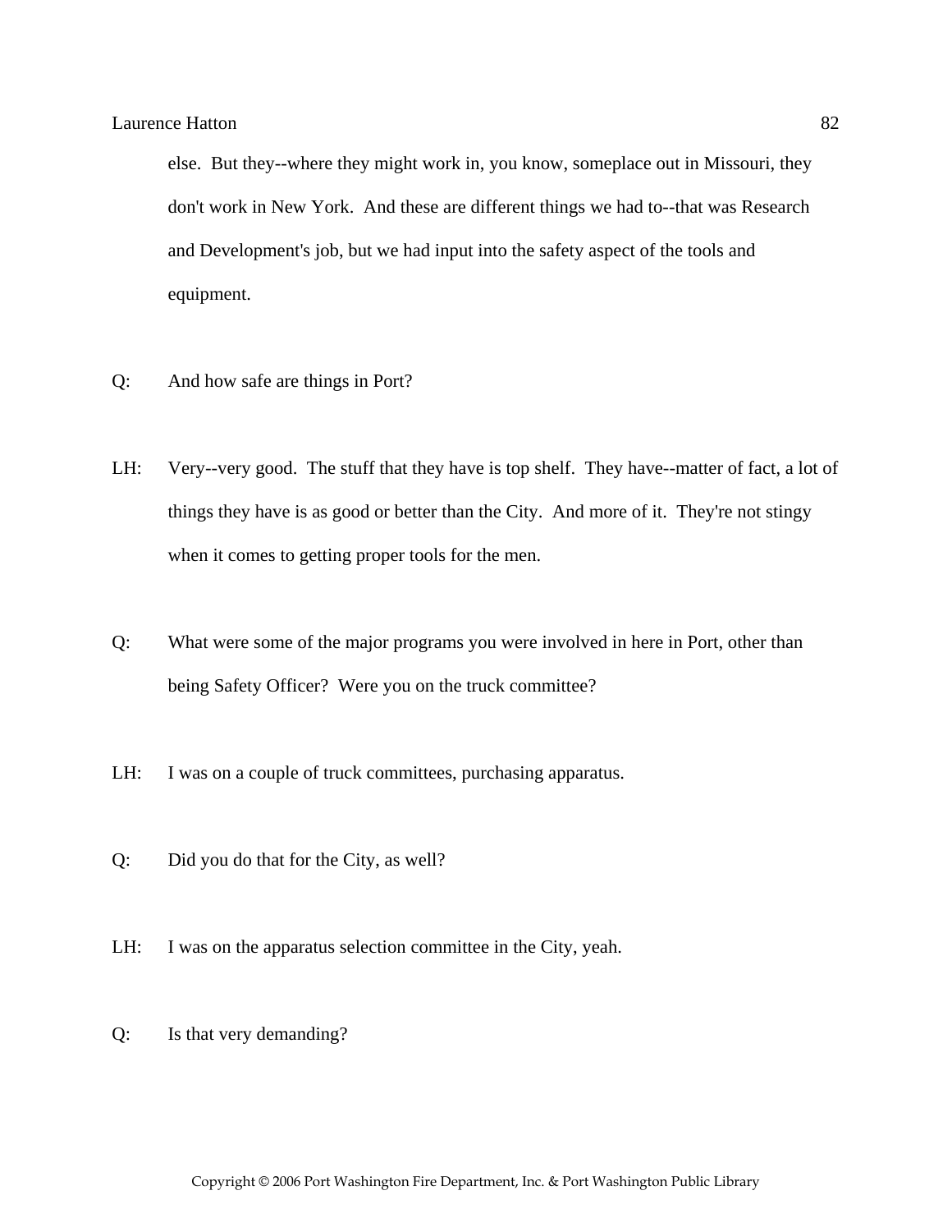else. But they--where they might work in, you know, someplace out in Missouri, they don't work in New York. And these are different things we had to--that was Research and Development's job, but we had input into the safety aspect of the tools and equipment.

Q: And how safe are things in Port?

LH: Very--very good. The stuff that they have is top shelf. They have--matter of fact, a lot of things they have is as good or better than the City. And more of it. They're not stingy when it comes to getting proper tools for the men.

Q: What were some of the major programs you were involved in here in Port, other than being Safety Officer? Were you on the truck committee?

LH: I was on a couple of truck committees, purchasing apparatus.

Q: Did you do that for the City, as well?

LH: I was on the apparatus selection committee in the City, yeah.

Q: Is that very demanding?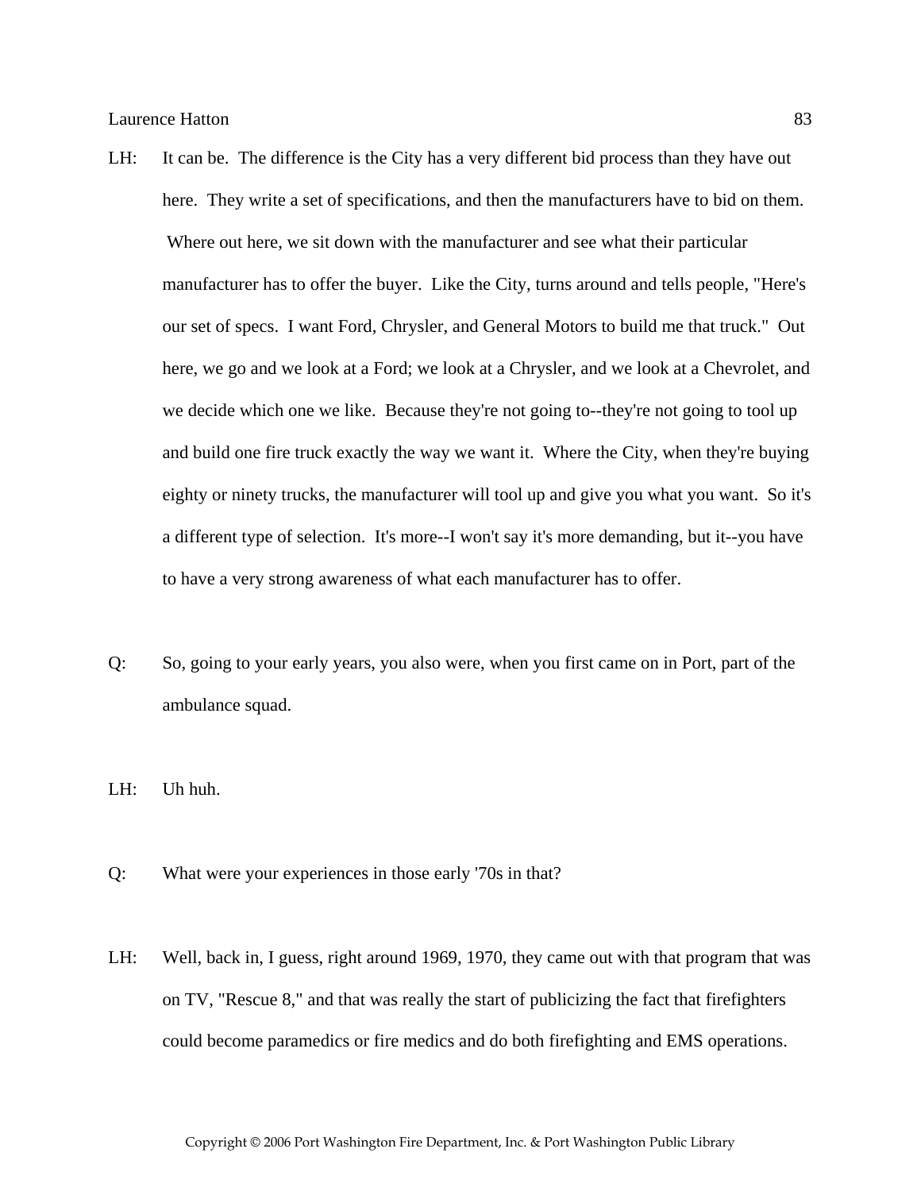LH: It can be. The difference is the City has a very different bid process than they have out here. They write a set of specifications, and then the manufacturers have to bid on them. Where out here, we sit down with the manufacturer and see what their particular manufacturer has to offer the buyer. Like the City, turns around and tells people, "Here's our set of specs. I want Ford, Chrysler, and General Motors to build me that truck." Out here, we go and we look at a Ford; we look at a Chrysler, and we look at a Chevrolet, and we decide which one we like. Because they're not going to--they're not going to tool up and build one fire truck exactly the way we want it. Where the City, when they're buying eighty or ninety trucks, the manufacturer will tool up and give you what you want. So it's a different type of selection. It's more--I won't say it's more demanding, but it--you have to have a very strong awareness of what each manufacturer has to offer.

Q: So, going to your early years, you also were, when you first came on in Port, part of the ambulance squad.

LH: Uh huh.

Q: What were your experiences in those early '70s in that?

LH: Well, back in, I guess, right around 1969, 1970, they came out with that program that was on TV, "Rescue 8," and that was really the start of publicizing the fact that firefighters could become paramedics or fire medics and do both firefighting and EMS operations.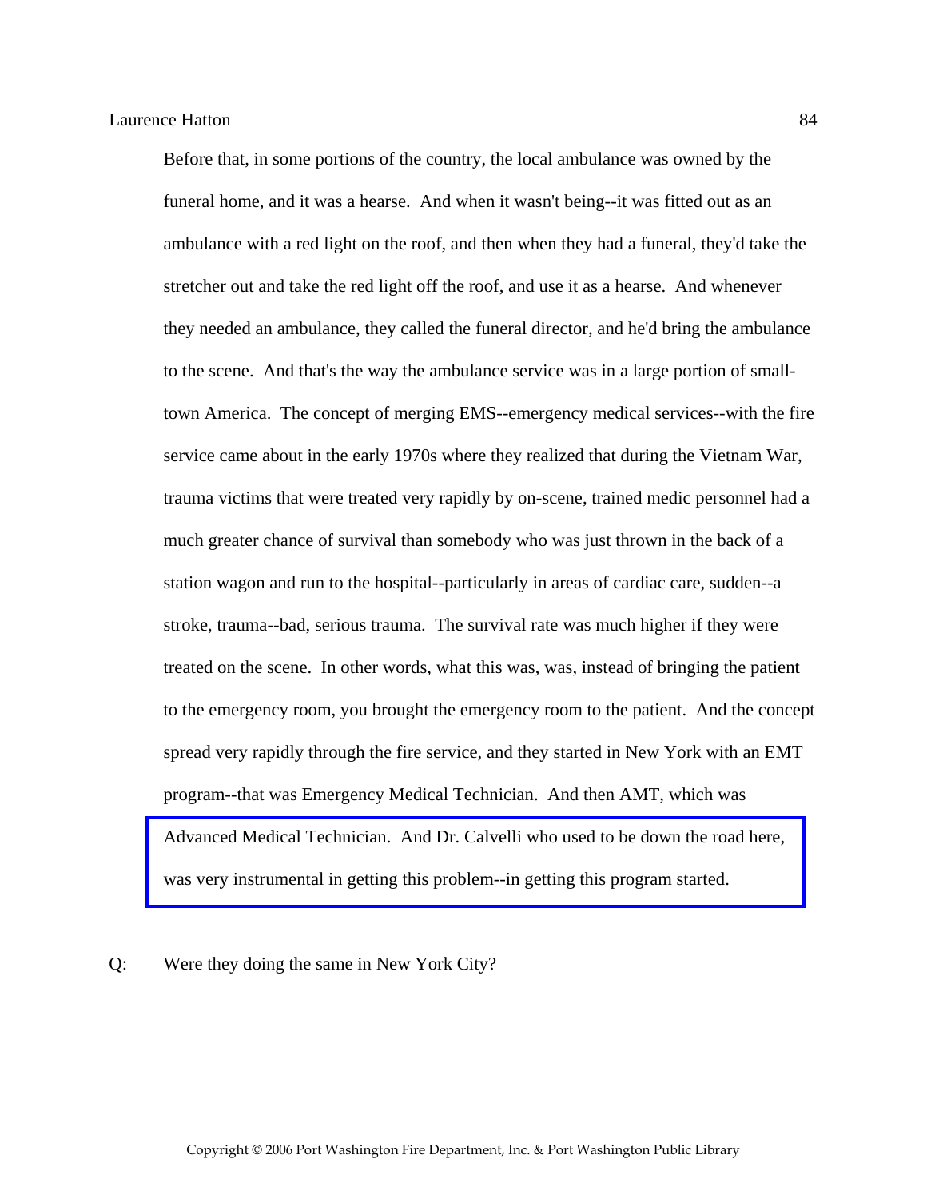Before that, in some portions of the country, the local ambulance was owned by the funeral home, and it was a hearse. And when it wasn't being--it was fitted out as an ambulance with a red light on the roof, and then when they had a funeral, they'd take the stretcher out and take the red light off the roof, and use it as a hearse. And whenever they needed an ambulance, they called the funeral director, and he'd bring the ambulance to the scene. And that's the way the ambulance service was in a large portion of small-town America. The concept of merging EMS--emergency medical services--with the fire service came about in the early 1970s where they realized that during the Vietnam War, trauma victims that were treated very rapidly by on-scene, trained medic personnel had a much greater chance of survival than somebody who was just thrown in the back of a station wagon and run to the hospital--particularly in areas of cardiac care, sudden--a stroke, trauma--bad, serious trauma. The survival rate was much higher if they were treated on the scene. In other words, what this was, was, instead of bringing the patient to the emergency room, you brought the emergency room to the patient. And the concept spread very rapidly through the fire service, and they started in New York with an EMT program--that was Emergency Medical Technician. And then AMT, which was Advanced Medical Technician. And Dr. Calvelli who used to be down the road here, was very instrumental in getting this problem--in getting this program started.

Q: Were they doing the same in New York City?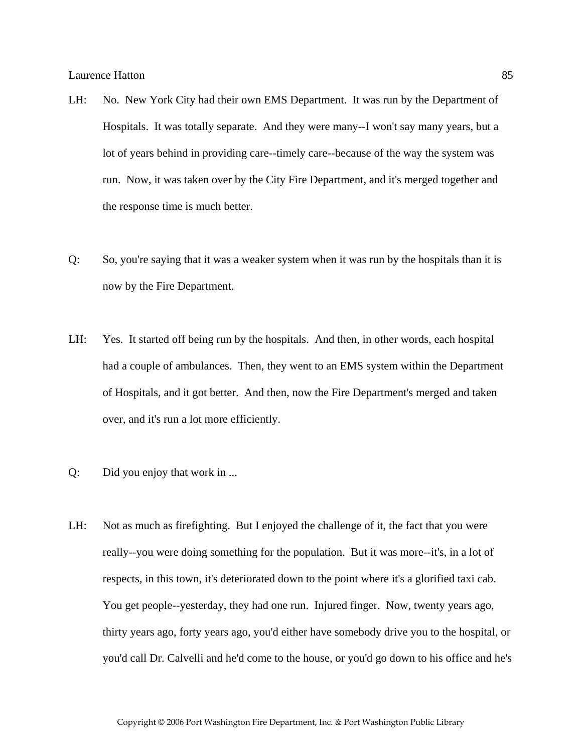LH: No. New York City had their own EMS Department. It was run by the Department of Hospitals. It was totally separate. And they were many--I won't say many years, but a lot of years behind in providing care--timely care--because of the way the system was run. Now, it was taken over by the City Fire Department, and it's merged together and the response time is much better.

Q: So, you're saying that it was a weaker system when it was run by the hospitals than it is now by the Fire Department.

LH: Yes. It started off being run by the hospitals. And then, in other words, each hospital had a couple of ambulances. Then, they went to an EMS system within the Department of Hospitals, and it got better. And then, now the Fire Department's merged and taken over, and it's run a lot more efficiently.

Q: Did you enjoy that work in ...

LH: Not as much as firefighting. But I enjoyed the challenge of it, the fact that you were really--you were doing something for the population. But it was more--it's, in a lot of respects, in this town, it's deteriorated down to the point where it's a glorified taxi cab. You get people--yesterday, they had one run. Injured finger. Now, twenty years ago, thirty years ago, forty years ago, you'd either have somebody drive you to the hospital, or you'd call Dr. Calvelli and he'd come to the house, or you'd go down to his office and he's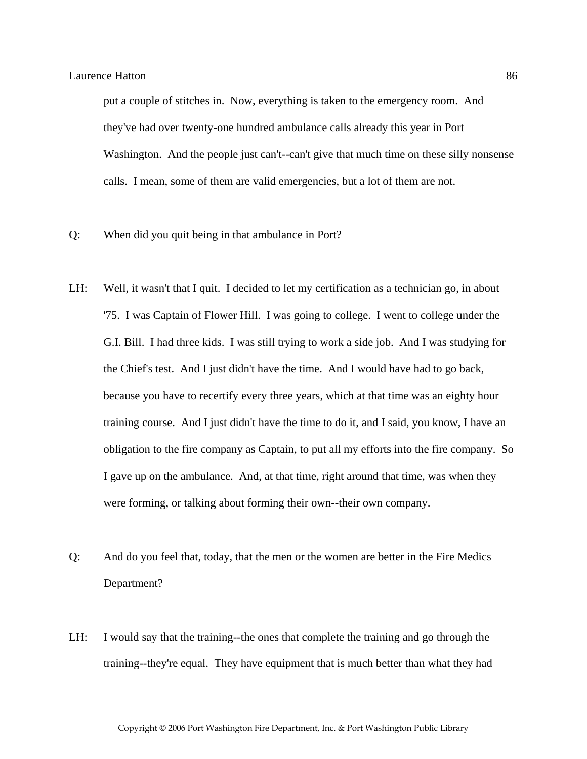put a couple of stitches in. Now, everything is taken to the emergency room. And they've had over twenty-one hundred ambulance calls already this year in Port Washington. And the people just can't--can't give that much time on these silly nonsense calls. I mean, some of them are valid emergencies, but a lot of them are not.

Q: When did you quit being in that ambulance in Port?

LH: Well, it wasn't that I quit. I decided to let my certification as a technician go, in about '75. I was Captain of Flower Hill. I was going to college. I went to college under the G.I. Bill. I had three kids. I was still trying to work a side job. And I was studying for the Chief's test. And I just didn't have the time. And I would have had to go back, because you have to recertify every three years, which at that time was an eighty hour training course. And I just didn't have the time to do it, and I said, you know, I have an obligation to the fire company as Captain, to put all my efforts into the fire company. So I gave up on the ambulance. And, at that time, right around that time, was when they were forming, or talking about forming their own--their own company.

Q: And do you feel that, today, that the men or the women are better in the Fire Medics Department?

LH: I would say that the training--the ones that complete the training and go through the training--they're equal. They have equipment that is much better than what they had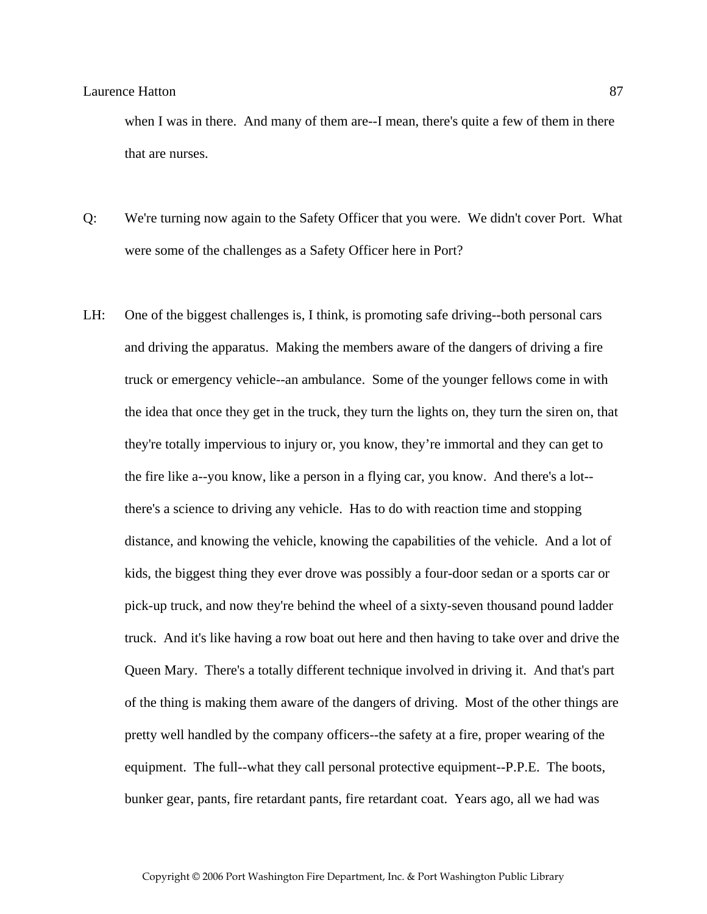when I was in there. And many of them are--I mean, there's quite a few of them in there that are nurses.

Q: We're turning now again to the Safety Officer that you were. We didn't cover Port. What were some of the challenges as a Safety Officer here in Port?

LH: One of the biggest challenges is, I think, is promoting safe driving--both personal cars and driving the apparatus. Making the members aware of the dangers of driving a fire truck or emergency vehicle--an ambulance. Some of the younger fellows come in with the idea that once they get in the truck, they turn the lights on, they turn the siren on, that they're totally impervious to injury or, you know, they're immortal and they can get to the fire like a--you know, like a person in a flying car, you know. And there's a lot--there's a science to driving any vehicle. Has to do with reaction time and stopping distance, and knowing the vehicle, knowing the capabilities of the vehicle. And a lot of kids, the biggest thing they ever drove was possibly a four-door sedan or a sports car or pick-up truck, and now they're behind the wheel of a sixty-seven thousand pound ladder truck. And it's like having a row boat out here and then having to take over and drive the Queen Mary. There's a totally different technique involved in driving it. And that's part of the thing is making them aware of the dangers of driving. Most of the other things are pretty well handled by the company officers--the safety at a fire, proper wearing of the equipment. The full--what they call personal protective equipment--P.P.E. The boots, bunker gear, pants, fire retardant pants, fire retardant coat. Years ago, all we had was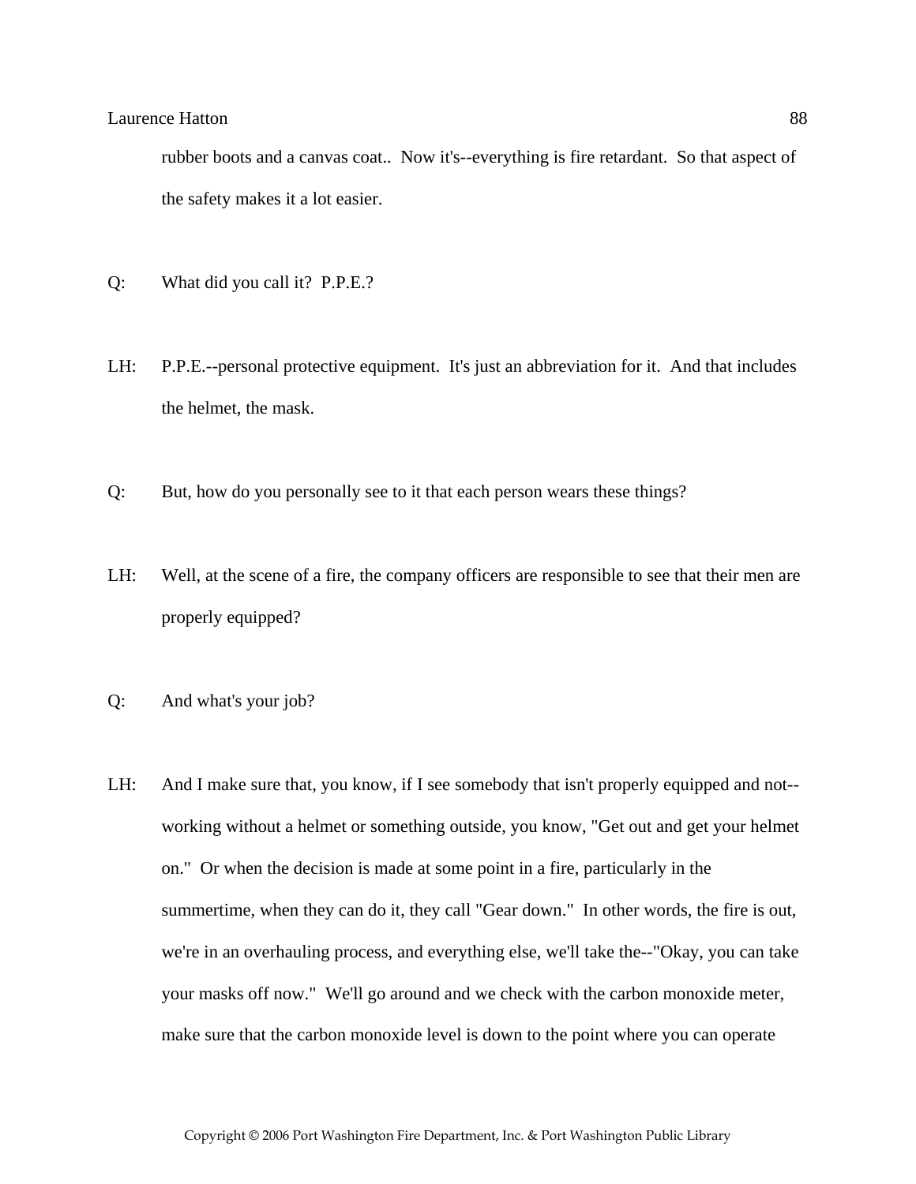rubber boots and a canvas coat.. Now it's--everything is fire retardant. So that aspect of the safety makes it a lot easier.

Q: What did you call it? P.P.E.?

LH: P.P.E.--personal protective equipment. It's just an abbreviation for it. And that includes the helmet, the mask.

Q: But, how do you personally see to it that each person wears these things?

LH: Well, at the scene of a fire, the company officers are responsible to see that their men are properly equipped?

Q: And what's your job?

LH: And I make sure that, you know, if I see somebody that isn't properly equipped and not--working without a helmet or something outside, you know, "Get out and get your helmet on." Or when the decision is made at some point in a fire, particularly in the summertime, when they can do it, they call "Gear down." In other words, the fire is out, we're in an overhauling process, and everything else, we'll take the--"Okay, you can take your masks off now." We'll go around and we check with the carbon monoxide meter, make sure that the carbon monoxide level is down to the point where you can operate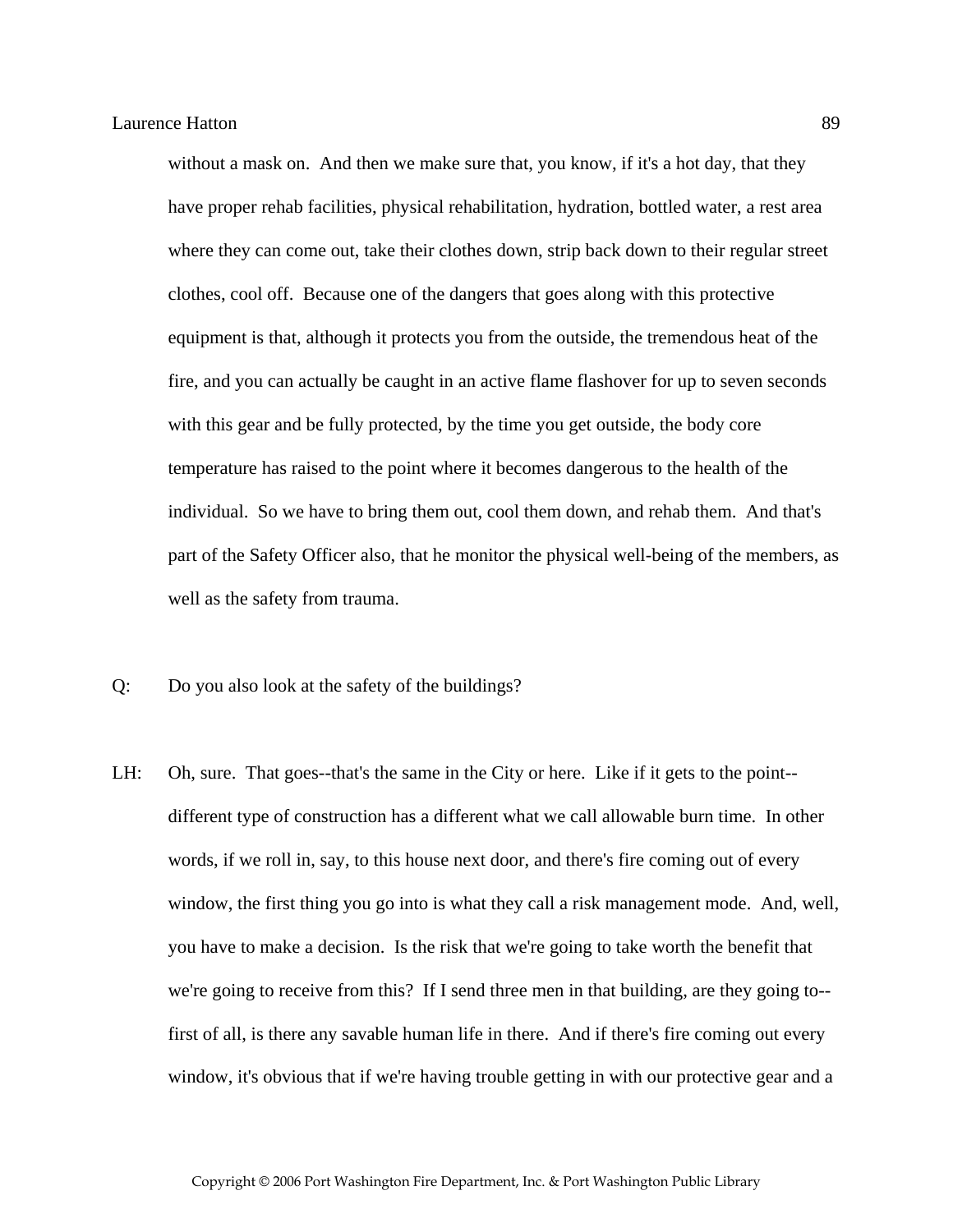without a mask on. And then we make sure that, you know, if it's a hot day, that they have proper rehab facilities, physical rehabilitation, hydration, bottled water, a rest area where they can come out, take their clothes down, strip back down to their regular street clothes, cool off. Because one of the dangers that goes along with this protective equipment is that, although it protects you from the outside, the tremendous heat of the fire, and you can actually be caught in an active flame flashover for up to seven seconds with this gear and be fully protected, by the time you get outside, the body core temperature has raised to the point where it becomes dangerous to the health of the individual. So we have to bring them out, cool them down, and rehab them. And that's part of the Safety Officer also, that he monitor the physical well-being of the members, as well as the safety from trauma.

Q: Do you also look at the safety of the buildings?

LH: Oh, sure. That goes--that's the same in the City or here. Like if it gets to the point--different type of construction has a different what we call allowable burn time. In other words, if we roll in, say, to this house next door, and there's fire coming out of every window, the first thing you go into is what they call a risk management mode. And, well, you have to make a decision. Is the risk that we're going to take worth the benefit that we're going to receive from this? If I send three men in that building, are they going to--first of all, is there any savable human life in there. And if there's fire coming out every window, it's obvious that if we're having trouble getting in with our protective gear and a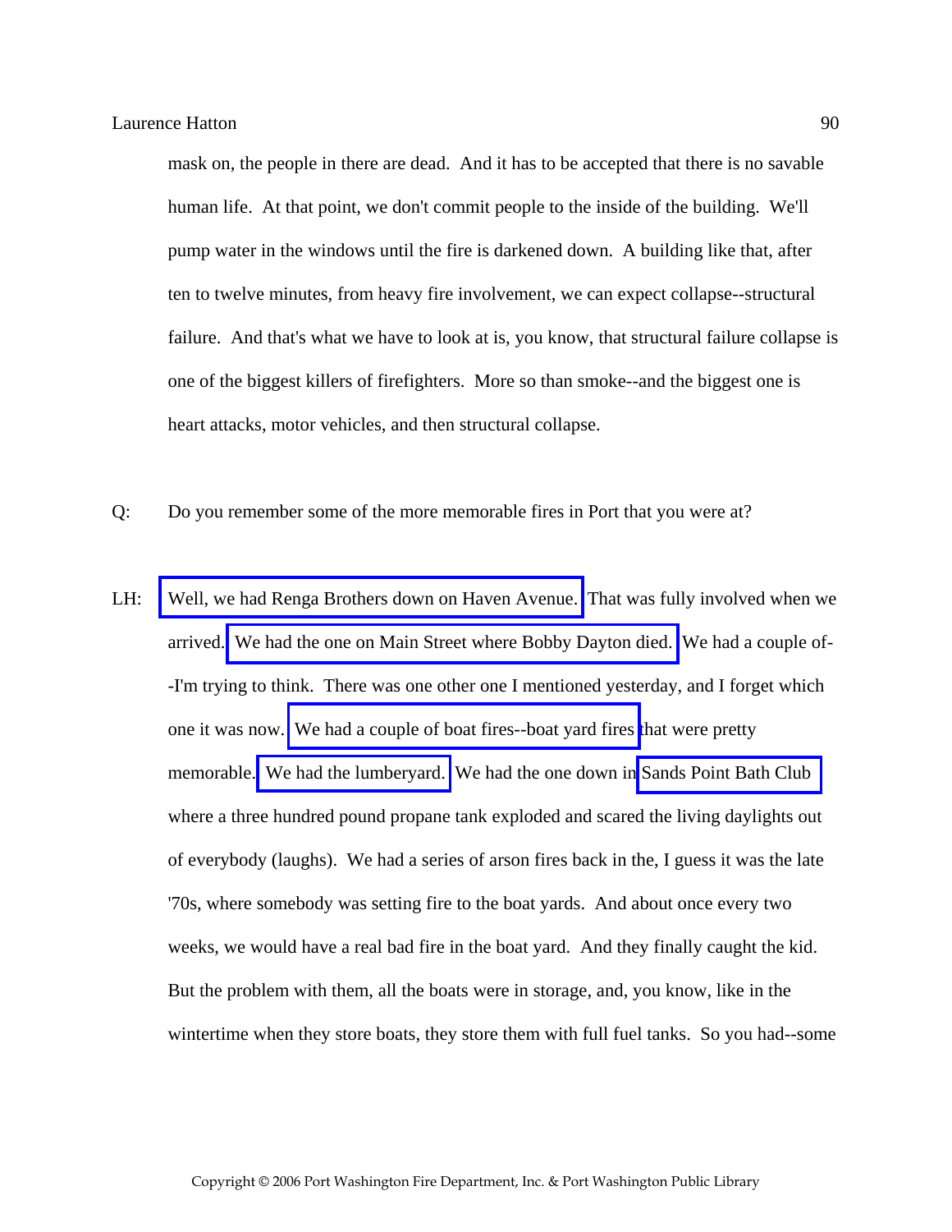mask on, the people in there are dead. And it has to be accepted that there is no savable human life. At that point, we don't commit people to the inside of the building. We'll pump water in the windows until the fire is darkened down. A building like that, after ten to twelve minutes, from heavy fire involvement, we can expect collapse--structural failure. And that's what we have to look at is, you know, that structural failure collapse is one of the biggest killers of firefighters. More so than smoke--and the biggest one is heart attacks, motor vehicles, and then structural collapse.

Q: Do you remember some of the more memorable fires in Port that you were at?

LH: Well, we had Renga Brothers down on Haven Avenue. That was fully involved when we arrived. We had the one on Main Street where Bobby Dayton died. We had a couple of--I'm trying to think. There was one other one I mentioned yesterday, and I forget which one it was now. We had a couple of boat fires--boat yard fires that were pretty memorable. We had the lumberyard. We had the one down in Sands Point Bath Club where a three hundred pound propane tank exploded and scared the living daylights out of everybody (laughs). We had a series of arson fires back in the, I guess it was the late '70s, where somebody was setting fire to the boat yards. And about once every two weeks, we would have a real bad fire in the boat yard. And they finally caught the kid. But the problem with them, all the boats were in storage, and, you know, like in the wintertime when they store boats, they store them with full fuel tanks. So you had--some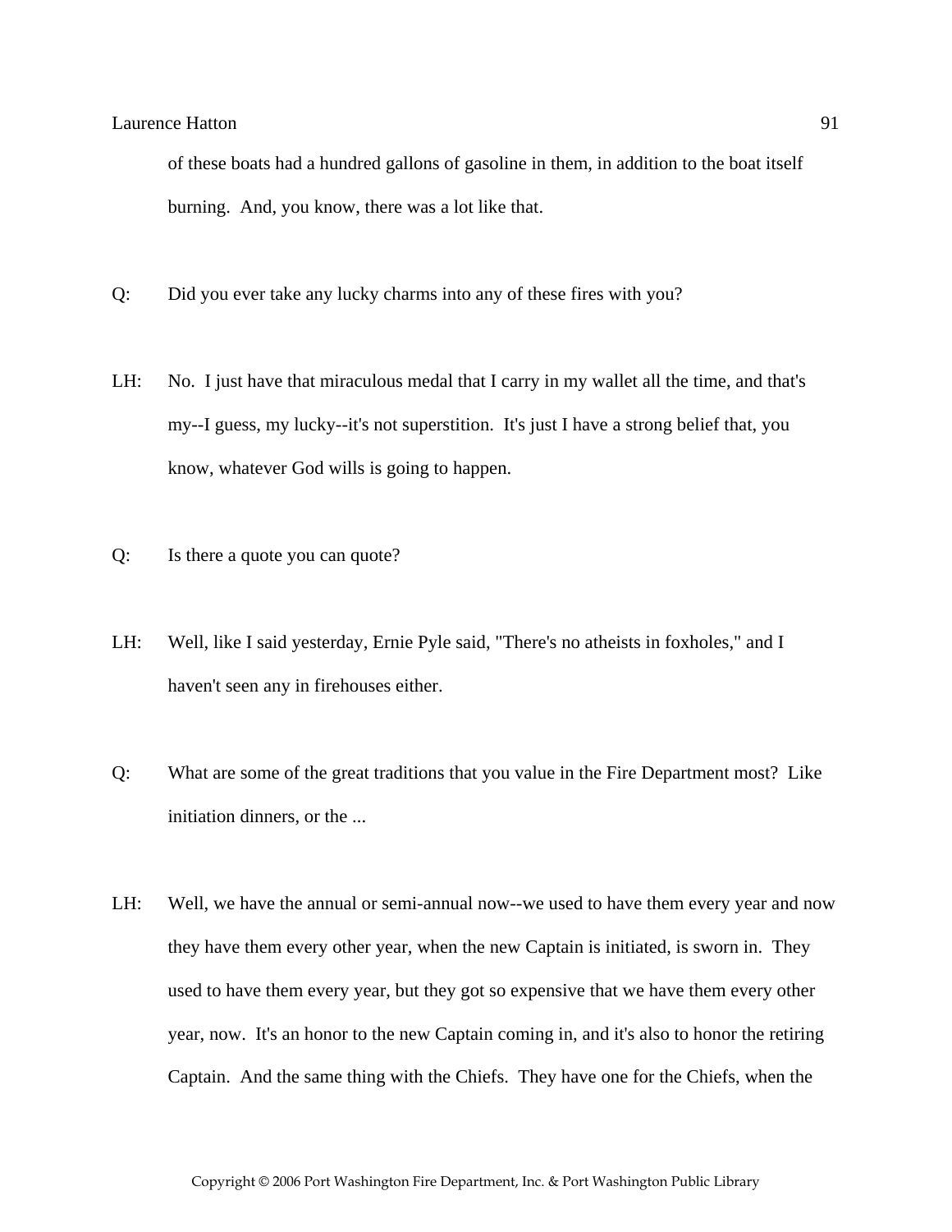of these boats had a hundred gallons of gasoline in them, in addition to the boat itself burning. And, you know, there was a lot like that.

Q: Did you ever take any lucky charms into any of these fires with you?

LH: No. I just have that miraculous medal that I carry in my wallet all the time, and that's my--I guess, my lucky--it's not superstition. It's just I have a strong belief that, you know, whatever God wills is going to happen.

Q: Is there a quote you can quote?

LH: Well, like I said yesterday, Ernie Pyle said, "There's no atheists in foxholes," and I haven't seen any in firehouses either.

Q: What are some of the great traditions that you value in the Fire Department most? Like initiation dinners, or the ...

LH: Well, we have the annual or semi-annual now--we used to have them every year and now they have them every other year, when the new Captain is initiated, is sworn in. They used to have them every year, but they got so expensive that we have them every other year, now. It's an honor to the new Captain coming in, and it's also to honor the retiring Captain. And the same thing with the Chiefs. They have one for the Chiefs, when the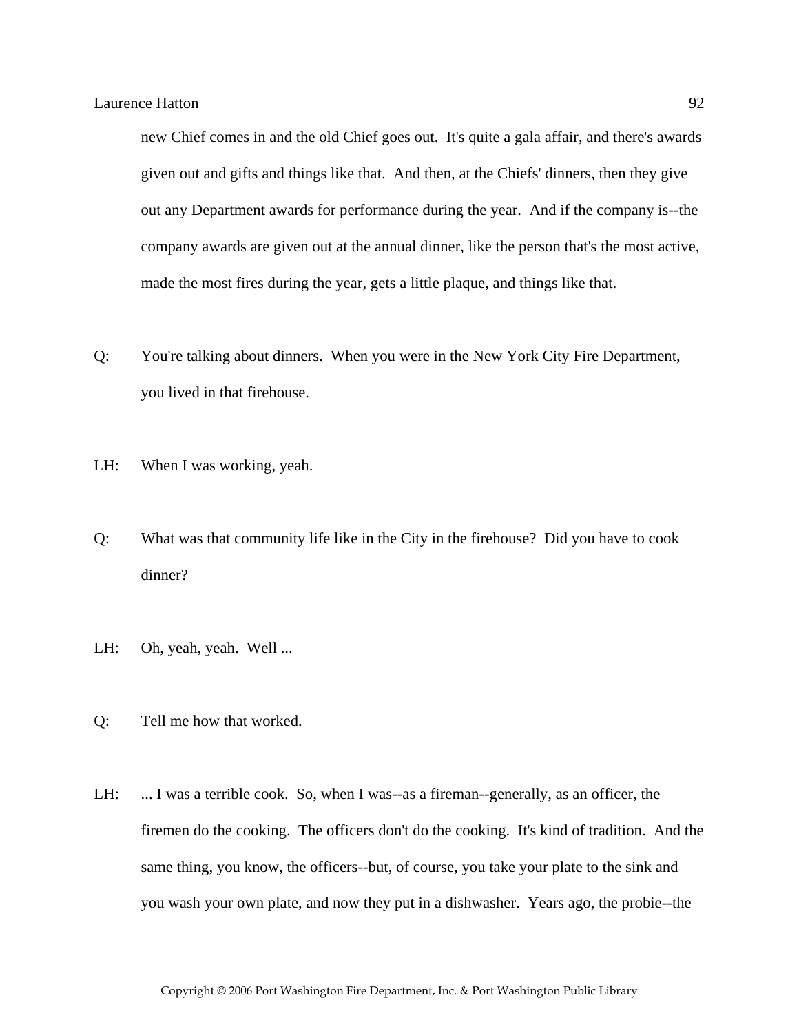new Chief comes in and the old Chief goes out. It's quite a gala affair, and there's awards given out and gifts and things like that. And then, at the Chiefs' dinners, then they give out any Department awards for performance during the year. And if the company is--the company awards are given out at the annual dinner, like the person that's the most active, made the most fires during the year, gets a little plaque, and things like that.

Q: You're talking about dinners. When you were in the New York City Fire Department, you lived in that firehouse.

LH: When I was working, yeah.

Q: What was that community life like in the City in the firehouse? Did you have to cook dinner?

LH: Oh, yeah, yeah. Well ...

Q: Tell me how that worked.

LH: ... I was a terrible cook. So, when I was--as a fireman--generally, as an officer, the firemen do the cooking. The officers don't do the cooking. It's kind of tradition. And the same thing, you know, the officers--but, of course, you take your plate to the sink and you wash your own plate, and now they put in a dishwasher. Years ago, the probie--the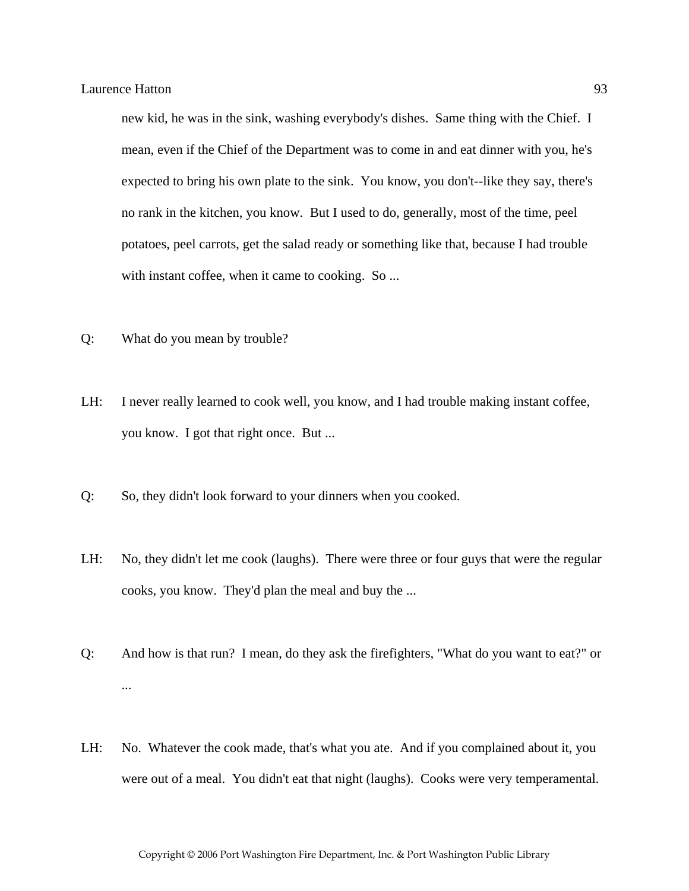new kid, he was in the sink, washing everybody's dishes. Same thing with the Chief. I mean, even if the Chief of the Department was to come in and eat dinner with you, he's expected to bring his own plate to the sink. You know, you don't--like they say, there's no rank in the kitchen, you know. But I used to do, generally, most of the time, peel potatoes, peel carrots, get the salad ready or something like that, because I had trouble with instant coffee, when it came to cooking. So ...

Q: What do you mean by trouble?

LH: I never really learned to cook well, you know, and I had trouble making instant coffee, you know. I got that right once. But ...

Q: So, they didn't look forward to your dinners when you cooked.

LH: No, they didn't let me cook (laughs). There were three or four guys that were the regular cooks, you know. They'd plan the meal and buy the ...

Q: And how is that run? I mean, do they ask the firefighters, "What do you want to eat?" or ...

LH: No. Whatever the cook made, that's what you ate. And if you complained about it, you were out of a meal. You didn't eat that night (laughs). Cooks were very temperamental.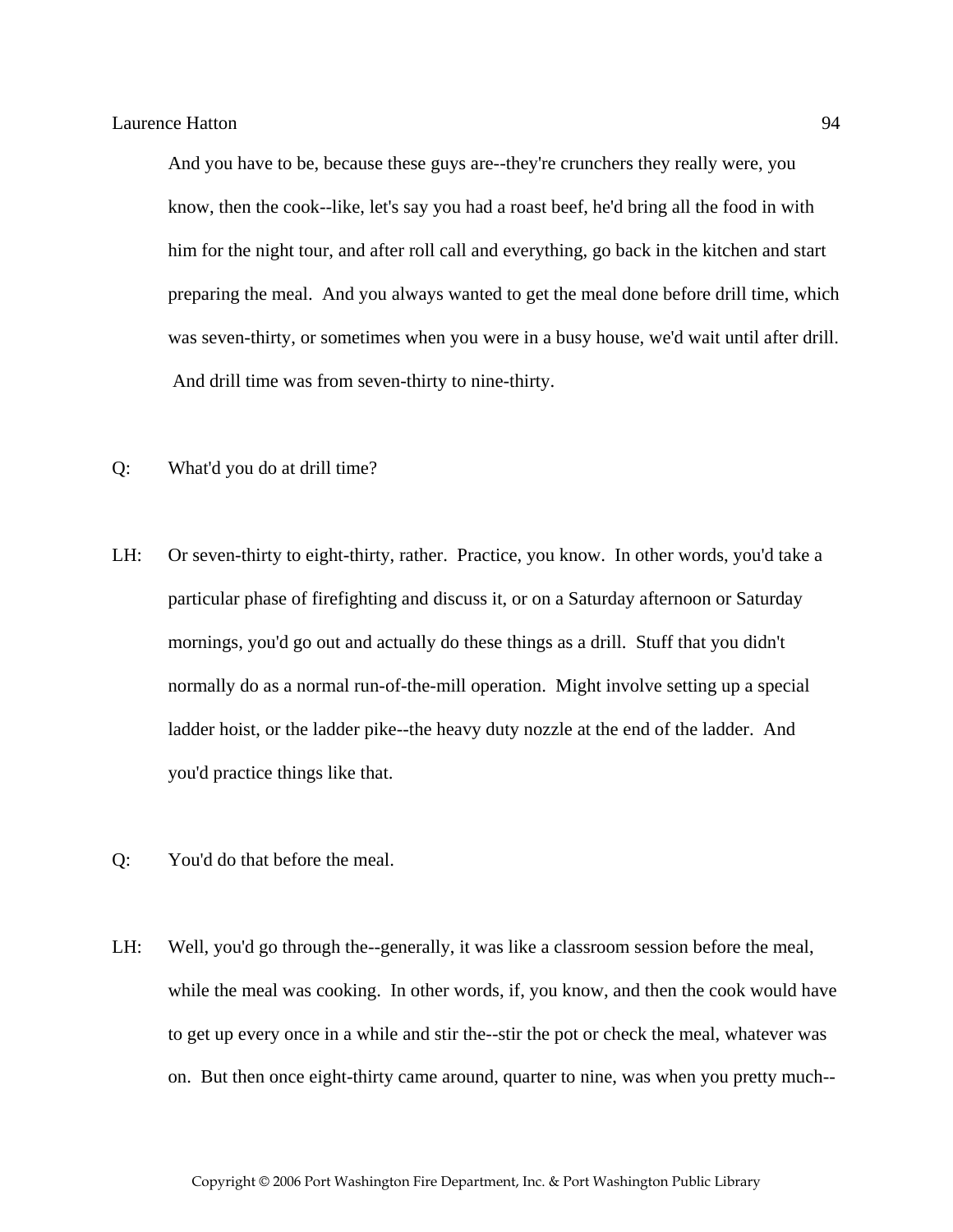And you have to be, because these guys are--they're crunchers they really were, you know, then the cook--like, let's say you had a roast beef, he'd bring all the food in with him for the night tour, and after roll call and everything, go back in the kitchen and start preparing the meal. And you always wanted to get the meal done before drill time, which was seven-thirty, or sometimes when you were in a busy house, we'd wait until after drill. And drill time was from seven-thirty to nine-thirty.

Q: What'd you do at drill time?

LH: Or seven-thirty to eight-thirty, rather. Practice, you know. In other words, you'd take a particular phase of firefighting and discuss it, or on a Saturday afternoon or Saturday mornings, you'd go out and actually do these things as a drill. Stuff that you didn't normally do as a normal run-of-the-mill operation. Might involve setting up a special ladder hoist, or the ladder pike--the heavy duty nozzle at the end of the ladder. And you'd practice things like that.

Q: You'd do that before the meal.

LH: Well, you'd go through the--generally, it was like a classroom session before the meal, while the meal was cooking. In other words, if, you know, and then the cook would have to get up every once in a while and stir the--stir the pot or check the meal, whatever was on. But then once eight-thirty came around, quarter to nine, was when you pretty much--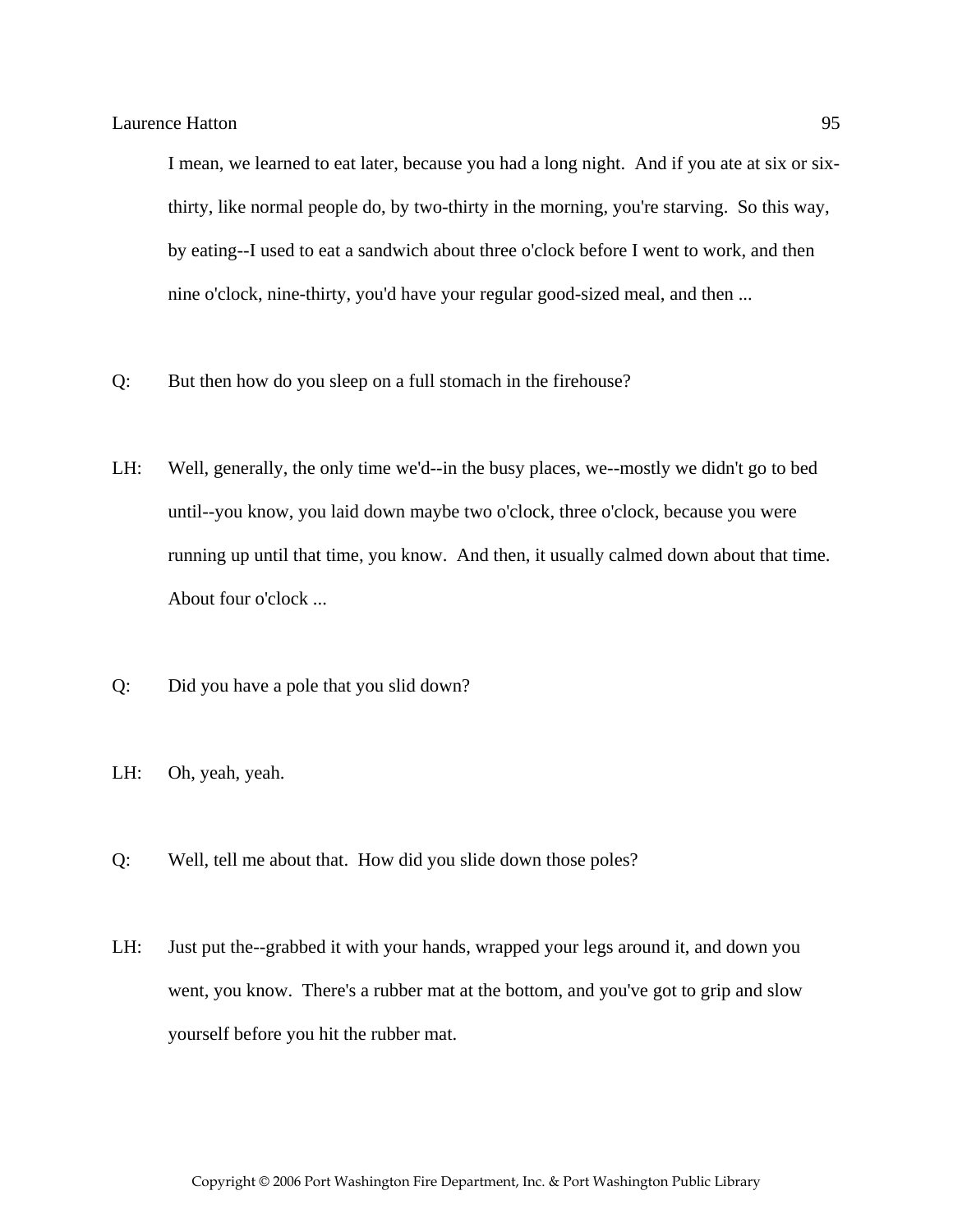I mean, we learned to eat later, because you had a long night. And if you ate at six or six-thirty, like normal people do, by two-thirty in the morning, you're starving. So this way, by eating--I used to eat a sandwich about three o'clock before I went to work, and then nine o'clock, nine-thirty, you'd have your regular good-sized meal, and then ...

Q: But then how do you sleep on a full stomach in the firehouse?

LH: Well, generally, the only time we'd--in the busy places, we--mostly we didn't go to bed until--you know, you laid down maybe two o'clock, three o'clock, because you were running up until that time, you know. And then, it usually calmed down about that time. About four o'clock ...

Q: Did you have a pole that you slid down?

LH: Oh, yeah, yeah.

Q: Well, tell me about that. How did you slide down those poles?

LH: Just put the--grabbed it with your hands, wrapped your legs around it, and down you went, you know. There's a rubber mat at the bottom, and you've got to grip and slow yourself before you hit the rubber mat.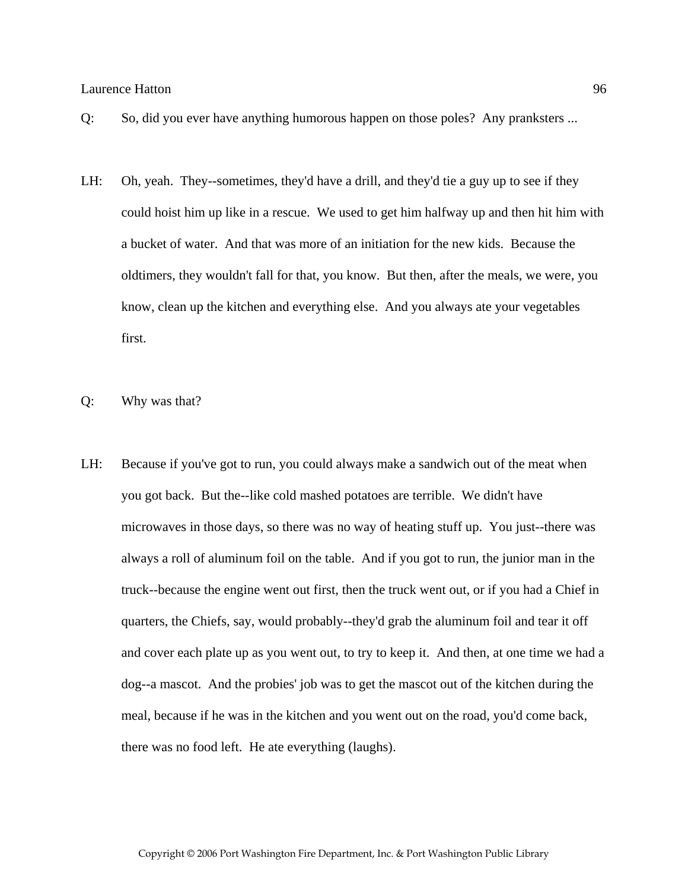Q: So, did you ever have anything humorous happen on those poles? Any pranksters ...

LH: Oh, yeah. They--sometimes, they'd have a drill, and they'd tie a guy up to see if they could hoist him up like in a rescue. We used to get him halfway up and then hit him with a bucket of water. And that was more of an initiation for the new kids. Because the oldtimers, they wouldn't fall for that, you know. But then, after the meals, we were, you know, clean up the kitchen and everything else. And you always ate your vegetables first.

Q: Why was that?

LH: Because if you've got to run, you could always make a sandwich out of the meat when you got back. But the--like cold mashed potatoes are terrible. We didn't have microwaves in those days, so there was no way of heating stuff up. You just--there was always a roll of aluminum foil on the table. And if you got to run, the junior man in the truck--because the engine went out first, then the truck went out, or if you had a Chief in quarters, the Chiefs, say, would probably--they'd grab the aluminum foil and tear it off and cover each plate up as you went out, to try to keep it. And then, at one time we had a dog--a mascot. And the probies' job was to get the mascot out of the kitchen during the meal, because if he was in the kitchen and you went out on the road, you'd come back, there was no food left. He ate everything (laughs).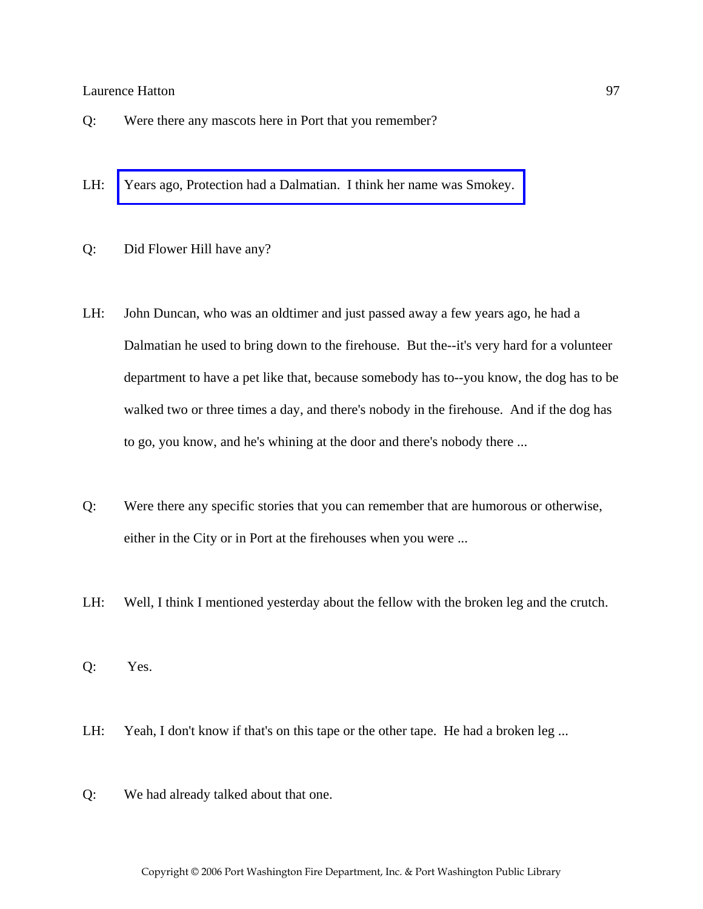Q: Were there any mascots here in Port that you remember?

LH: Years ago, Protection had a Dalmatian. I think her name was Smokey.

Q: Did Flower Hill have any?

LH: John Duncan, who was an oldtimer and just passed away a few years ago, he had a Dalmatian he used to bring down to the firehouse. But the--it's very hard for a volunteer department to have a pet like that, because somebody has to--you know, the dog has to be walked two or three times a day, and there's nobody in the firehouse. And if the dog has to go, you know, and he's whining at the door and there's nobody there ...

Q: Were there any specific stories that you can remember that are humorous or otherwise, either in the City or in Port at the firehouses when you were ...

LH: Well, I think I mentioned yesterday about the fellow with the broken leg and the crutch.

Q: Yes.

LH: Yeah, I don't know if that's on this tape or the other tape. He had a broken leg ...

Q: We had already talked about that one.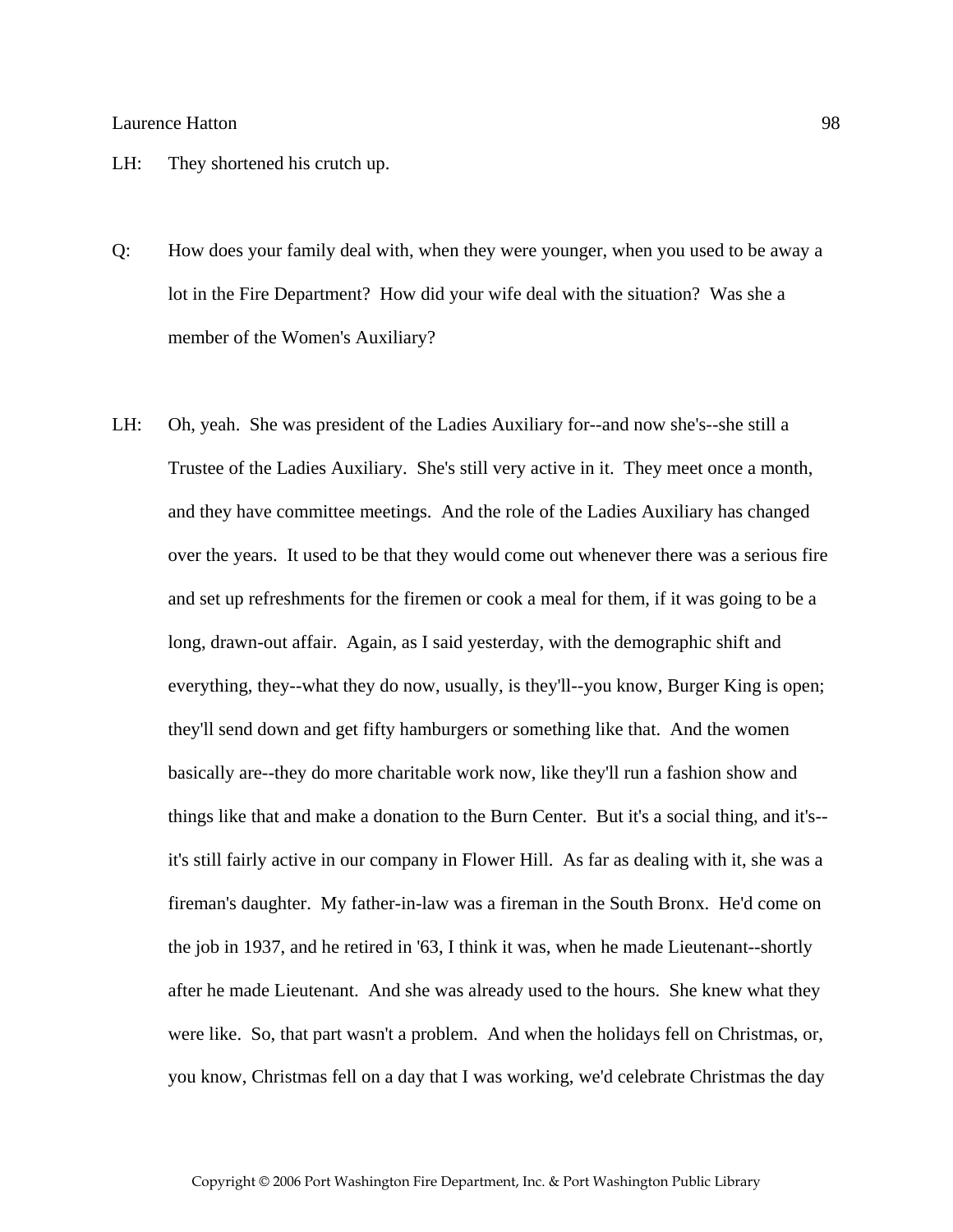LH: They shortened his crutch up.

Q: How does your family deal with, when they were younger, when you used to be away a lot in the Fire Department? How did your wife deal with the situation? Was she a member of the Women's Auxiliary?

LH: Oh, yeah. She was president of the Ladies Auxiliary for--and now she's--she still a Trustee of the Ladies Auxiliary. She's still very active in it. They meet once a month, and they have committee meetings. And the role of the Ladies Auxiliary has changed over the years. It used to be that they would come out whenever there was a serious fire and set up refreshments for the firemen or cook a meal for them, if it was going to be a long, drawn-out affair. Again, as I said yesterday, with the demographic shift and everything, they--what they do now, usually, is they'll--you know, Burger King is open; they'll send down and get fifty hamburgers or something like that. And the women basically are--they do more charitable work now, like they'll run a fashion show and things like that and make a donation to the Burn Center. But it's a social thing, and it's--it's still fairly active in our company in Flower Hill. As far as dealing with it, she was a fireman's daughter. My father-in-law was a fireman in the South Bronx. He'd come on the job in 1937, and he retired in '63, I think it was, when he made Lieutenant--shortly after he made Lieutenant. And she was already used to the hours. She knew what they were like. So, that part wasn't a problem. And when the holidays fell on Christmas, or, you know, Christmas fell on a day that I was working, we'd celebrate Christmas the day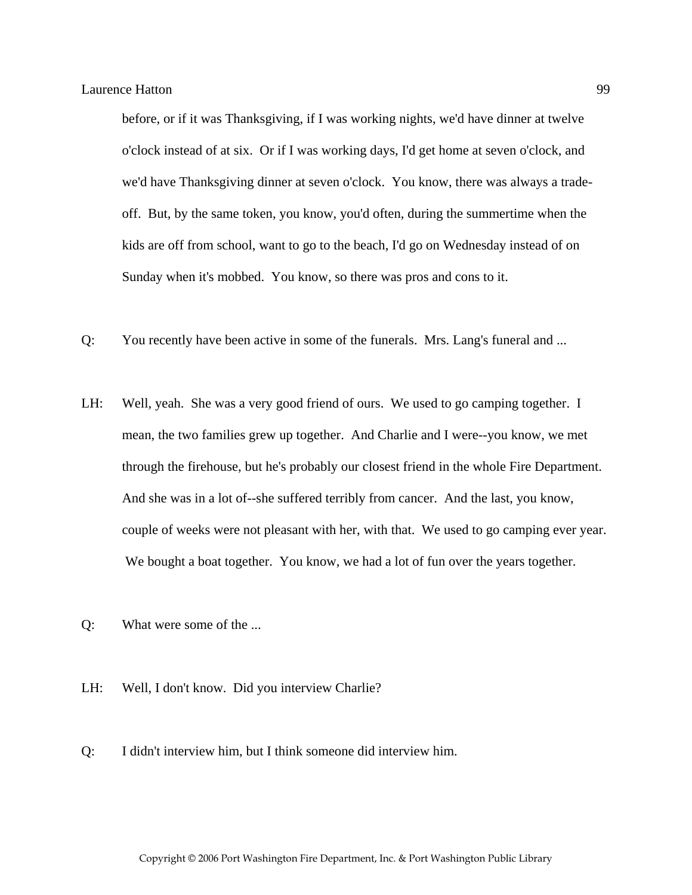before, or if it was Thanksgiving, if I was working nights, we'd have dinner at twelve o'clock instead of at six. Or if I was working days, I'd get home at seven o'clock, and we'd have Thanksgiving dinner at seven o'clock. You know, there was always a trade-off. But, by the same token, you know, you'd often, during the summertime when the kids are off from school, want to go to the beach, I'd go on Wednesday instead of on Sunday when it's mobbed. You know, so there was pros and cons to it.

Q: You recently have been active in some of the funerals. Mrs. Lang's funeral and ...

LH: Well, yeah. She was a very good friend of ours. We used to go camping together. I mean, the two families grew up together. And Charlie and I were--you know, we met through the firehouse, but he's probably our closest friend in the whole Fire Department. And she was in a lot of--she suffered terribly from cancer. And the last, you know, couple of weeks were not pleasant with her, with that. We used to go camping ever year. We bought a boat together. You know, we had a lot of fun over the years together.

Q: What were some of the ...

LH: Well, I don't know. Did you interview Charlie?

Q: I didn't interview him, but I think someone did interview him.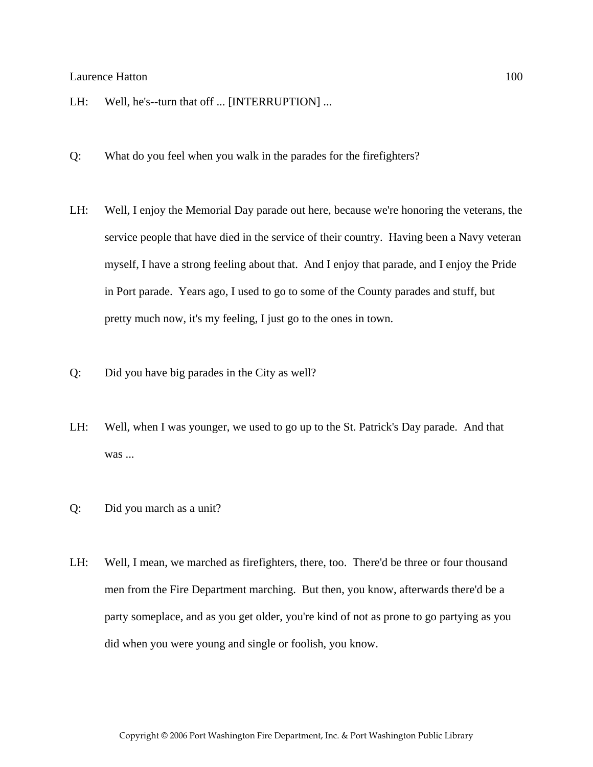LH: Well, he's--turn that off ... [INTERRUPTION] ...

Q: What do you feel when you walk in the parades for the firefighters?

LH: Well, I enjoy the Memorial Day parade out here, because we're honoring the veterans, the service people that have died in the service of their country. Having been a Navy veteran myself, I have a strong feeling about that. And I enjoy that parade, and I enjoy the Pride in Port parade. Years ago, I used to go to some of the County parades and stuff, but pretty much now, it's my feeling, I just go to the ones in town.

Q: Did you have big parades in the City as well?

LH: Well, when I was younger, we used to go up to the St. Patrick's Day parade. And that was ...

Q: Did you march as a unit?

LH: Well, I mean, we marched as firefighters, there, too. There'd be three or four thousand men from the Fire Department marching. But then, you know, afterwards there'd be a party someplace, and as you get older, you're kind of not as prone to go partying as you did when you were young and single or foolish, you know.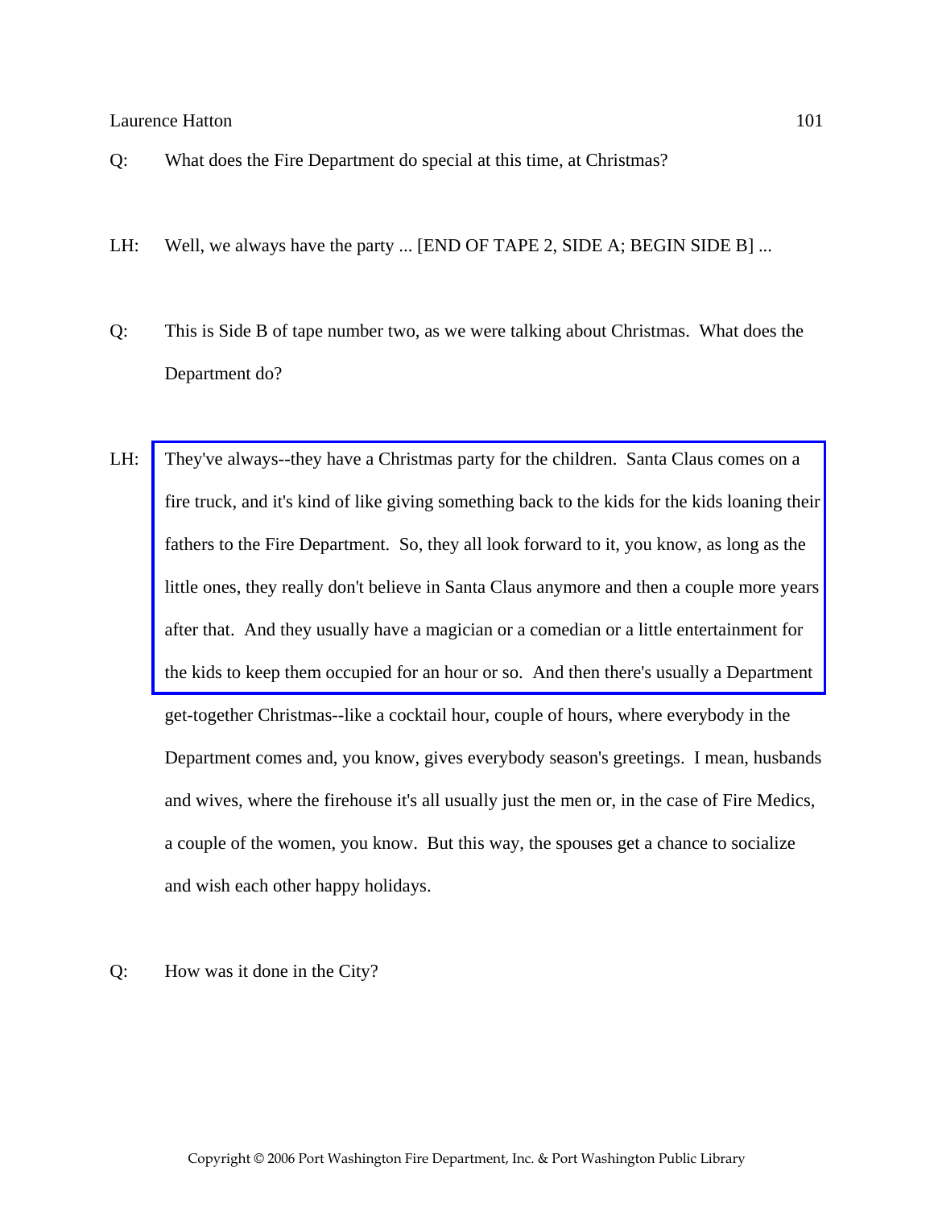Q: What does the Fire Department do special at this time, at Christmas?

LH: Well, we always have the party ... [END OF TAPE 2, SIDE A; BEGIN SIDE B] ...

Q: This is Side B of tape number two, as we were talking about Christmas. What does the Department do?

LH: They've always--they have a Christmas party for the children. Santa Claus comes on a fire truck, and it's kind of like giving something back to the kids for the kids loaning their fathers to the Fire Department. So, they all look forward to it, you know, as long as the little ones, they really don't believe in Santa Claus anymore and then a couple more years after that. And they usually have a magician or a comedian or a little entertainment for the kids to keep them occupied for an hour or so. And then there's usually a Department get-together Christmas--like a cocktail hour, couple of hours, where everybody in the Department comes and, you know, gives everybody season's greetings. I mean, husbands and wives, where the firehouse it's all usually just the men or, in the case of Fire Medics, a couple of the women, you know. But this way, the spouses get a chance to socialize and wish each other happy holidays.

Q: How was it done in the City?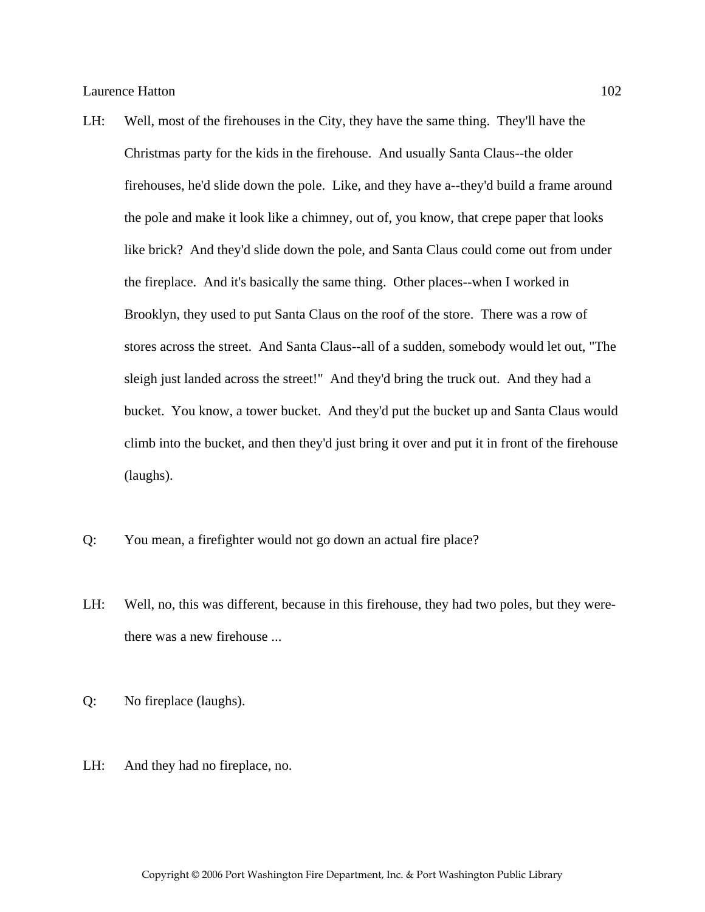LH: Well, most of the firehouses in the City, they have the same thing. They'll have the Christmas party for the kids in the firehouse. And usually Santa Claus--the older firehouses, he'd slide down the pole. Like, and they have a--they'd build a frame around the pole and make it look like a chimney, out of, you know, that crepe paper that looks like brick? And they'd slide down the pole, and Santa Claus could come out from under the fireplace. And it's basically the same thing. Other places--when I worked in Brooklyn, they used to put Santa Claus on the roof of the store. There was a row of stores across the street. And Santa Claus--all of a sudden, somebody would let out, "The sleigh just landed across the street!" And they'd bring the truck out. And they had a bucket. You know, a tower bucket. And they'd put the bucket up and Santa Claus would climb into the bucket, and then they'd just bring it over and put it in front of the firehouse (laughs).

Q: You mean, a firefighter would not go down an actual fire place?

LH: Well, no, this was different, because in this firehouse, they had two poles, but they were--there was a new firehouse ...

Q: No fireplace (laughs).

LH: And they had no fireplace, no.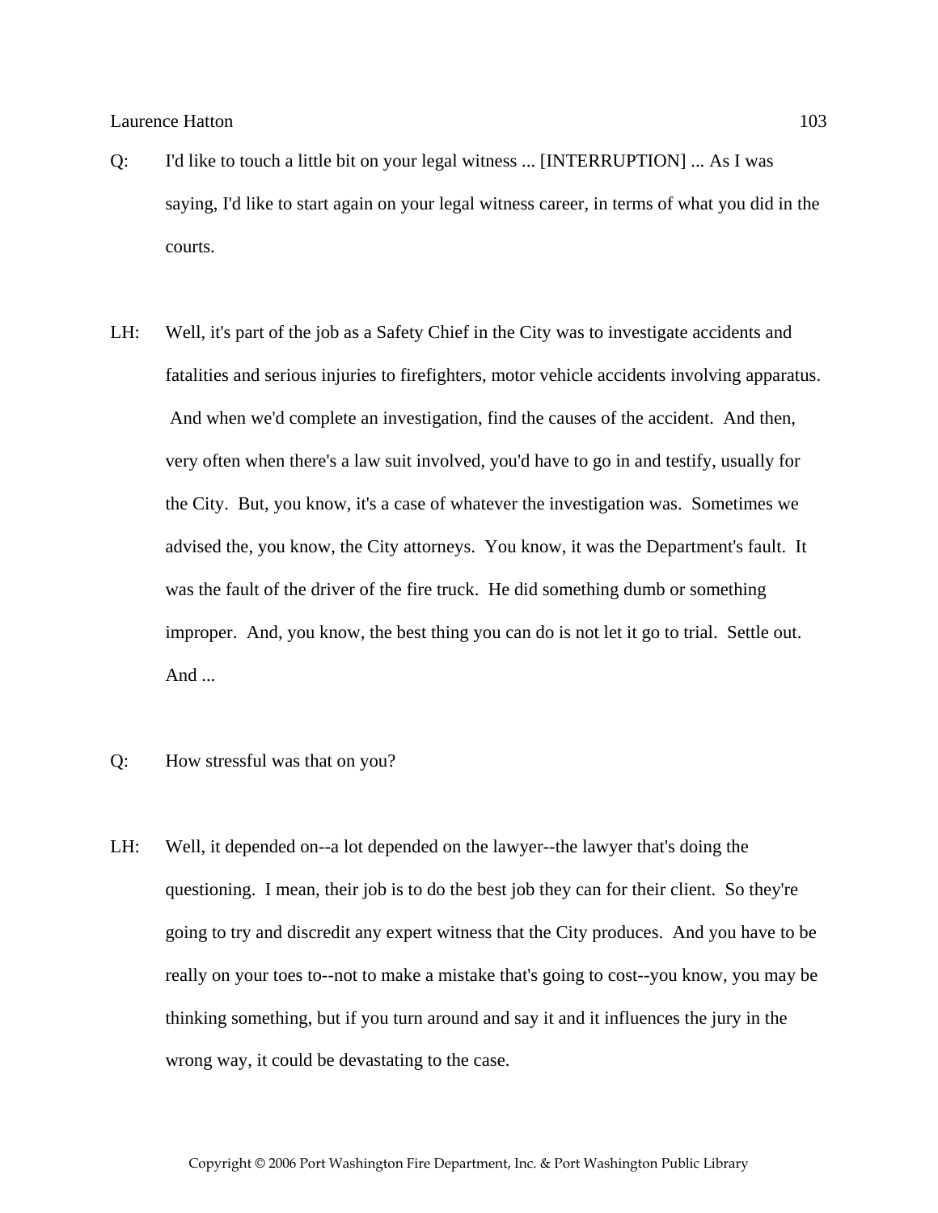Q: I'd like to touch a little bit on your legal witness ... [INTERRUPTION] ... As I was saying, I'd like to start again on your legal witness career, in terms of what you did in the courts.

LH: Well, it's part of the job as a Safety Chief in the City was to investigate accidents and fatalities and serious injuries to firefighters, motor vehicle accidents involving apparatus. And when we'd complete an investigation, find the causes of the accident. And then, very often when there's a law suit involved, you'd have to go in and testify, usually for the City. But, you know, it's a case of whatever the investigation was. Sometimes we advised the, you know, the City attorneys. You know, it was the Department's fault. It was the fault of the driver of the fire truck. He did something dumb or something improper. And, you know, the best thing you can do is not let it go to trial. Settle out. And ...

Q: How stressful was that on you?

LH: Well, it depended on--a lot depended on the lawyer--the lawyer that's doing the questioning. I mean, their job is to do the best job they can for their client. So they're going to try and discredit any expert witness that the City produces. And you have to be really on your toes to--not to make a mistake that's going to cost--you know, you may be thinking something, but if you turn around and say it and it influences the jury in the wrong way, it could be devastating to the case.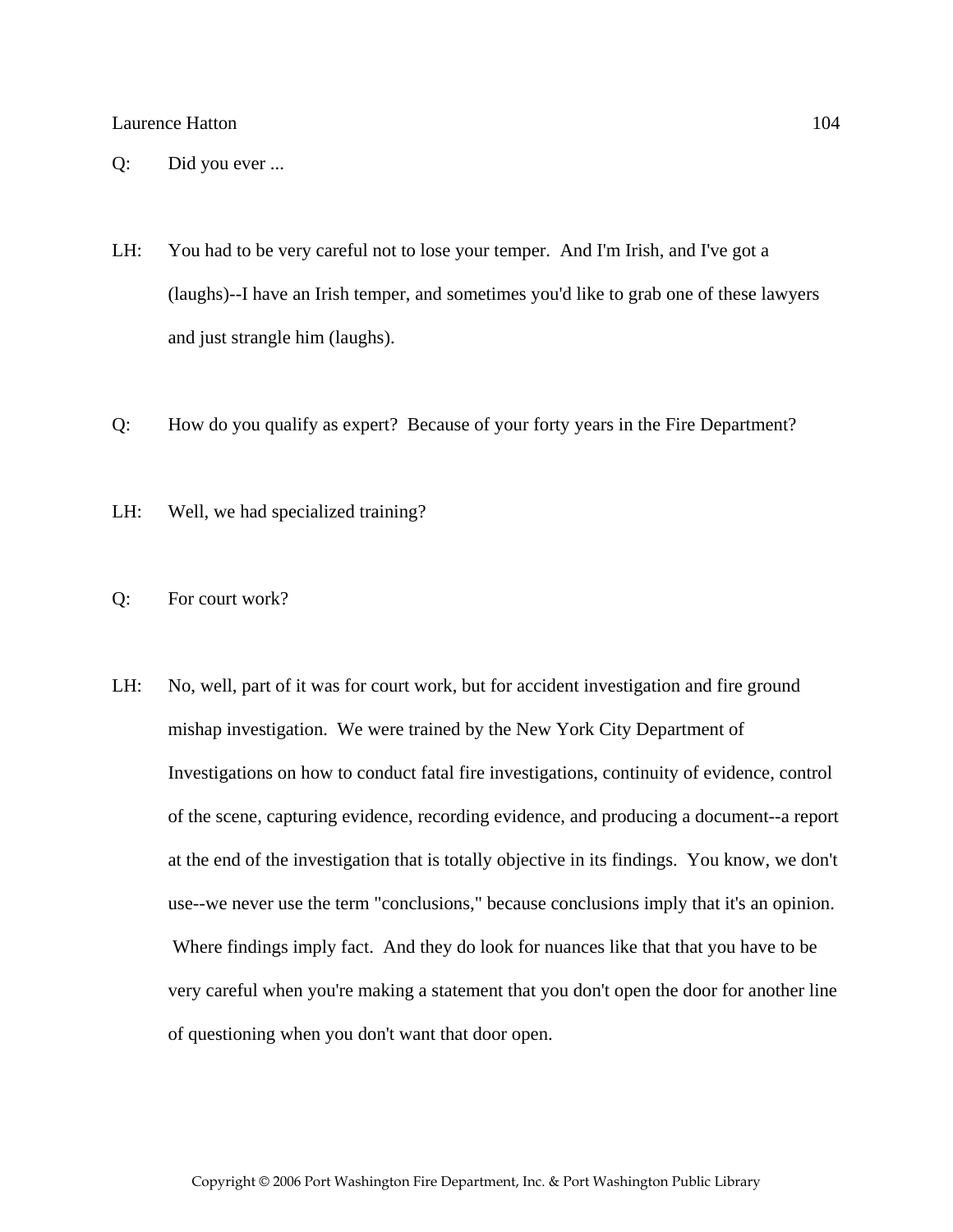Q: Did you ever ...

LH: You had to be very careful not to lose your temper. And I'm Irish, and I've got a (laughs)--I have an Irish temper, and sometimes you'd like to grab one of these lawyers and just strangle him (laughs).

Q: How do you qualify as expert? Because of your forty years in the Fire Department?

LH: Well, we had specialized training?

Q: For court work?

LH: No, well, part of it was for court work, but for accident investigation and fire ground mishap investigation. We were trained by the New York City Department of Investigations on how to conduct fatal fire investigations, continuity of evidence, control of the scene, capturing evidence, recording evidence, and producing a document--a report at the end of the investigation that is totally objective in its findings. You know, we don't use--we never use the term "conclusions," because conclusions imply that it's an opinion. Where findings imply fact. And they do look for nuances like that that you have to be very careful when you're making a statement that you don't open the door for another line of questioning when you don't want that door open.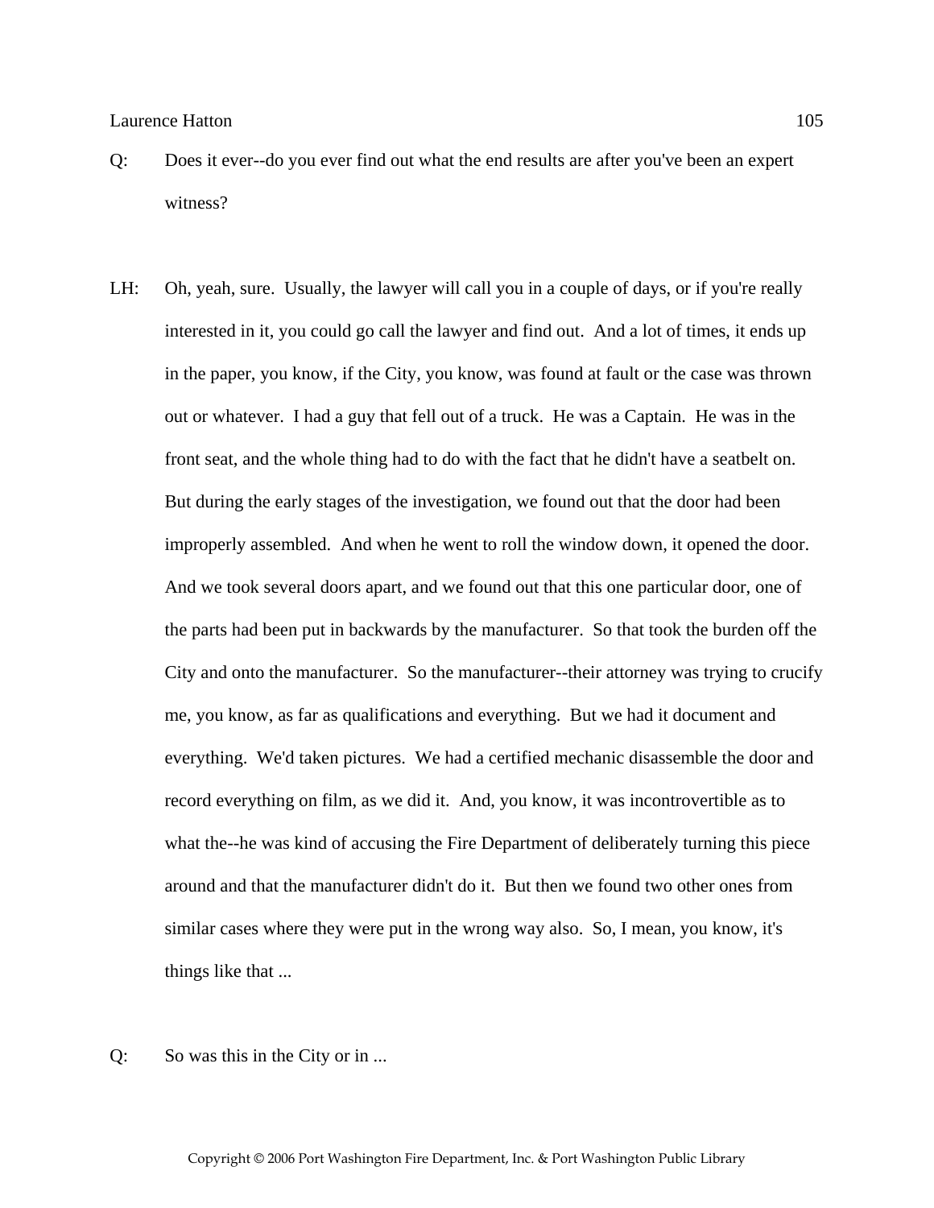Q: Does it ever--do you ever find out what the end results are after you've been an expert witness?

LH: Oh, yeah, sure. Usually, the lawyer will call you in a couple of days, or if you're really interested in it, you could go call the lawyer and find out. And a lot of times, it ends up in the paper, you know, if the City, you know, was found at fault or the case was thrown out or whatever. I had a guy that fell out of a truck. He was a Captain. He was in the front seat, and the whole thing had to do with the fact that he didn't have a seatbelt on. But during the early stages of the investigation, we found out that the door had been improperly assembled. And when he went to roll the window down, it opened the door. And we took several doors apart, and we found out that this one particular door, one of the parts had been put in backwards by the manufacturer. So that took the burden off the City and onto the manufacturer. So the manufacturer--their attorney was trying to crucify me, you know, as far as qualifications and everything. But we had it document and everything. We'd taken pictures. We had a certified mechanic disassemble the door and record everything on film, as we did it. And, you know, it was incontrovertible as to what the--he was kind of accusing the Fire Department of deliberately turning this piece around and that the manufacturer didn't do it. But then we found two other ones from similar cases where they were put in the wrong way also. So, I mean, you know, it's things like that ...

Q: So was this in the City or in ...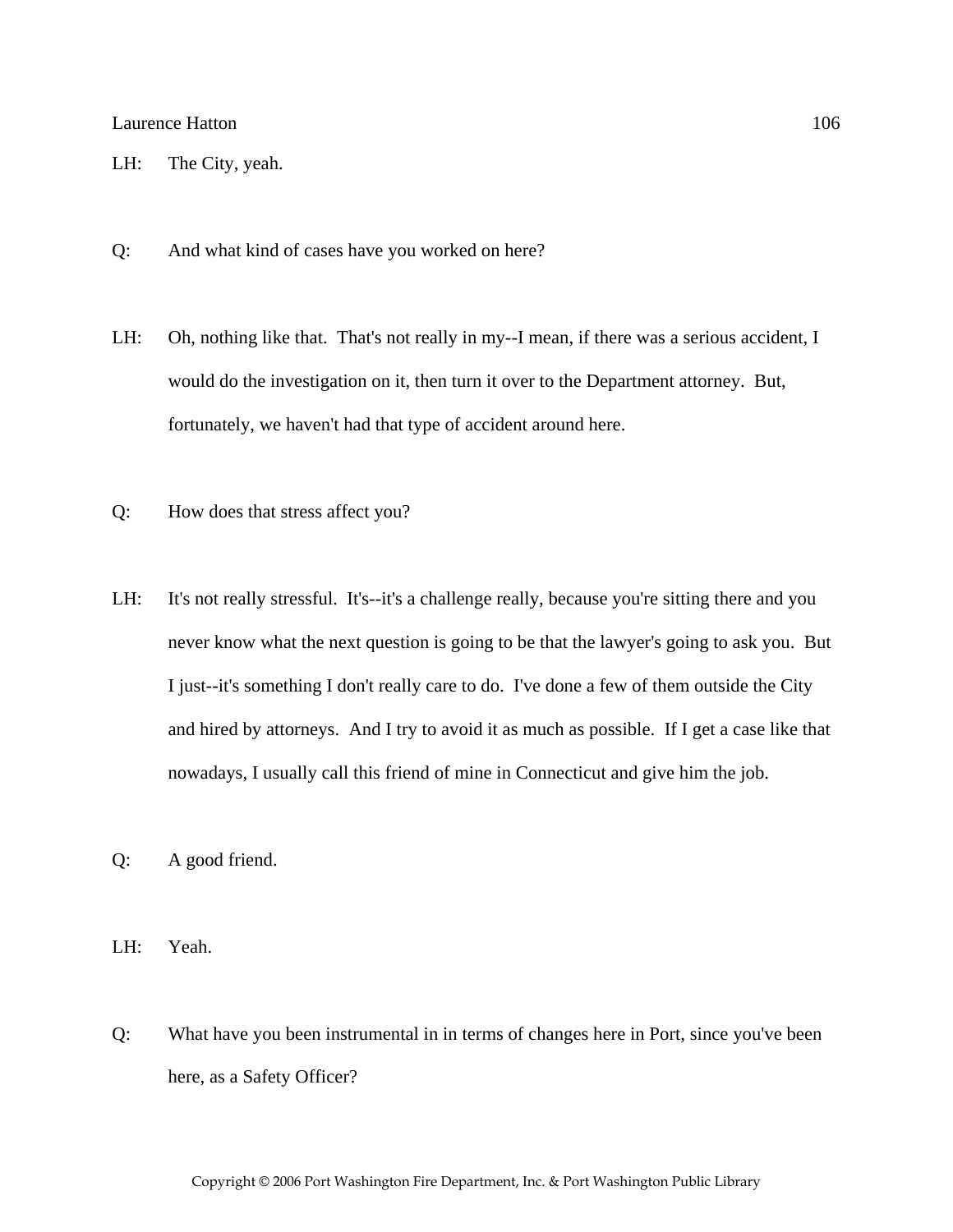LH: The City, yeah.

Q: And what kind of cases have you worked on here?

LH: Oh, nothing like that. That's not really in my--I mean, if there was a serious accident, I would do the investigation on it, then turn it over to the Department attorney. But, fortunately, we haven't had that type of accident around here.

Q: How does that stress affect you?

LH: It's not really stressful. It's--it's a challenge really, because you're sitting there and you never know what the next question is going to be that the lawyer's going to ask you. But I just--it's something I don't really care to do. I've done a few of them outside the City and hired by attorneys. And I try to avoid it as much as possible. If I get a case like that nowadays, I usually call this friend of mine in Connecticut and give him the job.

Q: A good friend.

LH: Yeah.

Q: What have you been instrumental in in terms of changes here in Port, since you've been here, as a Safety Officer?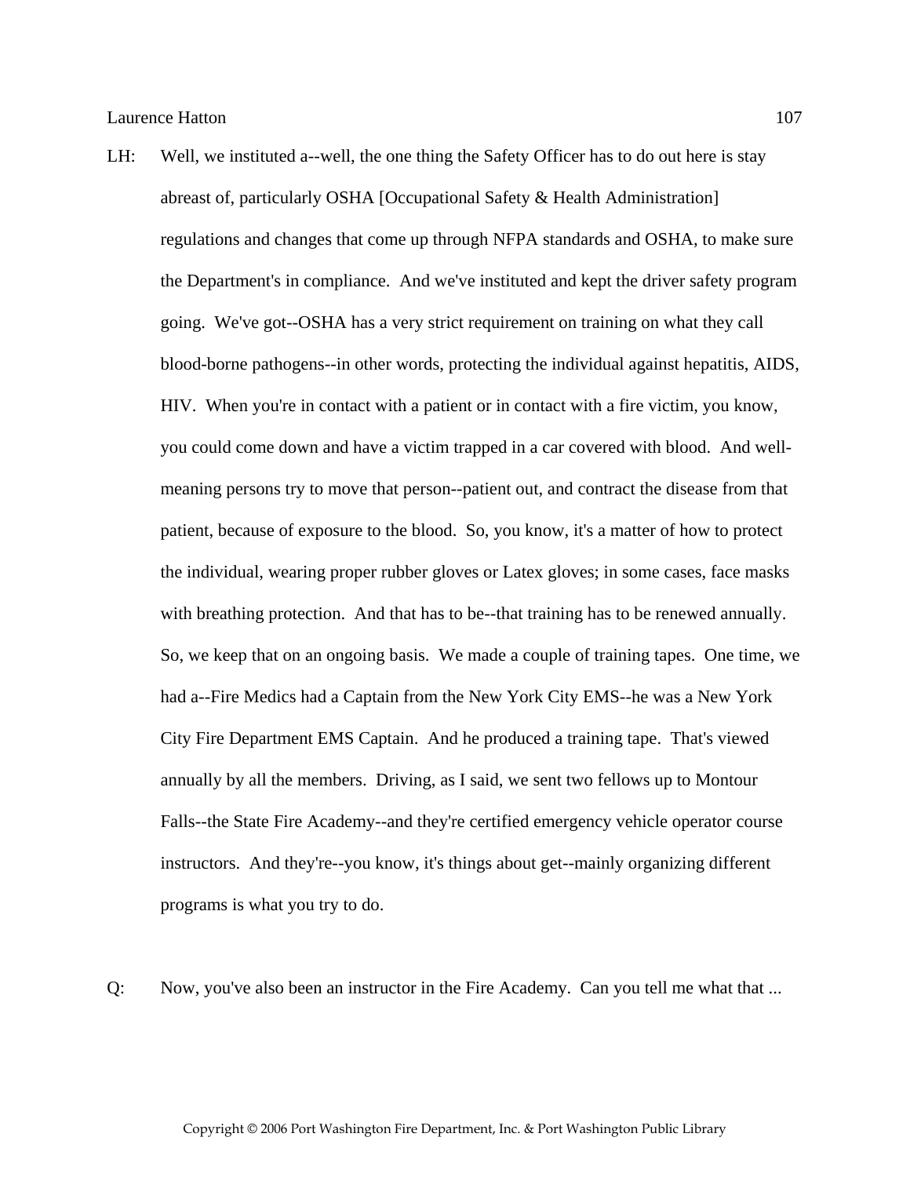LH: Well, we instituted a--well, the one thing the Safety Officer has to do out here is stay abreast of, particularly OSHA [Occupational Safety & Health Administration] regulations and changes that come up through NFPA standards and OSHA, to make sure the Department's in compliance. And we've instituted and kept the driver safety program going. We've got--OSHA has a very strict requirement on training on what they call blood-borne pathogens--in other words, protecting the individual against hepatitis, AIDS, HIV. When you're in contact with a patient or in contact with a fire victim, you know, you could come down and have a victim trapped in a car covered with blood. And well-meaning persons try to move that person--patient out, and contract the disease from that patient, because of exposure to the blood. So, you know, it's a matter of how to protect the individual, wearing proper rubber gloves or Latex gloves; in some cases, face masks with breathing protection. And that has to be--that training has to be renewed annually. So, we keep that on an ongoing basis. We made a couple of training tapes. One time, we had a--Fire Medics had a Captain from the New York City EMS--he was a New York City Fire Department EMS Captain. And he produced a training tape. That's viewed annually by all the members. Driving, as I said, we sent two fellows up to Montour Falls--the State Fire Academy--and they're certified emergency vehicle operator course instructors. And they're--you know, it's things about get--mainly organizing different programs is what you try to do.

Q: Now, you've also been an instructor in the Fire Academy. Can you tell me what that ...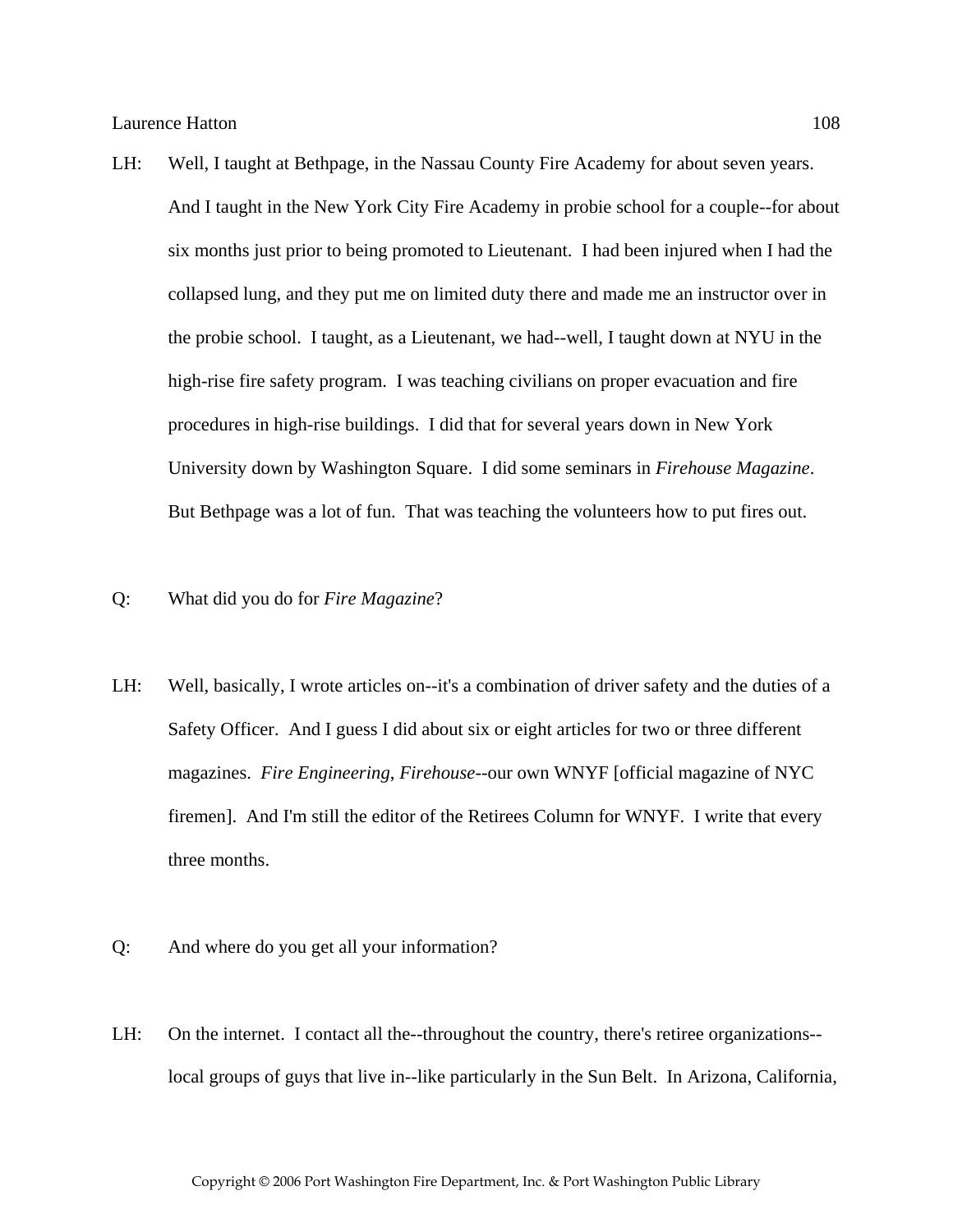LH: Well, I taught at Bethpage, in the Nassau County Fire Academy for about seven years. And I taught in the New York City Fire Academy in probie school for a couple--for about six months just prior to being promoted to Lieutenant. I had been injured when I had the collapsed lung, and they put me on limited duty there and made me an instructor over in the probie school. I taught, as a Lieutenant, we had--well, I taught down at NYU in the high-rise fire safety program. I was teaching civilians on proper evacuation and fire procedures in high-rise buildings. I did that for several years down in New York University down by Washington Square. I did some seminars in *Firehouse Magazine*. But Bethpage was a lot of fun. That was teaching the volunteers how to put fires out.

Q: What did you do for *Fire Magazine*?

LH: Well, basically, I wrote articles on--it's a combination of driver safety and the duties of a Safety Officer. And I guess I did about six or eight articles for two or three different magazines. *Fire Engineering*, *Firehouse*--our own WNYF [official magazine of NYC firemen]. And I'm still the editor of the Retirees Column for WNYF. I write that every three months.

Q: And where do you get all your information?

LH: On the internet. I contact all the--throughout the country, there's retiree organizations--local groups of guys that live in--like particularly in the Sun Belt. In Arizona, California,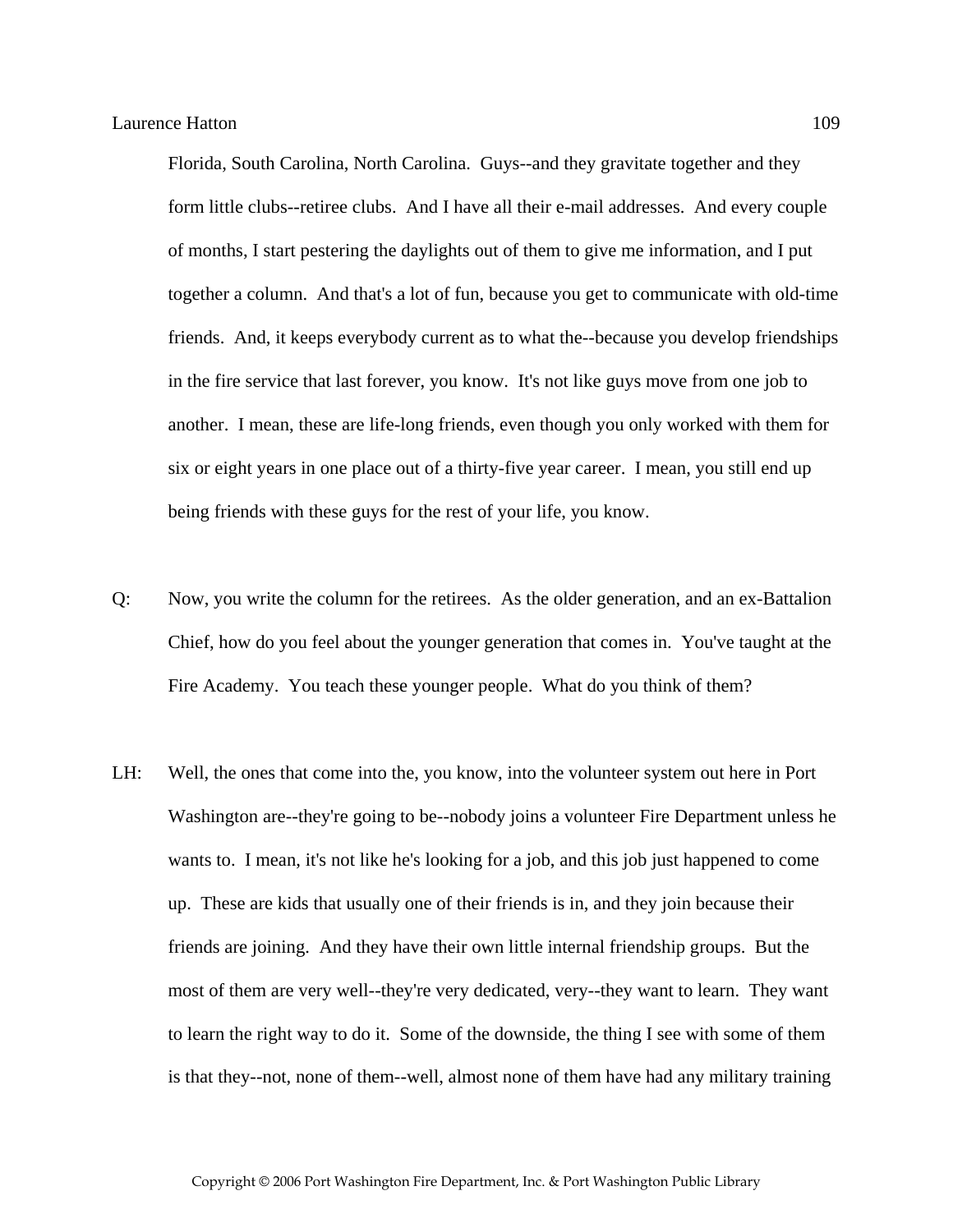Florida, South Carolina, North Carolina. Guys--and they gravitate together and they form little clubs--retiree clubs. And I have all their e-mail addresses. And every couple of months, I start pestering the daylights out of them to give me information, and I put together a column. And that's a lot of fun, because you get to communicate with old-time friends. And, it keeps everybody current as to what the--because you develop friendships in the fire service that last forever, you know. It's not like guys move from one job to another. I mean, these are life-long friends, even though you only worked with them for six or eight years in one place out of a thirty-five year career. I mean, you still end up being friends with these guys for the rest of your life, you know.

Q: Now, you write the column for the retirees. As the older generation, and an ex-Battalion Chief, how do you feel about the younger generation that comes in. You've taught at the Fire Academy. You teach these younger people. What do you think of them?

LH: Well, the ones that come into the, you know, into the volunteer system out here in Port Washington are--they're going to be--nobody joins a volunteer Fire Department unless he wants to. I mean, it's not like he's looking for a job, and this job just happened to come up. These are kids that usually one of their friends is in, and they join because their friends are joining. And they have their own little internal friendship groups. But the most of them are very well--they're very dedicated, very--they want to learn. They want to learn the right way to do it. Some of the downside, the thing I see with some of them is that they--not, none of them--well, almost none of them have had any military training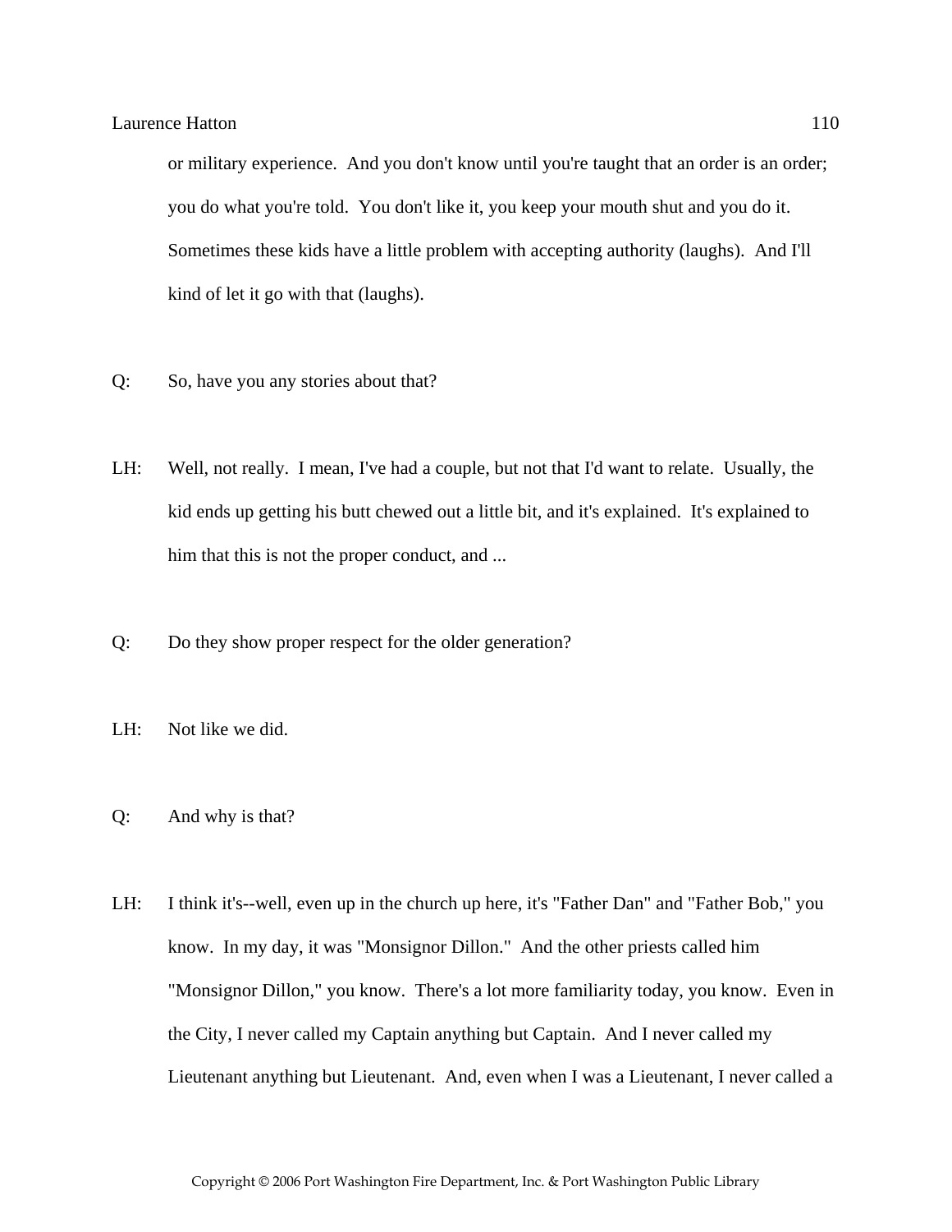or military experience. And you don't know until you're taught that an order is an order; you do what you're told. You don't like it, you keep your mouth shut and you do it. Sometimes these kids have a little problem with accepting authority (laughs). And I'll kind of let it go with that (laughs).

Q: So, have you any stories about that?

LH: Well, not really. I mean, I've had a couple, but not that I'd want to relate. Usually, the kid ends up getting his butt chewed out a little bit, and it's explained. It's explained to him that this is not the proper conduct, and ...

Q: Do they show proper respect for the older generation?

LH: Not like we did.

Q: And why is that?

LH: I think it's--well, even up in the church up here, it's "Father Dan" and "Father Bob," you know. In my day, it was "Monsignor Dillon." And the other priests called him "Monsignor Dillon," you know. There's a lot more familiarity today, you know. Even in the City, I never called my Captain anything but Captain. And I never called my Lieutenant anything but Lieutenant. And, even when I was a Lieutenant, I never called a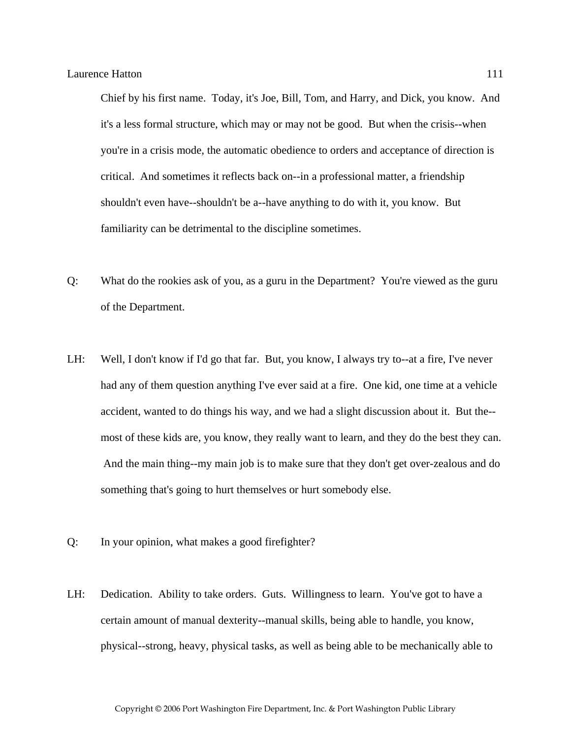Chief by his first name. Today, it's Joe, Bill, Tom, and Harry, and Dick, you know. And it's a less formal structure, which may or may not be good. But when the crisis--when you're in a crisis mode, the automatic obedience to orders and acceptance of direction is critical. And sometimes it reflects back on--in a professional matter, a friendship shouldn't even have--shouldn't be a--have anything to do with it, you know. But familiarity can be detrimental to the discipline sometimes.

Q: What do the rookies ask of you, as a guru in the Department? You're viewed as the guru of the Department.

LH: Well, I don't know if I'd go that far. But, you know, I always try to--at a fire, I've never had any of them question anything I've ever said at a fire. One kid, one time at a vehicle accident, wanted to do things his way, and we had a slight discussion about it. But the--most of these kids are, you know, they really want to learn, and they do the best they can. And the main thing--my main job is to make sure that they don't get over-zealous and do something that's going to hurt themselves or hurt somebody else.

Q: In your opinion, what makes a good firefighter?

LH: Dedication. Ability to take orders. Guts. Willingness to learn. You've got to have a certain amount of manual dexterity--manual skills, being able to handle, you know, physical--strong, heavy, physical tasks, as well as being able to be mechanically able to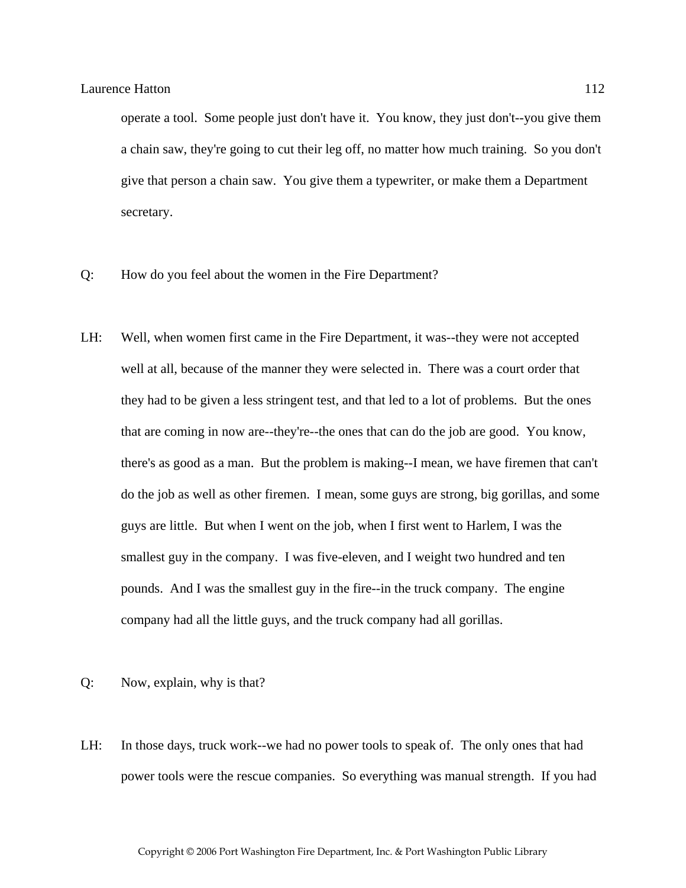operate a tool. Some people just don't have it. You know, they just don't--you give them a chain saw, they're going to cut their leg off, no matter how much training. So you don't give that person a chain saw. You give them a typewriter, or make them a Department secretary.

Q: How do you feel about the women in the Fire Department?

LH: Well, when women first came in the Fire Department, it was--they were not accepted well at all, because of the manner they were selected in. There was a court order that they had to be given a less stringent test, and that led to a lot of problems. But the ones that are coming in now are--they're--the ones that can do the job are good. You know, there's as good as a man. But the problem is making--I mean, we have firemen that can't do the job as well as other firemen. I mean, some guys are strong, big gorillas, and some guys are little. But when I went on the job, when I first went to Harlem, I was the smallest guy in the company. I was five-eleven, and I weight two hundred and ten pounds. And I was the smallest guy in the fire--in the truck company. The engine company had all the little guys, and the truck company had all gorillas.

Q: Now, explain, why is that?

LH: In those days, truck work--we had no power tools to speak of. The only ones that had power tools were the rescue companies. So everything was manual strength. If you had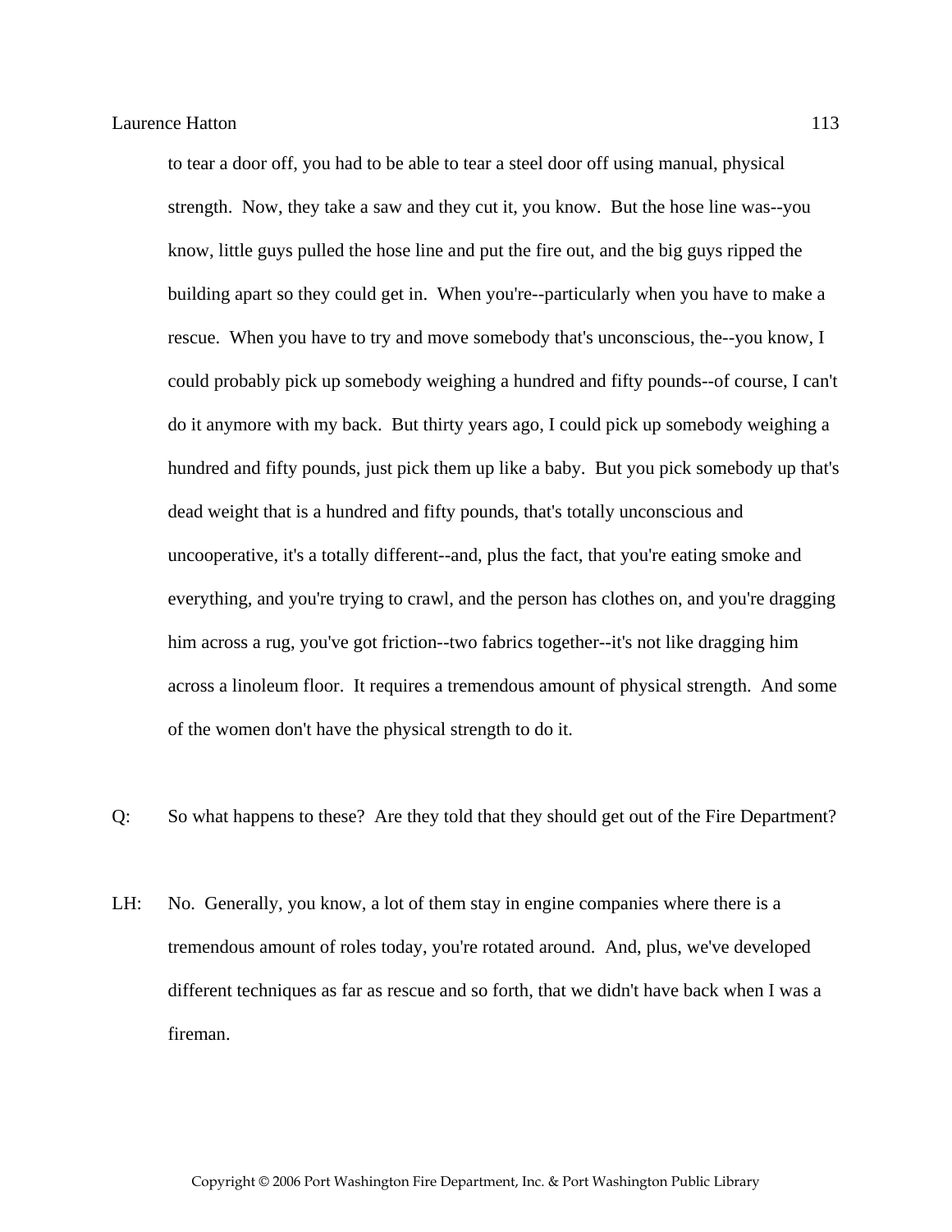to tear a door off, you had to be able to tear a steel door off using manual, physical strength. Now, they take a saw and they cut it, you know. But the hose line was--you know, little guys pulled the hose line and put the fire out, and the big guys ripped the building apart so they could get in. When you're--particularly when you have to make a rescue. When you have to try and move somebody that's unconscious, the--you know, I could probably pick up somebody weighing a hundred and fifty pounds--of course, I can't do it anymore with my back. But thirty years ago, I could pick up somebody weighing a hundred and fifty pounds, just pick them up like a baby. But you pick somebody up that's dead weight that is a hundred and fifty pounds, that's totally unconscious and uncooperative, it's a totally different--and, plus the fact, that you're eating smoke and everything, and you're trying to crawl, and the person has clothes on, and you're dragging him across a rug, you've got friction--two fabrics together--it's not like dragging him across a linoleum floor. It requires a tremendous amount of physical strength. And some of the women don't have the physical strength to do it.

Q: So what happens to these? Are they told that they should get out of the Fire Department?

LH: No. Generally, you know, a lot of them stay in engine companies where there is a tremendous amount of roles today, you're rotated around. And, plus, we've developed different techniques as far as rescue and so forth, that we didn't have back when I was a fireman.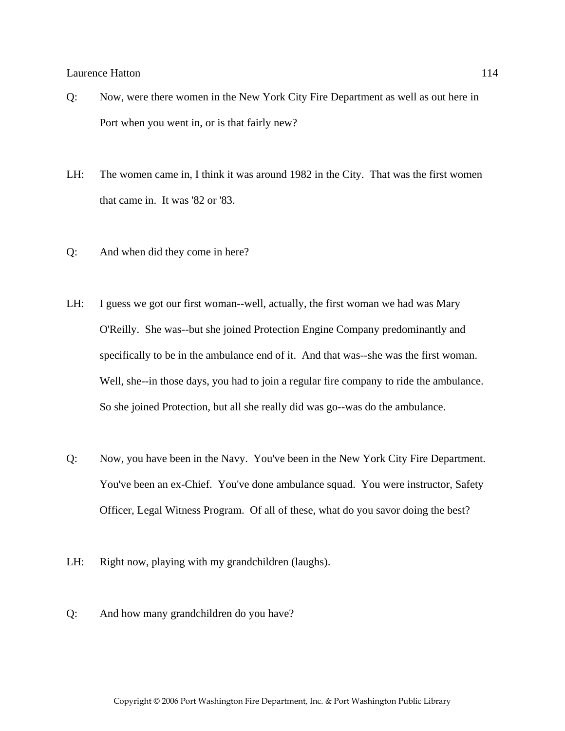Q: Now, were there women in the New York City Fire Department as well as out here in Port when you went in, or is that fairly new?

LH: The women came in, I think it was around 1982 in the City. That was the first women that came in. It was '82 or '83.

Q: And when did they come in here?

LH: I guess we got our first woman--well, actually, the first woman we had was Mary O'Reilly. She was--but she joined Protection Engine Company predominantly and specifically to be in the ambulance end of it. And that was--she was the first woman. Well, she--in those days, you had to join a regular fire company to ride the ambulance. So she joined Protection, but all she really did was go--was do the ambulance.

Q: Now, you have been in the Navy. You've been in the New York City Fire Department. You've been an ex-Chief. You've done ambulance squad. You were instructor, Safety Officer, Legal Witness Program. Of all of these, what do you savor doing the best?

LH: Right now, playing with my grandchildren (laughs).

Q: And how many grandchildren do you have?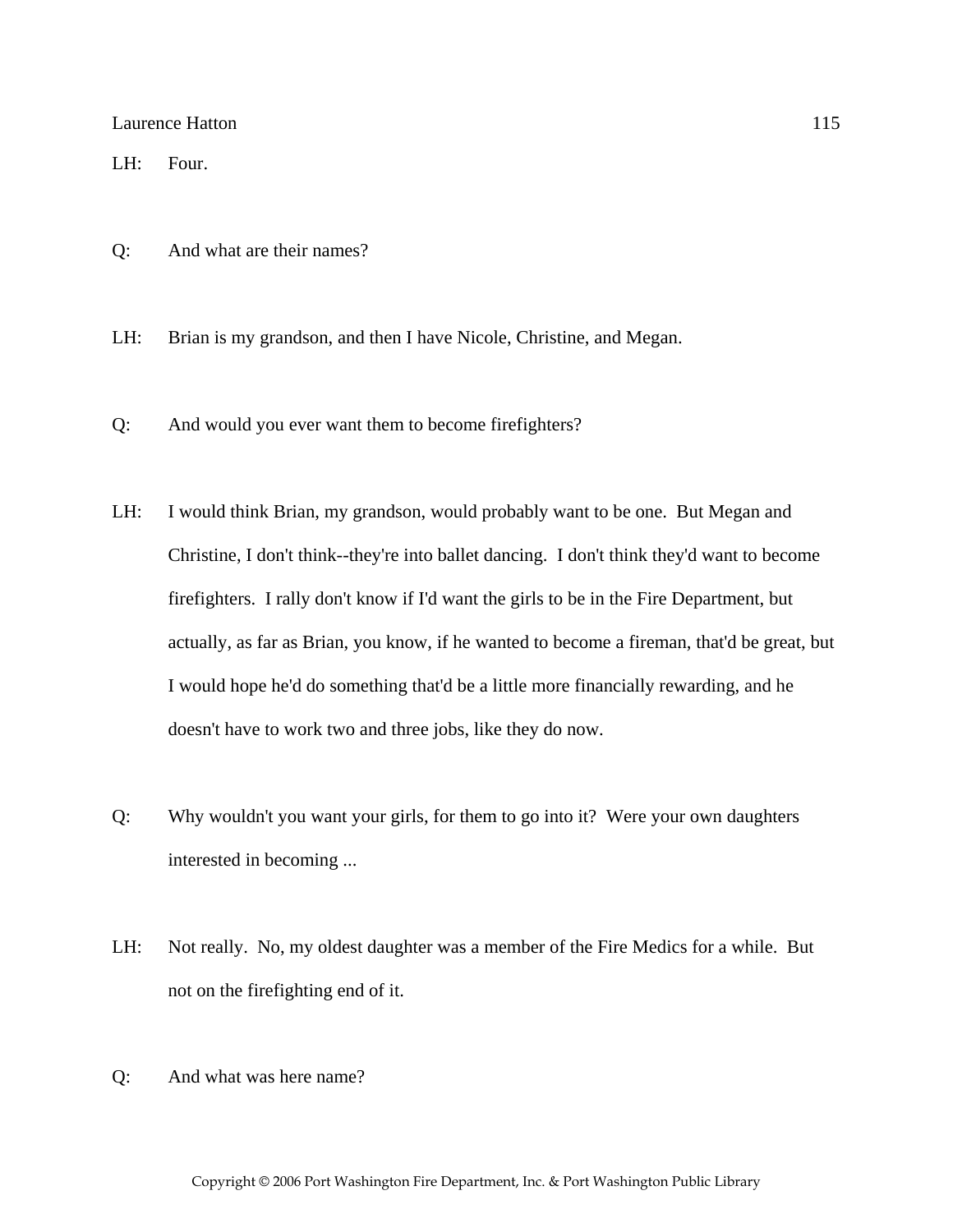LH: Four.

Q: And what are their names?

LH: Brian is my grandson, and then I have Nicole, Christine, and Megan.

Q: And would you ever want them to become firefighters?

LH: I would think Brian, my grandson, would probably want to be one. But Megan and Christine, I don't think--they're into ballet dancing. I don't think they'd want to become firefighters. I rally don't know if I'd want the girls to be in the Fire Department, but actually, as far as Brian, you know, if he wanted to become a fireman, that'd be great, but I would hope he'd do something that'd be a little more financially rewarding, and he doesn't have to work two and three jobs, like they do now.

Q: Why wouldn't you want your girls, for them to go into it? Were your own daughters interested in becoming ...

LH: Not really. No, my oldest daughter was a member of the Fire Medics for a while. But not on the firefighting end of it.

Q: And what was here name?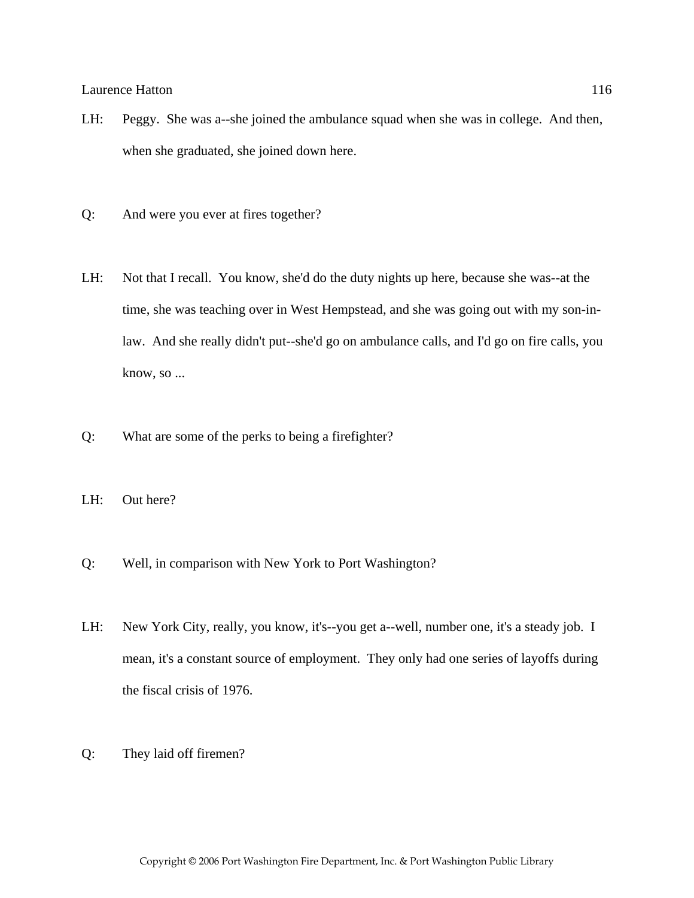LH: Peggy. She was a--she joined the ambulance squad when she was in college. And then, when she graduated, she joined down here.

Q: And were you ever at fires together?

LH: Not that I recall. You know, she'd do the duty nights up here, because she was--at the time, she was teaching over in West Hempstead, and she was going out with my son-in-law. And she really didn't put--she'd go on ambulance calls, and I'd go on fire calls, you know, so ...

Q: What are some of the perks to being a firefighter?

LH: Out here?

Q: Well, in comparison with New York to Port Washington?

LH: New York City, really, you know, it's--you get a--well, number one, it's a steady job. I mean, it's a constant source of employment. They only had one series of layoffs during the fiscal crisis of 1976.

Q: They laid off firemen?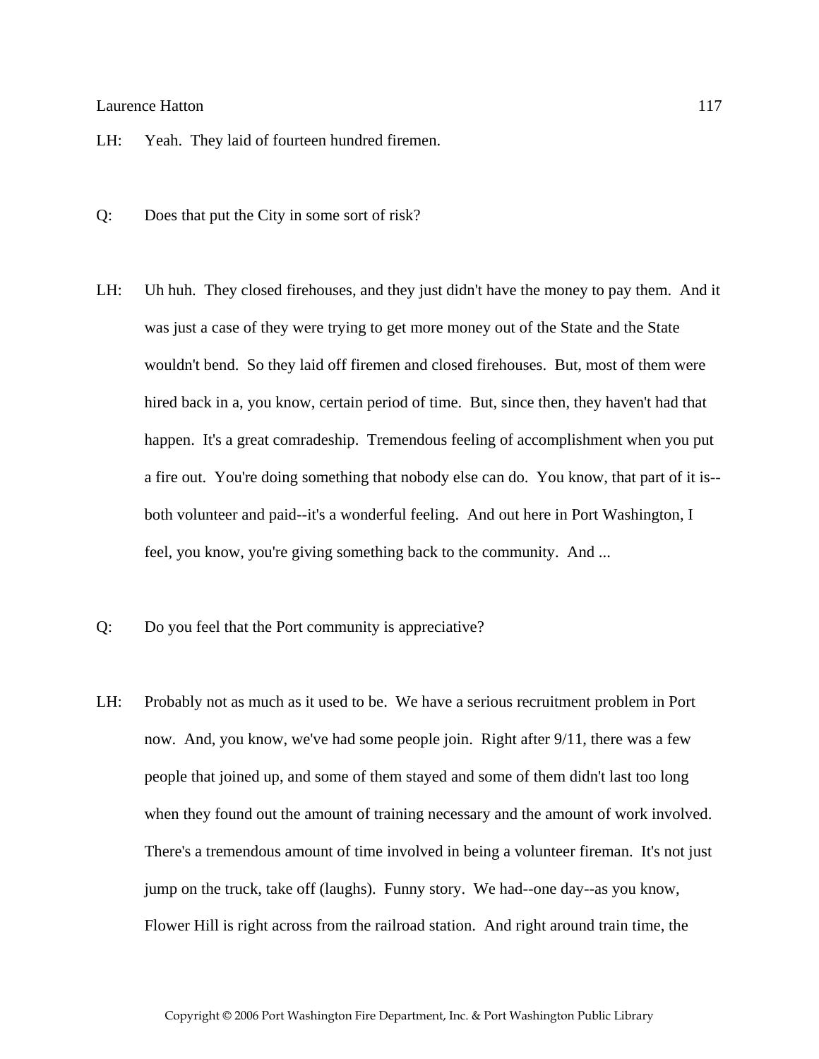LH: Yeah. They laid of fourteen hundred firemen.

Q: Does that put the City in some sort of risk?

LH: Uh huh. They closed firehouses, and they just didn't have the money to pay them. And it was just a case of they were trying to get more money out of the State and the State wouldn't bend. So they laid off firemen and closed firehouses. But, most of them were hired back in a, you know, certain period of time. But, since then, they haven't had that happen. It's a great comradeship. Tremendous feeling of accomplishment when you put a fire out. You're doing something that nobody else can do. You know, that part of it is--both volunteer and paid--it's a wonderful feeling. And out here in Port Washington, I feel, you know, you're giving something back to the community. And ...

Q: Do you feel that the Port community is appreciative?

LH: Probably not as much as it used to be. We have a serious recruitment problem in Port now. And, you know, we've had some people join. Right after 9/11, there was a few people that joined up, and some of them stayed and some of them didn't last too long when they found out the amount of training necessary and the amount of work involved. There's a tremendous amount of time involved in being a volunteer fireman. It's not just jump on the truck, take off (laughs). Funny story. We had--one day--as you know, Flower Hill is right across from the railroad station. And right around train time, the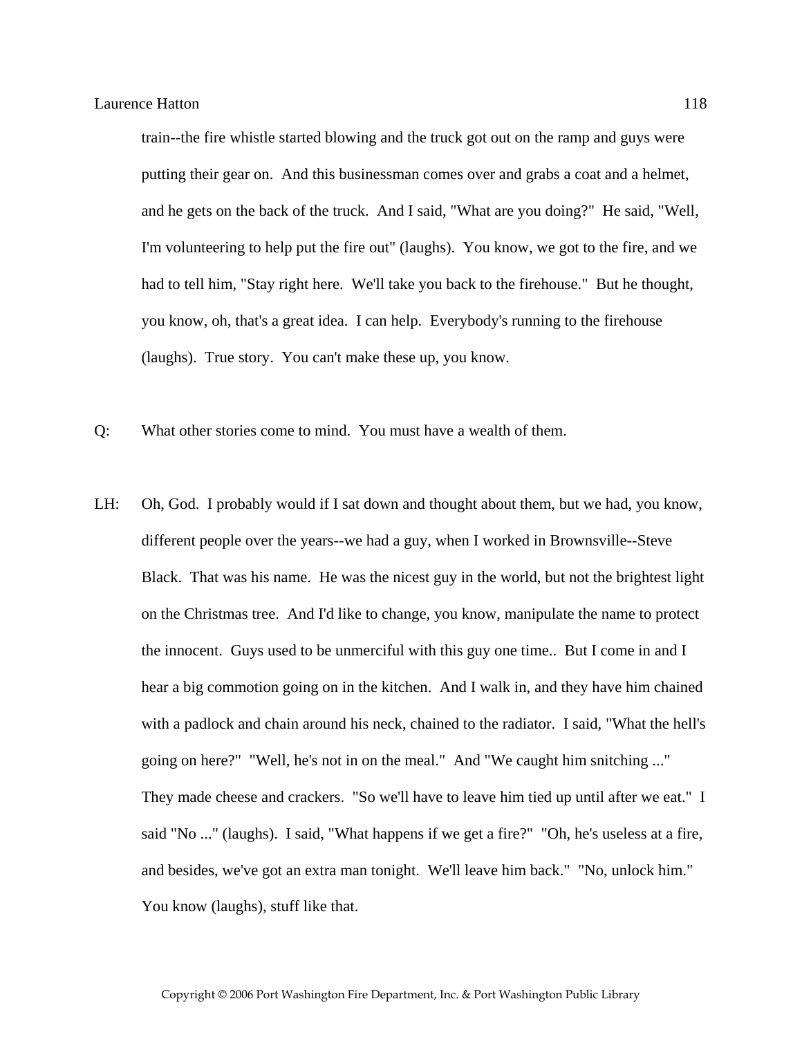train--the fire whistle started blowing and the truck got out on the ramp and guys were putting their gear on. And this businessman comes over and grabs a coat and a helmet, and he gets on the back of the truck. And I said, "What are you doing?" He said, "Well, I'm volunteering to help put the fire out" (laughs). You know, we got to the fire, and we had to tell him, "Stay right here. We'll take you back to the firehouse." But he thought, you know, oh, that's a great idea. I can help. Everybody's running to the firehouse (laughs). True story. You can't make these up, you know.

Q: What other stories come to mind. You must have a wealth of them.

LH: Oh, God. I probably would if I sat down and thought about them, but we had, you know, different people over the years--we had a guy, when I worked in Brownsville--Steve Black. That was his name. He was the nicest guy in the world, but not the brightest light on the Christmas tree. And I'd like to change, you know, manipulate the name to protect the innocent. Guys used to be unmerciful with this guy one time.. But I come in and I hear a big commotion going on in the kitchen. And I walk in, and they have him chained with a padlock and chain around his neck, chained to the radiator. I said, "What the hell's going on here?" "Well, he's not in on the meal." And "We caught him snitching ..." They made cheese and crackers. "So we'll have to leave him tied up until after we eat." I said "No ..." (laughs). I said, "What happens if we get a fire?" "Oh, he's useless at a fire, and besides, we've got an extra man tonight. We'll leave him back." "No, unlock him." You know (laughs), stuff like that.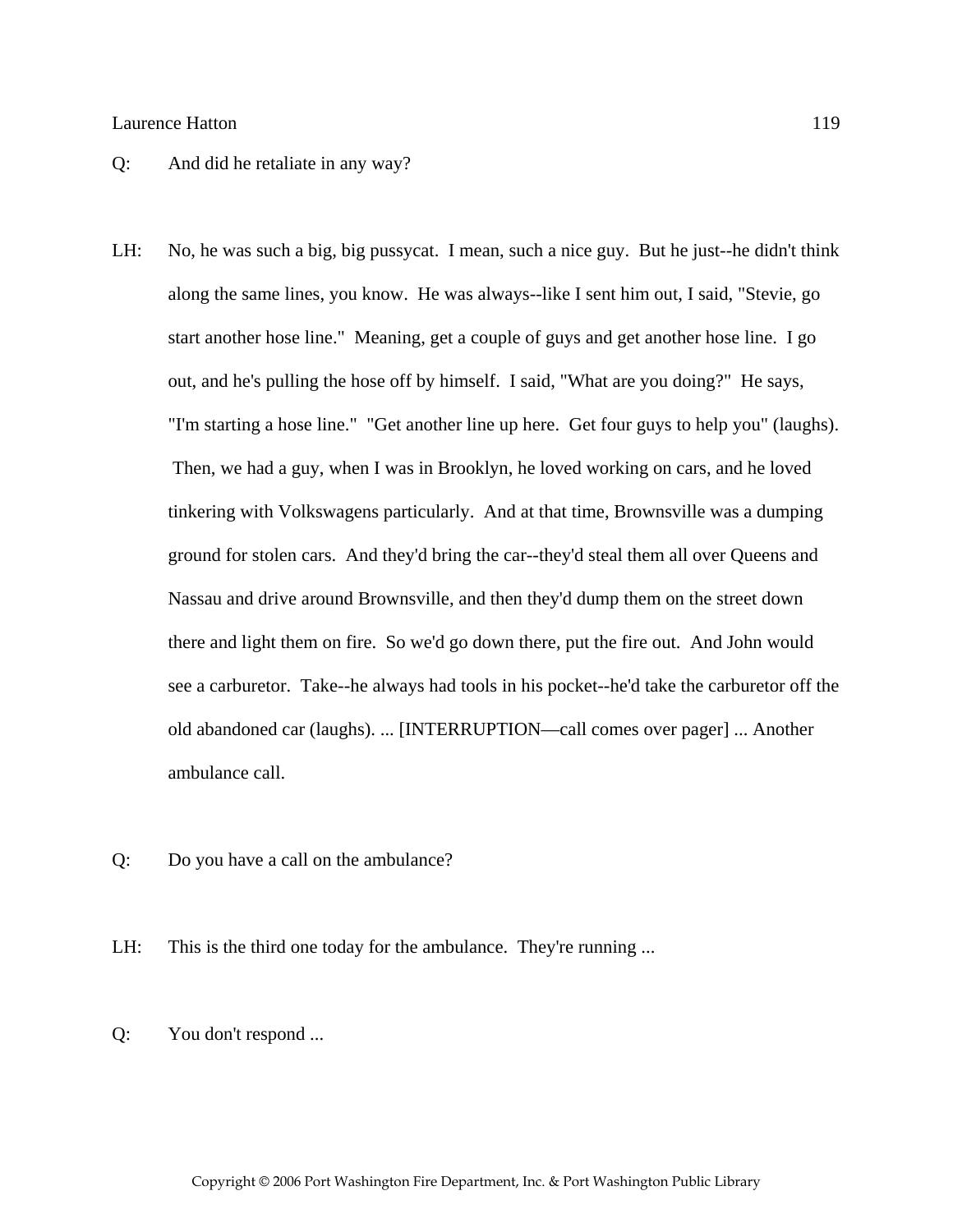Q: And did he retaliate in any way?

LH: No, he was such a big, big pussycat. I mean, such a nice guy. But he just--he didn't think along the same lines, you know. He was always--like I sent him out, I said, "Stevie, go start another hose line." Meaning, get a couple of guys and get another hose line. I go out, and he's pulling the hose off by himself. I said, "What are you doing?" He says, "I'm starting a hose line." "Get another line up here. Get four guys to help you" (laughs). Then, we had a guy, when I was in Brooklyn, he loved working on cars, and he loved tinkering with Volkswagens particularly. And at that time, Brownsville was a dumping ground for stolen cars. And they'd bring the car--they'd steal them all over Queens and Nassau and drive around Brownsville, and then they'd dump them on the street down there and light them on fire. So we'd go down there, put the fire out. And John would see a carburetor. Take--he always had tools in his pocket--he'd take the carburetor off the old abandoned car (laughs). ... [INTERRUPTION—call comes over pager] ... Another ambulance call.

Q: Do you have a call on the ambulance?

LH: This is the third one today for the ambulance. They're running ...

Q: You don't respond ...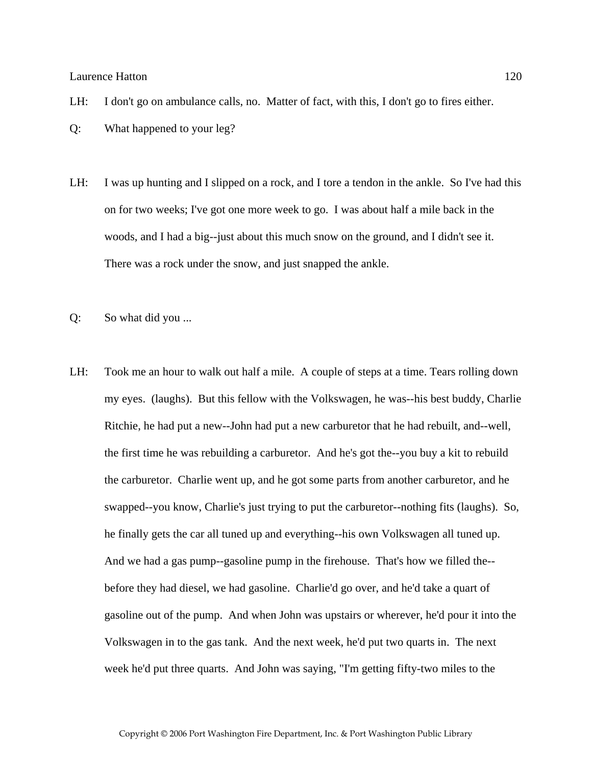LH: I don't go on ambulance calls, no. Matter of fact, with this, I don't go to fires either.

Q: What happened to your leg?

LH: I was up hunting and I slipped on a rock, and I tore a tendon in the ankle. So I've had this on for two weeks; I've got one more week to go. I was about half a mile back in the woods, and I had a big--just about this much snow on the ground, and I didn't see it. There was a rock under the snow, and just snapped the ankle.

Q: So what did you ...

LH: Took me an hour to walk out half a mile. A couple of steps at a time. Tears rolling down my eyes. (laughs). But this fellow with the Volkswagen, he was--his best buddy, Charlie Ritchie, he had put a new--John had put a new carburetor that he had rebuilt, and--well, the first time he was rebuilding a carburetor. And he's got the--you buy a kit to rebuild the carburetor. Charlie went up, and he got some parts from another carburetor, and he swapped--you know, Charlie's just trying to put the carburetor--nothing fits (laughs). So, he finally gets the car all tuned up and everything--his own Volkswagen all tuned up. And we had a gas pump--gasoline pump in the firehouse. That's how we filled the--before they had diesel, we had gasoline. Charlie'd go over, and he'd take a quart of gasoline out of the pump. And when John was upstairs or wherever, he'd pour it into the Volkswagen in to the gas tank. And the next week, he'd put two quarts in. The next week he'd put three quarts. And John was saying, "I'm getting fifty-two miles to the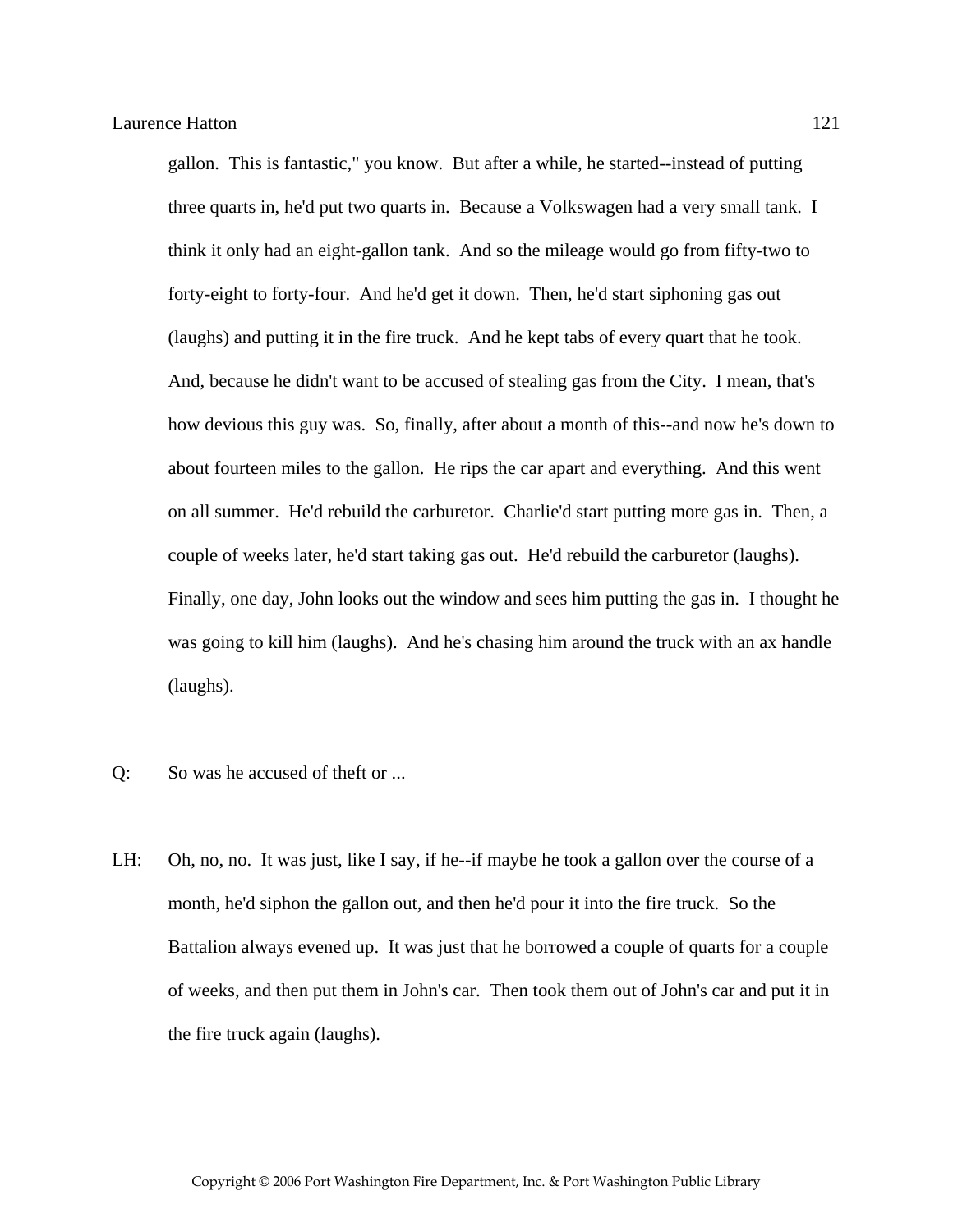gallon. This is fantastic," you know. But after a while, he started--instead of putting three quarts in, he'd put two quarts in. Because a Volkswagen had a very small tank. I think it only had an eight-gallon tank. And so the mileage would go from fifty-two to forty-eight to forty-four. And he'd get it down. Then, he'd start siphoning gas out (laughs) and putting it in the fire truck. And he kept tabs of every quart that he took. And, because he didn't want to be accused of stealing gas from the City. I mean, that's how devious this guy was. So, finally, after about a month of this--and now he's down to about fourteen miles to the gallon. He rips the car apart and everything. And this went on all summer. He'd rebuild the carburetor. Charlie'd start putting more gas in. Then, a couple of weeks later, he'd start taking gas out. He'd rebuild the carburetor (laughs). Finally, one day, John looks out the window and sees him putting the gas in. I thought he was going to kill him (laughs). And he's chasing him around the truck with an ax handle (laughs).

Q: So was he accused of theft or ...

LH: Oh, no, no. It was just, like I say, if he--if maybe he took a gallon over the course of a month, he'd siphon the gallon out, and then he'd pour it into the fire truck. So the Battalion always evened up. It was just that he borrowed a couple of quarts for a couple of weeks, and then put them in John's car. Then took them out of John's car and put it in the fire truck again (laughs).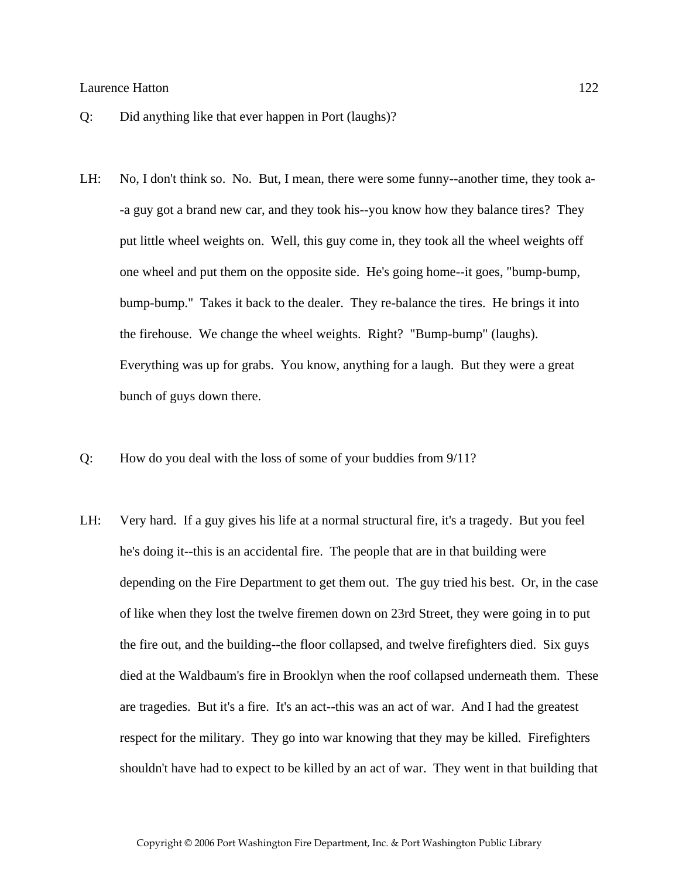Q: Did anything like that ever happen in Port (laughs)?

LH: No, I don't think so. No. But, I mean, there were some funny--another time, they took a--a guy got a brand new car, and they took his--you know how they balance tires? They put little wheel weights on. Well, this guy come in, they took all the wheel weights off one wheel and put them on the opposite side. He's going home--it goes, "bump-bump, bump-bump." Takes it back to the dealer. They re-balance the tires. He brings it into the firehouse. We change the wheel weights. Right? "Bump-bump" (laughs). Everything was up for grabs. You know, anything for a laugh. But they were a great bunch of guys down there.

Q: How do you deal with the loss of some of your buddies from 9/11?

LH: Very hard. If a guy gives his life at a normal structural fire, it's a tragedy. But you feel he's doing it--this is an accidental fire. The people that are in that building were depending on the Fire Department to get them out. The guy tried his best. Or, in the case of like when they lost the twelve firemen down on 23rd Street, they were going in to put the fire out, and the building--the floor collapsed, and twelve firefighters died. Six guys died at the Waldbaum's fire in Brooklyn when the roof collapsed underneath them. These are tragedies. But it's a fire. It's an act--this was an act of war. And I had the greatest respect for the military. They go into war knowing that they may be killed. Firefighters shouldn't have had to expect to be killed by an act of war. They went in that building that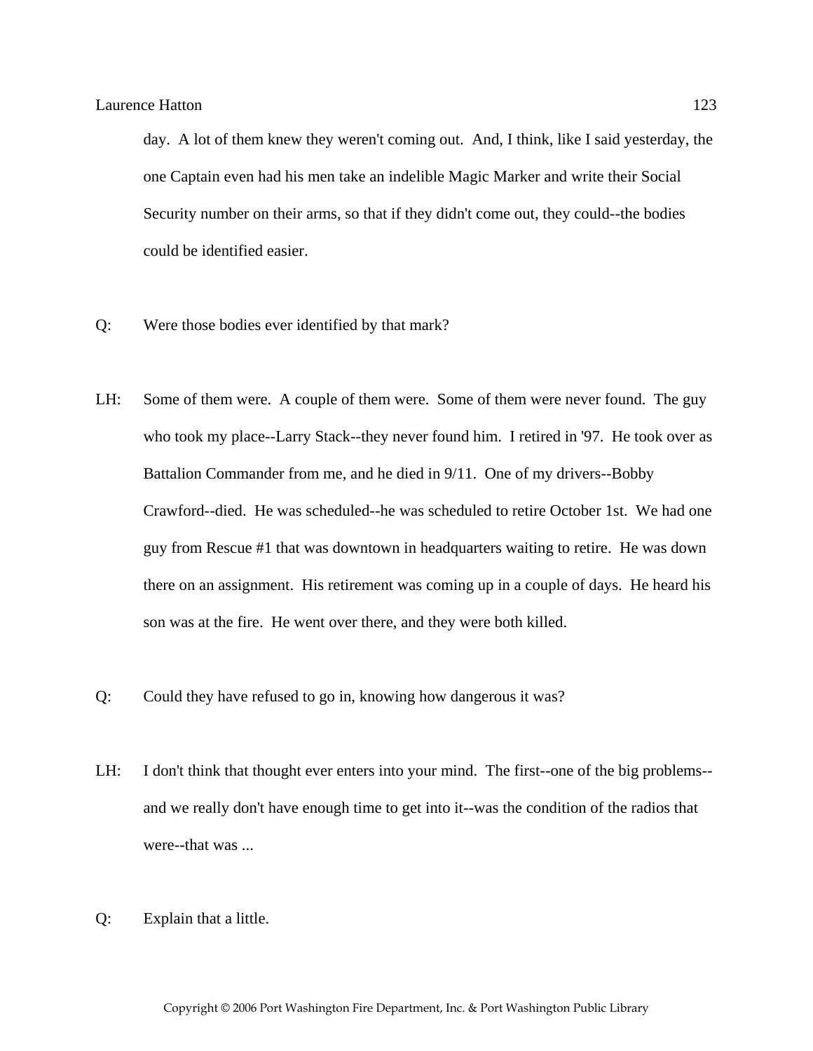day.  A lot of them knew they weren't coming out.  And, I think, like I said yesterday, the one Captain even had his men take an indelible Magic Marker and write their Social Security number on their arms, so that if they didn't come out, they could--the bodies could be identified easier.

Q: Were those bodies ever identified by that mark?

LH: Some of them were.  A couple of them were.  Some of them were never found.  The guy who took my place--Larry Stack--they never found him.  I retired in '97.  He took over as Battalion Commander from me, and he died in 9/11.  One of my drivers--Bobby Crawford--died.  He was scheduled--he was scheduled to retire October 1st.  We had one guy from Rescue #1 that was downtown in headquarters waiting to retire.  He was down there on an assignment.  His retirement was coming up in a couple of days.  He heard his son was at the fire.  He went over there, and they were both killed.

Q: Could they have refused to go in, knowing how dangerous it was?

LH: I don't think that thought ever enters into your mind.  The first--one of the big problems--and we really don't have enough time to get into it--was the condition of the radios that were--that was ...

Q: Explain that a little.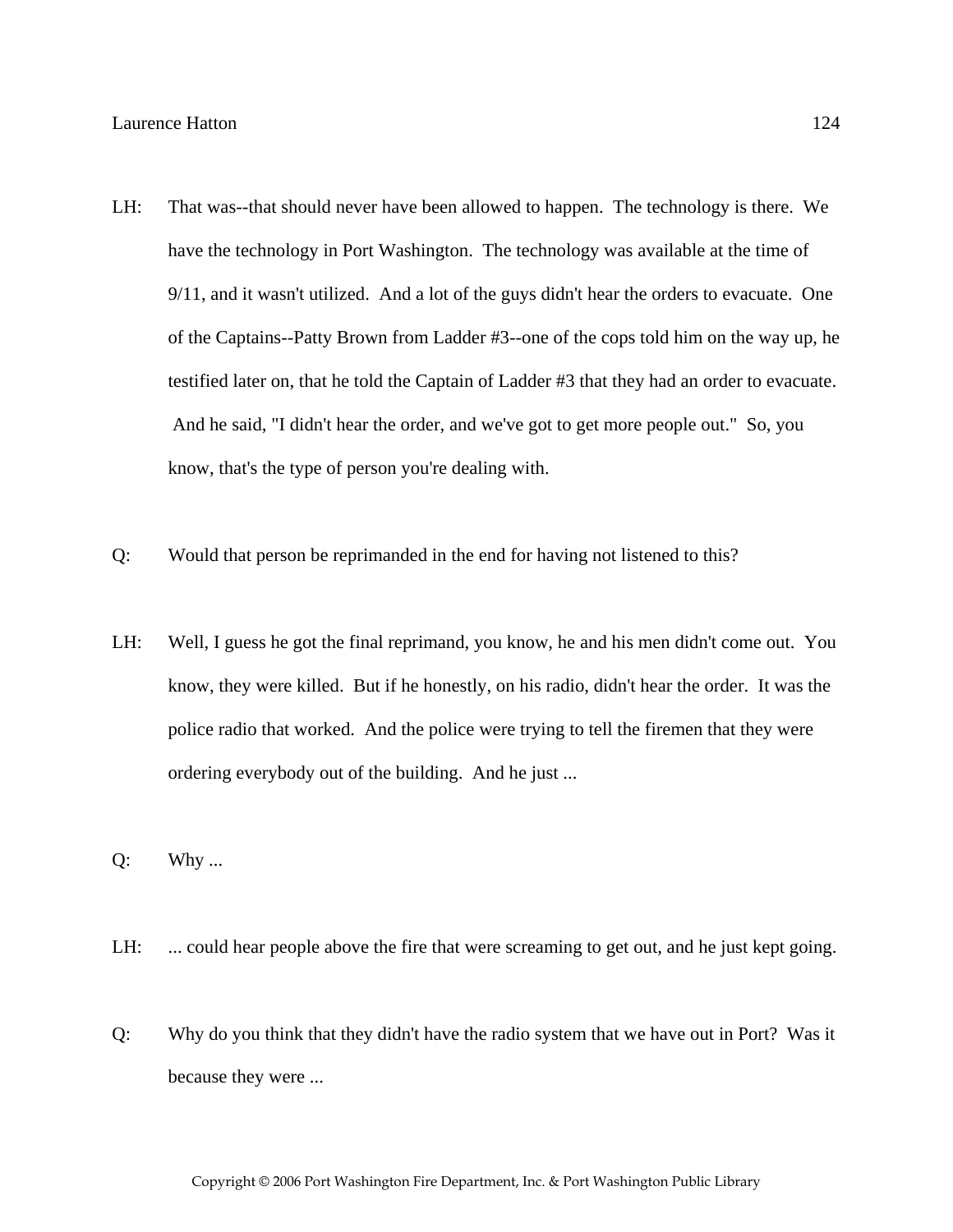LH: That was--that should never have been allowed to happen. The technology is there. We have the technology in Port Washington. The technology was available at the time of 9/11, and it wasn't utilized. And a lot of the guys didn't hear the orders to evacuate. One of the Captains--Patty Brown from Ladder #3--one of the cops told him on the way up, he testified later on, that he told the Captain of Ladder #3 that they had an order to evacuate. And he said, "I didn't hear the order, and we've got to get more people out." So, you know, that's the type of person you're dealing with.

Q: Would that person be reprimanded in the end for having not listened to this?

LH: Well, I guess he got the final reprimand, you know, he and his men didn't come out. You know, they were killed. But if he honestly, on his radio, didn't hear the order. It was the police radio that worked. And the police were trying to tell the firemen that they were ordering everybody out of the building. And he just ...

Q: Why ...

LH: ... could hear people above the fire that were screaming to get out, and he just kept going.

Q: Why do you think that they didn't have the radio system that we have out in Port? Was it because they were ...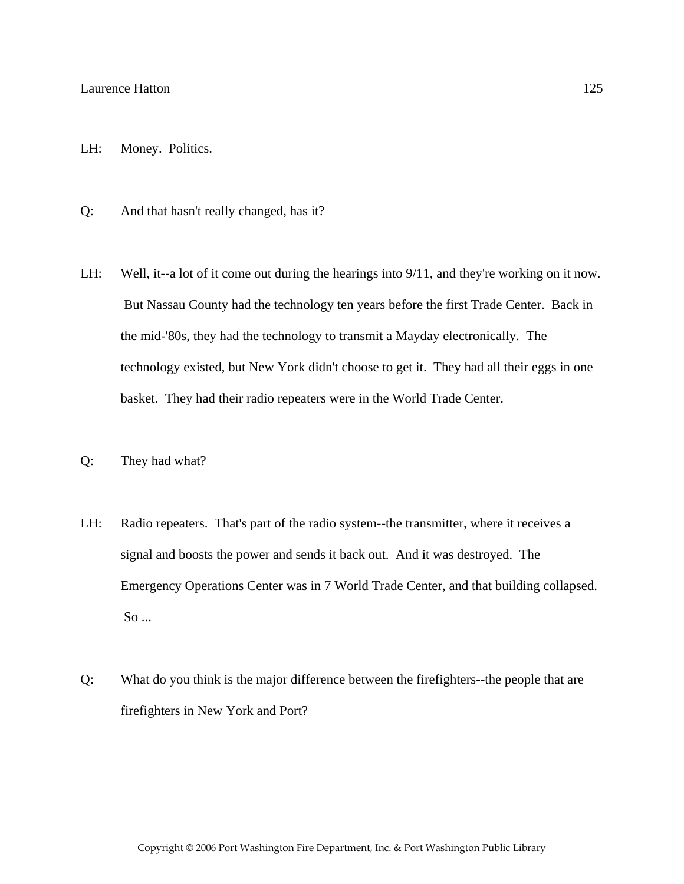LH: Money. Politics.

Q: And that hasn't really changed, has it?

LH: Well, it--a lot of it come out during the hearings into 9/11, and they're working on it now. But Nassau County had the technology ten years before the first Trade Center. Back in the mid-'80s, they had the technology to transmit a Mayday electronically. The technology existed, but New York didn't choose to get it. They had all their eggs in one basket. They had their radio repeaters were in the World Trade Center.

Q: They had what?

LH: Radio repeaters. That's part of the radio system--the transmitter, where it receives a signal and boosts the power and sends it back out. And it was destroyed. The Emergency Operations Center was in 7 World Trade Center, and that building collapsed. So ...

Q: What do you think is the major difference between the firefighters--the people that are firefighters in New York and Port?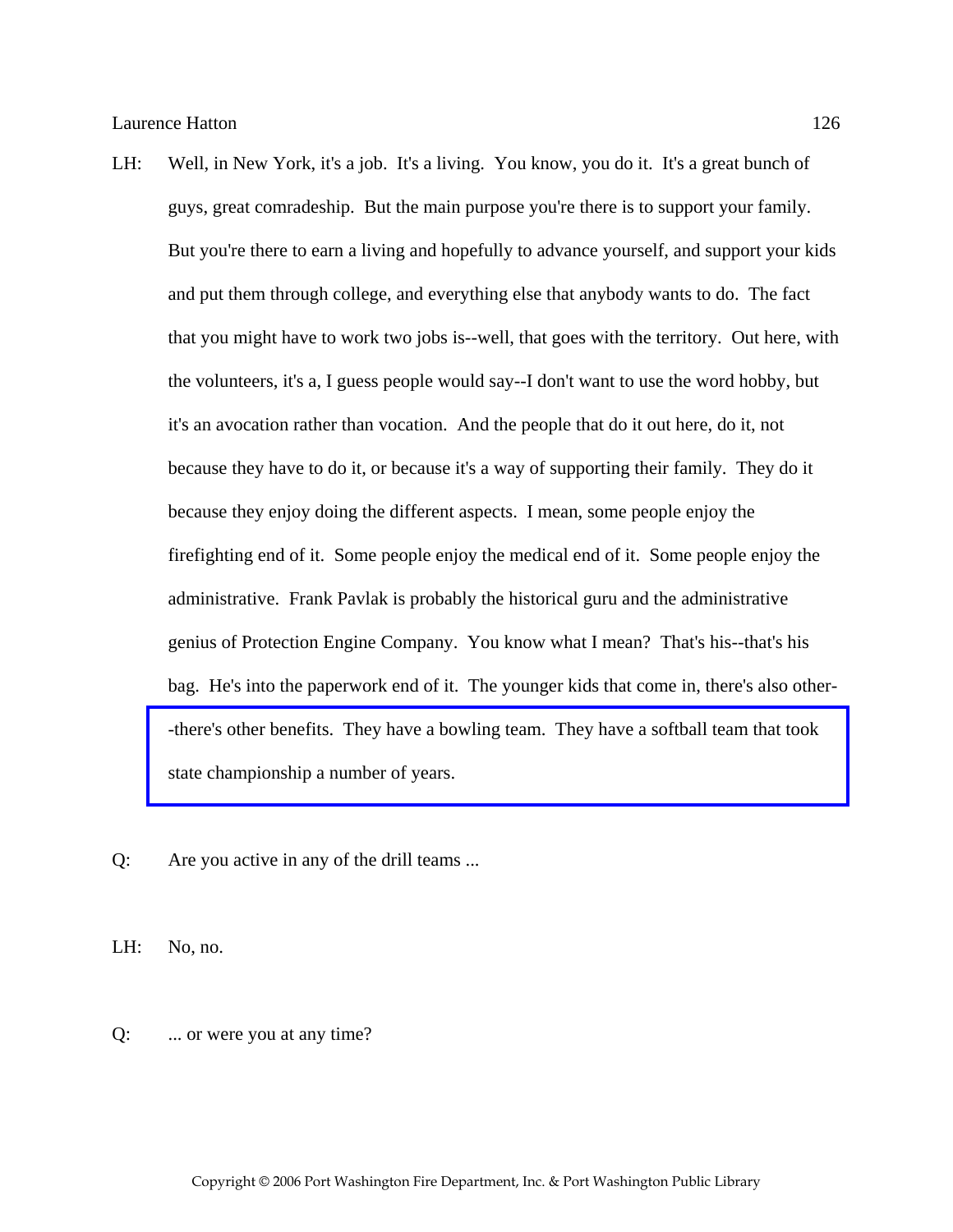LH: Well, in New York, it's a job. It's a living. You know, you do it. It's a great bunch of guys, great comradeship. But the main purpose you're there is to support your family. But you're there to earn a living and hopefully to advance yourself, and support your kids and put them through college, and everything else that anybody wants to do. The fact that you might have to work two jobs is--well, that goes with the territory. Out here, with the volunteers, it's a, I guess people would say--I don't want to use the word hobby, but it's an avocation rather than vocation. And the people that do it out here, do it, not because they have to do it, or because it's a way of supporting their family. They do it because they enjoy doing the different aspects. I mean, some people enjoy the firefighting end of it. Some people enjoy the medical end of it. Some people enjoy the administrative. Frank Pavlak is probably the historical guru and the administrative genius of Protection Engine Company. You know what I mean? That's his--that's his bag. He's into the paperwork end of it. The younger kids that come in, there's also other--there's other benefits. They have a bowling team. They have a softball team that took state championship a number of years.

Q: Are you active in any of the drill teams ...

LH: No, no.

Q: ... or were you at any time?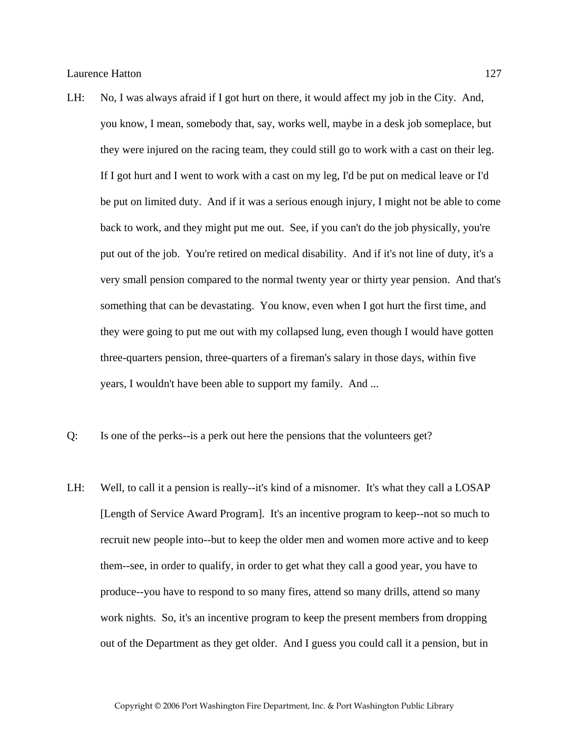LH: No, I was always afraid if I got hurt on there, it would affect my job in the City. And, you know, I mean, somebody that, say, works well, maybe in a desk job someplace, but they were injured on the racing team, they could still go to work with a cast on their leg. If I got hurt and I went to work with a cast on my leg, I'd be put on medical leave or I'd be put on limited duty. And if it was a serious enough injury, I might not be able to come back to work, and they might put me out. See, if you can't do the job physically, you're put out of the job. You're retired on medical disability. And if it's not line of duty, it's a very small pension compared to the normal twenty year or thirty year pension. And that's something that can be devastating. You know, even when I got hurt the first time, and they were going to put me out with my collapsed lung, even though I would have gotten three-quarters pension, three-quarters of a fireman's salary in those days, within five years, I wouldn't have been able to support my family. And ...

Q: Is one of the perks--is a perk out here the pensions that the volunteers get?

LH: Well, to call it a pension is really--it's kind of a misnomer. It's what they call a LOSAP [Length of Service Award Program]. It's an incentive program to keep--not so much to recruit new people into--but to keep the older men and women more active and to keep them--see, in order to qualify, in order to get what they call a good year, you have to produce--you have to respond to so many fires, attend so many drills, attend so many work nights. So, it's an incentive program to keep the present members from dropping out of the Department as they get older. And I guess you could call it a pension, but in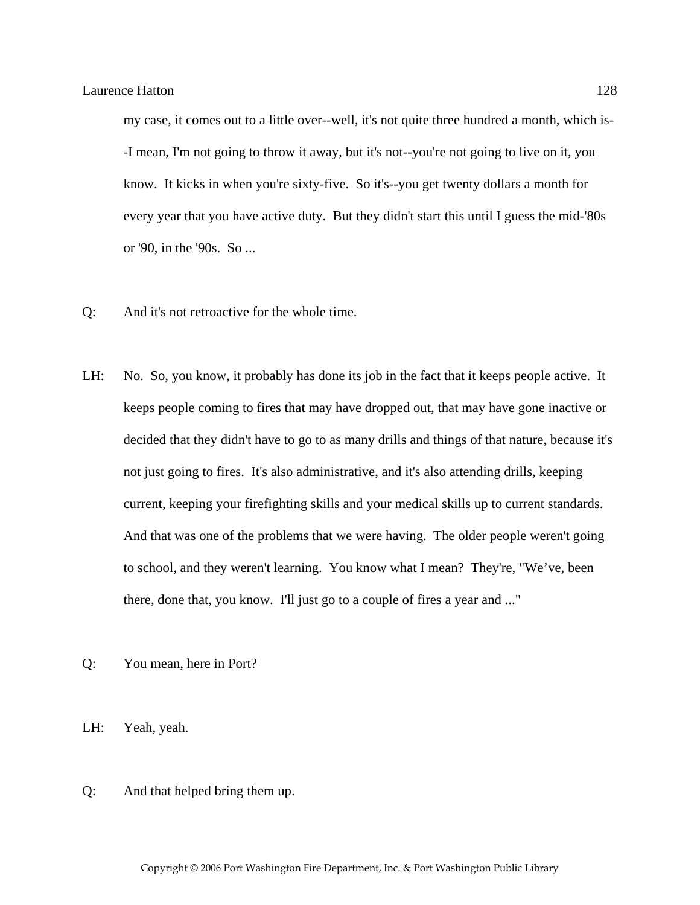my case, it comes out to a little over--well, it's not quite three hundred a month, which is--I mean, I'm not going to throw it away, but it's not--you're not going to live on it, you know. It kicks in when you're sixty-five. So it's--you get twenty dollars a month for every year that you have active duty. But they didn't start this until I guess the mid-'80s or '90, in the '90s. So ...

Q: And it's not retroactive for the whole time.

LH: No. So, you know, it probably has done its job in the fact that it keeps people active. It keeps people coming to fires that may have dropped out, that may have gone inactive or decided that they didn't have to go to as many drills and things of that nature, because it's not just going to fires. It's also administrative, and it's also attending drills, keeping current, keeping your firefighting skills and your medical skills up to current standards. And that was one of the problems that we were having. The older people weren't going to school, and they weren't learning. You know what I mean? They're, "We've, been there, done that, you know. I'll just go to a couple of fires a year and ..."

Q: You mean, here in Port?

LH: Yeah, yeah.

Q: And that helped bring them up.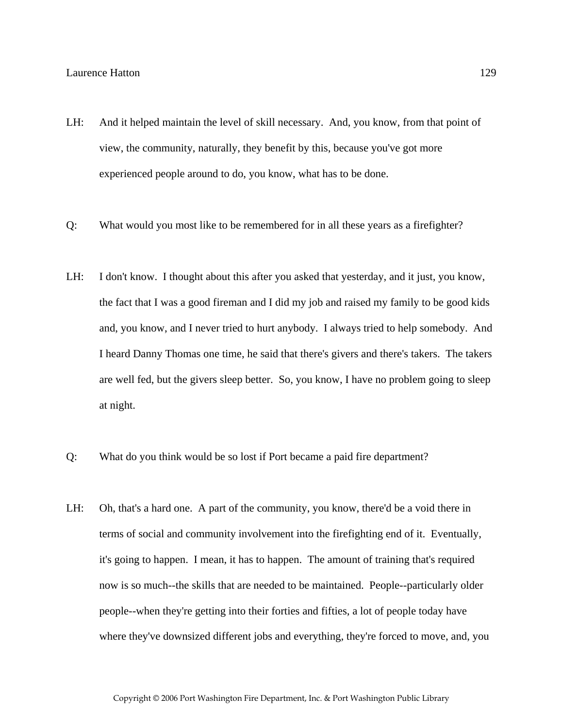LH: And it helped maintain the level of skill necessary. And, you know, from that point of view, the community, naturally, they benefit by this, because you've got more experienced people around to do, you know, what has to be done.

Q: What would you most like to be remembered for in all these years as a firefighter?

LH: I don't know. I thought about this after you asked that yesterday, and it just, you know, the fact that I was a good fireman and I did my job and raised my family to be good kids and, you know, and I never tried to hurt anybody. I always tried to help somebody. And I heard Danny Thomas one time, he said that there's givers and there's takers. The takers are well fed, but the givers sleep better. So, you know, I have no problem going to sleep at night.

Q: What do you think would be so lost if Port became a paid fire department?

LH: Oh, that's a hard one. A part of the community, you know, there'd be a void there in terms of social and community involvement into the firefighting end of it. Eventually, it's going to happen. I mean, it has to happen. The amount of training that's required now is so much--the skills that are needed to be maintained. People--particularly older people--when they're getting into their forties and fifties, a lot of people today have where they've downsized different jobs and everything, they're forced to move, and, you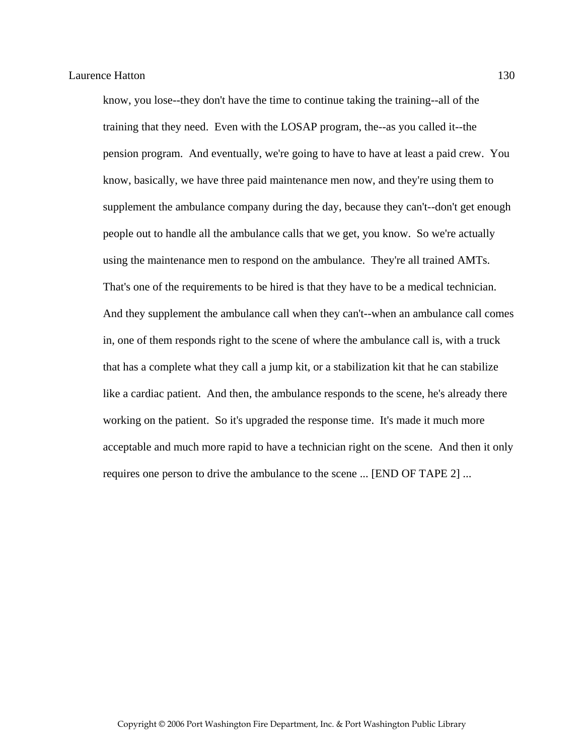know, you lose--they don't have the time to continue taking the training--all of the training that they need. Even with the LOSAP program, the--as you called it--the pension program. And eventually, we're going to have to have at least a paid crew. You know, basically, we have three paid maintenance men now, and they're using them to supplement the ambulance company during the day, because they can't--don't get enough people out to handle all the ambulance calls that we get, you know. So we're actually using the maintenance men to respond on the ambulance. They're all trained AMTs. That's one of the requirements to be hired is that they have to be a medical technician. And they supplement the ambulance call when they can't--when an ambulance call comes in, one of them responds right to the scene of where the ambulance call is, with a truck that has a complete what they call a jump kit, or a stabilization kit that he can stabilize like a cardiac patient. And then, the ambulance responds to the scene, he's already there working on the patient. So it's upgraded the response time. It's made it much more acceptable and much more rapid to have a technician right on the scene. And then it only requires one person to drive the ambulance to the scene ... [END OF TAPE 2] ...